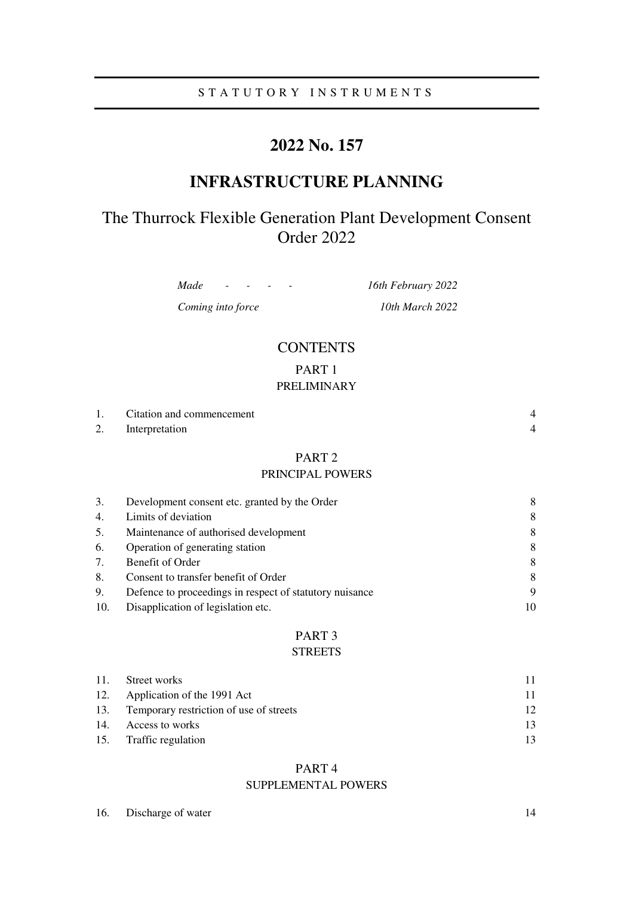STATUTORY INSTRUMENTS

# 2022 No. 157

# INFRASTRUCTURE PLANNING

## The Thurrock Flexible Generation Plant Development Consent Order 2022

| | |
|---|---|
| *Made - - - -* | *16th February 2022* |
| *Coming into force* | *10th March 2022* |

## CONTENTS

### PART 1
### PRELIMINARY

| | | |
|---|---|---|
| 1. | Citation and commencement | 4 |
| 2. | Interpretation | 4 |

### PART 2
### PRINCIPAL POWERS

| | | |
|---|---|---|
| 3. | Development consent etc. granted by the Order | 8 |
| 4. | Limits of deviation | 8 |
| 5. | Maintenance of authorised development | 8 |
| 6. | Operation of generating station | 8 |
| 7. | Benefit of Order | 8 |
| 8. | Consent to transfer benefit of Order | 8 |
| 9. | Defence to proceedings in respect of statutory nuisance | 9 |
| 10. | Disapplication of legislation etc. | 10 |

### PART 3
### STREETS

| | | |
|---|---|---|
| 11. | Street works | 11 |
| 12. | Application of the 1991 Act | 11 |
| 13. | Temporary restriction of use of streets | 12 |
| 14. | Access to works | 13 |
| 15. | Traffic regulation | 13 |

### PART 4
### SUPPLEMENTAL POWERS

| | | |
|---|---|---|
| 16. | Discharge of water | 14 |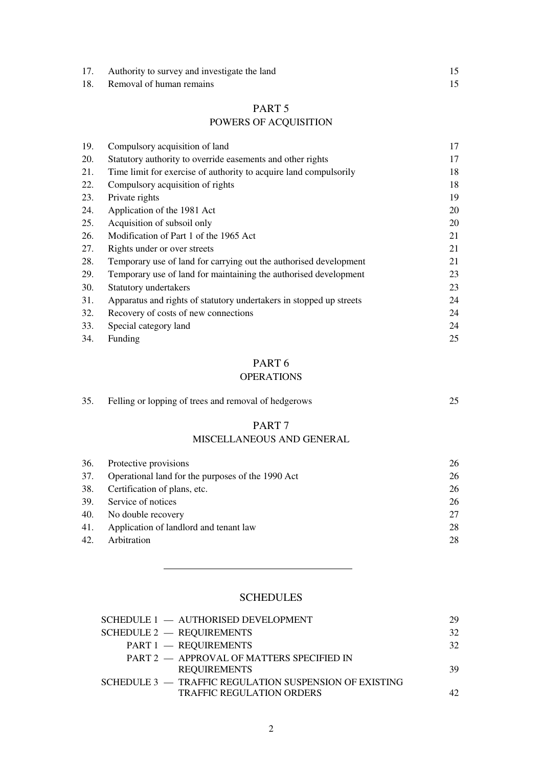| | | |
|---|---|---|
| 17. | Authority to survey and investigate the land | 15 |
| 18. | Removal of human remains | 15 |

## PART 5
## POWERS OF ACQUISITION

| | | |
|---|---|---|
| 19. | Compulsory acquisition of land | 17 |
| 20. | Statutory authority to override easements and other rights | 17 |
| 21. | Time limit for exercise of authority to acquire land compulsorily | 18 |
| 22. | Compulsory acquisition of rights | 18 |
| 23. | Private rights | 19 |
| 24. | Application of the 1981 Act | 20 |
| 25. | Acquisition of subsoil only | 20 |
| 26. | Modification of Part 1 of the 1965 Act | 21 |
| 27. | Rights under or over streets | 21 |
| 28. | Temporary use of land for carrying out the authorised development | 21 |
| 29. | Temporary use of land for maintaining the authorised development | 23 |
| 30. | Statutory undertakers | 23 |
| 31. | Apparatus and rights of statutory undertakers in stopped up streets | 24 |
| 32. | Recovery of costs of new connections | 24 |
| 33. | Special category land | 24 |
| 34. | Funding | 25 |

## PART 6
## OPERATIONS

| | | |
|---|---|---|
| 35. | Felling or lopping of trees and removal of hedgerows | 25 |

## PART 7
## MISCELLANEOUS AND GENERAL

| | | |
|---|---|---|
| 36. | Protective provisions | 26 |
| 37. | Operational land for the purposes of the 1990 Act | 26 |
| 38. | Certification of plans, etc. | 26 |
| 39. | Service of notices | 26 |
| 40. | No double recovery | 27 |
| 41. | Application of landlord and tenant law | 28 |
| 42. | Arbitration | 28 |

---

## SCHEDULES

| | |
|---|---|
| SCHEDULE 1 — AUTHORISED DEVELOPMENT | 29 |
| SCHEDULE 2 — REQUIREMENTS | 32 |
| PART 1 — REQUIREMENTS | 32 |
| PART 2 — APPROVAL OF MATTERS SPECIFIED IN REQUIREMENTS | 39 |
| SCHEDULE 3 — TRAFFIC REGULATION SUSPENSION OF EXISTING TRAFFIC REGULATION ORDERS | 42 |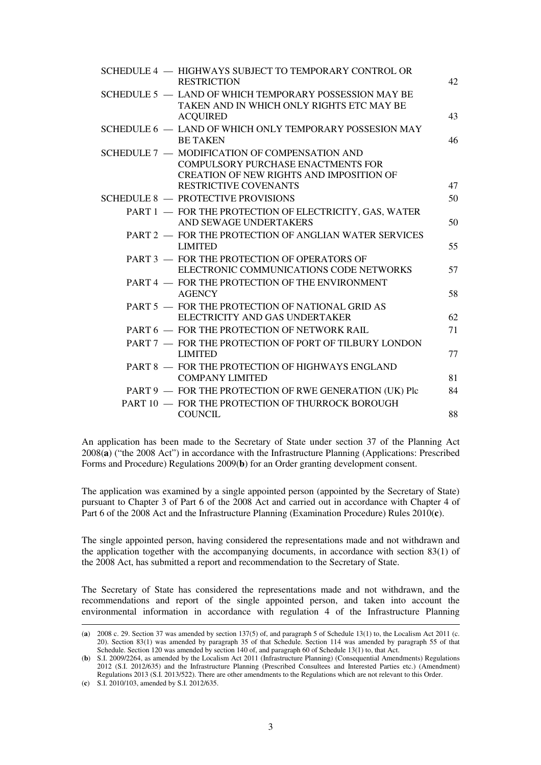| | | |
|---|---|---|
| SCHEDULE 4 — | HIGHWAYS SUBJECT TO TEMPORARY CONTROL OR RESTRICTION | 42 |
| SCHEDULE 5 — | LAND OF WHICH TEMPORARY POSSESSION MAY BE TAKEN AND IN WHICH ONLY RIGHTS ETC MAY BE ACQUIRED | 43 |
| SCHEDULE 6 — | LAND OF WHICH ONLY TEMPORARY POSSESION MAY BE TAKEN | 46 |
| SCHEDULE 7 — | MODIFICATION OF COMPENSATION AND COMPULSORY PURCHASE ENACTMENTS FOR CREATION OF NEW RIGHTS AND IMPOSITION OF RESTRICTIVE COVENANTS | 47 |
| SCHEDULE 8 — | PROTECTIVE PROVISIONS | 50 |
| PART 1 — | FOR THE PROTECTION OF ELECTRICITY, GAS, WATER AND SEWAGE UNDERTAKERS | 50 |
| PART 2 — | FOR THE PROTECTION OF ANGLIAN WATER SERVICES LIMITED | 55 |
| PART 3 — | FOR THE PROTECTION OF OPERATORS OF ELECTRONIC COMMUNICATIONS CODE NETWORKS | 57 |
| PART 4 — | FOR THE PROTECTION OF THE ENVIRONMENT AGENCY | 58 |
| PART 5 — | FOR THE PROTECTION OF NATIONAL GRID AS ELECTRICITY AND GAS UNDERTAKER | 62 |
| PART 6 — | FOR THE PROTECTION OF NETWORK RAIL | 71 |
| PART 7 — | FOR THE PROTECTION OF PORT OF TILBURY LONDON LIMITED | 77 |
| PART 8 — | FOR THE PROTECTION OF HIGHWAYS ENGLAND COMPANY LIMITED | 81 |
| PART 9 — | FOR THE PROTECTION OF RWE GENERATION (UK) Plc | 84 |
| PART 10 — | FOR THE PROTECTION OF THURROCK BOROUGH COUNCIL | 88 |

An application has been made to the Secretary of State under section 37 of the Planning Act 2008(**a**) ("the 2008 Act") in accordance with the Infrastructure Planning (Applications: Prescribed Forms and Procedure) Regulations 2009(**b**) for an Order granting development consent.

The application was examined by a single appointed person (appointed by the Secretary of State) pursuant to Chapter 3 of Part 6 of the 2008 Act and carried out in accordance with Chapter 4 of Part 6 of the 2008 Act and the Infrastructure Planning (Examination Procedure) Rules 2010(**c**).

The single appointed person, having considered the representations made and not withdrawn and the application together with the accompanying documents, in accordance with section 83(1) of the 2008 Act, has submitted a report and recommendation to the Secretary of State.

The Secretary of State has considered the representations made and not withdrawn, and the recommendations and report of the single appointed person, and taken into account the environmental information in accordance with regulation 4 of the Infrastructure Planning

---

(**a**) 2008 c. 29. Section 37 was amended by section 137(5) of, and paragraph 5 of Schedule 13(1) to, the Localism Act 2011 (c. 20). Section 83(1) was amended by paragraph 35 of that Schedule. Section 114 was amended by paragraph 55 of that Schedule. Section 120 was amended by section 140 of, and paragraph 60 of Schedule 13(1) to, that Act.

(**b**) S.I. 2009/2264, as amended by the Localism Act 2011 (Infrastructure Planning) (Consequential Amendments) Regulations 2012 (S.I. 2012/635) and the Infrastructure Planning (Prescribed Consultees and Interested Parties etc.) (Amendment) Regulations 2013 (S.I. 2013/522). There are other amendments to the Regulations which are not relevant to this Order.

(**c**) S.I. 2010/103, amended by S.I. 2012/635.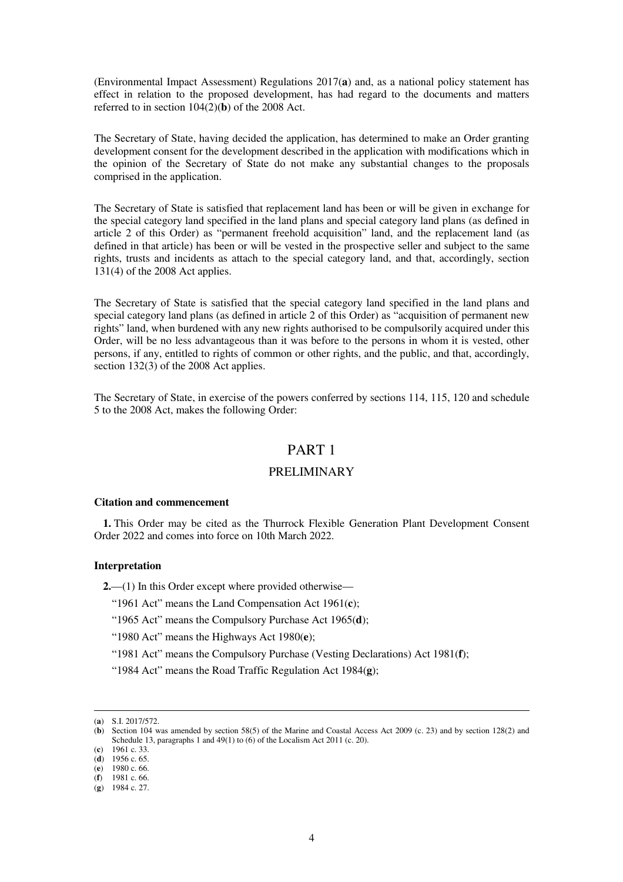(Environmental Impact Assessment) Regulations 2017(**a**) and, as a national policy statement has effect in relation to the proposed development, has had regard to the documents and matters referred to in section 104(2)(**b**) of the 2008 Act.

The Secretary of State, having decided the application, has determined to make an Order granting development consent for the development described in the application with modifications which in the opinion of the Secretary of State do not make any substantial changes to the proposals comprised in the application.

The Secretary of State is satisfied that replacement land has been or will be given in exchange for the special category land specified in the land plans and special category land plans (as defined in article 2 of this Order) as "permanent freehold acquisition" land, and the replacement land (as defined in that article) has been or will be vested in the prospective seller and subject to the same rights, trusts and incidents as attach to the special category land, and that, accordingly, section 131(4) of the 2008 Act applies.

The Secretary of State is satisfied that the special category land specified in the land plans and special category land plans (as defined in article 2 of this Order) as "acquisition of permanent new rights" land, when burdened with any new rights authorised to be compulsorily acquired under this Order, will be no less advantageous than it was before to the persons in whom it is vested, other persons, if any, entitled to rights of common or other rights, and the public, and that, accordingly, section 132(3) of the 2008 Act applies.

The Secretary of State, in exercise of the powers conferred by sections 114, 115, 120 and schedule 5 to the 2008 Act, makes the following Order:

# PART 1

## PRELIMINARY

### Citation and commencement

**1.** This Order may be cited as the Thurrock Flexible Generation Plant Development Consent Order 2022 and comes into force on 10th March 2022.

### Interpretation

**2.**—(1) In this Order except where provided otherwise—

"1961 Act" means the Land Compensation Act 1961(**c**);

"1965 Act" means the Compulsory Purchase Act 1965(**d**);

"1980 Act" means the Highways Act 1980(**e**);

"1981 Act" means the Compulsory Purchase (Vesting Declarations) Act 1981(**f**);

"1984 Act" means the Road Traffic Regulation Act 1984(**g**);

---

(**a**) S.I. 2017/572.

(**b**) Section 104 was amended by section 58(5) of the Marine and Coastal Access Act 2009 (c. 23) and by section 128(2) and Schedule 13, paragraphs 1 and 49(1) to (6) of the Localism Act 2011 (c. 20).

(**c**) 1961 c. 33.

(**d**) 1956 c. 65.

(**e**) 1980 c. 66.

(**f**) 1981 c. 66.

(**g**) 1984 c. 27.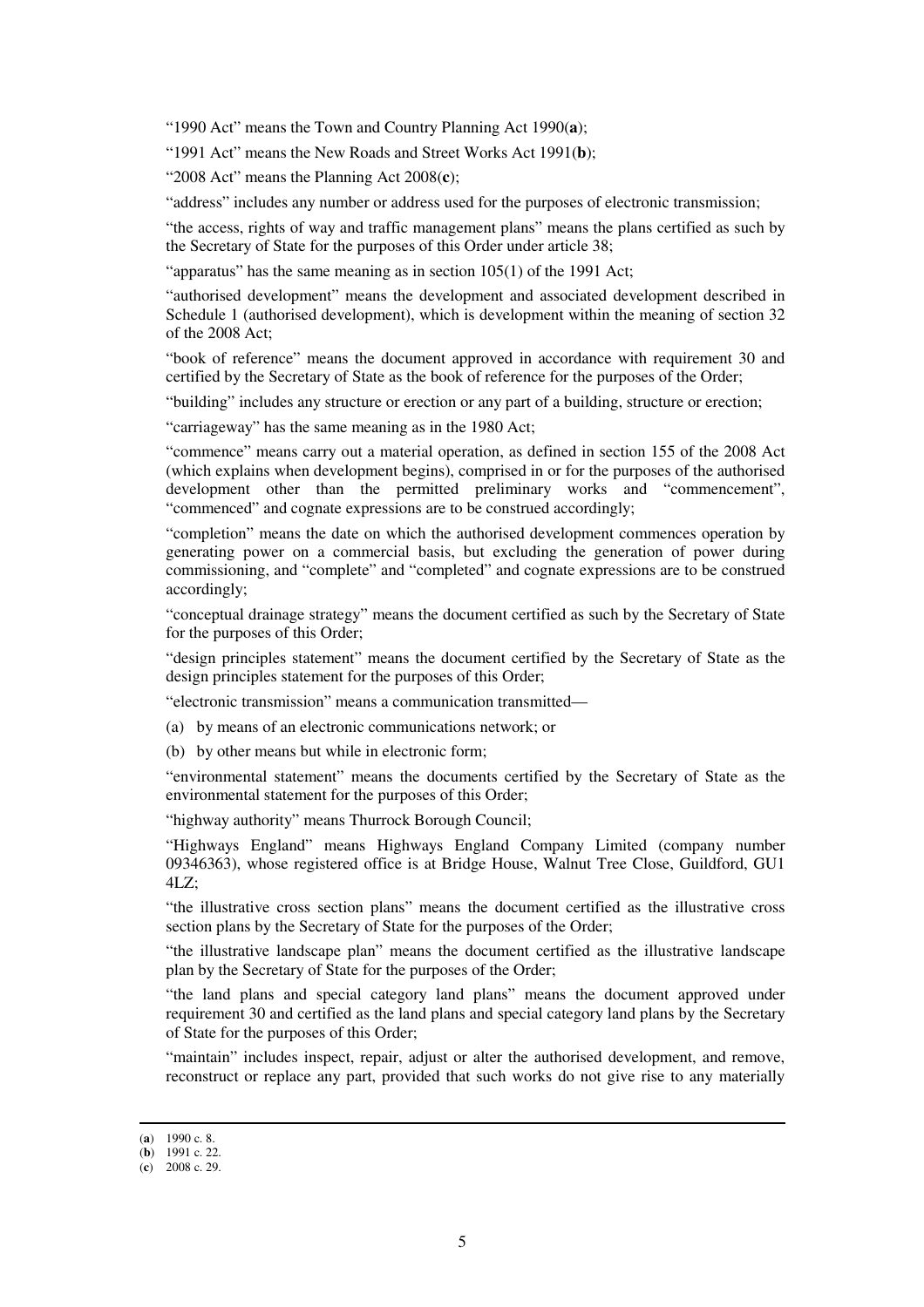"1990 Act" means the Town and Country Planning Act 1990(**a**);

"1991 Act" means the New Roads and Street Works Act 1991(**b**);

"2008 Act" means the Planning Act 2008(**c**);

"address" includes any number or address used for the purposes of electronic transmission;

"the access, rights of way and traffic management plans" means the plans certified as such by the Secretary of State for the purposes of this Order under article 38;

"apparatus" has the same meaning as in section 105(1) of the 1991 Act;

"authorised development" means the development and associated development described in Schedule 1 (authorised development), which is development within the meaning of section 32 of the 2008 Act;

"book of reference" means the document approved in accordance with requirement 30 and certified by the Secretary of State as the book of reference for the purposes of the Order;

"building" includes any structure or erection or any part of a building, structure or erection;

"carriageway" has the same meaning as in the 1980 Act;

"commence" means carry out a material operation, as defined in section 155 of the 2008 Act (which explains when development begins), comprised in or for the purposes of the authorised development other than the permitted preliminary works and "commencement", "commenced" and cognate expressions are to be construed accordingly;

"completion" means the date on which the authorised development commences operation by generating power on a commercial basis, but excluding the generation of power during commissioning, and "complete" and "completed" and cognate expressions are to be construed accordingly;

"conceptual drainage strategy" means the document certified as such by the Secretary of State for the purposes of this Order;

"design principles statement" means the document certified by the Secretary of State as the design principles statement for the purposes of this Order;

"electronic transmission" means a communication transmitted—

(a) by means of an electronic communications network; or

(b) by other means but while in electronic form;

"environmental statement" means the documents certified by the Secretary of State as the environmental statement for the purposes of this Order;

"highway authority" means Thurrock Borough Council;

"Highways England" means Highways England Company Limited (company number 09346363), whose registered office is at Bridge House, Walnut Tree Close, Guildford, GU1 4LZ;

"the illustrative cross section plans" means the document certified as the illustrative cross section plans by the Secretary of State for the purposes of the Order;

"the illustrative landscape plan" means the document certified as the illustrative landscape plan by the Secretary of State for the purposes of the Order;

"the land plans and special category land plans" means the document approved under requirement 30 and certified as the land plans and special category land plans by the Secretary of State for the purposes of this Order;

"maintain" includes inspect, repair, adjust or alter the authorised development, and remove, reconstruct or replace any part, provided that such works do not give rise to any materially

---

(**a**) 1990 c. 8.

(**b**) 1991 c. 22.

(**c**) 2008 c. 29.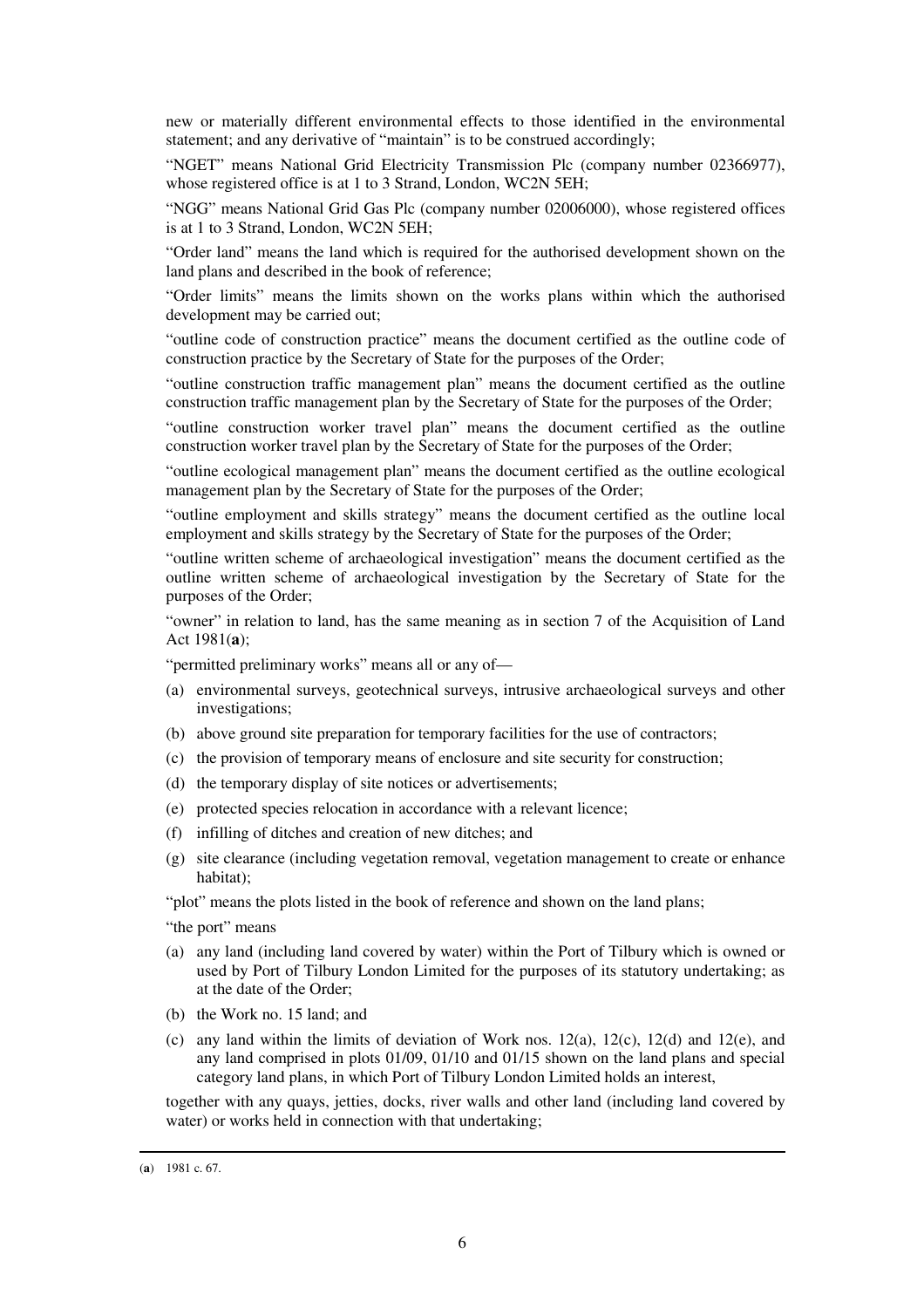new or materially different environmental effects to those identified in the environmental statement; and any derivative of "maintain" is to be construed accordingly;

"NGET" means National Grid Electricity Transmission Plc (company number 02366977), whose registered office is at 1 to 3 Strand, London, WC2N 5EH;

"NGG" means National Grid Gas Plc (company number 02006000), whose registered offices is at 1 to 3 Strand, London, WC2N 5EH;

"Order land" means the land which is required for the authorised development shown on the land plans and described in the book of reference;

"Order limits" means the limits shown on the works plans within which the authorised development may be carried out;

"outline code of construction practice" means the document certified as the outline code of construction practice by the Secretary of State for the purposes of the Order;

"outline construction traffic management plan" means the document certified as the outline construction traffic management plan by the Secretary of State for the purposes of the Order;

"outline construction worker travel plan" means the document certified as the outline construction worker travel plan by the Secretary of State for the purposes of the Order;

"outline ecological management plan" means the document certified as the outline ecological management plan by the Secretary of State for the purposes of the Order;

"outline employment and skills strategy" means the document certified as the outline local employment and skills strategy by the Secretary of State for the purposes of the Order;

"outline written scheme of archaeological investigation" means the document certified as the outline written scheme of archaeological investigation by the Secretary of State for the purposes of the Order;

"owner" in relation to land, has the same meaning as in section 7 of the Acquisition of Land Act 1981(**a**);

"permitted preliminary works" means all or any of—

(a) environmental surveys, geotechnical surveys, intrusive archaeological surveys and other investigations;

(b) above ground site preparation for temporary facilities for the use of contractors;

(c) the provision of temporary means of enclosure and site security for construction;

(d) the temporary display of site notices or advertisements;

(e) protected species relocation in accordance with a relevant licence;

(f) infilling of ditches and creation of new ditches; and

(g) site clearance (including vegetation removal, vegetation management to create or enhance habitat);

"plot" means the plots listed in the book of reference and shown on the land plans;

"the port" means

(a) any land (including land covered by water) within the Port of Tilbury which is owned or used by Port of Tilbury London Limited for the purposes of its statutory undertaking; as at the date of the Order;

(b) the Work no. 15 land; and

(c) any land within the limits of deviation of Work nos. 12(a), 12(c), 12(d) and 12(e), and any land comprised in plots 01/09, 01/10 and 01/15 shown on the land plans and special category land plans, in which Port of Tilbury London Limited holds an interest,

together with any quays, jetties, docks, river walls and other land (including land covered by water) or works held in connection with that undertaking;

(**a**) 1981 c. 67.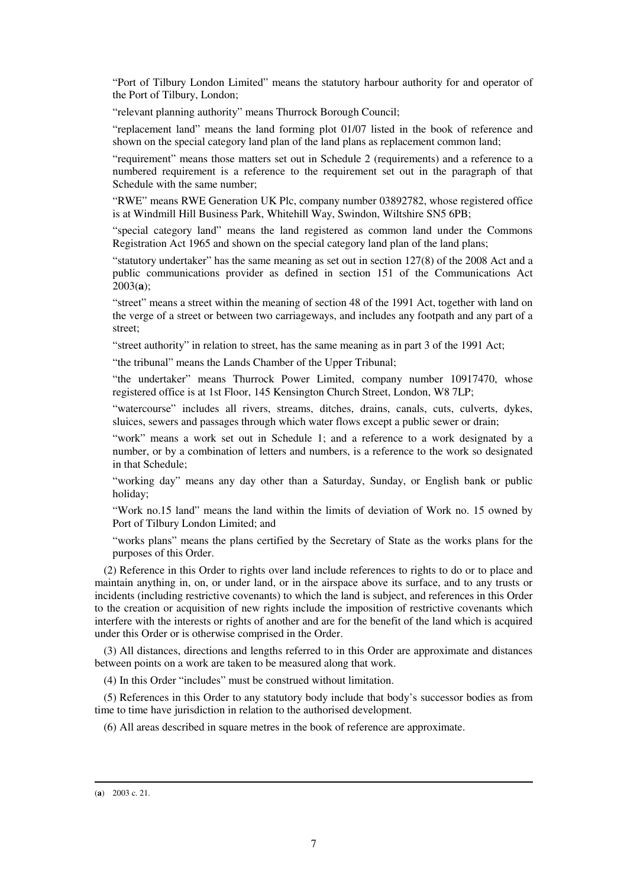"Port of Tilbury London Limited" means the statutory harbour authority for and operator of the Port of Tilbury, London;

"relevant planning authority" means Thurrock Borough Council;

"replacement land" means the land forming plot 01/07 listed in the book of reference and shown on the special category land plan of the land plans as replacement common land;

"requirement" means those matters set out in Schedule 2 (requirements) and a reference to a numbered requirement is a reference to the requirement set out in the paragraph of that Schedule with the same number;

"RWE" means RWE Generation UK Plc, company number 03892782, whose registered office is at Windmill Hill Business Park, Whitehill Way, Swindon, Wiltshire SN5 6PB;

"special category land" means the land registered as common land under the Commons Registration Act 1965 and shown on the special category land plan of the land plans;

"statutory undertaker" has the same meaning as set out in section 127(8) of the 2008 Act and a public communications provider as defined in section 151 of the Communications Act 2003(**a**);

"street" means a street within the meaning of section 48 of the 1991 Act, together with land on the verge of a street or between two carriageways, and includes any footpath and any part of a street;

"street authority" in relation to street, has the same meaning as in part 3 of the 1991 Act;

"the tribunal" means the Lands Chamber of the Upper Tribunal;

"the undertaker" means Thurrock Power Limited, company number 10917470, whose registered office is at 1st Floor, 145 Kensington Church Street, London, W8 7LP;

"watercourse" includes all rivers, streams, ditches, drains, canals, cuts, culverts, dykes, sluices, sewers and passages through which water flows except a public sewer or drain;

"work" means a work set out in Schedule 1; and a reference to a work designated by a number, or by a combination of letters and numbers, is a reference to the work so designated in that Schedule;

"working day" means any day other than a Saturday, Sunday, or English bank or public holiday;

"Work no.15 land" means the land within the limits of deviation of Work no. 15 owned by Port of Tilbury London Limited; and

"works plans" means the plans certified by the Secretary of State as the works plans for the purposes of this Order.

(2) Reference in this Order to rights over land include references to rights to do or to place and maintain anything in, on, or under land, or in the airspace above its surface, and to any trusts or incidents (including restrictive covenants) to which the land is subject, and references in this Order to the creation or acquisition of new rights include the imposition of restrictive covenants which interfere with the interests or rights of another and are for the benefit of the land which is acquired under this Order or is otherwise comprised in the Order.

(3) All distances, directions and lengths referred to in this Order are approximate and distances between points on a work are taken to be measured along that work.

(4) In this Order "includes" must be construed without limitation.

(5) References in this Order to any statutory body include that body's successor bodies as from time to time have jurisdiction in relation to the authorised development.

(6) All areas described in square metres in the book of reference are approximate.

(**a**) 2003 c. 21.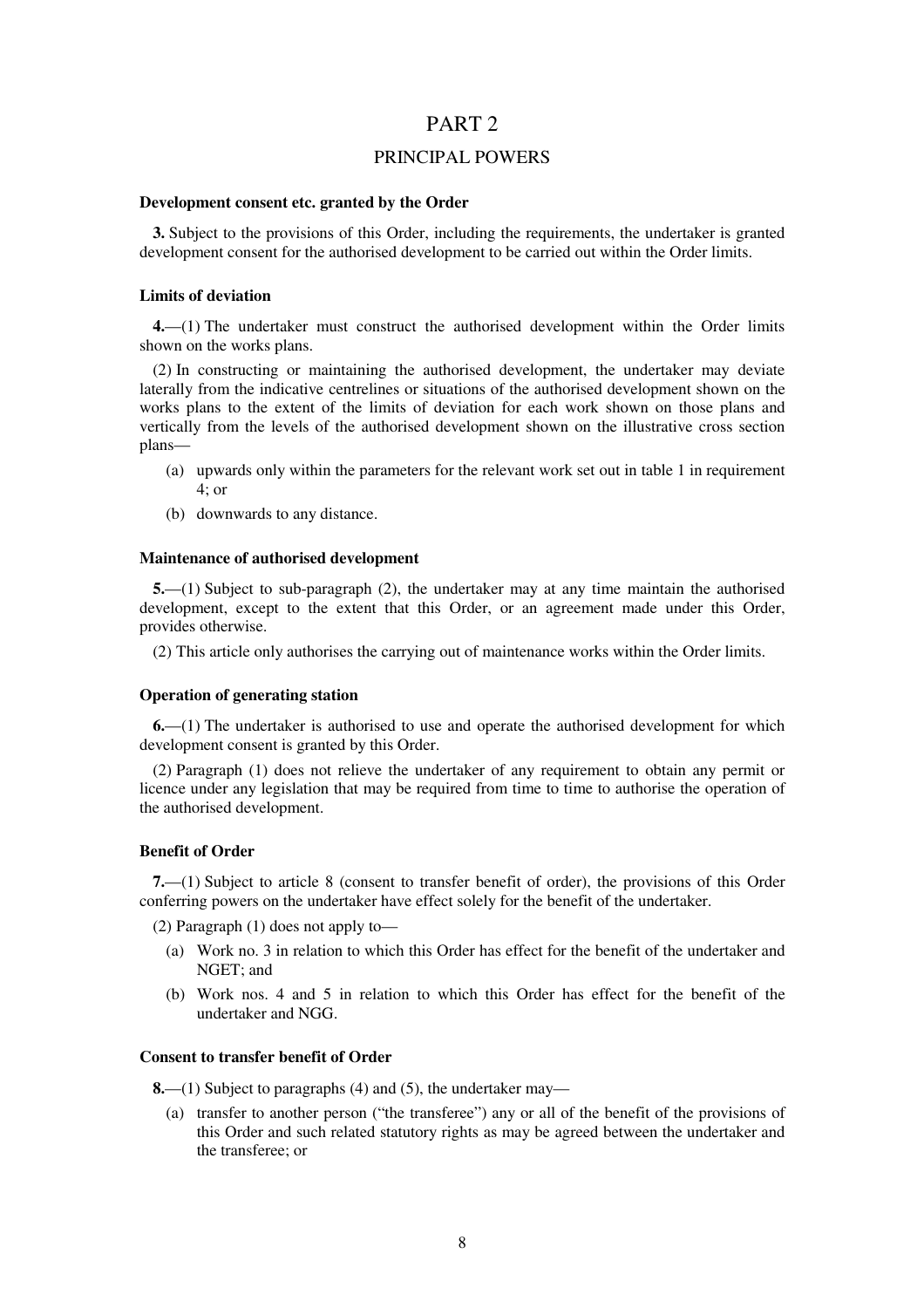# PART 2

## PRINCIPAL POWERS

**Development consent etc. granted by the Order**

**3.** Subject to the provisions of this Order, including the requirements, the undertaker is granted development consent for the authorised development to be carried out within the Order limits.

**Limits of deviation**

**4.**—(1) The undertaker must construct the authorised development within the Order limits shown on the works plans.

(2) In constructing or maintaining the authorised development, the undertaker may deviate laterally from the indicative centrelines or situations of the authorised development shown on the works plans to the extent of the limits of deviation for each work shown on those plans and vertically from the levels of the authorised development shown on the illustrative cross section plans—

- (a) upwards only within the parameters for the relevant work set out in table 1 in requirement 4; or
- (b) downwards to any distance.

**Maintenance of authorised development**

**5.**—(1) Subject to sub-paragraph (2), the undertaker may at any time maintain the authorised development, except to the extent that this Order, or an agreement made under this Order, provides otherwise.

(2) This article only authorises the carrying out of maintenance works within the Order limits.

**Operation of generating station**

**6.**—(1) The undertaker is authorised to use and operate the authorised development for which development consent is granted by this Order.

(2) Paragraph (1) does not relieve the undertaker of any requirement to obtain any permit or licence under any legislation that may be required from time to time to authorise the operation of the authorised development.

**Benefit of Order**

**7.**—(1) Subject to article 8 (consent to transfer benefit of order), the provisions of this Order conferring powers on the undertaker have effect solely for the benefit of the undertaker.

(2) Paragraph (1) does not apply to—

- (a) Work no. 3 in relation to which this Order has effect for the benefit of the undertaker and NGET; and
- (b) Work nos. 4 and 5 in relation to which this Order has effect for the benefit of the undertaker and NGG.

**Consent to transfer benefit of Order**

**8.**—(1) Subject to paragraphs (4) and (5), the undertaker may—

- (a) transfer to another person ("the transferee") any or all of the benefit of the provisions of this Order and such related statutory rights as may be agreed between the undertaker and the transferee; or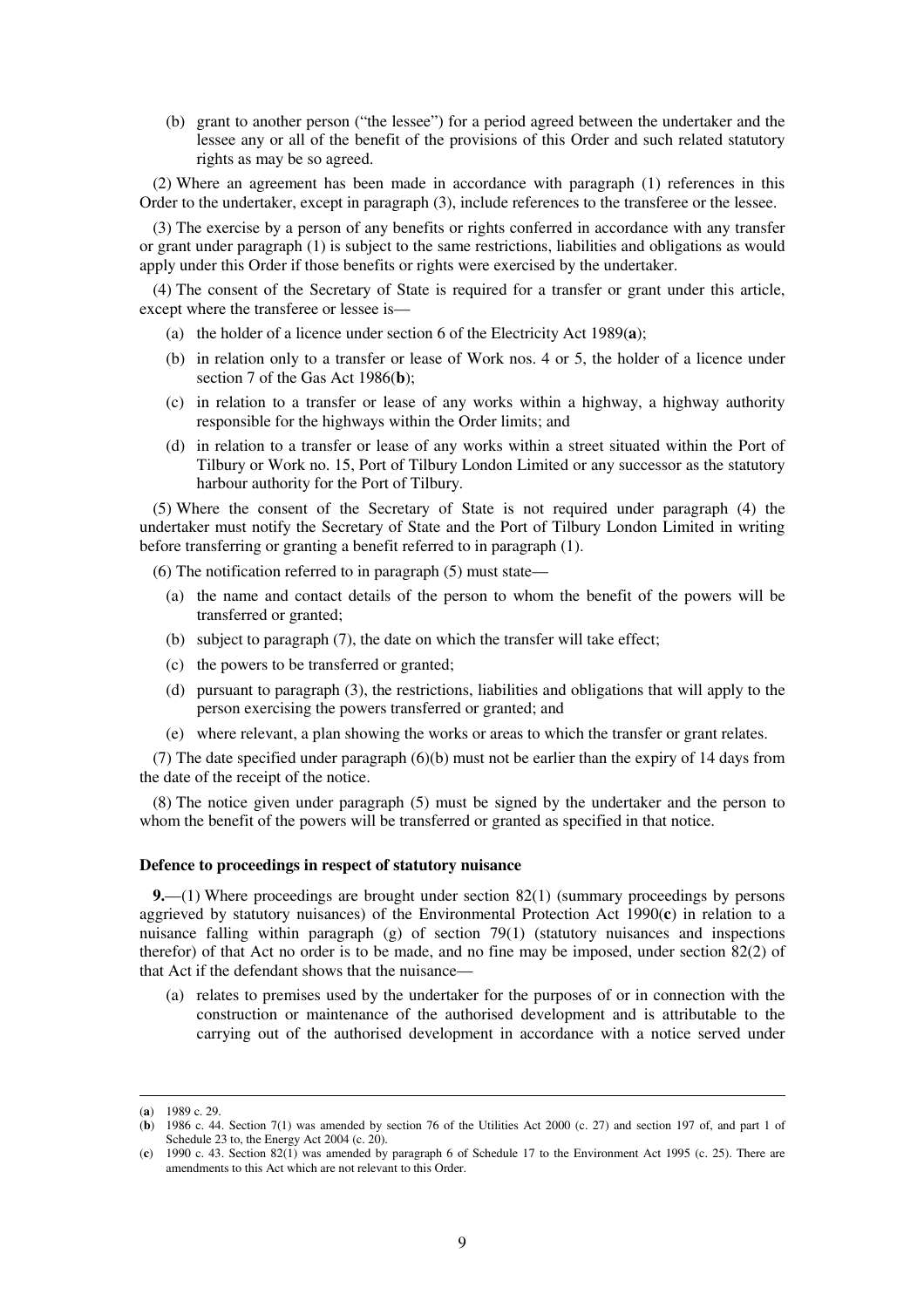(b) grant to another person ("the lessee") for a period agreed between the undertaker and the lessee any or all of the benefit of the provisions of this Order and such related statutory rights as may be so agreed.

(2) Where an agreement has been made in accordance with paragraph (1) references in this Order to the undertaker, except in paragraph (3), include references to the transferee or the lessee.

(3) The exercise by a person of any benefits or rights conferred in accordance with any transfer or grant under paragraph (1) is subject to the same restrictions, liabilities and obligations as would apply under this Order if those benefits or rights were exercised by the undertaker.

(4) The consent of the Secretary of State is required for a transfer or grant under this article, except where the transferee or lessee is—

(a) the holder of a licence under section 6 of the Electricity Act 1989(**a**);

(b) in relation only to a transfer or lease of Work nos. 4 or 5, the holder of a licence under section 7 of the Gas Act 1986(**b**);

(c) in relation to a transfer or lease of any works within a highway, a highway authority responsible for the highways within the Order limits; and

(d) in relation to a transfer or lease of any works within a street situated within the Port of Tilbury or Work no. 15, Port of Tilbury London Limited or any successor as the statutory harbour authority for the Port of Tilbury.

(5) Where the consent of the Secretary of State is not required under paragraph (4) the undertaker must notify the Secretary of State and the Port of Tilbury London Limited in writing before transferring or granting a benefit referred to in paragraph (1).

(6) The notification referred to in paragraph (5) must state—

(a) the name and contact details of the person to whom the benefit of the powers will be transferred or granted;

(b) subject to paragraph (7), the date on which the transfer will take effect;

(c) the powers to be transferred or granted;

(d) pursuant to paragraph (3), the restrictions, liabilities and obligations that will apply to the person exercising the powers transferred or granted; and

(e) where relevant, a plan showing the works or areas to which the transfer or grant relates.

(7) The date specified under paragraph (6)(b) must not be earlier than the expiry of 14 days from the date of the receipt of the notice.

(8) The notice given under paragraph (5) must be signed by the undertaker and the person to whom the benefit of the powers will be transferred or granted as specified in that notice.

**Defence to proceedings in respect of statutory nuisance**

**9.**—(1) Where proceedings are brought under section 82(1) (summary proceedings by persons aggrieved by statutory nuisances) of the Environmental Protection Act 1990(**c**) in relation to a nuisance falling within paragraph (g) of section 79(1) (statutory nuisances and inspections therefor) of that Act no order is to be made, and no fine may be imposed, under section 82(2) of that Act if the defendant shows that the nuisance—

(a) relates to premises used by the undertaker for the purposes of or in connection with the construction or maintenance of the authorised development and is attributable to the carrying out of the authorised development in accordance with a notice served under

---

(**a**) 1989 c. 29.

(**b**) 1986 c. 44. Section 7(1) was amended by section 76 of the Utilities Act 2000 (c. 27) and section 197 of, and part 1 of Schedule 23 to, the Energy Act 2004 (c. 20).

(**c**) 1990 c. 43. Section 82(1) was amended by paragraph 6 of Schedule 17 to the Environment Act 1995 (c. 25). There are amendments to this Act which are not relevant to this Order.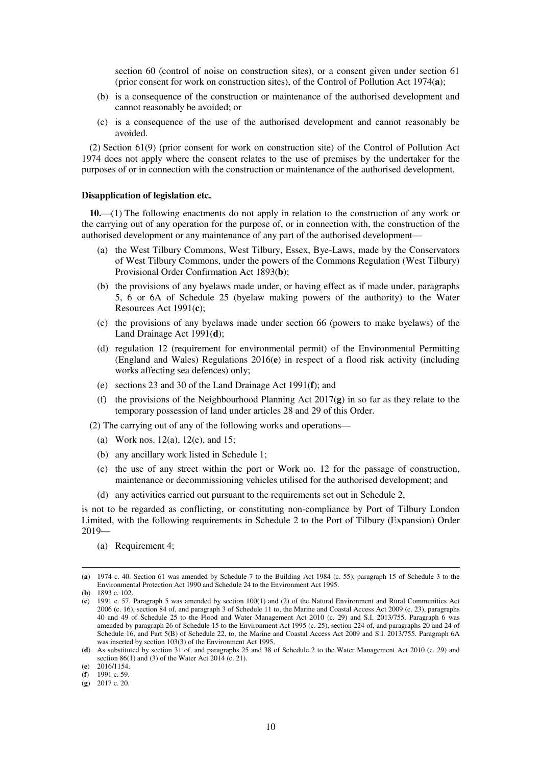section 60 (control of noise on construction sites), or a consent given under section 61 (prior consent for work on construction sites), of the Control of Pollution Act 1974(**a**);

(b) is a consequence of the construction or maintenance of the authorised development and cannot reasonably be avoided; or

(c) is a consequence of the use of the authorised development and cannot reasonably be avoided.

(2) Section 61(9) (prior consent for work on construction site) of the Control of Pollution Act 1974 does not apply where the consent relates to the use of premises by the undertaker for the purposes of or in connection with the construction or maintenance of the authorised development.

**Disapplication of legislation etc.**

**10.**—(1) The following enactments do not apply in relation to the construction of any work or the carrying out of any operation for the purpose of, or in connection with, the construction of the authorised development or any maintenance of any part of the authorised development—

(a) the West Tilbury Commons, West Tilbury, Essex, Bye-Laws, made by the Conservators of West Tilbury Commons, under the powers of the Commons Regulation (West Tilbury) Provisional Order Confirmation Act 1893(**b**);

(b) the provisions of any byelaws made under, or having effect as if made under, paragraphs 5, 6 or 6A of Schedule 25 (byelaw making powers of the authority) to the Water Resources Act 1991(**c**);

(c) the provisions of any byelaws made under section 66 (powers to make byelaws) of the Land Drainage Act 1991(**d**);

(d) regulation 12 (requirement for environmental permit) of the Environmental Permitting (England and Wales) Regulations 2016(**e**) in respect of a flood risk activity (including works affecting sea defences) only;

(e) sections 23 and 30 of the Land Drainage Act 1991(**f**); and

(f) the provisions of the Neighbourhood Planning Act 2017(**g**) in so far as they relate to the temporary possession of land under articles 28 and 29 of this Order.

(2) The carrying out of any of the following works and operations—

(a) Work nos. 12(a), 12(e), and 15;

(b) any ancillary work listed in Schedule 1;

(c) the use of any street within the port or Work no. 12 for the passage of construction, maintenance or decommissioning vehicles utilised for the authorised development; and

(d) any activities carried out pursuant to the requirements set out in Schedule 2,

is not to be regarded as conflicting, or constituting non-compliance by Port of Tilbury London Limited, with the following requirements in Schedule 2 to the Port of Tilbury (Expansion) Order 2019—

(a) Requirement 4;

---

(**a**) 1974 c. 40. Section 61 was amended by Schedule 7 to the Building Act 1984 (c. 55), paragraph 15 of Schedule 3 to the Environmental Protection Act 1990 and Schedule 24 to the Environment Act 1995.

(**b**) 1893 c. 102.

(**c**) 1991 c. 57. Paragraph 5 was amended by section 100(1) and (2) of the Natural Environment and Rural Communities Act 2006 (c. 16), section 84 of, and paragraph 3 of Schedule 11 to, the Marine and Coastal Access Act 2009 (c. 23), paragraphs 40 and 49 of Schedule 25 to the Flood and Water Management Act 2010 (c. 29) and S.I. 2013/755. Paragraph 6 was amended by paragraph 26 of Schedule 15 to the Environment Act 1995 (c. 25), section 224 of, and paragraphs 20 and 24 of Schedule 16, and Part 5(B) of Schedule 22, to, the Marine and Coastal Access Act 2009 and S.I. 2013/755. Paragraph 6A was inserted by section 103(3) of the Environment Act 1995.

(**d**) As substituted by section 31 of, and paragraphs 25 and 38 of Schedule 2 to the Water Management Act 2010 (c. 29) and section 86(1) and (3) of the Water Act 2014 (c. 21).

(**e**) 2016/1154.

(**f**) 1991 c. 59.

(**g**) 2017 c. 20.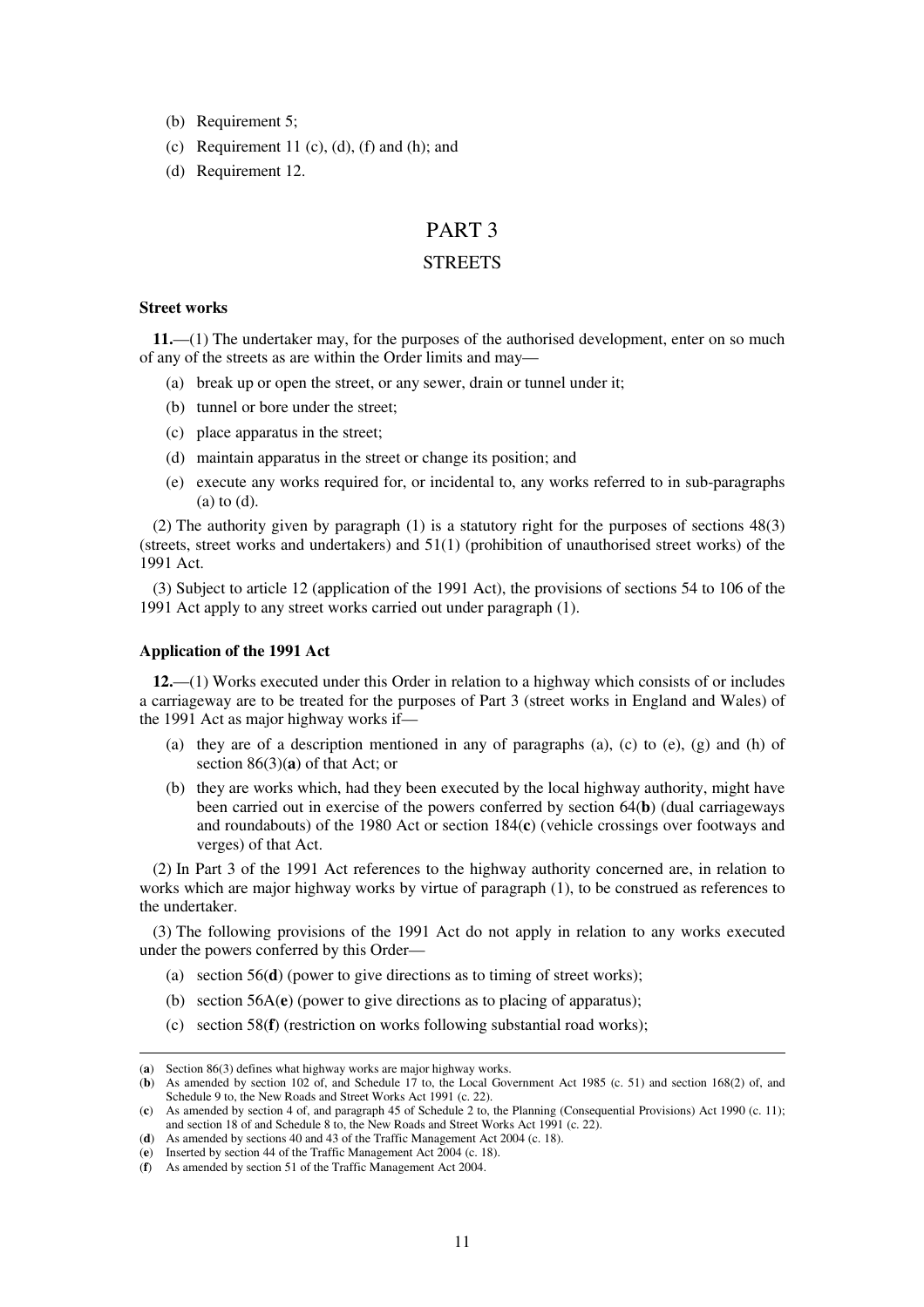(b) Requirement 5;

(c) Requirement 11 (c), (d), (f) and (h); and

(d) Requirement 12.

# PART 3

## STREETS

**Street works**

**11.**—(1) The undertaker may, for the purposes of the authorised development, enter on so much of any of the streets as are within the Order limits and may—

(a) break up or open the street, or any sewer, drain or tunnel under it;

(b) tunnel or bore under the street;

(c) place apparatus in the street;

(d) maintain apparatus in the street or change its position; and

(e) execute any works required for, or incidental to, any works referred to in sub-paragraphs (a) to (d).

(2) The authority given by paragraph (1) is a statutory right for the purposes of sections 48(3) (streets, street works and undertakers) and 51(1) (prohibition of unauthorised street works) of the 1991 Act.

(3) Subject to article 12 (application of the 1991 Act), the provisions of sections 54 to 106 of the 1991 Act apply to any street works carried out under paragraph (1).

**Application of the 1991 Act**

**12.**—(1) Works executed under this Order in relation to a highway which consists of or includes a carriageway are to be treated for the purposes of Part 3 (street works in England and Wales) of the 1991 Act as major highway works if—

(a) they are of a description mentioned in any of paragraphs (a), (c) to (e), (g) and (h) of section 86(3)(**a**) of that Act; or

(b) they are works which, had they been executed by the local highway authority, might have been carried out in exercise of the powers conferred by section 64(**b**) (dual carriageways and roundabouts) of the 1980 Act or section 184(**c**) (vehicle crossings over footways and verges) of that Act.

(2) In Part 3 of the 1991 Act references to the highway authority concerned are, in relation to works which are major highway works by virtue of paragraph (1), to be construed as references to the undertaker.

(3) The following provisions of the 1991 Act do not apply in relation to any works executed under the powers conferred by this Order—

(a) section 56(**d**) (power to give directions as to timing of street works);

(b) section 56A(**e**) (power to give directions as to placing of apparatus);

(c) section 58(**f**) (restriction on works following substantial road works);

---

(**a**) Section 86(3) defines what highway works are major highway works.

(**b**) As amended by section 102 of, and Schedule 17 to, the Local Government Act 1985 (c. 51) and section 168(2) of, and Schedule 9 to, the New Roads and Street Works Act 1991 (c. 22).

(**c**) As amended by section 4 of, and paragraph 45 of Schedule 2 to, the Planning (Consequential Provisions) Act 1990 (c. 11); and section 18 of and Schedule 8 to, the New Roads and Street Works Act 1991 (c. 22).

(**d**) As amended by sections 40 and 43 of the Traffic Management Act 2004 (c. 18).

(**e**) Inserted by section 44 of the Traffic Management Act 2004 (c. 18).

(**f**) As amended by section 51 of the Traffic Management Act 2004.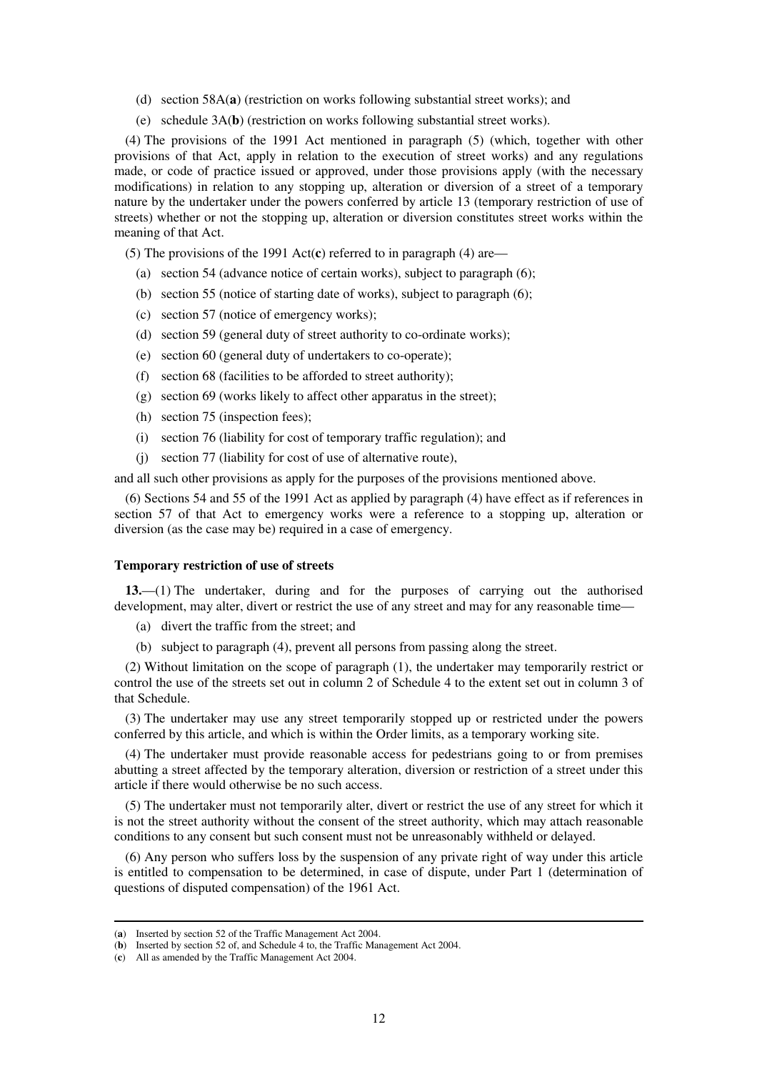(d) section 58A([a]) (restriction on works following substantial street works); and

(e) schedule 3A([b]) (restriction on works following substantial street works).

(4) The provisions of the 1991 Act mentioned in paragraph (5) (which, together with other provisions of that Act, apply in relation to the execution of street works) and any regulations made, or code of practice issued or approved, under those provisions apply (with the necessary modifications) in relation to any stopping up, alteration or diversion of a street of a temporary nature by the undertaker under the powers conferred by article 13 (temporary restriction of use of streets) whether or not the stopping up, alteration or diversion constitutes street works within the meaning of that Act.

(5) The provisions of the 1991 Act([c]) referred to in paragraph (4) are—

(a) section 54 (advance notice of certain works), subject to paragraph (6);

(b) section 55 (notice of starting date of works), subject to paragraph (6);

(c) section 57 (notice of emergency works);

(d) section 59 (general duty of street authority to co-ordinate works);

(e) section 60 (general duty of undertakers to co-operate);

(f) section 68 (facilities to be afforded to street authority);

(g) section 69 (works likely to affect other apparatus in the street);

(h) section 75 (inspection fees);

(i) section 76 (liability for cost of temporary traffic regulation); and

(j) section 77 (liability for cost of use of alternative route),

and all such other provisions as apply for the purposes of the provisions mentioned above.

(6) Sections 54 and 55 of the 1991 Act as applied by paragraph (4) have effect as if references in section 57 of that Act to emergency works were a reference to a stopping up, alteration or diversion (as the case may be) required in a case of emergency.

**Temporary restriction of use of streets**

**13.**—(1) The undertaker, during and for the purposes of carrying out the authorised development, may alter, divert or restrict the use of any street and may for any reasonable time—

(a) divert the traffic from the street; and

(b) subject to paragraph (4), prevent all persons from passing along the street.

(2) Without limitation on the scope of paragraph (1), the undertaker may temporarily restrict or control the use of the streets set out in column 2 of Schedule 4 to the extent set out in column 3 of that Schedule.

(3) The undertaker may use any street temporarily stopped up or restricted under the powers conferred by this article, and which is within the Order limits, as a temporary working site.

(4) The undertaker must provide reasonable access for pedestrians going to or from premises abutting a street affected by the temporary alteration, diversion or restriction of a street under this article if there would otherwise be no such access.

(5) The undertaker must not temporarily alter, divert or restrict the use of any street for which it is not the street authority without the consent of the street authority, which may attach reasonable conditions to any consent but such consent must not be unreasonably withheld or delayed.

(6) Any person who suffers loss by the suspension of any private right of way under this article is entitled to compensation to be determined, in case of dispute, under Part 1 (determination of questions of disputed compensation) of the 1961 Act.

---

([a]) Inserted by section 52 of the Traffic Management Act 2004.

([b]) Inserted by section 52 of, and Schedule 4 to, the Traffic Management Act 2004.

([c]) All as amended by the Traffic Management Act 2004.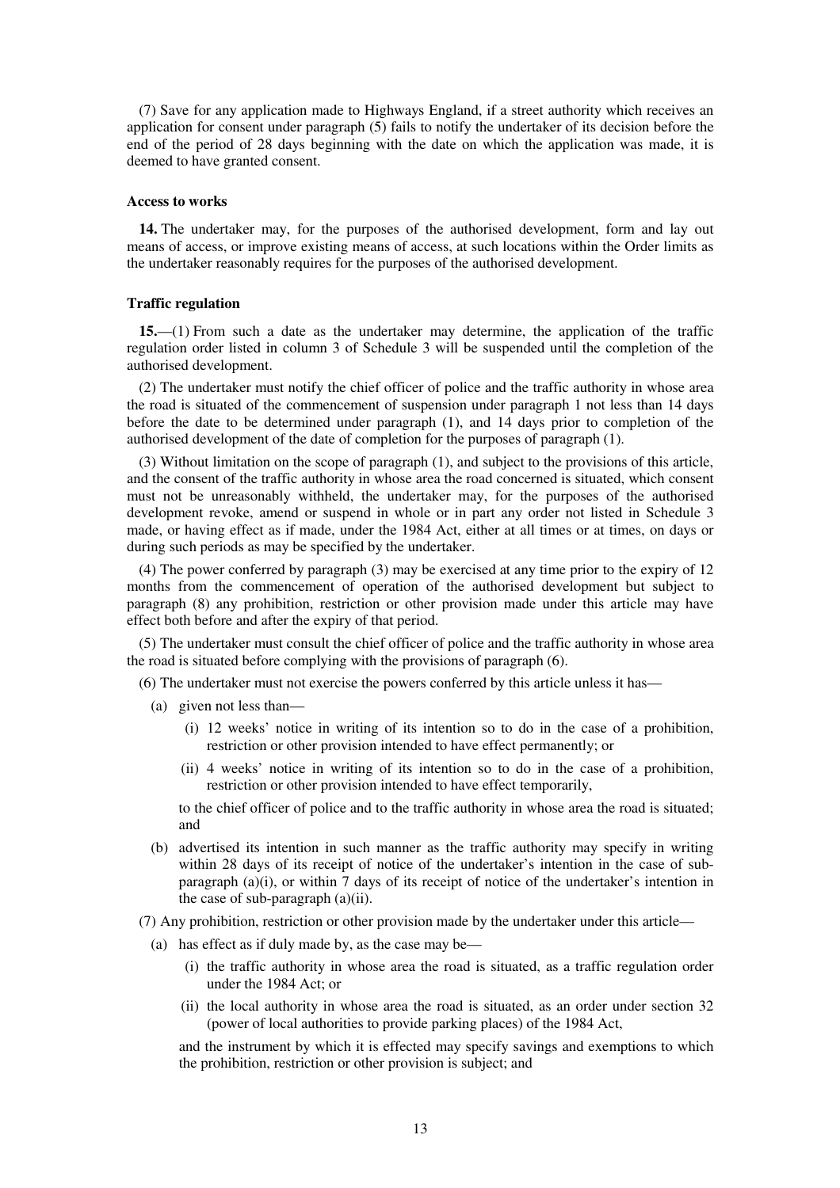(7) Save for any application made to Highways England, if a street authority which receives an application for consent under paragraph (5) fails to notify the undertaker of its decision before the end of the period of 28 days beginning with the date on which the application was made, it is deemed to have granted consent.

**Access to works**

**14.** The undertaker may, for the purposes of the authorised development, form and lay out means of access, or improve existing means of access, at such locations within the Order limits as the undertaker reasonably requires for the purposes of the authorised development.

**Traffic regulation**

**15.**—(1) From such a date as the undertaker may determine, the application of the traffic regulation order listed in column 3 of Schedule 3 will be suspended until the completion of the authorised development.

(2) The undertaker must notify the chief officer of police and the traffic authority in whose area the road is situated of the commencement of suspension under paragraph 1 not less than 14 days before the date to be determined under paragraph (1), and 14 days prior to completion of the authorised development of the date of completion for the purposes of paragraph (1).

(3) Without limitation on the scope of paragraph (1), and subject to the provisions of this article, and the consent of the traffic authority in whose area the road concerned is situated, which consent must not be unreasonably withheld, the undertaker may, for the purposes of the authorised development revoke, amend or suspend in whole or in part any order not listed in Schedule 3 made, or having effect as if made, under the 1984 Act, either at all times or at times, on days or during such periods as may be specified by the undertaker.

(4) The power conferred by paragraph (3) may be exercised at any time prior to the expiry of 12 months from the commencement of operation of the authorised development but subject to paragraph (8) any prohibition, restriction or other provision made under this article may have effect both before and after the expiry of that period.

(5) The undertaker must consult the chief officer of police and the traffic authority in whose area the road is situated before complying with the provisions of paragraph (6).

(6) The undertaker must not exercise the powers conferred by this article unless it has—

(a) given not less than—

(i) 12 weeks' notice in writing of its intention so to do in the case of a prohibition, restriction or other provision intended to have effect permanently; or

(ii) 4 weeks' notice in writing of its intention so to do in the case of a prohibition, restriction or other provision intended to have effect temporarily,

to the chief officer of police and to the traffic authority in whose area the road is situated; and

(b) advertised its intention in such manner as the traffic authority may specify in writing within 28 days of its receipt of notice of the undertaker's intention in the case of sub-paragraph (a)(i), or within 7 days of its receipt of notice of the undertaker's intention in the case of sub-paragraph (a)(ii).

(7) Any prohibition, restriction or other provision made by the undertaker under this article—

(a) has effect as if duly made by, as the case may be—

(i) the traffic authority in whose area the road is situated, as a traffic regulation order under the 1984 Act; or

(ii) the local authority in whose area the road is situated, as an order under section 32 (power of local authorities to provide parking places) of the 1984 Act,

and the instrument by which it is effected may specify savings and exemptions to which the prohibition, restriction or other provision is subject; and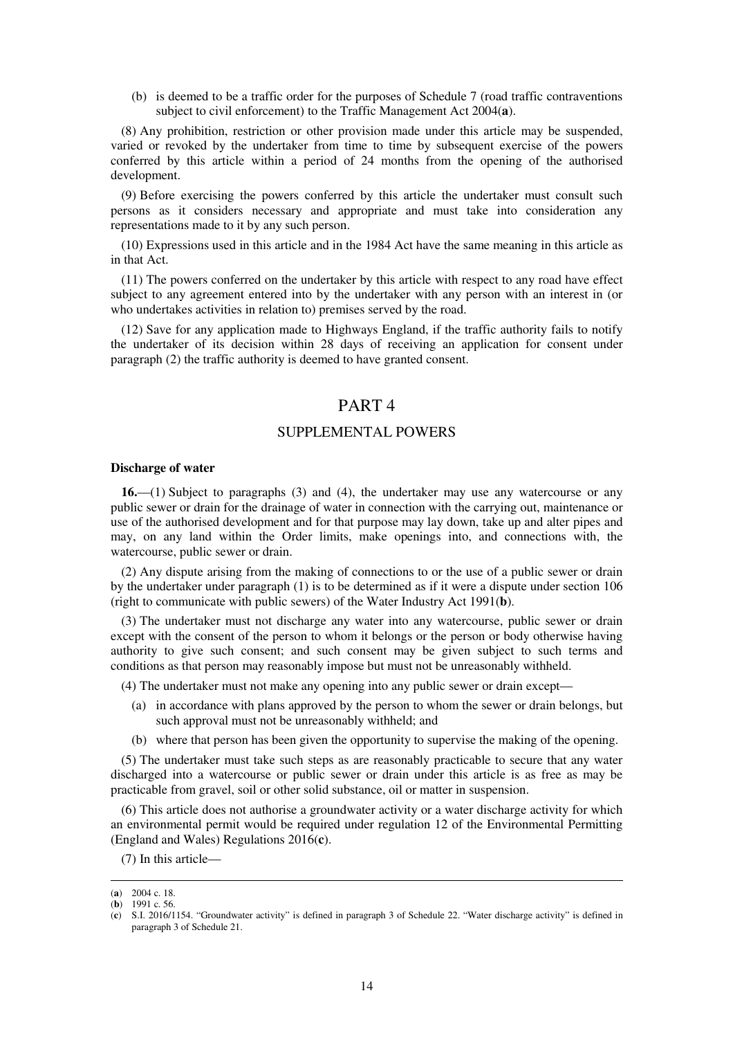(b) is deemed to be a traffic order for the purposes of Schedule 7 (road traffic contraventions subject to civil enforcement) to the Traffic Management Act 2004(**a**).

(8) Any prohibition, restriction or other provision made under this article may be suspended, varied or revoked by the undertaker from time to time by subsequent exercise of the powers conferred by this article within a period of 24 months from the opening of the authorised development.

(9) Before exercising the powers conferred by this article the undertaker must consult such persons as it considers necessary and appropriate and must take into consideration any representations made to it by any such person.

(10) Expressions used in this article and in the 1984 Act have the same meaning in this article as in that Act.

(11) The powers conferred on the undertaker by this article with respect to any road have effect subject to any agreement entered into by the undertaker with any person with an interest in (or who undertakes activities in relation to) premises served by the road.

(12) Save for any application made to Highways England, if the traffic authority fails to notify the undertaker of its decision within 28 days of receiving an application for consent under paragraph (2) the traffic authority is deemed to have granted consent.

# PART 4

## SUPPLEMENTAL POWERS

**Discharge of water**

**16.**—(1) Subject to paragraphs (3) and (4), the undertaker may use any watercourse or any public sewer or drain for the drainage of water in connection with the carrying out, maintenance or use of the authorised development and for that purpose may lay down, take up and alter pipes and may, on any land within the Order limits, make openings into, and connections with, the watercourse, public sewer or drain.

(2) Any dispute arising from the making of connections to or the use of a public sewer or drain by the undertaker under paragraph (1) is to be determined as if it were a dispute under section 106 (right to communicate with public sewers) of the Water Industry Act 1991(**b**).

(3) The undertaker must not discharge any water into any watercourse, public sewer or drain except with the consent of the person to whom it belongs or the person or body otherwise having authority to give such consent; and such consent may be given subject to such terms and conditions as that person may reasonably impose but must not be unreasonably withheld.

(4) The undertaker must not make any opening into any public sewer or drain except—

(a) in accordance with plans approved by the person to whom the sewer or drain belongs, but such approval must not be unreasonably withheld; and

(b) where that person has been given the opportunity to supervise the making of the opening.

(5) The undertaker must take such steps as are reasonably practicable to secure that any water discharged into a watercourse or public sewer or drain under this article is as free as may be practicable from gravel, soil or other solid substance, oil or matter in suspension.

(6) This article does not authorise a groundwater activity or a water discharge activity for which an environmental permit would be required under regulation 12 of the Environmental Permitting (England and Wales) Regulations 2016(**c**).

(7) In this article—

---

(**a**) 2004 c. 18.

(**b**) 1991 c. 56.

(**c**) S.I. 2016/1154. "Groundwater activity" is defined in paragraph 3 of Schedule 22. "Water discharge activity" is defined in paragraph 3 of Schedule 21.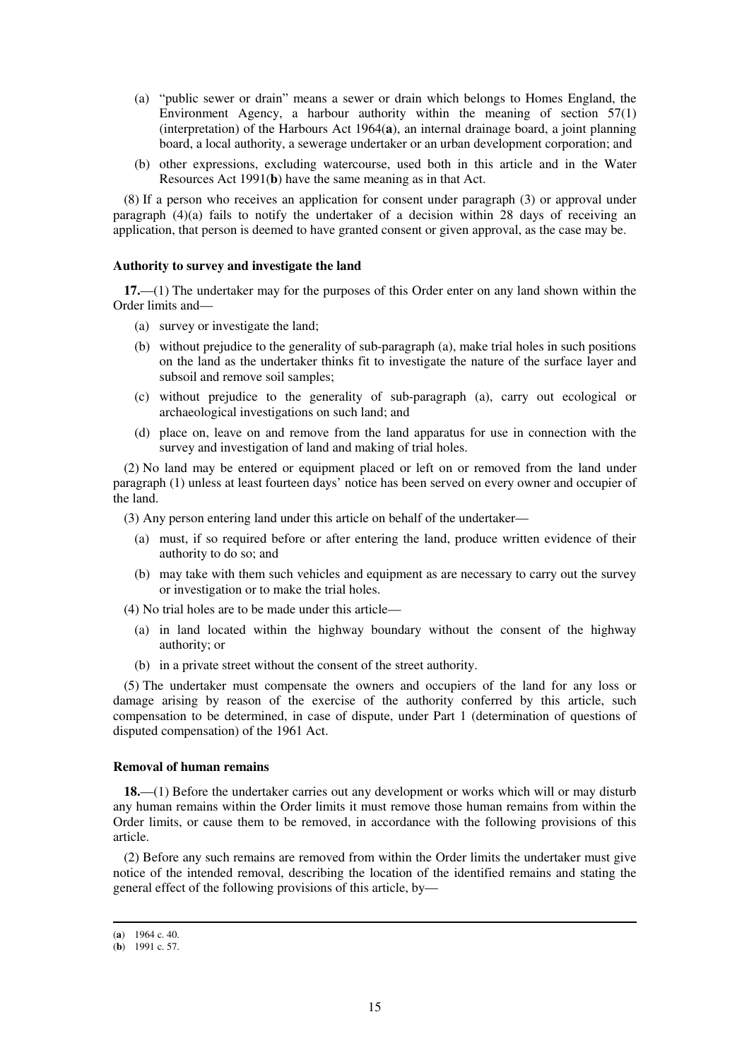(a) "public sewer or drain" means a sewer or drain which belongs to Homes England, the Environment Agency, a harbour authority within the meaning of section 57(1) (interpretation) of the Harbours Act 1964(**a**), an internal drainage board, a joint planning board, a local authority, a sewerage undertaker or an urban development corporation; and

(b) other expressions, excluding watercourse, used both in this article and in the Water Resources Act 1991(**b**) have the same meaning as in that Act.

(8) If a person who receives an application for consent under paragraph (3) or approval under paragraph (4)(a) fails to notify the undertaker of a decision within 28 days of receiving an application, that person is deemed to have granted consent or given approval, as the case may be.

**Authority to survey and investigate the land**

**17.**—(1) The undertaker may for the purposes of this Order enter on any land shown within the Order limits and—

(a) survey or investigate the land;

(b) without prejudice to the generality of sub-paragraph (a), make trial holes in such positions on the land as the undertaker thinks fit to investigate the nature of the surface layer and subsoil and remove soil samples;

(c) without prejudice to the generality of sub-paragraph (a), carry out ecological or archaeological investigations on such land; and

(d) place on, leave on and remove from the land apparatus for use in connection with the survey and investigation of land and making of trial holes.

(2) No land may be entered or equipment placed or left on or removed from the land under paragraph (1) unless at least fourteen days' notice has been served on every owner and occupier of the land.

(3) Any person entering land under this article on behalf of the undertaker—

(a) must, if so required before or after entering the land, produce written evidence of their authority to do so; and

(b) may take with them such vehicles and equipment as are necessary to carry out the survey or investigation or to make the trial holes.

(4) No trial holes are to be made under this article—

(a) in land located within the highway boundary without the consent of the highway authority; or

(b) in a private street without the consent of the street authority.

(5) The undertaker must compensate the owners and occupiers of the land for any loss or damage arising by reason of the exercise of the authority conferred by this article, such compensation to be determined, in case of dispute, under Part 1 (determination of questions of disputed compensation) of the 1961 Act.

**Removal of human remains**

**18.**—(1) Before the undertaker carries out any development or works which will or may disturb any human remains within the Order limits it must remove those human remains from within the Order limits, or cause them to be removed, in accordance with the following provisions of this article.

(2) Before any such remains are removed from within the Order limits the undertaker must give notice of the intended removal, describing the location of the identified remains and stating the general effect of the following provisions of this article, by—

---

(**a**) 1964 c. 40.

(**b**) 1991 c. 57.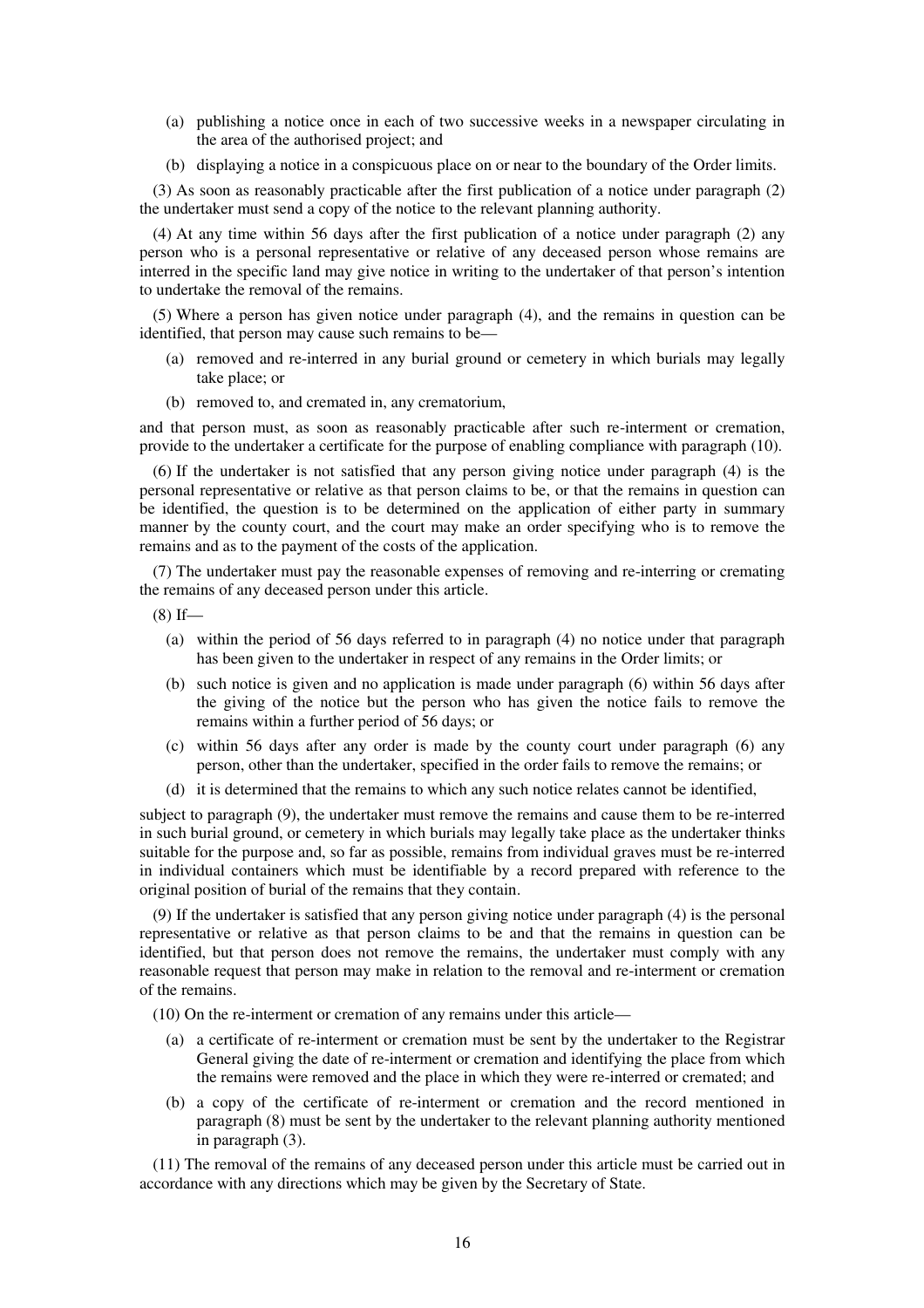(a) publishing a notice once in each of two successive weeks in a newspaper circulating in the area of the authorised project; and

(b) displaying a notice in a conspicuous place on or near to the boundary of the Order limits.

(3) As soon as reasonably practicable after the first publication of a notice under paragraph (2) the undertaker must send a copy of the notice to the relevant planning authority.

(4) At any time within 56 days after the first publication of a notice under paragraph (2) any person who is a personal representative or relative of any deceased person whose remains are interred in the specific land may give notice in writing to the undertaker of that person's intention to undertake the removal of the remains.

(5) Where a person has given notice under paragraph (4), and the remains in question can be identified, that person may cause such remains to be—

(a) removed and re-interred in any burial ground or cemetery in which burials may legally take place; or

(b) removed to, and cremated in, any crematorium,

and that person must, as soon as reasonably practicable after such re-interment or cremation, provide to the undertaker a certificate for the purpose of enabling compliance with paragraph (10).

(6) If the undertaker is not satisfied that any person giving notice under paragraph (4) is the personal representative or relative as that person claims to be, or that the remains in question can be identified, the question is to be determined on the application of either party in summary manner by the county court, and the court may make an order specifying who is to remove the remains and as to the payment of the costs of the application.

(7) The undertaker must pay the reasonable expenses of removing and re-interring or cremating the remains of any deceased person under this article.

(8) If—

(a) within the period of 56 days referred to in paragraph (4) no notice under that paragraph has been given to the undertaker in respect of any remains in the Order limits; or

(b) such notice is given and no application is made under paragraph (6) within 56 days after the giving of the notice but the person who has given the notice fails to remove the remains within a further period of 56 days; or

(c) within 56 days after any order is made by the county court under paragraph (6) any person, other than the undertaker, specified in the order fails to remove the remains; or

(d) it is determined that the remains to which any such notice relates cannot be identified,

subject to paragraph (9), the undertaker must remove the remains and cause them to be re-interred in such burial ground, or cemetery in which burials may legally take place as the undertaker thinks suitable for the purpose and, so far as possible, remains from individual graves must be re-interred in individual containers which must be identifiable by a record prepared with reference to the original position of burial of the remains that they contain.

(9) If the undertaker is satisfied that any person giving notice under paragraph (4) is the personal representative or relative as that person claims to be and that the remains in question can be identified, but that person does not remove the remains, the undertaker must comply with any reasonable request that person may make in relation to the removal and re-interment or cremation of the remains.

(10) On the re-interment or cremation of any remains under this article—

(a) a certificate of re-interment or cremation must be sent by the undertaker to the Registrar General giving the date of re-interment or cremation and identifying the place from which the remains were removed and the place in which they were re-interred or cremated; and

(b) a copy of the certificate of re-interment or cremation and the record mentioned in paragraph (8) must be sent by the undertaker to the relevant planning authority mentioned in paragraph (3).

(11) The removal of the remains of any deceased person under this article must be carried out in accordance with any directions which may be given by the Secretary of State.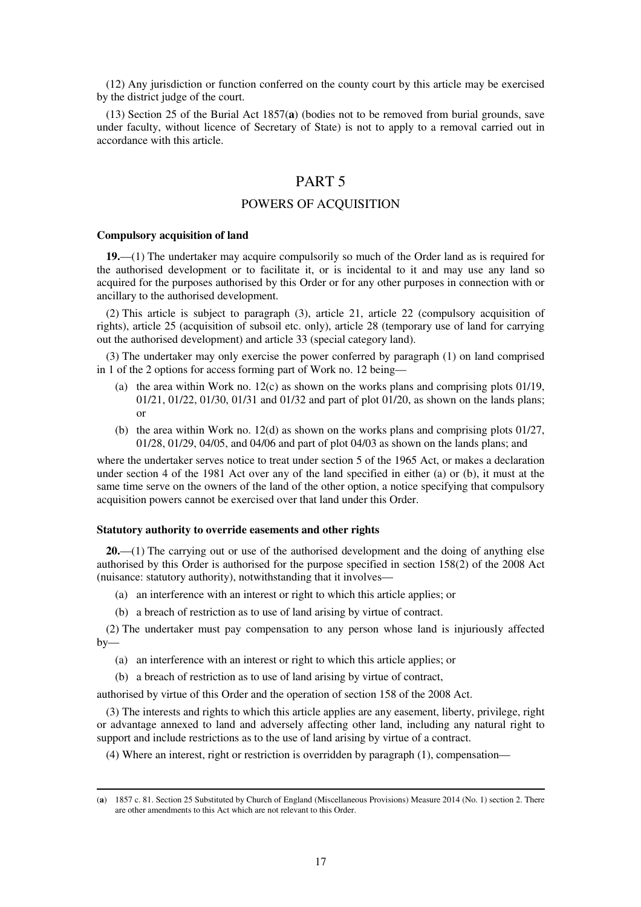(12) Any jurisdiction or function conferred on the county court by this article may be exercised by the district judge of the court.

(13) Section 25 of the Burial Act 1857([a]) (bodies not to be removed from burial grounds, save under faculty, without licence of Secretary of State) is not to apply to a removal carried out in accordance with this article.

# PART 5

## POWERS OF ACQUISITION

### Compulsory acquisition of land

**19.**—(1) The undertaker may acquire compulsorily so much of the Order land as is required for the authorised development or to facilitate it, or is incidental to it and may use any land so acquired for the purposes authorised by this Order or for any other purposes in connection with or ancillary to the authorised development.

(2) This article is subject to paragraph (3), article 21, article 22 (compulsory acquisition of rights), article 25 (acquisition of subsoil etc. only), article 28 (temporary use of land for carrying out the authorised development) and article 33 (special category land).

(3) The undertaker may only exercise the power conferred by paragraph (1) on land comprised in 1 of the 2 options for access forming part of Work no. 12 being—

(a) the area within Work no. 12(c) as shown on the works plans and comprising plots 01/19, 01/21, 01/22, 01/30, 01/31 and 01/32 and part of plot 01/20, as shown on the lands plans; or

(b) the area within Work no. 12(d) as shown on the works plans and comprising plots 01/27, 01/28, 01/29, 04/05, and 04/06 and part of plot 04/03 as shown on the lands plans; and

where the undertaker serves notice to treat under section 5 of the 1965 Act, or makes a declaration under section 4 of the 1981 Act over any of the land specified in either (a) or (b), it must at the same time serve on the owners of the land of the other option, a notice specifying that compulsory acquisition powers cannot be exercised over that land under this Order.

### Statutory authority to override easements and other rights

**20.**—(1) The carrying out or use of the authorised development and the doing of anything else authorised by this Order is authorised for the purpose specified in section 158(2) of the 2008 Act (nuisance: statutory authority), notwithstanding that it involves—

(a) an interference with an interest or right to which this article applies; or

(b) a breach of restriction as to use of land arising by virtue of contract.

(2) The undertaker must pay compensation to any person whose land is injuriously affected by—

(a) an interference with an interest or right to which this article applies; or

(b) a breach of restriction as to use of land arising by virtue of contract,

authorised by virtue of this Order and the operation of section 158 of the 2008 Act.

(3) The interests and rights to which this article applies are any easement, liberty, privilege, right or advantage annexed to land and adversely affecting other land, including any natural right to support and include restrictions as to the use of land arising by virtue of a contract.

(4) Where an interest, right or restriction is overridden by paragraph (1), compensation—

---

([a]) 1857 c. 81. Section 25 Substituted by Church of England (Miscellaneous Provisions) Measure 2014 (No. 1) section 2. There are other amendments to this Act which are not relevant to this Order.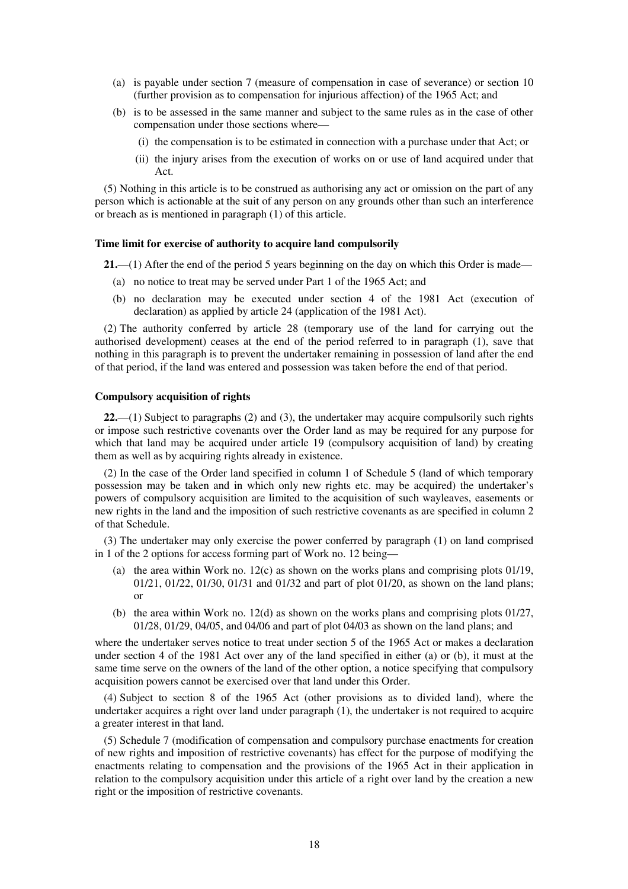(a) is payable under section 7 (measure of compensation in case of severance) or section 10 (further provision as to compensation for injurious affection) of the 1965 Act; and

(b) is to be assessed in the same manner and subject to the same rules as in the case of other compensation under those sections where—

(i) the compensation is to be estimated in connection with a purchase under that Act; or

(ii) the injury arises from the execution of works on or use of land acquired under that Act.

(5) Nothing in this article is to be construed as authorising any act or omission on the part of any person which is actionable at the suit of any person on any grounds other than such an interference or breach as is mentioned in paragraph (1) of this article.

**Time limit for exercise of authority to acquire land compulsorily**

**21.**—(1) After the end of the period 5 years beginning on the day on which this Order is made—

(a) no notice to treat may be served under Part 1 of the 1965 Act; and

(b) no declaration may be executed under section 4 of the 1981 Act (execution of declaration) as applied by article 24 (application of the 1981 Act).

(2) The authority conferred by article 28 (temporary use of the land for carrying out the authorised development) ceases at the end of the period referred to in paragraph (1), save that nothing in this paragraph is to prevent the undertaker remaining in possession of land after the end of that period, if the land was entered and possession was taken before the end of that period.

**Compulsory acquisition of rights**

**22.**—(1) Subject to paragraphs (2) and (3), the undertaker may acquire compulsorily such rights or impose such restrictive covenants over the Order land as may be required for any purpose for which that land may be acquired under article 19 (compulsory acquisition of land) by creating them as well as by acquiring rights already in existence.

(2) In the case of the Order land specified in column 1 of Schedule 5 (land of which temporary possession may be taken and in which only new rights etc. may be acquired) the undertaker's powers of compulsory acquisition are limited to the acquisition of such wayleaves, easements or new rights in the land and the imposition of such restrictive covenants as are specified in column 2 of that Schedule.

(3) The undertaker may only exercise the power conferred by paragraph (1) on land comprised in 1 of the 2 options for access forming part of Work no. 12 being—

(a) the area within Work no. 12(c) as shown on the works plans and comprising plots 01/19, 01/21, 01/22, 01/30, 01/31 and 01/32 and part of plot 01/20, as shown on the land plans; or

(b) the area within Work no. 12(d) as shown on the works plans and comprising plots 01/27, 01/28, 01/29, 04/05, and 04/06 and part of plot 04/03 as shown on the land plans; and

where the undertaker serves notice to treat under section 5 of the 1965 Act or makes a declaration under section 4 of the 1981 Act over any of the land specified in either (a) or (b), it must at the same time serve on the owners of the land of the other option, a notice specifying that compulsory acquisition powers cannot be exercised over that land under this Order.

(4) Subject to section 8 of the 1965 Act (other provisions as to divided land), where the undertaker acquires a right over land under paragraph (1), the undertaker is not required to acquire a greater interest in that land.

(5) Schedule 7 (modification of compensation and compulsory purchase enactments for creation of new rights and imposition of restrictive covenants) has effect for the purpose of modifying the enactments relating to compensation and the provisions of the 1965 Act in their application in relation to the compulsory acquisition under this article of a right over land by the creation a new right or the imposition of restrictive covenants.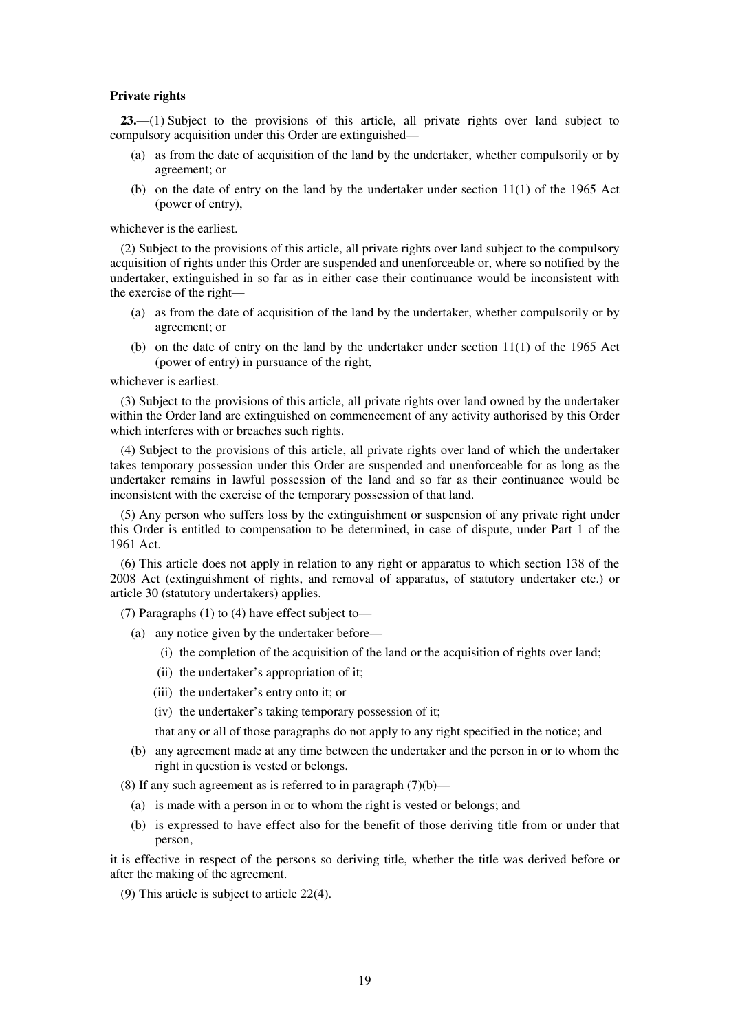**Private rights**

**23.**—(1) Subject to the provisions of this article, all private rights over land subject to compulsory acquisition under this Order are extinguished—

- (a) as from the date of acquisition of the land by the undertaker, whether compulsorily or by agreement; or
- (b) on the date of entry on the land by the undertaker under section 11(1) of the 1965 Act (power of entry),

whichever is the earliest.

(2) Subject to the provisions of this article, all private rights over land subject to the compulsory acquisition of rights under this Order are suspended and unenforceable or, where so notified by the undertaker, extinguished in so far as in either case their continuance would be inconsistent with the exercise of the right—

- (a) as from the date of acquisition of the land by the undertaker, whether compulsorily or by agreement; or
- (b) on the date of entry on the land by the undertaker under section 11(1) of the 1965 Act (power of entry) in pursuance of the right,

whichever is earliest.

(3) Subject to the provisions of this article, all private rights over land owned by the undertaker within the Order land are extinguished on commencement of any activity authorised by this Order which interferes with or breaches such rights.

(4) Subject to the provisions of this article, all private rights over land of which the undertaker takes temporary possession under this Order are suspended and unenforceable for as long as the undertaker remains in lawful possession of the land and so far as their continuance would be inconsistent with the exercise of the temporary possession of that land.

(5) Any person who suffers loss by the extinguishment or suspension of any private right under this Order is entitled to compensation to be determined, in case of dispute, under Part 1 of the 1961 Act.

(6) This article does not apply in relation to any right or apparatus to which section 138 of the 2008 Act (extinguishment of rights, and removal of apparatus, of statutory undertaker etc.) or article 30 (statutory undertakers) applies.

(7) Paragraphs (1) to (4) have effect subject to—

- (a) any notice given by the undertaker before—
  - (i) the completion of the acquisition of the land or the acquisition of rights over land;
  - (ii) the undertaker's appropriation of it;
  - (iii) the undertaker's entry onto it; or
  - (iv) the undertaker's taking temporary possession of it;

  that any or all of those paragraphs do not apply to any right specified in the notice; and
- (b) any agreement made at any time between the undertaker and the person in or to whom the right in question is vested or belongs.

(8) If any such agreement as is referred to in paragraph (7)(b)—

- (a) is made with a person in or to whom the right is vested or belongs; and
- (b) is expressed to have effect also for the benefit of those deriving title from or under that person,

it is effective in respect of the persons so deriving title, whether the title was derived before or after the making of the agreement.

(9) This article is subject to article 22(4).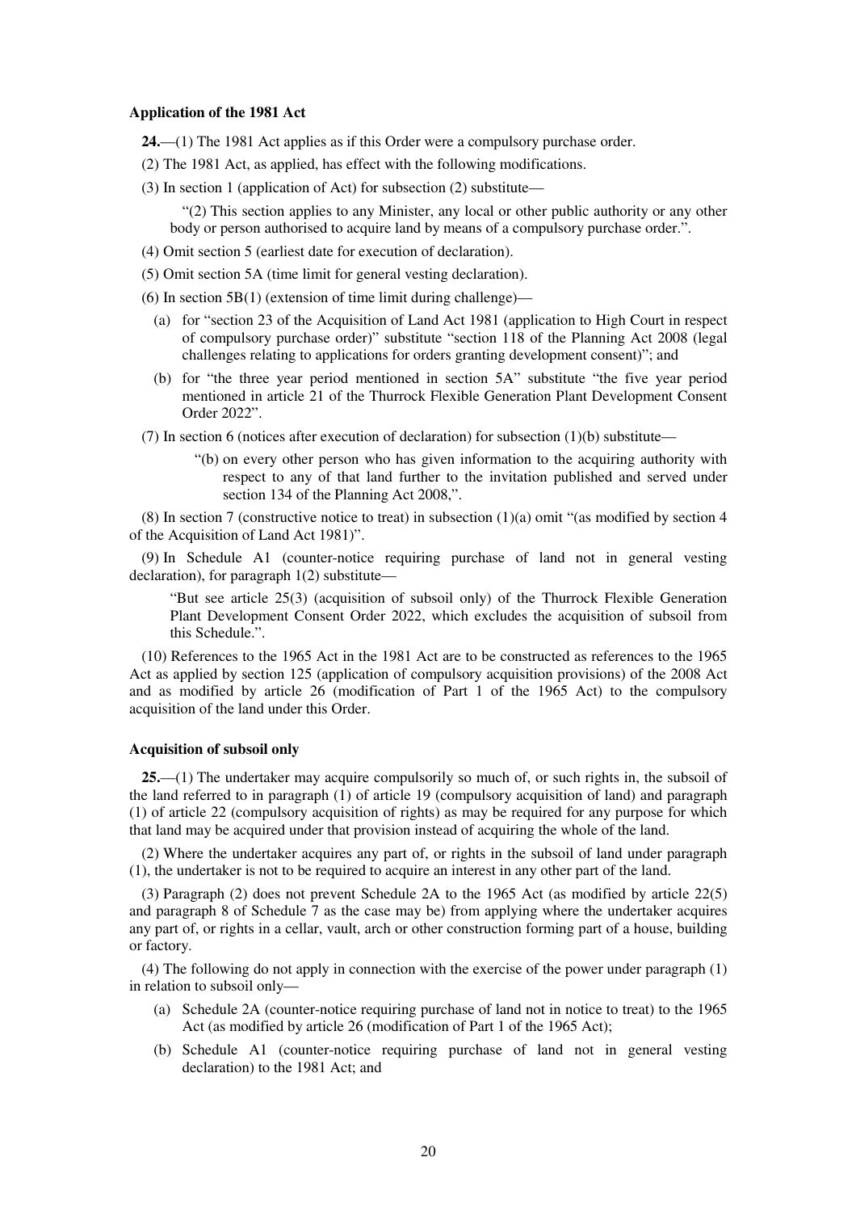**Application of the 1981 Act**

**24.**—(1) The 1981 Act applies as if this Order were a compulsory purchase order.

(2) The 1981 Act, as applied, has effect with the following modifications.

(3) In section 1 (application of Act) for subsection (2) substitute—

"(2) This section applies to any Minister, any local or other public authority or any other body or person authorised to acquire land by means of a compulsory purchase order.".

(4) Omit section 5 (earliest date for execution of declaration).

(5) Omit section 5A (time limit for general vesting declaration).

(6) In section 5B(1) (extension of time limit during challenge)—

(a) for "section 23 of the Acquisition of Land Act 1981 (application to High Court in respect of compulsory purchase order)" substitute "section 118 of the Planning Act 2008 (legal challenges relating to applications for orders granting development consent)"; and

(b) for "the three year period mentioned in section 5A" substitute "the five year period mentioned in article 21 of the Thurrock Flexible Generation Plant Development Consent Order 2022".

(7) In section 6 (notices after execution of declaration) for subsection (1)(b) substitute—

"(b) on every other person who has given information to the acquiring authority with respect to any of that land further to the invitation published and served under section 134 of the Planning Act 2008,".

(8) In section 7 (constructive notice to treat) in subsection (1)(a) omit "(as modified by section 4 of the Acquisition of Land Act 1981)".

(9) In Schedule A1 (counter-notice requiring purchase of land not in general vesting declaration), for paragraph 1(2) substitute—

"But see article 25(3) (acquisition of subsoil only) of the Thurrock Flexible Generation Plant Development Consent Order 2022, which excludes the acquisition of subsoil from this Schedule.".

(10) References to the 1965 Act in the 1981 Act are to be constructed as references to the 1965 Act as applied by section 125 (application of compulsory acquisition provisions) of the 2008 Act and as modified by article 26 (modification of Part 1 of the 1965 Act) to the compulsory acquisition of the land under this Order.

**Acquisition of subsoil only**

**25.**—(1) The undertaker may acquire compulsorily so much of, or such rights in, the subsoil of the land referred to in paragraph (1) of article 19 (compulsory acquisition of land) and paragraph (1) of article 22 (compulsory acquisition of rights) as may be required for any purpose for which that land may be acquired under that provision instead of acquiring the whole of the land.

(2) Where the undertaker acquires any part of, or rights in the subsoil of land under paragraph (1), the undertaker is not to be required to acquire an interest in any other part of the land.

(3) Paragraph (2) does not prevent Schedule 2A to the 1965 Act (as modified by article 22(5) and paragraph 8 of Schedule 7 as the case may be) from applying where the undertaker acquires any part of, or rights in a cellar, vault, arch or other construction forming part of a house, building or factory.

(4) The following do not apply in connection with the exercise of the power under paragraph (1) in relation to subsoil only—

(a) Schedule 2A (counter-notice requiring purchase of land not in notice to treat) to the 1965 Act (as modified by article 26 (modification of Part 1 of the 1965 Act);

(b) Schedule A1 (counter-notice requiring purchase of land not in general vesting declaration) to the 1981 Act; and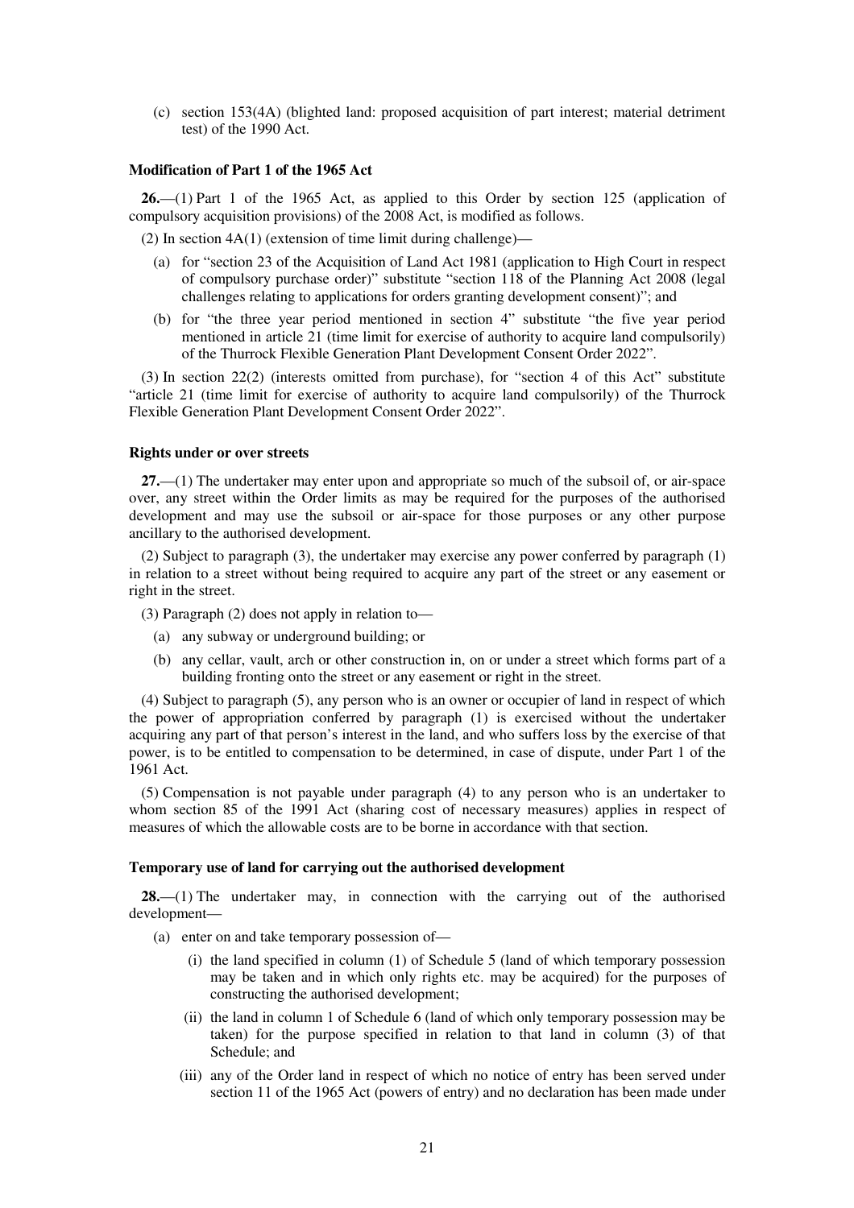(c) section 153(4A) (blighted land: proposed acquisition of part interest; material detriment test) of the 1990 Act.

**Modification of Part 1 of the 1965 Act**

**26.**—(1) Part 1 of the 1965 Act, as applied to this Order by section 125 (application of compulsory acquisition provisions) of the 2008 Act, is modified as follows.

(2) In section 4A(1) (extension of time limit during challenge)—

(a) for "section 23 of the Acquisition of Land Act 1981 (application to High Court in respect of compulsory purchase order)" substitute "section 118 of the Planning Act 2008 (legal challenges relating to applications for orders granting development consent)"; and

(b) for "the three year period mentioned in section 4" substitute "the five year period mentioned in article 21 (time limit for exercise of authority to acquire land compulsorily) of the Thurrock Flexible Generation Plant Development Consent Order 2022".

(3) In section 22(2) (interests omitted from purchase), for "section 4 of this Act" substitute "article 21 (time limit for exercise of authority to acquire land compulsorily) of the Thurrock Flexible Generation Plant Development Consent Order 2022".

**Rights under or over streets**

**27.**—(1) The undertaker may enter upon and appropriate so much of the subsoil of, or air-space over, any street within the Order limits as may be required for the purposes of the authorised development and may use the subsoil or air-space for those purposes or any other purpose ancillary to the authorised development.

(2) Subject to paragraph (3), the undertaker may exercise any power conferred by paragraph (1) in relation to a street without being required to acquire any part of the street or any easement or right in the street.

(3) Paragraph (2) does not apply in relation to—

(a) any subway or underground building; or

(b) any cellar, vault, arch or other construction in, on or under a street which forms part of a building fronting onto the street or any easement or right in the street.

(4) Subject to paragraph (5), any person who is an owner or occupier of land in respect of which the power of appropriation conferred by paragraph (1) is exercised without the undertaker acquiring any part of that person's interest in the land, and who suffers loss by the exercise of that power, is to be entitled to compensation to be determined, in case of dispute, under Part 1 of the 1961 Act.

(5) Compensation is not payable under paragraph (4) to any person who is an undertaker to whom section 85 of the 1991 Act (sharing cost of necessary measures) applies in respect of measures of which the allowable costs are to be borne in accordance with that section.

**Temporary use of land for carrying out the authorised development**

**28.**—(1) The undertaker may, in connection with the carrying out of the authorised development—

(a) enter on and take temporary possession of—

(i) the land specified in column (1) of Schedule 5 (land of which temporary possession may be taken and in which only rights etc. may be acquired) for the purposes of constructing the authorised development;

(ii) the land in column 1 of Schedule 6 (land of which only temporary possession may be taken) for the purpose specified in relation to that land in column (3) of that Schedule; and

(iii) any of the Order land in respect of which no notice of entry has been served under section 11 of the 1965 Act (powers of entry) and no declaration has been made under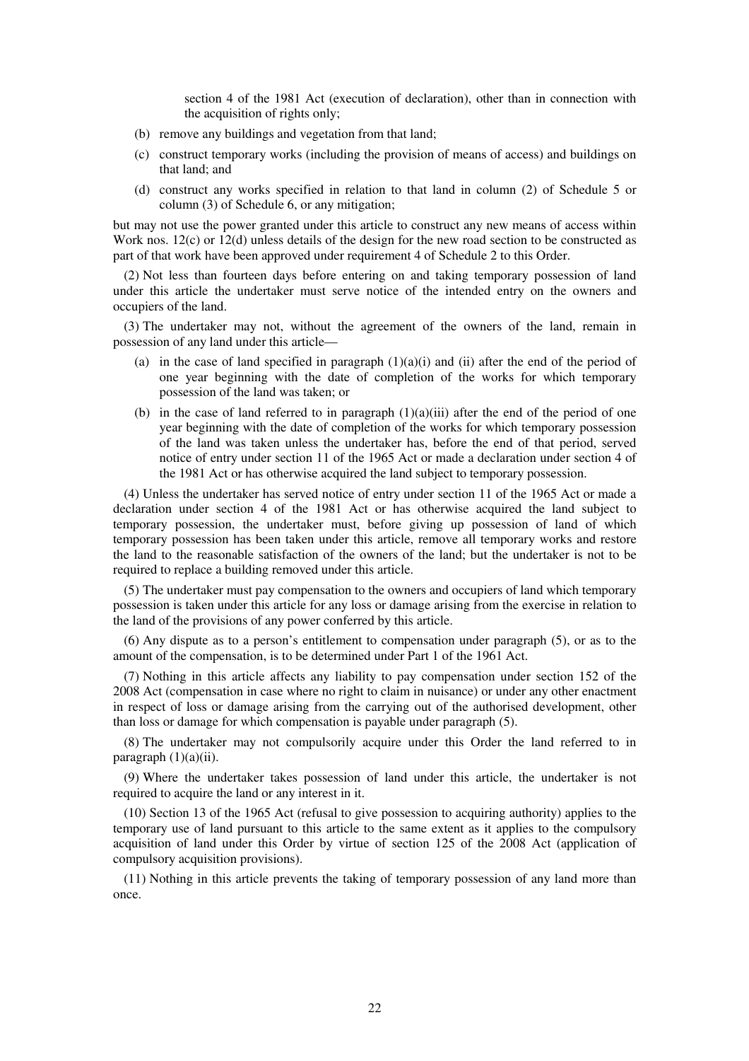section 4 of the 1981 Act (execution of declaration), other than in connection with the acquisition of rights only;

(b) remove any buildings and vegetation from that land;

(c) construct temporary works (including the provision of means of access) and buildings on that land; and

(d) construct any works specified in relation to that land in column (2) of Schedule 5 or column (3) of Schedule 6, or any mitigation;

but may not use the power granted under this article to construct any new means of access within Work nos. 12(c) or 12(d) unless details of the design for the new road section to be constructed as part of that work have been approved under requirement 4 of Schedule 2 to this Order.

(2) Not less than fourteen days before entering on and taking temporary possession of land under this article the undertaker must serve notice of the intended entry on the owners and occupiers of the land.

(3) The undertaker may not, without the agreement of the owners of the land, remain in possession of any land under this article—

(a) in the case of land specified in paragraph (1)(a)(i) and (ii) after the end of the period of one year beginning with the date of completion of the works for which temporary possession of the land was taken; or

(b) in the case of land referred to in paragraph (1)(a)(iii) after the end of the period of one year beginning with the date of completion of the works for which temporary possession of the land was taken unless the undertaker has, before the end of that period, served notice of entry under section 11 of the 1965 Act or made a declaration under section 4 of the 1981 Act or has otherwise acquired the land subject to temporary possession.

(4) Unless the undertaker has served notice of entry under section 11 of the 1965 Act or made a declaration under section 4 of the 1981 Act or has otherwise acquired the land subject to temporary possession, the undertaker must, before giving up possession of land of which temporary possession has been taken under this article, remove all temporary works and restore the land to the reasonable satisfaction of the owners of the land; but the undertaker is not to be required to replace a building removed under this article.

(5) The undertaker must pay compensation to the owners and occupiers of land which temporary possession is taken under this article for any loss or damage arising from the exercise in relation to the land of the provisions of any power conferred by this article.

(6) Any dispute as to a person's entitlement to compensation under paragraph (5), or as to the amount of the compensation, is to be determined under Part 1 of the 1961 Act.

(7) Nothing in this article affects any liability to pay compensation under section 152 of the 2008 Act (compensation in case where no right to claim in nuisance) or under any other enactment in respect of loss or damage arising from the carrying out of the authorised development, other than loss or damage for which compensation is payable under paragraph (5).

(8) The undertaker may not compulsorily acquire under this Order the land referred to in paragraph (1)(a)(ii).

(9) Where the undertaker takes possession of land under this article, the undertaker is not required to acquire the land or any interest in it.

(10) Section 13 of the 1965 Act (refusal to give possession to acquiring authority) applies to the temporary use of land pursuant to this article to the same extent as it applies to the compulsory acquisition of land under this Order by virtue of section 125 of the 2008 Act (application of compulsory acquisition provisions).

(11) Nothing in this article prevents the taking of temporary possession of any land more than once.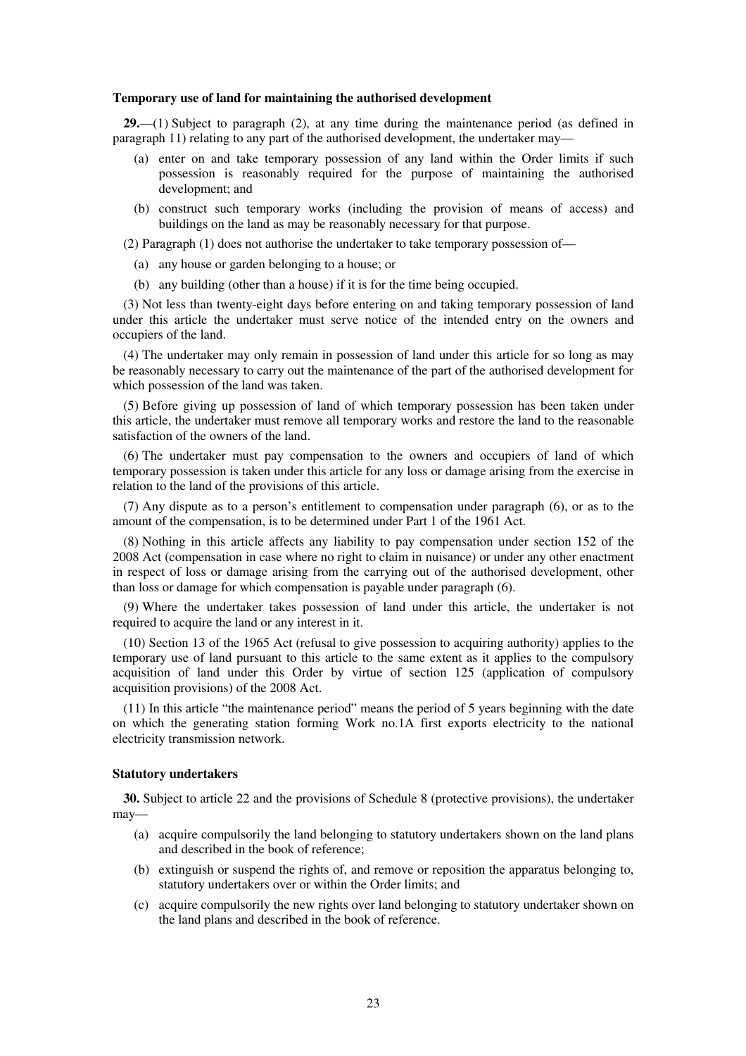**Temporary use of land for maintaining the authorised development**

**29.**—(1) Subject to paragraph (2), at any time during the maintenance period (as defined in paragraph 11) relating to any part of the authorised development, the undertaker may—

- (a) enter on and take temporary possession of any land within the Order limits if such possession is reasonably required for the purpose of maintaining the authorised development; and
- (b) construct such temporary works (including the provision of means of access) and buildings on the land as may be reasonably necessary for that purpose.

(2) Paragraph (1) does not authorise the undertaker to take temporary possession of—

- (a) any house or garden belonging to a house; or
- (b) any building (other than a house) if it is for the time being occupied.

(3) Not less than twenty-eight days before entering on and taking temporary possession of land under this article the undertaker must serve notice of the intended entry on the owners and occupiers of the land.

(4) The undertaker may only remain in possession of land under this article for so long as may be reasonably necessary to carry out the maintenance of the part of the authorised development for which possession of the land was taken.

(5) Before giving up possession of land of which temporary possession has been taken under this article, the undertaker must remove all temporary works and restore the land to the reasonable satisfaction of the owners of the land.

(6) The undertaker must pay compensation to the owners and occupiers of land of which temporary possession is taken under this article for any loss or damage arising from the exercise in relation to the land of the provisions of this article.

(7) Any dispute as to a person's entitlement to compensation under paragraph (6), or as to the amount of the compensation, is to be determined under Part 1 of the 1961 Act.

(8) Nothing in this article affects any liability to pay compensation under section 152 of the 2008 Act (compensation in case where no right to claim in nuisance) or under any other enactment in respect of loss or damage arising from the carrying out of the authorised development, other than loss or damage for which compensation is payable under paragraph (6).

(9) Where the undertaker takes possession of land under this article, the undertaker is not required to acquire the land or any interest in it.

(10) Section 13 of the 1965 Act (refusal to give possession to acquiring authority) applies to the temporary use of land pursuant to this article to the same extent as it applies to the compulsory acquisition of land under this Order by virtue of section 125 (application of compulsory acquisition provisions) of the 2008 Act.

(11) In this article "the maintenance period" means the period of 5 years beginning with the date on which the generating station forming Work no.1A first exports electricity to the national electricity transmission network.

**Statutory undertakers**

**30.** Subject to article 22 and the provisions of Schedule 8 (protective provisions), the undertaker may—

- (a) acquire compulsorily the land belonging to statutory undertakers shown on the land plans and described in the book of reference;
- (b) extinguish or suspend the rights of, and remove or reposition the apparatus belonging to, statutory undertakers over or within the Order limits; and
- (c) acquire compulsorily the new rights over land belonging to statutory undertaker shown on the land plans and described in the book of reference.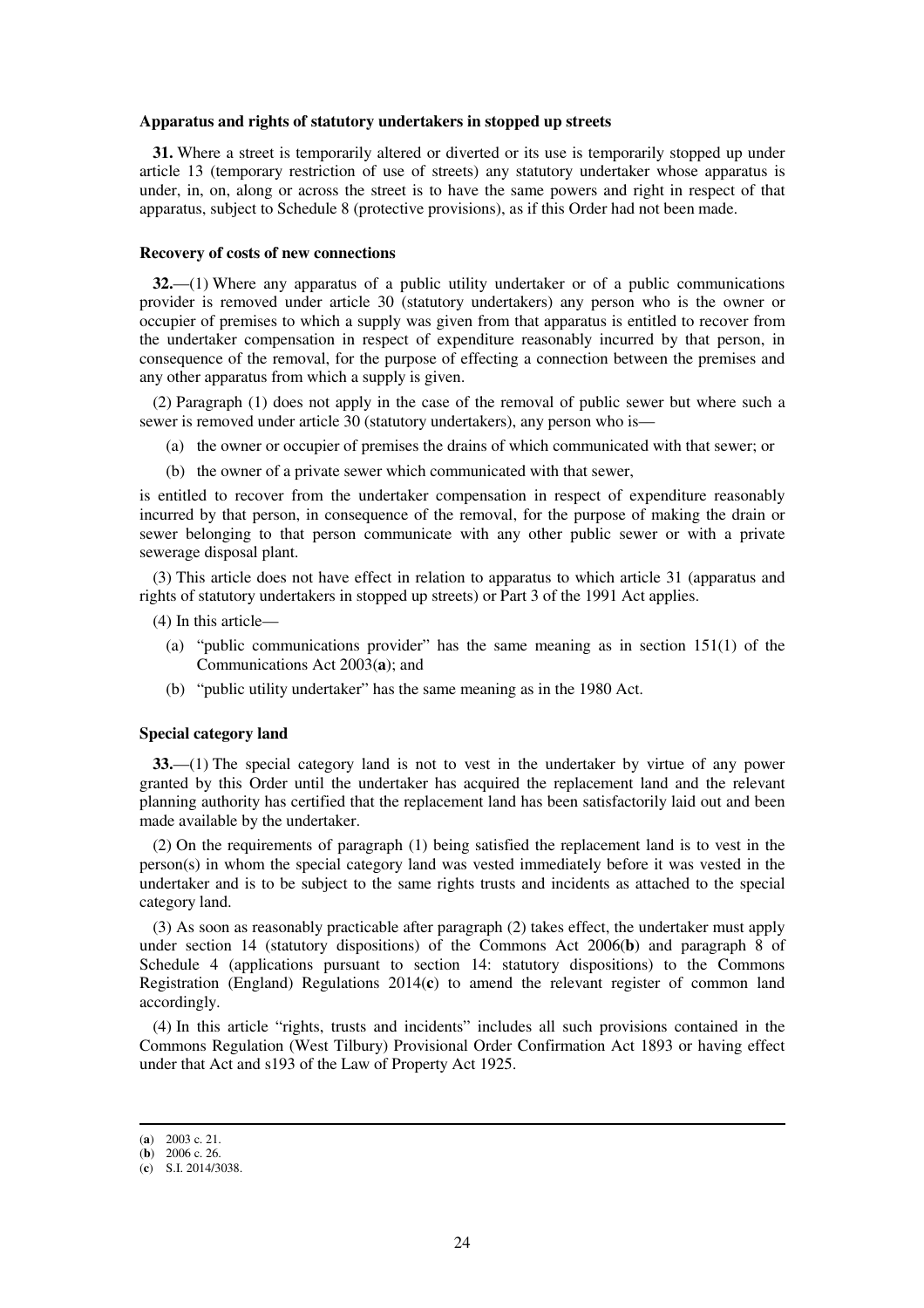### Apparatus and rights of statutory undertakers in stopped up streets

**31.** Where a street is temporarily altered or diverted or its use is temporarily stopped up under article 13 (temporary restriction of use of streets) any statutory undertaker whose apparatus is under, in, on, along or across the street is to have the same powers and right in respect of that apparatus, subject to Schedule 8 (protective provisions), as if this Order had not been made.

### Recovery of costs of new connections

**32.**—(1) Where any apparatus of a public utility undertaker or of a public communications provider is removed under article 30 (statutory undertakers) any person who is the owner or occupier of premises to which a supply was given from that apparatus is entitled to recover from the undertaker compensation in respect of expenditure reasonably incurred by that person, in consequence of the removal, for the purpose of effecting a connection between the premises and any other apparatus from which a supply is given.

(2) Paragraph (1) does not apply in the case of the removal of public sewer but where such a sewer is removed under article 30 (statutory undertakers), any person who is—

- (a) the owner or occupier of premises the drains of which communicated with that sewer; or
- (b) the owner of a private sewer which communicated with that sewer,

is entitled to recover from the undertaker compensation in respect of expenditure reasonably incurred by that person, in consequence of the removal, for the purpose of making the drain or sewer belonging to that person communicate with any other public sewer or with a private sewerage disposal plant.

(3) This article does not have effect in relation to apparatus to which article 31 (apparatus and rights of statutory undertakers in stopped up streets) or Part 3 of the 1991 Act applies.

(4) In this article—

- (a) "public communications provider" has the same meaning as in section 151(1) of the Communications Act 2003(**a**); and
- (b) "public utility undertaker" has the same meaning as in the 1980 Act.

### Special category land

**33.**—(1) The special category land is not to vest in the undertaker by virtue of any power granted by this Order until the undertaker has acquired the replacement land and the relevant planning authority has certified that the replacement land has been satisfactorily laid out and been made available by the undertaker.

(2) On the requirements of paragraph (1) being satisfied the replacement land is to vest in the person(s) in whom the special category land was vested immediately before it was vested in the undertaker and is to be subject to the same rights trusts and incidents as attached to the special category land.

(3) As soon as reasonably practicable after paragraph (2) takes effect, the undertaker must apply under section 14 (statutory dispositions) of the Commons Act 2006(**b**) and paragraph 8 of Schedule 4 (applications pursuant to section 14: statutory dispositions) to the Commons Registration (England) Regulations 2014(**c**) to amend the relevant register of common land accordingly.

(4) In this article "rights, trusts and incidents" includes all such provisions contained in the Commons Regulation (West Tilbury) Provisional Order Confirmation Act 1893 or having effect under that Act and s193 of the Law of Property Act 1925.

---

(**a**) 2003 c. 21.
(**b**) 2006 c. 26.
(**c**) S.I. 2014/3038.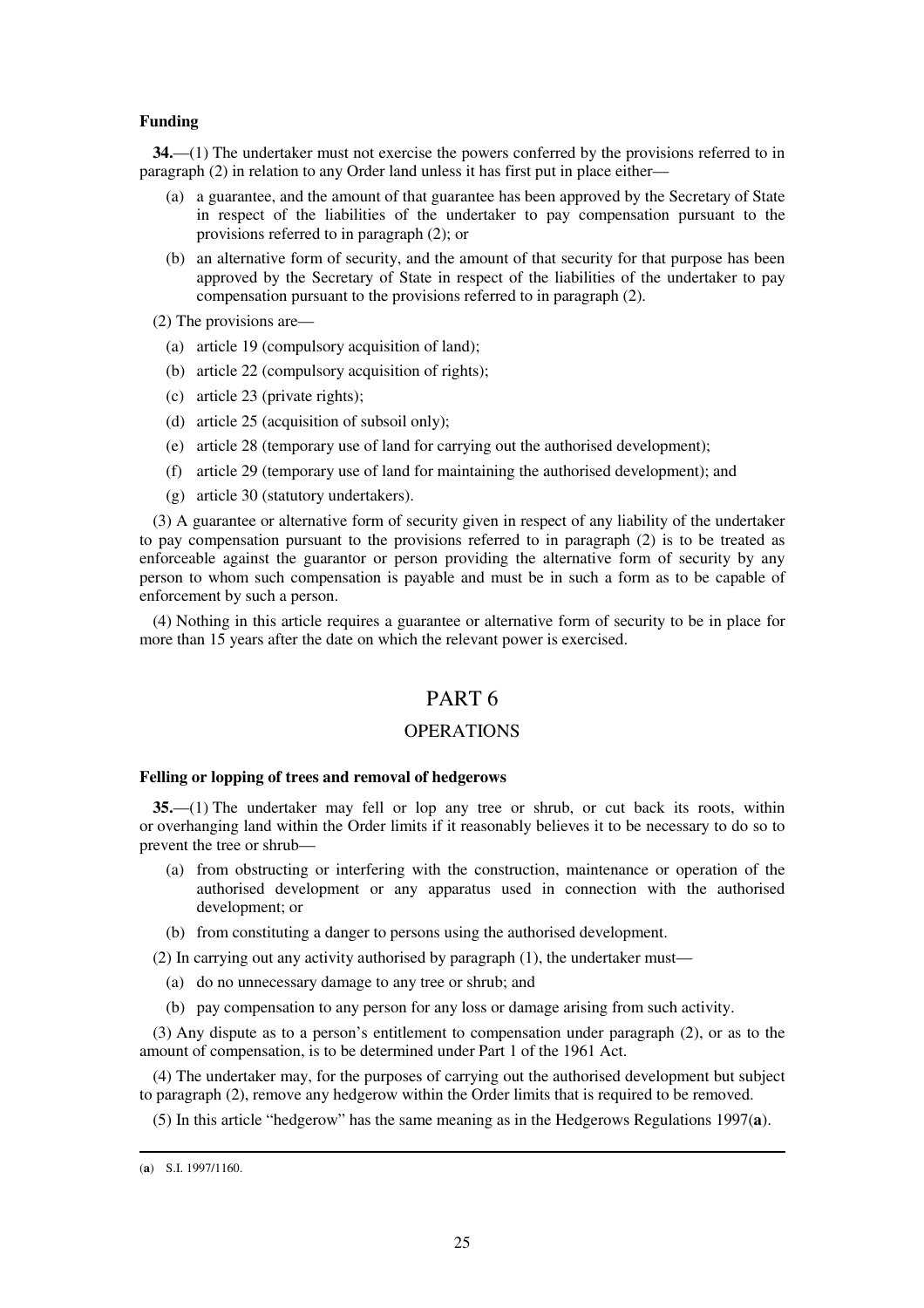**Funding**

**34.**—(1) The undertaker must not exercise the powers conferred by the provisions referred to in paragraph (2) in relation to any Order land unless it has first put in place either—

(a) a guarantee, and the amount of that guarantee has been approved by the Secretary of State in respect of the liabilities of the undertaker to pay compensation pursuant to the provisions referred to in paragraph (2); or

(b) an alternative form of security, and the amount of that security for that purpose has been approved by the Secretary of State in respect of the liabilities of the undertaker to pay compensation pursuant to the provisions referred to in paragraph (2).

(2) The provisions are—

(a) article 19 (compulsory acquisition of land);

(b) article 22 (compulsory acquisition of rights);

(c) article 23 (private rights);

(d) article 25 (acquisition of subsoil only);

(e) article 28 (temporary use of land for carrying out the authorised development);

(f) article 29 (temporary use of land for maintaining the authorised development); and

(g) article 30 (statutory undertakers).

(3) A guarantee or alternative form of security given in respect of any liability of the undertaker to pay compensation pursuant to the provisions referred to in paragraph (2) is to be treated as enforceable against the guarantor or person providing the alternative form of security by any person to whom such compensation is payable and must be in such a form as to be capable of enforcement by such a person.

(4) Nothing in this article requires a guarantee or alternative form of security to be in place for more than 15 years after the date on which the relevant power is exercised.

# PART 6

## OPERATIONS

**Felling or lopping of trees and removal of hedgerows**

**35.**—(1) The undertaker may fell or lop any tree or shrub, or cut back its roots, within or overhanging land within the Order limits if it reasonably believes it to be necessary to do so to prevent the tree or shrub—

(a) from obstructing or interfering with the construction, maintenance or operation of the authorised development or any apparatus used in connection with the authorised development; or

(b) from constituting a danger to persons using the authorised development.

(2) In carrying out any activity authorised by paragraph (1), the undertaker must—

(a) do no unnecessary damage to any tree or shrub; and

(b) pay compensation to any person for any loss or damage arising from such activity.

(3) Any dispute as to a person's entitlement to compensation under paragraph (2), or as to the amount of compensation, is to be determined under Part 1 of the 1961 Act.

(4) The undertaker may, for the purposes of carrying out the authorised development but subject to paragraph (2), remove any hedgerow within the Order limits that is required to be removed.

(5) In this article "hedgerow" has the same meaning as in the Hedgerows Regulations 1997([a]).

([a]) S.I. 1997/1160.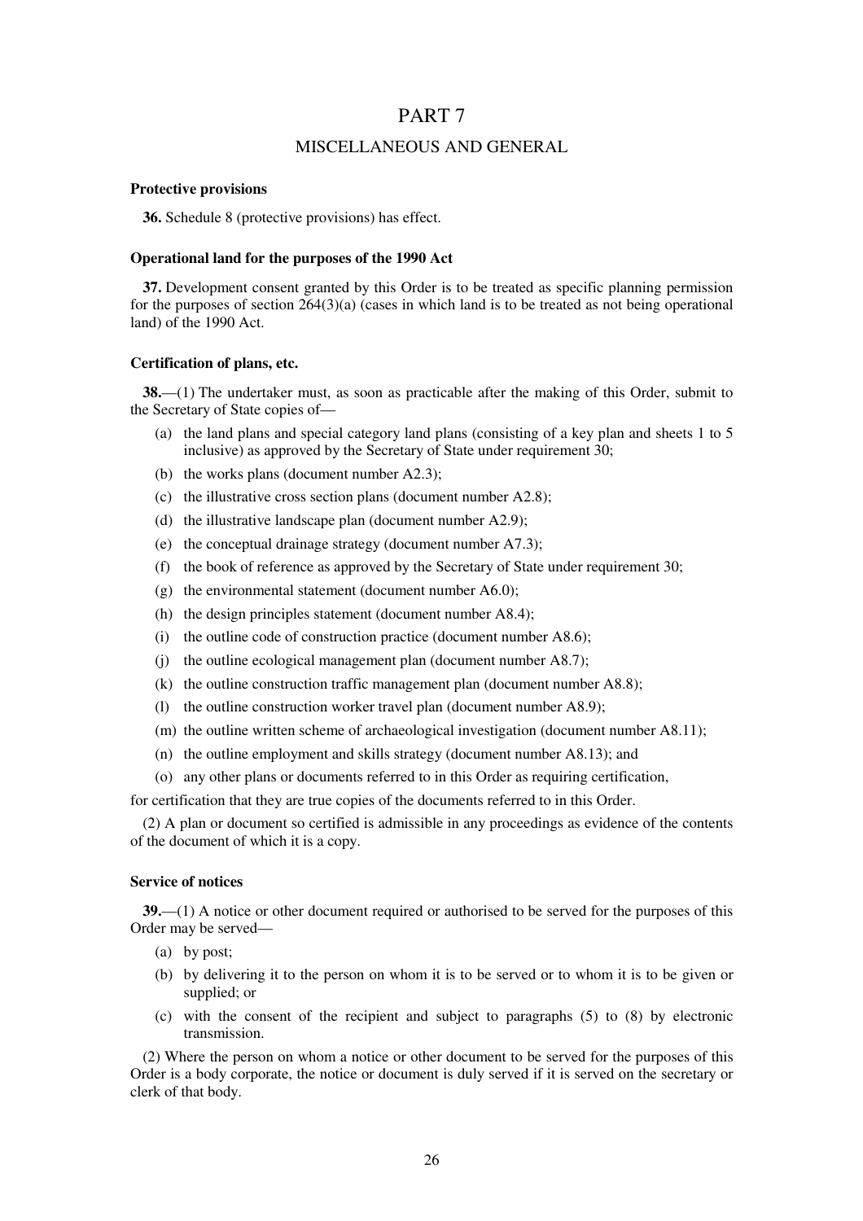# PART 7

## MISCELLANEOUS AND GENERAL

### Protective provisions

**36.** Schedule 8 (protective provisions) has effect.

### Operational land for the purposes of the 1990 Act

**37.** Development consent granted by this Order is to be treated as specific planning permission for the purposes of section 264(3)(a) (cases in which land is to be treated as not being operational land) of the 1990 Act.

### Certification of plans, etc.

**38.**—(1) The undertaker must, as soon as practicable after the making of this Order, submit to the Secretary of State copies of—

- (a) the land plans and special category land plans (consisting of a key plan and sheets 1 to 5 inclusive) as approved by the Secretary of State under requirement 30;
- (b) the works plans (document number A2.3);
- (c) the illustrative cross section plans (document number A2.8);
- (d) the illustrative landscape plan (document number A2.9);
- (e) the conceptual drainage strategy (document number A7.3);
- (f) the book of reference as approved by the Secretary of State under requirement 30;
- (g) the environmental statement (document number A6.0);
- (h) the design principles statement (document number A8.4);
- (i) the outline code of construction practice (document number A8.6);
- (j) the outline ecological management plan (document number A8.7);
- (k) the outline construction traffic management plan (document number A8.8);
- (l) the outline construction worker travel plan (document number A8.9);
- (m) the outline written scheme of archaeological investigation (document number A8.11);
- (n) the outline employment and skills strategy (document number A8.13); and
- (o) any other plans or documents referred to in this Order as requiring certification,

for certification that they are true copies of the documents referred to in this Order.

(2) A plan or document so certified is admissible in any proceedings as evidence of the contents of the document of which it is a copy.

### Service of notices

**39.**—(1) A notice or other document required or authorised to be served for the purposes of this Order may be served—

- (a) by post;
- (b) by delivering it to the person on whom it is to be served or to whom it is to be given or supplied; or
- (c) with the consent of the recipient and subject to paragraphs (5) to (8) by electronic transmission.

(2) Where the person on whom a notice or other document to be served for the purposes of this Order is a body corporate, the notice or document is duly served if it is served on the secretary or clerk of that body.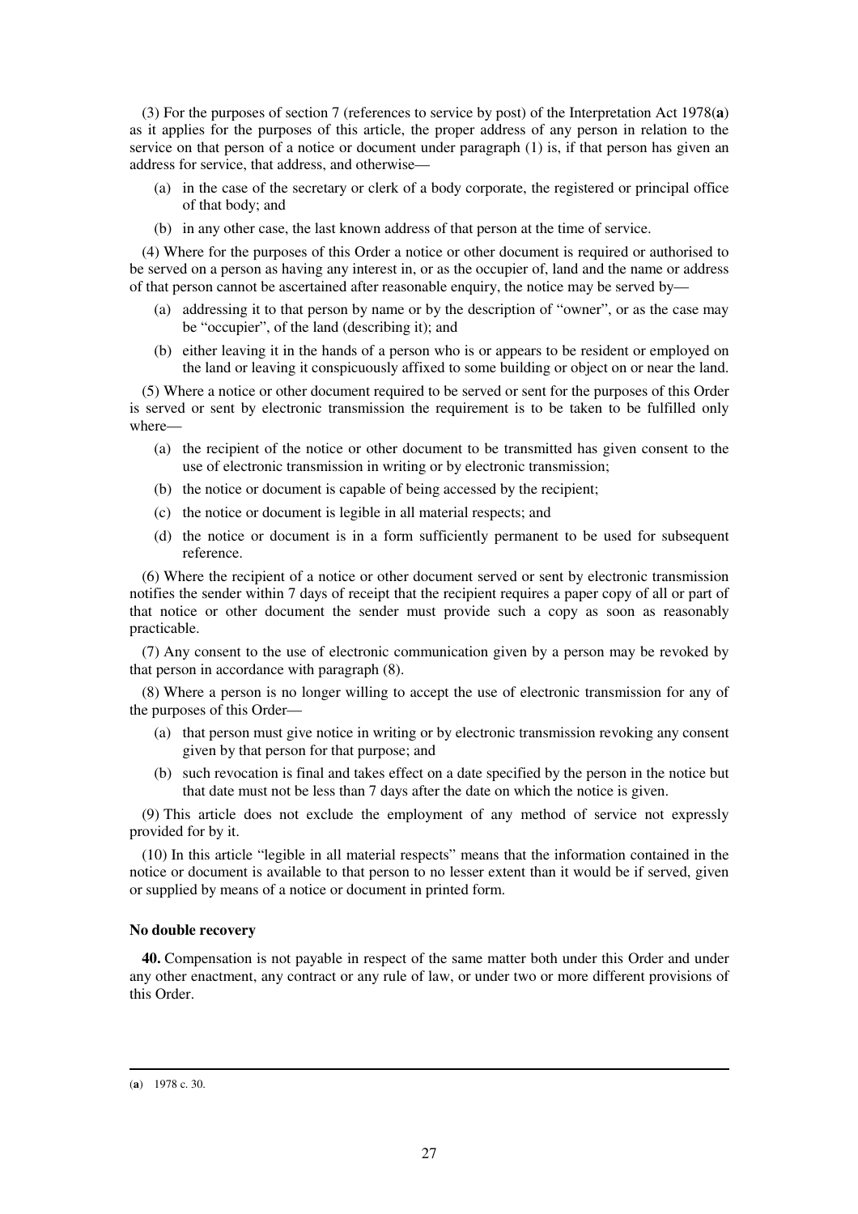(3) For the purposes of section 7 (references to service by post) of the Interpretation Act 1978(**a**) as it applies for the purposes of this article, the proper address of any person in relation to the service on that person of a notice or document under paragraph (1) is, if that person has given an address for service, that address, and otherwise—

- (a) in the case of the secretary or clerk of a body corporate, the registered or principal office of that body; and
- (b) in any other case, the last known address of that person at the time of service.

(4) Where for the purposes of this Order a notice or other document is required or authorised to be served on a person as having any interest in, or as the occupier of, land and the name or address of that person cannot be ascertained after reasonable enquiry, the notice may be served by—

- (a) addressing it to that person by name or by the description of "owner", or as the case may be "occupier", of the land (describing it); and
- (b) either leaving it in the hands of a person who is or appears to be resident or employed on the land or leaving it conspicuously affixed to some building or object on or near the land.

(5) Where a notice or other document required to be served or sent for the purposes of this Order is served or sent by electronic transmission the requirement is to be taken to be fulfilled only where—

- (a) the recipient of the notice or other document to be transmitted has given consent to the use of electronic transmission in writing or by electronic transmission;
- (b) the notice or document is capable of being accessed by the recipient;
- (c) the notice or document is legible in all material respects; and
- (d) the notice or document is in a form sufficiently permanent to be used for subsequent reference.

(6) Where the recipient of a notice or other document served or sent by electronic transmission notifies the sender within 7 days of receipt that the recipient requires a paper copy of all or part of that notice or other document the sender must provide such a copy as soon as reasonably practicable.

(7) Any consent to the use of electronic communication given by a person may be revoked by that person in accordance with paragraph (8).

(8) Where a person is no longer willing to accept the use of electronic transmission for any of the purposes of this Order—

- (a) that person must give notice in writing or by electronic transmission revoking any consent given by that person for that purpose; and
- (b) such revocation is final and takes effect on a date specified by the person in the notice but that date must not be less than 7 days after the date on which the notice is given.

(9) This article does not exclude the employment of any method of service not expressly provided for by it.

(10) In this article "legible in all material respects" means that the information contained in the notice or document is available to that person to no lesser extent than it would be if served, given or supplied by means of a notice or document in printed form.

**No double recovery**

**40.** Compensation is not payable in respect of the same matter both under this Order and under any other enactment, any contract or any rule of law, or under two or more different provisions of this Order.

---

(**a**) 1978 c. 30.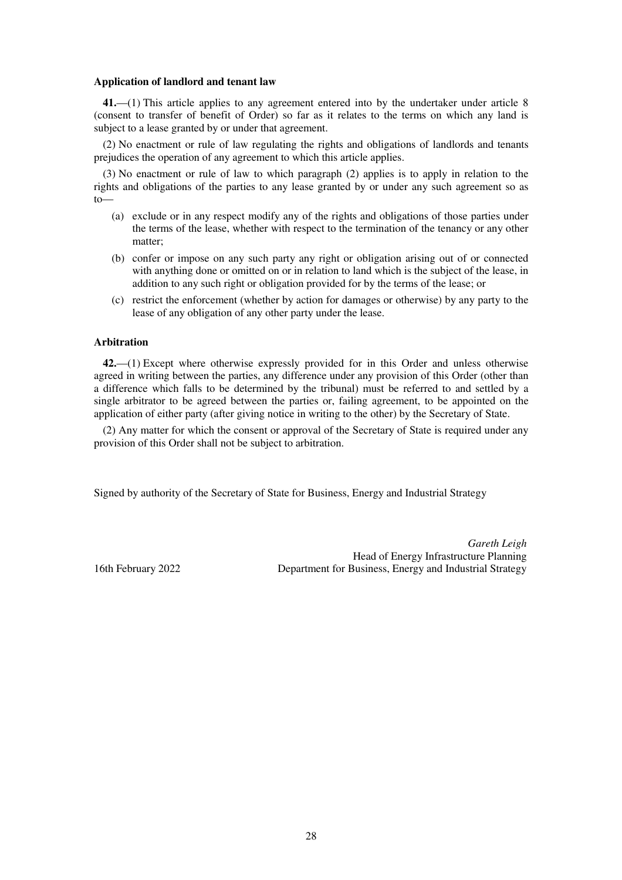**Application of landlord and tenant law**

**41.**—(1) This article applies to any agreement entered into by the undertaker under article 8 (consent to transfer of benefit of Order) so far as it relates to the terms on which any land is subject to a lease granted by or under that agreement.

(2) No enactment or rule of law regulating the rights and obligations of landlords and tenants prejudices the operation of any agreement to which this article applies.

(3) No enactment or rule of law to which paragraph (2) applies is to apply in relation to the rights and obligations of the parties to any lease granted by or under any such agreement so as to—

- (a) exclude or in any respect modify any of the rights and obligations of those parties under the terms of the lease, whether with respect to the termination of the tenancy or any other matter;
- (b) confer or impose on any such party any right or obligation arising out of or connected with anything done or omitted on or in relation to land which is the subject of the lease, in addition to any such right or obligation provided for by the terms of the lease; or
- (c) restrict the enforcement (whether by action for damages or otherwise) by any party to the lease of any obligation of any other party under the lease.

**Arbitration**

**42.**—(1) Except where otherwise expressly provided for in this Order and unless otherwise agreed in writing between the parties, any difference under any provision of this Order (other than a difference which falls to be determined by the tribunal) must be referred to and settled by a single arbitrator to be agreed between the parties or, failing agreement, to be appointed on the application of either party (after giving notice in writing to the other) by the Secretary of State.

(2) Any matter for which the consent or approval of the Secretary of State is required under any provision of this Order shall not be subject to arbitration.

Signed by authority of the Secretary of State for Business, Energy and Industrial Strategy

*Gareth Leigh*
Head of Energy Infrastructure Planning
Department for Business, Energy and Industrial Strategy

16th February 2022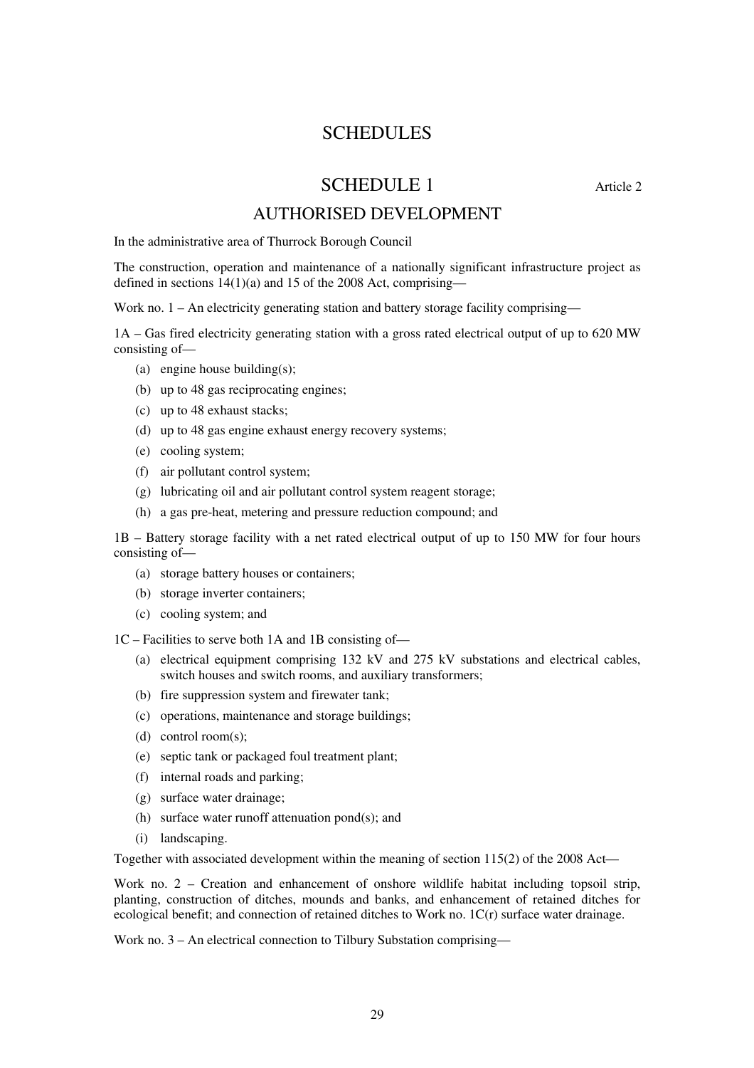# SCHEDULES

## SCHEDULE 1

Article 2

## AUTHORISED DEVELOPMENT

In the administrative area of Thurrock Borough Council

The construction, operation and maintenance of a nationally significant infrastructure project as defined in sections 14(1)(a) and 15 of the 2008 Act, comprising—

Work no. 1 – An electricity generating station and battery storage facility comprising—

1A – Gas fired electricity generating station with a gross rated electrical output of up to 620 MW consisting of—

- (a) engine house building(s);
- (b) up to 48 gas reciprocating engines;
- (c) up to 48 exhaust stacks;
- (d) up to 48 gas engine exhaust energy recovery systems;
- (e) cooling system;
- (f) air pollutant control system;
- (g) lubricating oil and air pollutant control system reagent storage;
- (h) a gas pre-heat, metering and pressure reduction compound; and

1B – Battery storage facility with a net rated electrical output of up to 150 MW for four hours consisting of—

- (a) storage battery houses or containers;
- (b) storage inverter containers;
- (c) cooling system; and

1C – Facilities to serve both 1A and 1B consisting of—

- (a) electrical equipment comprising 132 kV and 275 kV substations and electrical cables, switch houses and switch rooms, and auxiliary transformers;
- (b) fire suppression system and firewater tank;
- (c) operations, maintenance and storage buildings;
- (d) control room(s);
- (e) septic tank or packaged foul treatment plant;
- (f) internal roads and parking;
- (g) surface water drainage;
- (h) surface water runoff attenuation pond(s); and
- (i) landscaping.

Together with associated development within the meaning of section 115(2) of the 2008 Act—

Work no. 2 – Creation and enhancement of onshore wildlife habitat including topsoil strip, planting, construction of ditches, mounds and banks, and enhancement of retained ditches for ecological benefit; and connection of retained ditches to Work no. 1C(r) surface water drainage.

Work no. 3 – An electrical connection to Tilbury Substation comprising—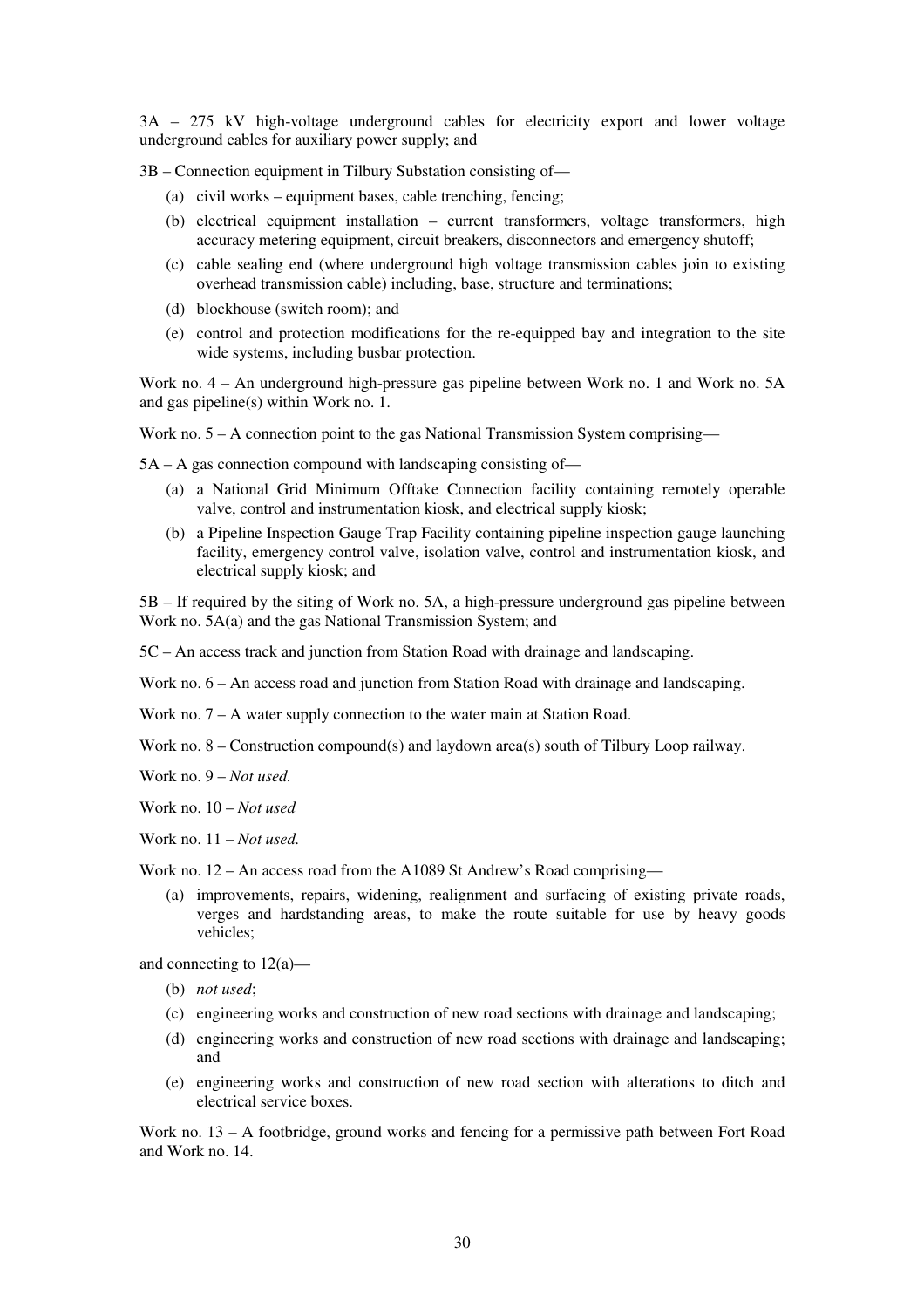3A – 275 kV high-voltage underground cables for electricity export and lower voltage underground cables for auxiliary power supply; and

3B – Connection equipment in Tilbury Substation consisting of—

(a) civil works – equipment bases, cable trenching, fencing;

(b) electrical equipment installation – current transformers, voltage transformers, high accuracy metering equipment, circuit breakers, disconnectors and emergency shutoff;

(c) cable sealing end (where underground high voltage transmission cables join to existing overhead transmission cable) including, base, structure and terminations;

(d) blockhouse (switch room); and

(e) control and protection modifications for the re-equipped bay and integration to the site wide systems, including busbar protection.

Work no. 4 – An underground high-pressure gas pipeline between Work no. 1 and Work no. 5A and gas pipeline(s) within Work no. 1.

Work no. 5 – A connection point to the gas National Transmission System comprising—

5A – A gas connection compound with landscaping consisting of—

(a) a National Grid Minimum Offtake Connection facility containing remotely operable valve, control and instrumentation kiosk, and electrical supply kiosk;

(b) a Pipeline Inspection Gauge Trap Facility containing pipeline inspection gauge launching facility, emergency control valve, isolation valve, control and instrumentation kiosk, and electrical supply kiosk; and

5B – If required by the siting of Work no. 5A, a high-pressure underground gas pipeline between Work no. 5A(a) and the gas National Transmission System; and

5C – An access track and junction from Station Road with drainage and landscaping.

Work no. 6 – An access road and junction from Station Road with drainage and landscaping.

Work no. 7 – A water supply connection to the water main at Station Road.

Work no. 8 – Construction compound(s) and laydown area(s) south of Tilbury Loop railway.

Work no. 9 – *Not used.*

Work no. 10 – *Not used*

Work no. 11 – *Not used.*

Work no. 12 – An access road from the A1089 St Andrew's Road comprising—

(a) improvements, repairs, widening, realignment and surfacing of existing private roads, verges and hardstanding areas, to make the route suitable for use by heavy goods vehicles;

and connecting to 12(a)—

(b) *not used*;

(c) engineering works and construction of new road sections with drainage and landscaping;

(d) engineering works and construction of new road sections with drainage and landscaping; and

(e) engineering works and construction of new road section with alterations to ditch and electrical service boxes.

Work no. 13 – A footbridge, ground works and fencing for a permissive path between Fort Road and Work no. 14.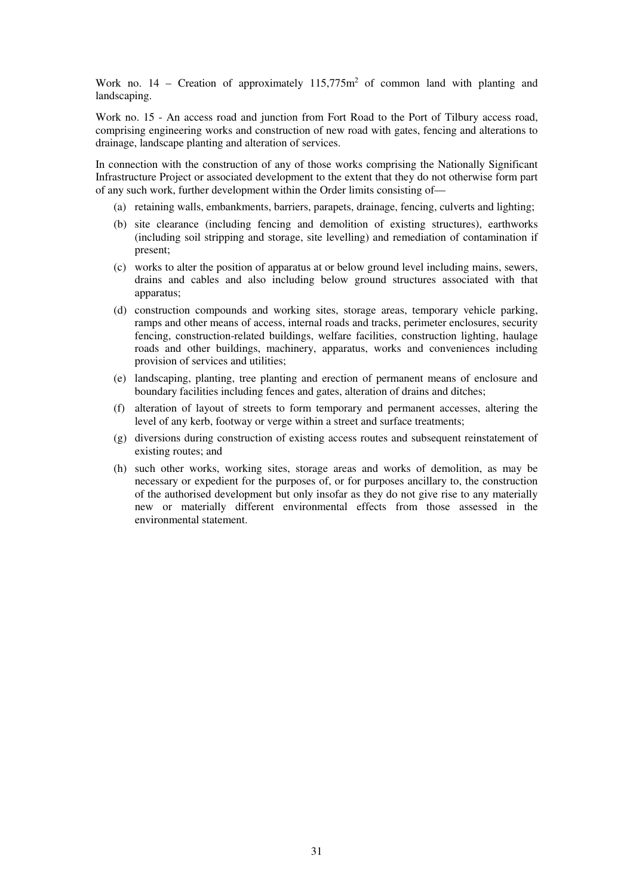Work no. 14 – Creation of approximately 115,775m$^2$ of common land with planting and landscaping.

Work no. 15 - An access road and junction from Fort Road to the Port of Tilbury access road, comprising engineering works and construction of new road with gates, fencing and alterations to drainage, landscape planting and alteration of services.

In connection with the construction of any of those works comprising the Nationally Significant Infrastructure Project or associated development to the extent that they do not otherwise form part of any such work, further development within the Order limits consisting of—

(a) retaining walls, embankments, barriers, parapets, drainage, fencing, culverts and lighting;

(b) site clearance (including fencing and demolition of existing structures), earthworks (including soil stripping and storage, site levelling) and remediation of contamination if present;

(c) works to alter the position of apparatus at or below ground level including mains, sewers, drains and cables and also including below ground structures associated with that apparatus;

(d) construction compounds and working sites, storage areas, temporary vehicle parking, ramps and other means of access, internal roads and tracks, perimeter enclosures, security fencing, construction-related buildings, welfare facilities, construction lighting, haulage roads and other buildings, machinery, apparatus, works and conveniences including provision of services and utilities;

(e) landscaping, planting, tree planting and erection of permanent means of enclosure and boundary facilities including fences and gates, alteration of drains and ditches;

(f) alteration of layout of streets to form temporary and permanent accesses, altering the level of any kerb, footway or verge within a street and surface treatments;

(g) diversions during construction of existing access routes and subsequent reinstatement of existing routes; and

(h) such other works, working sites, storage areas and works of demolition, as may be necessary or expedient for the purposes of, or for purposes ancillary to, the construction of the authorised development but only insofar as they do not give rise to any materially new or materially different environmental effects from those assessed in the environmental statement.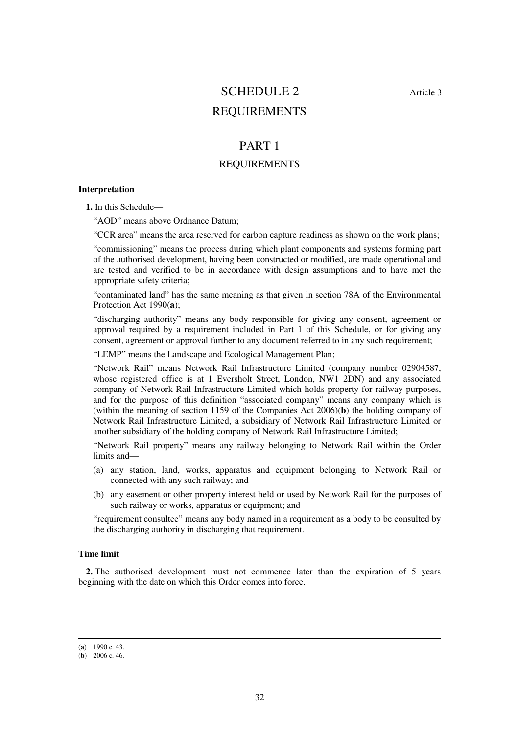# SCHEDULE 2

Article 3

# REQUIREMENTS

## PART 1

## REQUIREMENTS

**Interpretation**

**1.** In this Schedule—

"AOD" means above Ordnance Datum;

"CCR area" means the area reserved for carbon capture readiness as shown on the work plans;

"commissioning" means the process during which plant components and systems forming part of the authorised development, having been constructed or modified, are made operational and are tested and verified to be in accordance with design assumptions and to have met the appropriate safety criteria;

"contaminated land" has the same meaning as that given in section 78A of the Environmental Protection Act 1990(**a**);

"discharging authority" means any body responsible for giving any consent, agreement or approval required by a requirement included in Part 1 of this Schedule, or for giving any consent, agreement or approval further to any document referred to in any such requirement;

"LEMP" means the Landscape and Ecological Management Plan;

"Network Rail" means Network Rail Infrastructure Limited (company number 02904587, whose registered office is at 1 Eversholt Street, London, NW1 2DN) and any associated company of Network Rail Infrastructure Limited which holds property for railway purposes, and for the purpose of this definition "associated company" means any company which is (within the meaning of section 1159 of the Companies Act 2006)(**b**) the holding company of Network Rail Infrastructure Limited, a subsidiary of Network Rail Infrastructure Limited or another subsidiary of the holding company of Network Rail Infrastructure Limited;

"Network Rail property" means any railway belonging to Network Rail within the Order limits and—

(a) any station, land, works, apparatus and equipment belonging to Network Rail or connected with any such railway; and

(b) any easement or other property interest held or used by Network Rail for the purposes of such railway or works, apparatus or equipment; and

"requirement consultee" means any body named in a requirement as a body to be consulted by the discharging authority in discharging that requirement.

**Time limit**

**2.** The authorised development must not commence later than the expiration of 5 years beginning with the date on which this Order comes into force.

---

(**a**) 1990 c. 43.

(**b**) 2006 c. 46.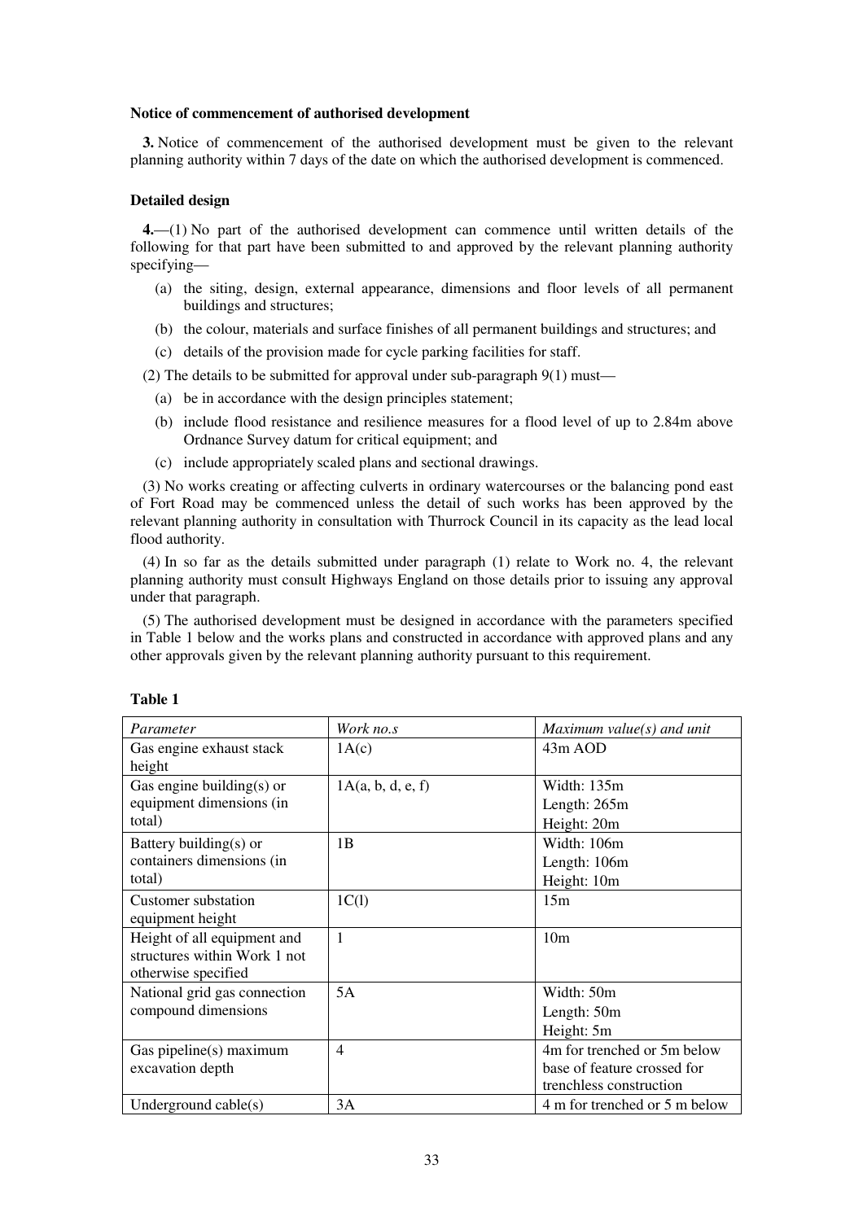**Notice of commencement of authorised development**

**3.** Notice of commencement of the authorised development must be given to the relevant planning authority within 7 days of the date on which the authorised development is commenced.

**Detailed design**

**4.**—(1) No part of the authorised development can commence until written details of the following for that part have been submitted to and approved by the relevant planning authority specifying—

(a) the siting, design, external appearance, dimensions and floor levels of all permanent buildings and structures;

(b) the colour, materials and surface finishes of all permanent buildings and structures; and

(c) details of the provision made for cycle parking facilities for staff.

(2) The details to be submitted for approval under sub-paragraph 9(1) must—

(a) be in accordance with the design principles statement;

(b) include flood resistance and resilience measures for a flood level of up to 2.84m above Ordnance Survey datum for critical equipment; and

(c) include appropriately scaled plans and sectional drawings.

(3) No works creating or affecting culverts in ordinary watercourses or the balancing pond east of Fort Road may be commenced unless the detail of such works has been approved by the relevant planning authority in consultation with Thurrock Council in its capacity as the lead local flood authority.

(4) In so far as the details submitted under paragraph (1) relate to Work no. 4, the relevant planning authority must consult Highways England on those details prior to issuing any approval under that paragraph.

(5) The authorised development must be designed in accordance with the parameters specified in Table 1 below and the works plans and constructed in accordance with approved plans and any other approvals given by the relevant planning authority pursuant to this requirement.

**Table 1**

| *Parameter* | *Work no.s* | *Maximum value(s) and unit* |
|---|---|---|
| Gas engine exhaust stack height | 1A(c) | 43m AOD |
| Gas engine building(s) or equipment dimensions (in total) | 1A(a, b, d, e, f) | Width: 135m<br>Length: 265m<br>Height: 20m |
| Battery building(s) or containers dimensions (in total) | 1B | Width: 106m<br>Length: 106m<br>Height: 10m |
| Customer substation equipment height | 1C(l) | 15m |
| Height of all equipment and structures within Work 1 not otherwise specified | 1 | 10m |
| National grid gas connection compound dimensions | 5A | Width: 50m<br>Length: 50m<br>Height: 5m |
| Gas pipeline(s) maximum excavation depth | 4 | 4m for trenched or 5m below base of feature crossed for trenchless construction |
| Underground cable(s) | 3A | 4 m for trenched or 5 m below |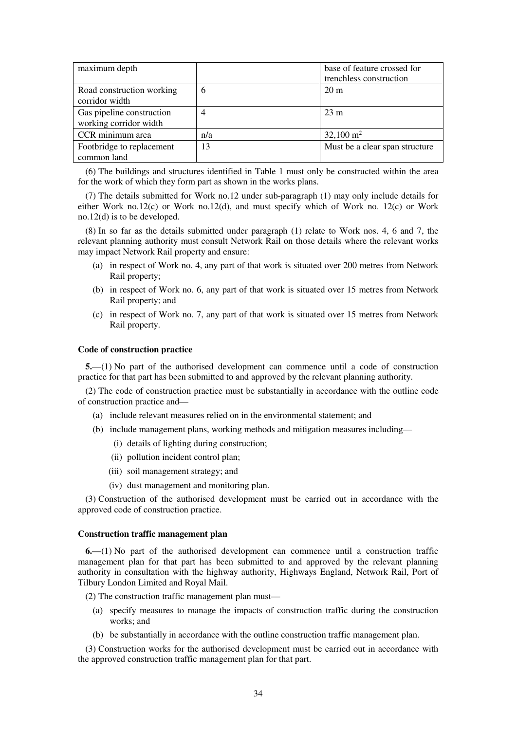| maximum depth | | base of feature crossed for trenchless construction |
|---|---|---|
| Road construction working corridor width | 6 | 20 m |
| Gas pipeline construction working corridor width | 4 | 23 m |
| CCR minimum area | n/a | 32,100 m$^2$ |
| Footbridge to replacement common land | 13 | Must be a clear span structure |

(6) The buildings and structures identified in Table 1 must only be constructed within the area for the work of which they form part as shown in the works plans.

(7) The details submitted for Work no.12 under sub-paragraph (1) may only include details for either Work no.12(c) or Work no.12(d), and must specify which of Work no. 12(c) or Work no.12(d) is to be developed.

(8) In so far as the details submitted under paragraph (1) relate to Work nos. 4, 6 and 7, the relevant planning authority must consult Network Rail on those details where the relevant works may impact Network Rail property and ensure:

(a) in respect of Work no. 4, any part of that work is situated over 200 metres from Network Rail property;

(b) in respect of Work no. 6, any part of that work is situated over 15 metres from Network Rail property; and

(c) in respect of Work no. 7, any part of that work is situated over 15 metres from Network Rail property.

**Code of construction practice**

**5.**—(1) No part of the authorised development can commence until a code of construction practice for that part has been submitted to and approved by the relevant planning authority.

(2) The code of construction practice must be substantially in accordance with the outline code of construction practice and—

(a) include relevant measures relied on in the environmental statement; and

(b) include management plans, working methods and mitigation measures including—

(i) details of lighting during construction;

(ii) pollution incident control plan;

(iii) soil management strategy; and

(iv) dust management and monitoring plan.

(3) Construction of the authorised development must be carried out in accordance with the approved code of construction practice.

**Construction traffic management plan**

**6.**—(1) No part of the authorised development can commence until a construction traffic management plan for that part has been submitted to and approved by the relevant planning authority in consultation with the highway authority, Highways England, Network Rail, Port of Tilbury London Limited and Royal Mail.

(2) The construction traffic management plan must—

(a) specify measures to manage the impacts of construction traffic during the construction works; and

(b) be substantially in accordance with the outline construction traffic management plan.

(3) Construction works for the authorised development must be carried out in accordance with the approved construction traffic management plan for that part.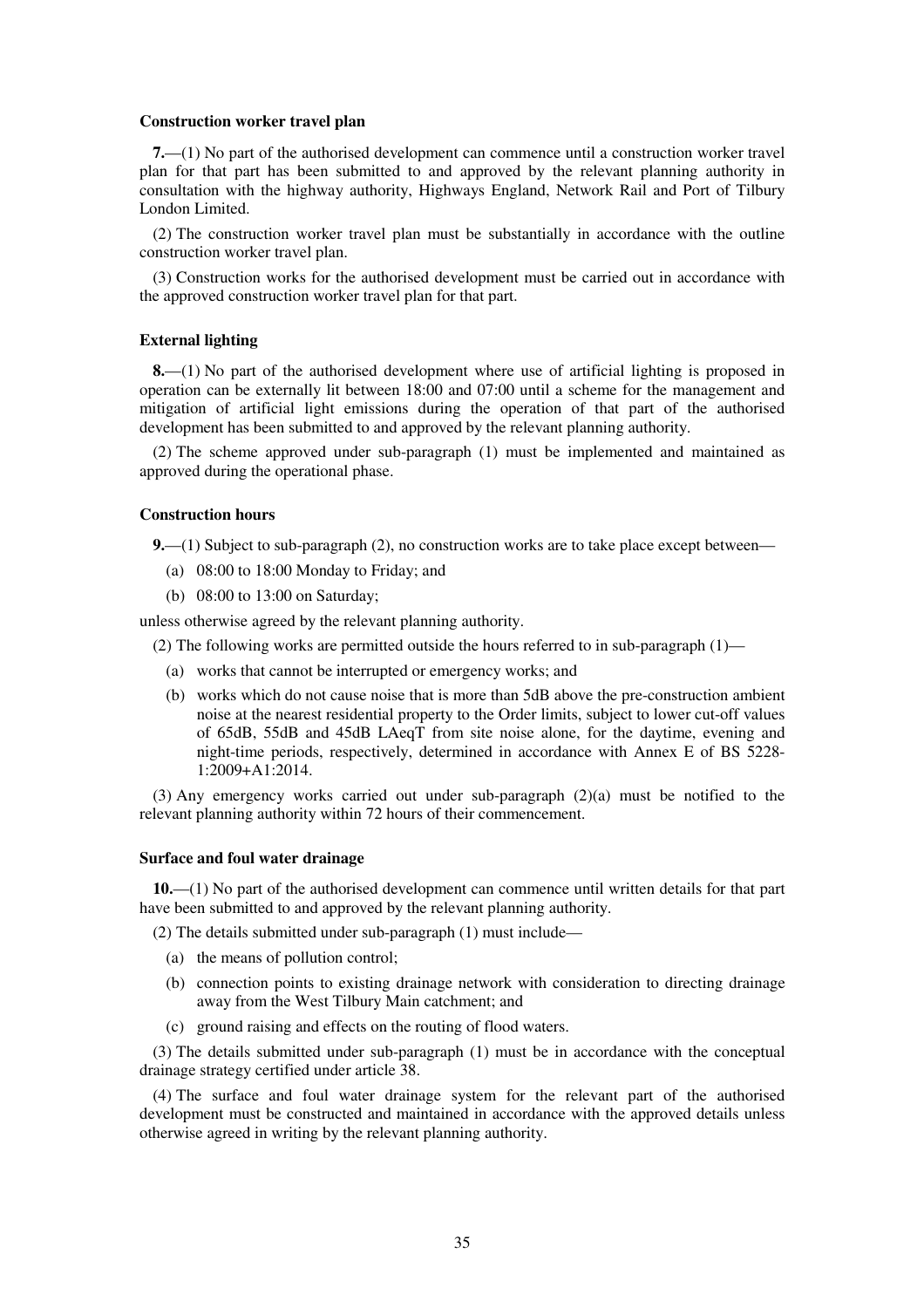**Construction worker travel plan**

**7.**—(1) No part of the authorised development can commence until a construction worker travel plan for that part has been submitted to and approved by the relevant planning authority in consultation with the highway authority, Highways England, Network Rail and Port of Tilbury London Limited.

(2) The construction worker travel plan must be substantially in accordance with the outline construction worker travel plan.

(3) Construction works for the authorised development must be carried out in accordance with the approved construction worker travel plan for that part.

**External lighting**

**8.**—(1) No part of the authorised development where use of artificial lighting is proposed in operation can be externally lit between 18:00 and 07:00 until a scheme for the management and mitigation of artificial light emissions during the operation of that part of the authorised development has been submitted to and approved by the relevant planning authority.

(2) The scheme approved under sub-paragraph (1) must be implemented and maintained as approved during the operational phase.

**Construction hours**

**9.**—(1) Subject to sub-paragraph (2), no construction works are to take place except between—

(a) 08:00 to 18:00 Monday to Friday; and

(b) 08:00 to 13:00 on Saturday;

unless otherwise agreed by the relevant planning authority.

(2) The following works are permitted outside the hours referred to in sub-paragraph (1)—

(a) works that cannot be interrupted or emergency works; and

(b) works which do not cause noise that is more than 5dB above the pre-construction ambient noise at the nearest residential property to the Order limits, subject to lower cut-off values of 65dB, 55dB and 45dB LAeqT from site noise alone, for the daytime, evening and night-time periods, respectively, determined in accordance with Annex E of BS 5228-1:2009+A1:2014.

(3) Any emergency works carried out under sub-paragraph (2)(a) must be notified to the relevant planning authority within 72 hours of their commencement.

**Surface and foul water drainage**

**10.**—(1) No part of the authorised development can commence until written details for that part have been submitted to and approved by the relevant planning authority.

(2) The details submitted under sub-paragraph (1) must include—

(a) the means of pollution control;

(b) connection points to existing drainage network with consideration to directing drainage away from the West Tilbury Main catchment; and

(c) ground raising and effects on the routing of flood waters.

(3) The details submitted under sub-paragraph (1) must be in accordance with the conceptual drainage strategy certified under article 38.

(4) The surface and foul water drainage system for the relevant part of the authorised development must be constructed and maintained in accordance with the approved details unless otherwise agreed in writing by the relevant planning authority.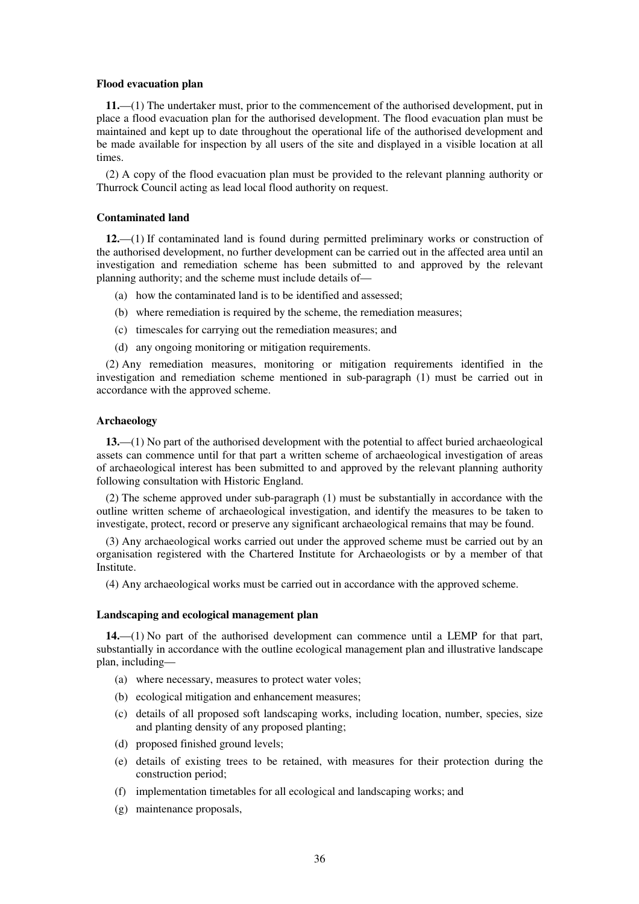**Flood evacuation plan**

**11.**—(1) The undertaker must, prior to the commencement of the authorised development, put in place a flood evacuation plan for the authorised development. The flood evacuation plan must be maintained and kept up to date throughout the operational life of the authorised development and be made available for inspection by all users of the site and displayed in a visible location at all times.

(2) A copy of the flood evacuation plan must be provided to the relevant planning authority or Thurrock Council acting as lead local flood authority on request.

**Contaminated land**

**12.**—(1) If contaminated land is found during permitted preliminary works or construction of the authorised development, no further development can be carried out in the affected area until an investigation and remediation scheme has been submitted to and approved by the relevant planning authority; and the scheme must include details of—

(a) how the contaminated land is to be identified and assessed;

(b) where remediation is required by the scheme, the remediation measures;

(c) timescales for carrying out the remediation measures; and

(d) any ongoing monitoring or mitigation requirements.

(2) Any remediation measures, monitoring or mitigation requirements identified in the investigation and remediation scheme mentioned in sub-paragraph (1) must be carried out in accordance with the approved scheme.

**Archaeology**

**13.**—(1) No part of the authorised development with the potential to affect buried archaeological assets can commence until for that part a written scheme of archaeological investigation of areas of archaeological interest has been submitted to and approved by the relevant planning authority following consultation with Historic England.

(2) The scheme approved under sub-paragraph (1) must be substantially in accordance with the outline written scheme of archaeological investigation, and identify the measures to be taken to investigate, protect, record or preserve any significant archaeological remains that may be found.

(3) Any archaeological works carried out under the approved scheme must be carried out by an organisation registered with the Chartered Institute for Archaeologists or by a member of that Institute.

(4) Any archaeological works must be carried out in accordance with the approved scheme.

**Landscaping and ecological management plan**

**14.**—(1) No part of the authorised development can commence until a LEMP for that part, substantially in accordance with the outline ecological management plan and illustrative landscape plan, including—

(a) where necessary, measures to protect water voles;

(b) ecological mitigation and enhancement measures;

(c) details of all proposed soft landscaping works, including location, number, species, size and planting density of any proposed planting;

(d) proposed finished ground levels;

(e) details of existing trees to be retained, with measures for their protection during the construction period;

(f) implementation timetables for all ecological and landscaping works; and

(g) maintenance proposals,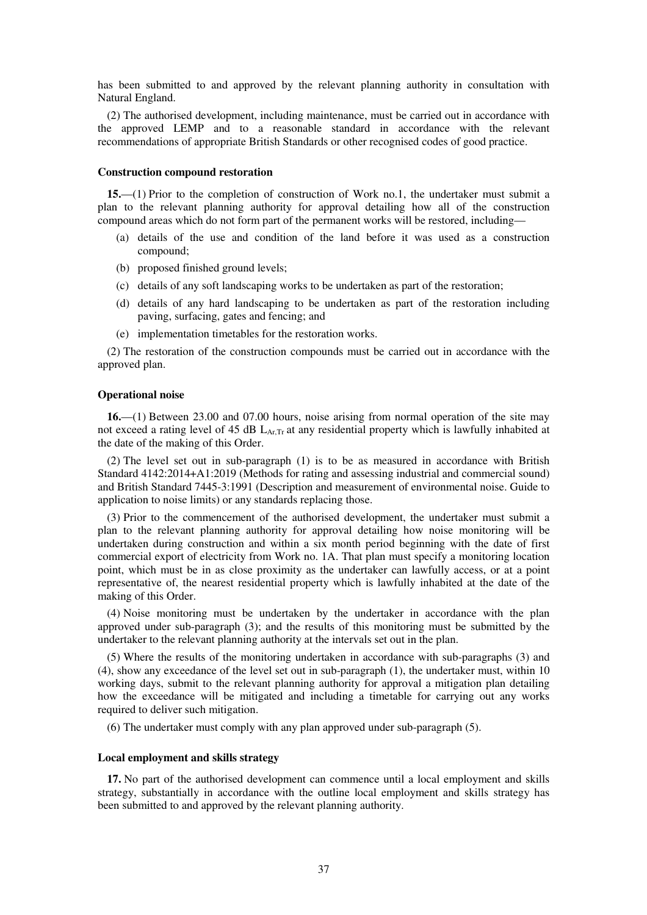has been submitted to and approved by the relevant planning authority in consultation with Natural England.

(2) The authorised development, including maintenance, must be carried out in accordance with the approved LEMP and to a reasonable standard in accordance with the relevant recommendations of appropriate British Standards or other recognised codes of good practice.

**Construction compound restoration**

**15.**—(1) Prior to the completion of construction of Work no.1, the undertaker must submit a plan to the relevant planning authority for approval detailing how all of the construction compound areas which do not form part of the permanent works will be restored, including—

(a) details of the use and condition of the land before it was used as a construction compound;

(b) proposed finished ground levels;

(c) details of any soft landscaping works to be undertaken as part of the restoration;

(d) details of any hard landscaping to be undertaken as part of the restoration including paving, surfacing, gates and fencing; and

(e) implementation timetables for the restoration works.

(2) The restoration of the construction compounds must be carried out in accordance with the approved plan.

**Operational noise**

**16.**—(1) Between 23.00 and 07.00 hours, noise arising from normal operation of the site may not exceed a rating level of 45 dB $L_{Ar,Tr}$ at any residential property which is lawfully inhabited at the date of the making of this Order.

(2) The level set out in sub-paragraph (1) is to be as measured in accordance with British Standard 4142:2014+A1:2019 (Methods for rating and assessing industrial and commercial sound) and British Standard 7445-3:1991 (Description and measurement of environmental noise. Guide to application to noise limits) or any standards replacing those.

(3) Prior to the commencement of the authorised development, the undertaker must submit a plan to the relevant planning authority for approval detailing how noise monitoring will be undertaken during construction and within a six month period beginning with the date of first commercial export of electricity from Work no. 1A. That plan must specify a monitoring location point, which must be in as close proximity as the undertaker can lawfully access, or at a point representative of, the nearest residential property which is lawfully inhabited at the date of the making of this Order.

(4) Noise monitoring must be undertaken by the undertaker in accordance with the plan approved under sub-paragraph (3); and the results of this monitoring must be submitted by the undertaker to the relevant planning authority at the intervals set out in the plan.

(5) Where the results of the monitoring undertaken in accordance with sub-paragraphs (3) and (4), show any exceedance of the level set out in sub-paragraph (1), the undertaker must, within 10 working days, submit to the relevant planning authority for approval a mitigation plan detailing how the exceedance will be mitigated and including a timetable for carrying out any works required to deliver such mitigation.

(6) The undertaker must comply with any plan approved under sub-paragraph (5).

**Local employment and skills strategy**

**17.** No part of the authorised development can commence until a local employment and skills strategy, substantially in accordance with the outline local employment and skills strategy has been submitted to and approved by the relevant planning authority.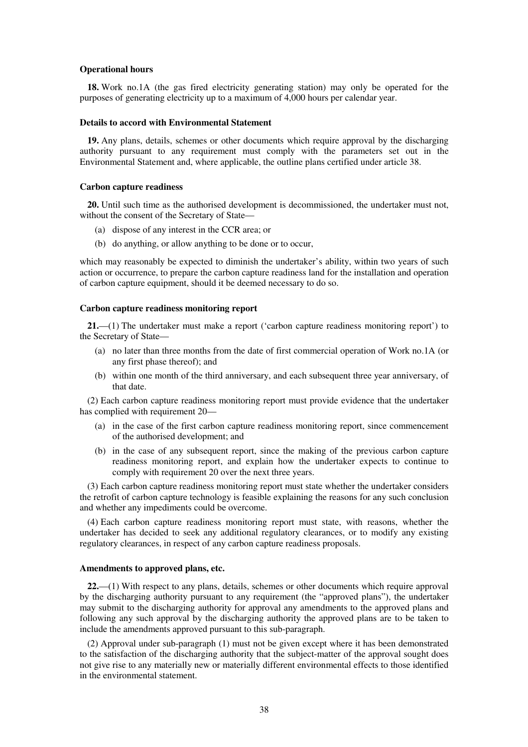**Operational hours**

**18.** Work no.1A (the gas fired electricity generating station) may only be operated for the purposes of generating electricity up to a maximum of 4,000 hours per calendar year.

**Details to accord with Environmental Statement**

**19.** Any plans, details, schemes or other documents which require approval by the discharging authority pursuant to any requirement must comply with the parameters set out in the Environmental Statement and, where applicable, the outline plans certified under article 38.

**Carbon capture readiness**

**20.** Until such time as the authorised development is decommissioned, the undertaker must not, without the consent of the Secretary of State—

(a) dispose of any interest in the CCR area; or

(b) do anything, or allow anything to be done or to occur,

which may reasonably be expected to diminish the undertaker's ability, within two years of such action or occurrence, to prepare the carbon capture readiness land for the installation and operation of carbon capture equipment, should it be deemed necessary to do so.

**Carbon capture readiness monitoring report**

**21.**—(1) The undertaker must make a report ('carbon capture readiness monitoring report') to the Secretary of State—

(a) no later than three months from the date of first commercial operation of Work no.1A (or any first phase thereof); and

(b) within one month of the third anniversary, and each subsequent three year anniversary, of that date.

(2) Each carbon capture readiness monitoring report must provide evidence that the undertaker has complied with requirement 20—

(a) in the case of the first carbon capture readiness monitoring report, since commencement of the authorised development; and

(b) in the case of any subsequent report, since the making of the previous carbon capture readiness monitoring report, and explain how the undertaker expects to continue to comply with requirement 20 over the next three years.

(3) Each carbon capture readiness monitoring report must state whether the undertaker considers the retrofit of carbon capture technology is feasible explaining the reasons for any such conclusion and whether any impediments could be overcome.

(4) Each carbon capture readiness monitoring report must state, with reasons, whether the undertaker has decided to seek any additional regulatory clearances, or to modify any existing regulatory clearances, in respect of any carbon capture readiness proposals.

**Amendments to approved plans, etc.**

**22.**—(1) With respect to any plans, details, schemes or other documents which require approval by the discharging authority pursuant to any requirement (the "approved plans"), the undertaker may submit to the discharging authority for approval any amendments to the approved plans and following any such approval by the discharging authority the approved plans are to be taken to include the amendments approved pursuant to this sub-paragraph.

(2) Approval under sub-paragraph (1) must not be given except where it has been demonstrated to the satisfaction of the discharging authority that the subject-matter of the approval sought does not give rise to any materially new or materially different environmental effects to those identified in the environmental statement.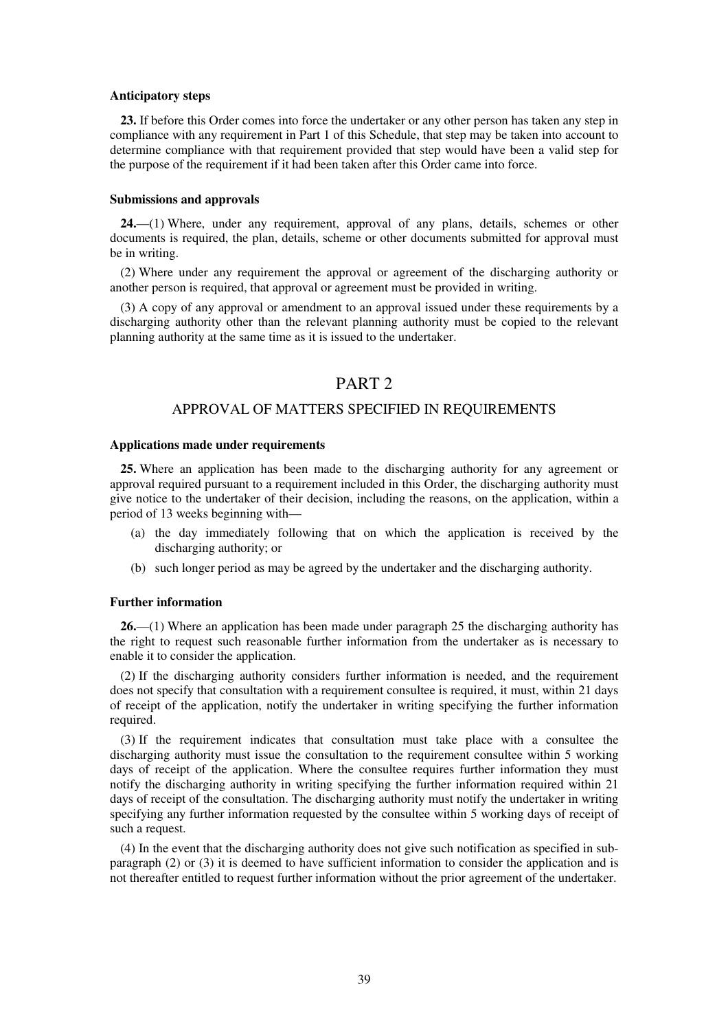#### Anticipatory steps

**23.** If before this Order comes into force the undertaker or any other person has taken any step in compliance with any requirement in Part 1 of this Schedule, that step may be taken into account to determine compliance with that requirement provided that step would have been a valid step for the purpose of the requirement if it had been taken after this Order came into force.

#### Submissions and approvals

**24.**—(1) Where, under any requirement, approval of any plans, details, schemes or other documents is required, the plan, details, scheme or other documents submitted for approval must be in writing.

(2) Where under any requirement the approval or agreement of the discharging authority or another person is required, that approval or agreement must be provided in writing.

(3) A copy of any approval or amendment to an approval issued under these requirements by a discharging authority other than the relevant planning authority must be copied to the relevant planning authority at the same time as it is issued to the undertaker.

## PART 2

## APPROVAL OF MATTERS SPECIFIED IN REQUIREMENTS

#### Applications made under requirements

**25.** Where an application has been made to the discharging authority for any agreement or approval required pursuant to a requirement included in this Order, the discharging authority must give notice to the undertaker of their decision, including the reasons, on the application, within a period of 13 weeks beginning with—

(a) the day immediately following that on which the application is received by the discharging authority; or

(b) such longer period as may be agreed by the undertaker and the discharging authority.

#### Further information

**26.**—(1) Where an application has been made under paragraph 25 the discharging authority has the right to request such reasonable further information from the undertaker as is necessary to enable it to consider the application.

(2) If the discharging authority considers further information is needed, and the requirement does not specify that consultation with a requirement consultee is required, it must, within 21 days of receipt of the application, notify the undertaker in writing specifying the further information required.

(3) If the requirement indicates that consultation must take place with a consultee the discharging authority must issue the consultation to the requirement consultee within 5 working days of receipt of the application. Where the consultee requires further information they must notify the discharging authority in writing specifying the further information required within 21 days of receipt of the consultation. The discharging authority must notify the undertaker in writing specifying any further information requested by the consultee within 5 working days of receipt of such a request.

(4) In the event that the discharging authority does not give such notification as specified in sub-paragraph (2) or (3) it is deemed to have sufficient information to consider the application and is not thereafter entitled to request further information without the prior agreement of the undertaker.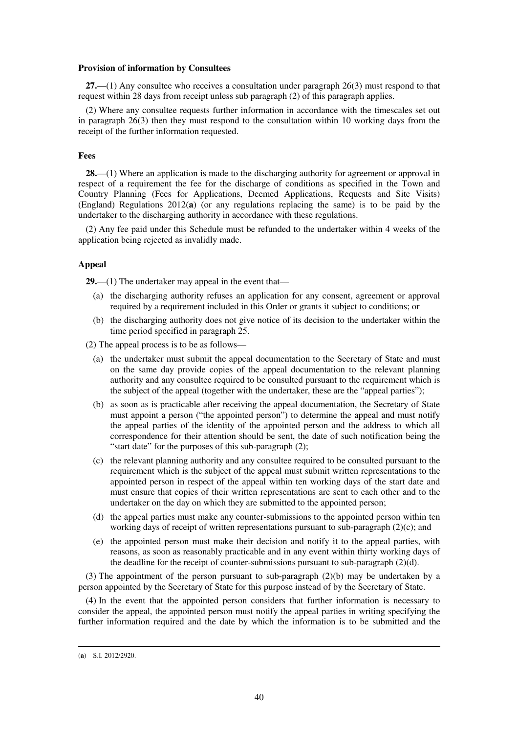**Provision of information by Consultees**

**27.**—(1) Any consultee who receives a consultation under paragraph 26(3) must respond to that request within 28 days from receipt unless sub paragraph (2) of this paragraph applies.

(2) Where any consultee requests further information in accordance with the timescales set out in paragraph 26(3) then they must respond to the consultation within 10 working days from the receipt of the further information requested.

**Fees**

**28.**—(1) Where an application is made to the discharging authority for agreement or approval in respect of a requirement the fee for the discharge of conditions as specified in the Town and Country Planning (Fees for Applications, Deemed Applications, Requests and Site Visits) (England) Regulations 2012(**a**) (or any regulations replacing the same) is to be paid by the undertaker to the discharging authority in accordance with these regulations.

(2) Any fee paid under this Schedule must be refunded to the undertaker within 4 weeks of the application being rejected as invalidly made.

**Appeal**

**29.**—(1) The undertaker may appeal in the event that—

(a) the discharging authority refuses an application for any consent, agreement or approval required by a requirement included in this Order or grants it subject to conditions; or

(b) the discharging authority does not give notice of its decision to the undertaker within the time period specified in paragraph 25.

(2) The appeal process is to be as follows—

(a) the undertaker must submit the appeal documentation to the Secretary of State and must on the same day provide copies of the appeal documentation to the relevant planning authority and any consultee required to be consulted pursuant to the requirement which is the subject of the appeal (together with the undertaker, these are the "appeal parties");

(b) as soon as is practicable after receiving the appeal documentation, the Secretary of State must appoint a person ("the appointed person") to determine the appeal and must notify the appeal parties of the identity of the appointed person and the address to which all correspondence for their attention should be sent, the date of such notification being the "start date" for the purposes of this sub-paragraph (2);

(c) the relevant planning authority and any consultee required to be consulted pursuant to the requirement which is the subject of the appeal must submit written representations to the appointed person in respect of the appeal within ten working days of the start date and must ensure that copies of their written representations are sent to each other and to the undertaker on the day on which they are submitted to the appointed person;

(d) the appeal parties must make any counter-submissions to the appointed person within ten working days of receipt of written representations pursuant to sub-paragraph (2)(c); and

(e) the appointed person must make their decision and notify it to the appeal parties, with reasons, as soon as reasonably practicable and in any event within thirty working days of the deadline for the receipt of counter-submissions pursuant to sub-paragraph (2)(d).

(3) The appointment of the person pursuant to sub-paragraph (2)(b) may be undertaken by a person appointed by the Secretary of State for this purpose instead of by the Secretary of State.

(4) In the event that the appointed person considers that further information is necessary to consider the appeal, the appointed person must notify the appeal parties in writing specifying the further information required and the date by which the information is to be submitted and the

---

(**a**) S.I. 2012/2920.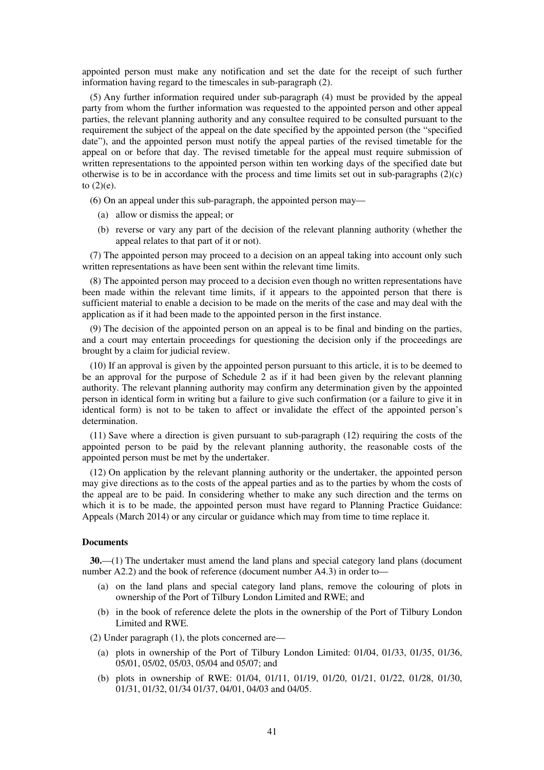appointed person must make any notification and set the date for the receipt of such further information having regard to the timescales in sub-paragraph (2).

(5) Any further information required under sub-paragraph (4) must be provided by the appeal party from whom the further information was requested to the appointed person and other appeal parties, the relevant planning authority and any consultee required to be consulted pursuant to the requirement the subject of the appeal on the date specified by the appointed person (the "specified date"), and the appointed person must notify the appeal parties of the revised timetable for the appeal on or before that day. The revised timetable for the appeal must require submission of written representations to the appointed person within ten working days of the specified date but otherwise is to be in accordance with the process and time limits set out in sub-paragraphs (2)(c) to (2)(e).

(6) On an appeal under this sub-paragraph, the appointed person may—

(a) allow or dismiss the appeal; or

(b) reverse or vary any part of the decision of the relevant planning authority (whether the appeal relates to that part of it or not).

(7) The appointed person may proceed to a decision on an appeal taking into account only such written representations as have been sent within the relevant time limits.

(8) The appointed person may proceed to a decision even though no written representations have been made within the relevant time limits, if it appears to the appointed person that there is sufficient material to enable a decision to be made on the merits of the case and may deal with the application as if it had been made to the appointed person in the first instance.

(9) The decision of the appointed person on an appeal is to be final and binding on the parties, and a court may entertain proceedings for questioning the decision only if the proceedings are brought by a claim for judicial review.

(10) If an approval is given by the appointed person pursuant to this article, it is to be deemed to be an approval for the purpose of Schedule 2 as if it had been given by the relevant planning authority. The relevant planning authority may confirm any determination given by the appointed person in identical form in writing but a failure to give such confirmation (or a failure to give it in identical form) is not to be taken to affect or invalidate the effect of the appointed person's determination.

(11) Save where a direction is given pursuant to sub-paragraph (12) requiring the costs of the appointed person to be paid by the relevant planning authority, the reasonable costs of the appointed person must be met by the undertaker.

(12) On application by the relevant planning authority or the undertaker, the appointed person may give directions as to the costs of the appeal parties and as to the parties by whom the costs of the appeal are to be paid. In considering whether to make any such direction and the terms on which it is to be made, the appointed person must have regard to Planning Practice Guidance: Appeals (March 2014) or any circular or guidance which may from time to time replace it.

**Documents**

**30.**—(1) The undertaker must amend the land plans and special category land plans (document number A2.2) and the book of reference (document number A4.3) in order to—

(a) on the land plans and special category land plans, remove the colouring of plots in ownership of the Port of Tilbury London Limited and RWE; and

(b) in the book of reference delete the plots in the ownership of the Port of Tilbury London Limited and RWE.

(2) Under paragraph (1), the plots concerned are—

(a) plots in ownership of the Port of Tilbury London Limited: 01/04, 01/33, 01/35, 01/36, 05/01, 05/02, 05/03, 05/04 and 05/07; and

(b) plots in ownership of RWE: 01/04, 01/11, 01/19, 01/20, 01/21, 01/22, 01/28, 01/30, 01/31, 01/32, 01/34 01/37, 04/01, 04/03 and 04/05.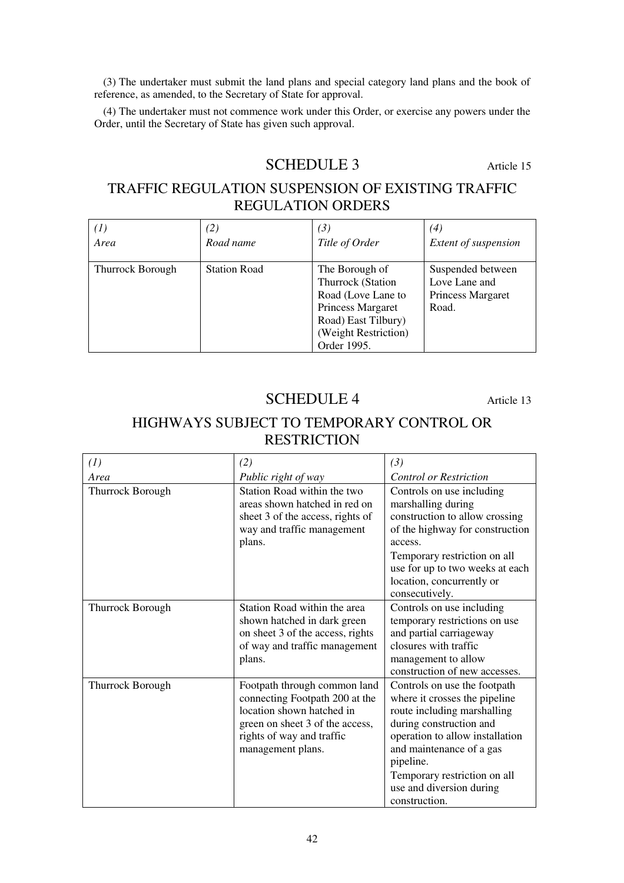(3) The undertaker must submit the land plans and special category land plans and the book of reference, as amended, to the Secretary of State for approval.

(4) The undertaker must not commence work under this Order, or exercise any powers under the Order, until the Secretary of State has given such approval.

## SCHEDULE 3

Article 15

## TRAFFIC REGULATION SUSPENSION OF EXISTING TRAFFIC REGULATION ORDERS

| *(1)* *Area* | *(2)* *Road name* | *(3)* *Title of Order* | *(4)* *Extent of suspension* |
|---|---|---|---|
| Thurrock Borough | Station Road | The Borough of Thurrock (Station Road (Love Lane to Princess Margaret Road) East Tilbury) (Weight Restriction) Order 1995. | Suspended between Love Lane and Princess Margaret Road. |

## SCHEDULE 4

Article 13

## HIGHWAYS SUBJECT TO TEMPORARY CONTROL OR RESTRICTION

| *(1)* *Area* | *(2)* *Public right of way* | *(3)* *Control or Restriction* |
|---|---|---|
| Thurrock Borough | Station Road within the two areas shown hatched in red on sheet 3 of the access, rights of way and traffic management plans. | Controls on use including marshalling during construction to allow crossing of the highway for construction access.<br>Temporary restriction on all use for up to two weeks at each location, concurrently or consecutively. |
| Thurrock Borough | Station Road within the area shown hatched in dark green on sheet 3 of the access, rights of way and traffic management plans. | Controls on use including temporary restrictions on use and partial carriageway closures with traffic management to allow construction of new accesses. |
| Thurrock Borough | Footpath through common land connecting Footpath 200 at the location shown hatched in green on sheet 3 of the access, rights of way and traffic management plans. | Controls on use the footpath where it crosses the pipeline route including marshalling during construction and operation to allow installation and maintenance of a gas pipeline.<br>Temporary restriction on all use and diversion during construction. |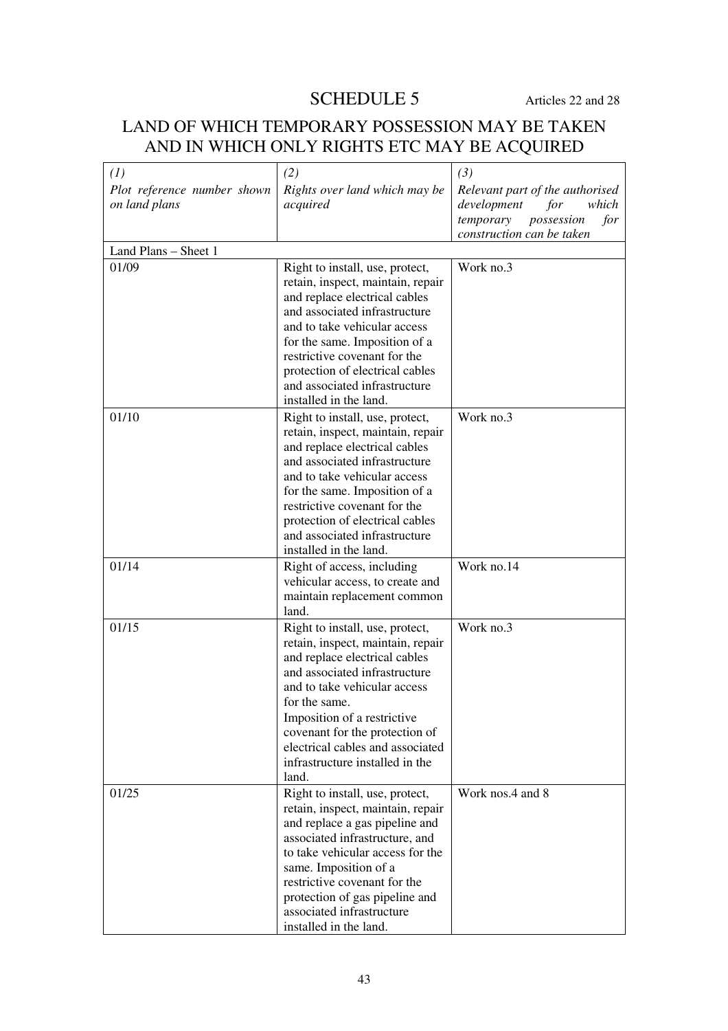# SCHEDULE 5

Articles 22 and 28

## LAND OF WHICH TEMPORARY POSSESSION MAY BE TAKEN AND IN WHICH ONLY RIGHTS ETC MAY BE ACQUIRED

| *(1)* *Plot reference number shown on land plans* | *(2)* *Rights over land which may be acquired* | *(3)* *Relevant part of the authorised development for which temporary possession for construction can be taken* |
|---|---|---|
| Land Plans – Sheet 1 | | |
| 01/09 | Right to install, use, protect, retain, inspect, maintain, repair and replace electrical cables and associated infrastructure and to take vehicular access for the same. Imposition of a restrictive covenant for the protection of electrical cables and associated infrastructure installed in the land. | Work no.3 |
| 01/10 | Right to install, use, protect, retain, inspect, maintain, repair and replace electrical cables and associated infrastructure and to take vehicular access for the same. Imposition of a restrictive covenant for the protection of electrical cables and associated infrastructure installed in the land. | Work no.3 |
| 01/14 | Right of access, including vehicular access, to create and maintain replacement common land. | Work no.14 |
| 01/15 | Right to install, use, protect, retain, inspect, maintain, repair and replace electrical cables and associated infrastructure and to take vehicular access for the same. Imposition of a restrictive covenant for the protection of electrical cables and associated infrastructure installed in the land. | Work no.3 |
| 01/25 | Right to install, use, protect, retain, inspect, maintain, repair and replace a gas pipeline and associated infrastructure, and to take vehicular access for the same. Imposition of a restrictive covenant for the protection of gas pipeline and associated infrastructure installed in the land. | Work nos.4 and 8 |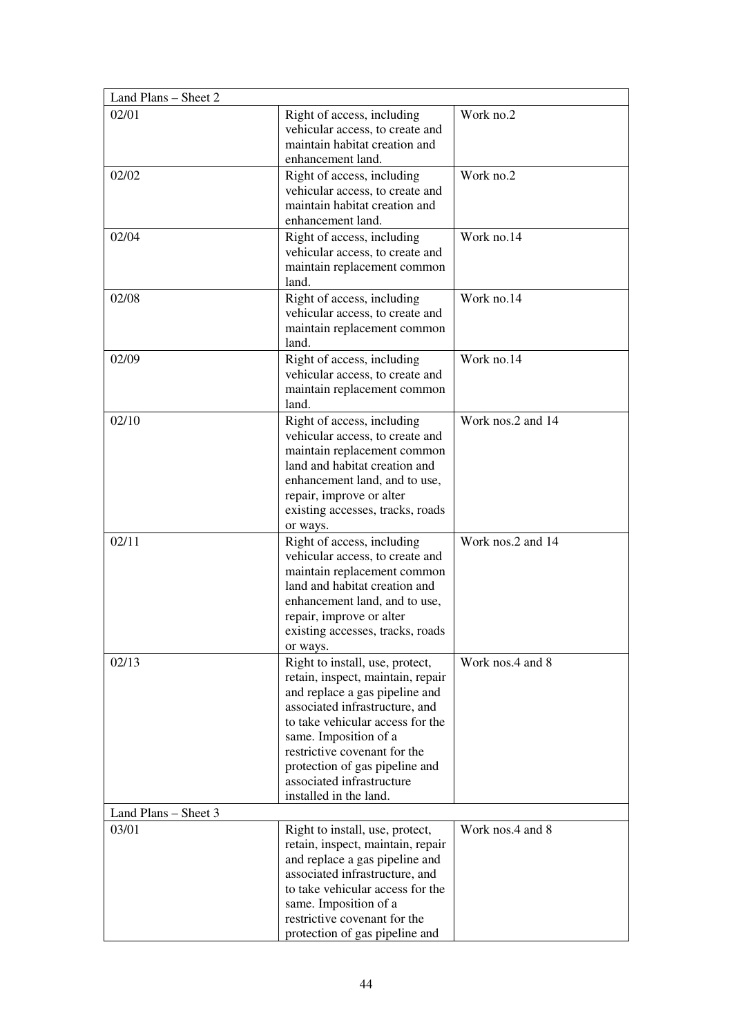| Land Plans – Sheet 2 | | |
|---|---|---|
| 02/01 | Right of access, including vehicular access, to create and maintain habitat creation and enhancement land. | Work no.2 |
| 02/02 | Right of access, including vehicular access, to create and maintain habitat creation and enhancement land. | Work no.2 |
| 02/04 | Right of access, including vehicular access, to create and maintain replacement common land. | Work no.14 |
| 02/08 | Right of access, including vehicular access, to create and maintain replacement common land. | Work no.14 |
| 02/09 | Right of access, including vehicular access, to create and maintain replacement common land. | Work no.14 |
| 02/10 | Right of access, including vehicular access, to create and maintain replacement common land and habitat creation and enhancement land, and to use, repair, improve or alter existing accesses, tracks, roads or ways. | Work nos.2 and 14 |
| 02/11 | Right of access, including vehicular access, to create and maintain replacement common land and habitat creation and enhancement land, and to use, repair, improve or alter existing accesses, tracks, roads or ways. | Work nos.2 and 14 |
| 02/13 | Right to install, use, protect, retain, inspect, maintain, repair and replace a gas pipeline and associated infrastructure, and to take vehicular access for the same. Imposition of a restrictive covenant for the protection of gas pipeline and associated infrastructure installed in the land. | Work nos.4 and 8 |
| Land Plans – Sheet 3 | | |
| 03/01 | Right to install, use, protect, retain, inspect, maintain, repair and replace a gas pipeline and associated infrastructure, and to take vehicular access for the same. Imposition of a restrictive covenant for the protection of gas pipeline and | Work nos.4 and 8 |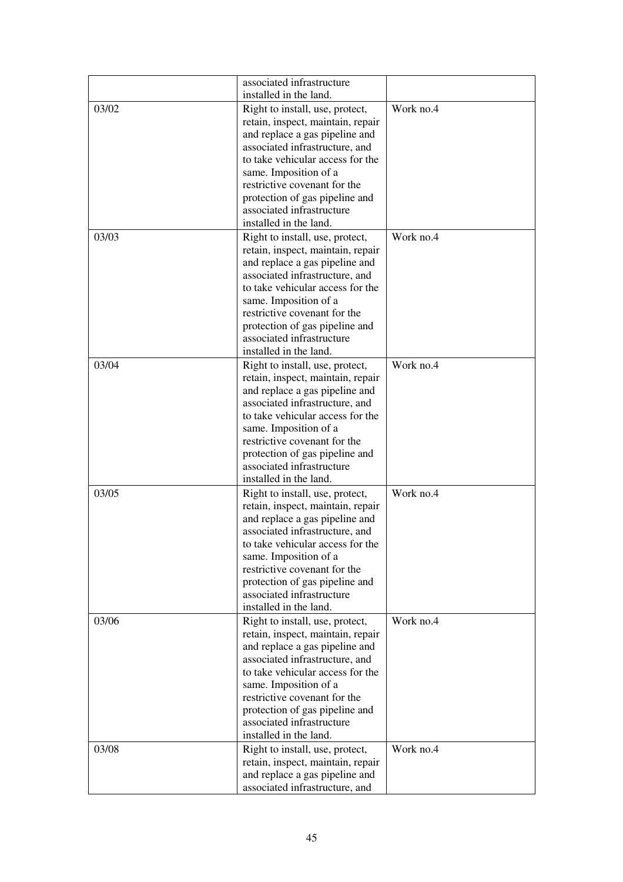| | | |
|---|---|---|
| | associated infrastructure installed in the land. | |
| 03/02 | Right to install, use, protect, retain, inspect, maintain, repair and replace a gas pipeline and associated infrastructure, and to take vehicular access for the same. Imposition of a restrictive covenant for the protection of gas pipeline and associated infrastructure installed in the land. | Work no.4 |
| 03/03 | Right to install, use, protect, retain, inspect, maintain, repair and replace a gas pipeline and associated infrastructure, and to take vehicular access for the same. Imposition of a restrictive covenant for the protection of gas pipeline and associated infrastructure installed in the land. | Work no.4 |
| 03/04 | Right to install, use, protect, retain, inspect, maintain, repair and replace a gas pipeline and associated infrastructure, and to take vehicular access for the same. Imposition of a restrictive covenant for the protection of gas pipeline and associated infrastructure installed in the land. | Work no.4 |
| 03/05 | Right to install, use, protect, retain, inspect, maintain, repair and replace a gas pipeline and associated infrastructure, and to take vehicular access for the same. Imposition of a restrictive covenant for the protection of gas pipeline and associated infrastructure installed in the land. | Work no.4 |
| 03/06 | Right to install, use, protect, retain, inspect, maintain, repair and replace a gas pipeline and associated infrastructure, and to take vehicular access for the same. Imposition of a restrictive covenant for the protection of gas pipeline and associated infrastructure installed in the land. | Work no.4 |
| 03/08 | Right to install, use, protect, retain, inspect, maintain, repair and replace a gas pipeline and associated infrastructure, and | Work no.4 |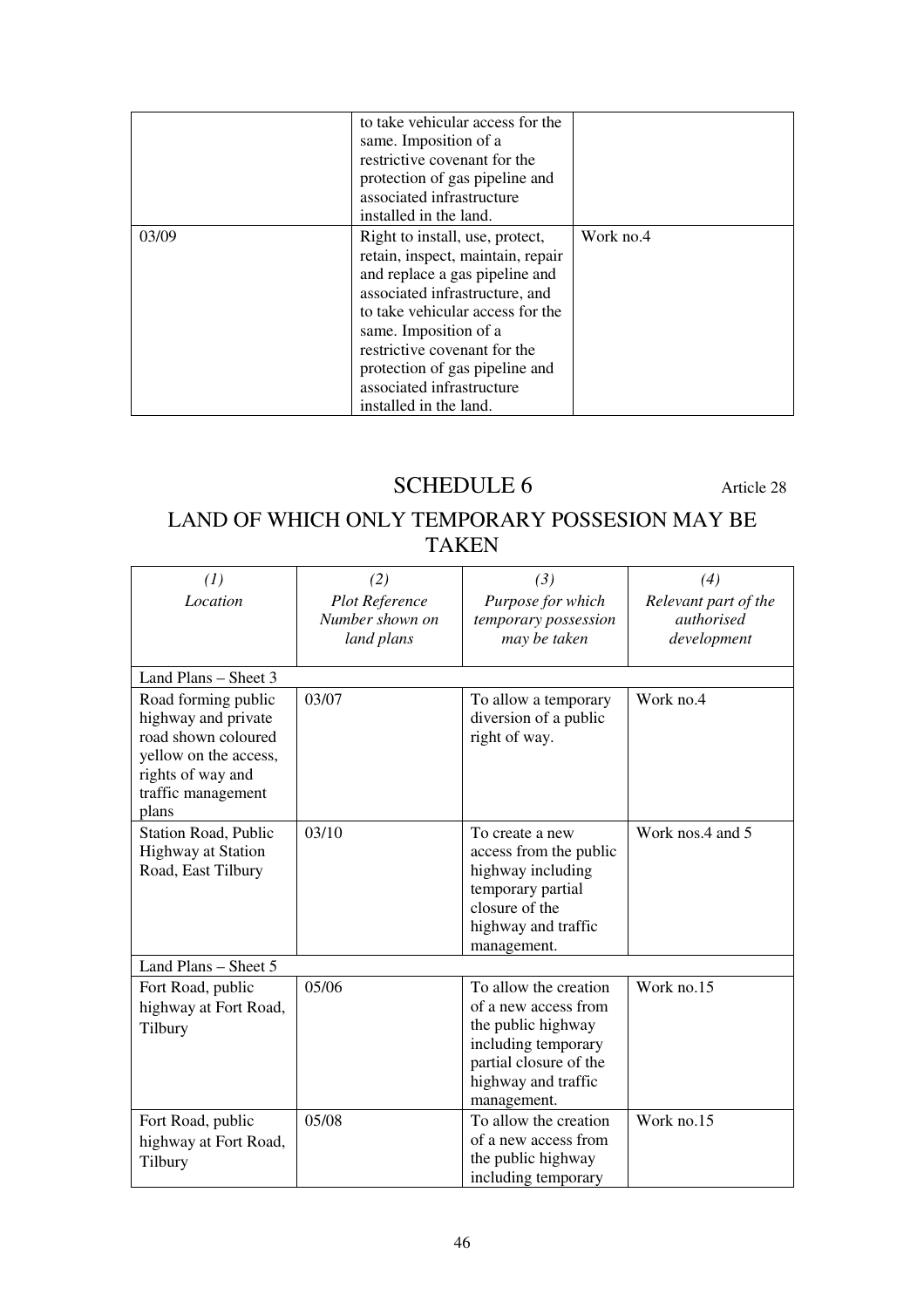|  |  |  |
|---|---|---|
|  | to take vehicular access for the same. Imposition of a restrictive covenant for the protection of gas pipeline and associated infrastructure installed in the land. |  |
| 03/09 | Right to install, use, protect, retain, inspect, maintain, repair and replace a gas pipeline and associated infrastructure, and to take vehicular access for the same. Imposition of a restrictive covenant for the protection of gas pipeline and associated infrastructure installed in the land. | Work no.4 |

# SCHEDULE 6

Article 28

## LAND OF WHICH ONLY TEMPORARY POSSESION MAY BE TAKEN

| *(1)* *Location* | *(2)* *Plot Reference Number shown on land plans* | *(3)* *Purpose for which temporary possession may be taken* | *(4)* *Relevant part of the authorised development* |
|---|---|---|---|
| Land Plans – Sheet 3 | | | |
| Road forming public highway and private road shown coloured yellow on the access, rights of way and traffic management plans | 03/07 | To allow a temporary diversion of a public right of way. | Work no.4 |
| Station Road, Public Highway at Station Road, East Tilbury | 03/10 | To create a new access from the public highway including temporary partial closure of the highway and traffic management. | Work nos.4 and 5 |
| Land Plans – Sheet 5 | | | |
| Fort Road, public highway at Fort Road, Tilbury | 05/06 | To allow the creation of a new access from the public highway including temporary partial closure of the highway and traffic management. | Work no.15 |
| Fort Road, public highway at Fort Road, Tilbury | 05/08 | To allow the creation of a new access from the public highway including temporary | Work no.15 |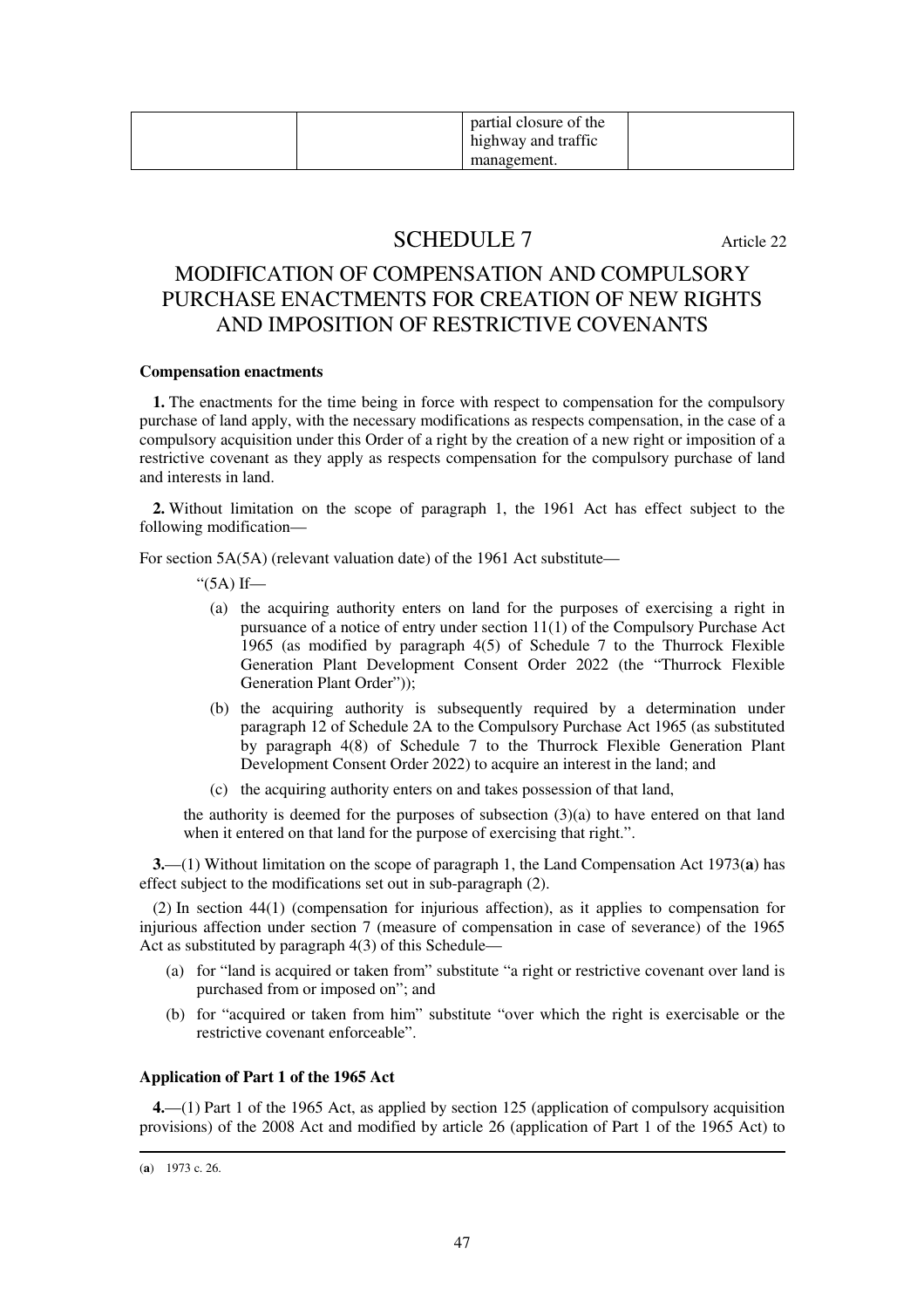|  |  | partial closure of the highway and traffic management. |  |
|---|---|---|---|

# SCHEDULE 7

Article 22

## MODIFICATION OF COMPENSATION AND COMPULSORY PURCHASE ENACTMENTS FOR CREATION OF NEW RIGHTS AND IMPOSITION OF RESTRICTIVE COVENANTS

**Compensation enactments**

**1.** The enactments for the time being in force with respect to compensation for the compulsory purchase of land apply, with the necessary modifications as respects compensation, in the case of a compulsory acquisition under this Order of a right by the creation of a new right or imposition of a restrictive covenant as they apply as respects compensation for the compulsory purchase of land and interests in land.

**2.** Without limitation on the scope of paragraph 1, the 1961 Act has effect subject to the following modification—

For section 5A(5A) (relevant valuation date) of the 1961 Act substitute—

"(5A) If—

(a) the acquiring authority enters on land for the purposes of exercising a right in pursuance of a notice of entry under section 11(1) of the Compulsory Purchase Act 1965 (as modified by paragraph 4(5) of Schedule 7 to the Thurrock Flexible Generation Plant Development Consent Order 2022 (the "Thurrock Flexible Generation Plant Order"));

(b) the acquiring authority is subsequently required by a determination under paragraph 12 of Schedule 2A to the Compulsory Purchase Act 1965 (as substituted by paragraph 4(8) of Schedule 7 to the Thurrock Flexible Generation Plant Development Consent Order 2022) to acquire an interest in the land; and

(c) the acquiring authority enters on and takes possession of that land,

the authority is deemed for the purposes of subsection (3)(a) to have entered on that land when it entered on that land for the purpose of exercising that right.".

**3.**—(1) Without limitation on the scope of paragraph 1, the Land Compensation Act 1973(**a**) has effect subject to the modifications set out in sub-paragraph (2).

(2) In section 44(1) (compensation for injurious affection), as it applies to compensation for injurious affection under section 7 (measure of compensation in case of severance) of the 1965 Act as substituted by paragraph 4(3) of this Schedule—

(a) for "land is acquired or taken from" substitute "a right or restrictive covenant over land is purchased from or imposed on"; and

(b) for "acquired or taken from him" substitute "over which the right is exercisable or the restrictive covenant enforceable".

**Application of Part 1 of the 1965 Act**

**4.**—(1) Part 1 of the 1965 Act, as applied by section 125 (application of compulsory acquisition provisions) of the 2008 Act and modified by article 26 (application of Part 1 of the 1965 Act) to

(**a**) 1973 c. 26.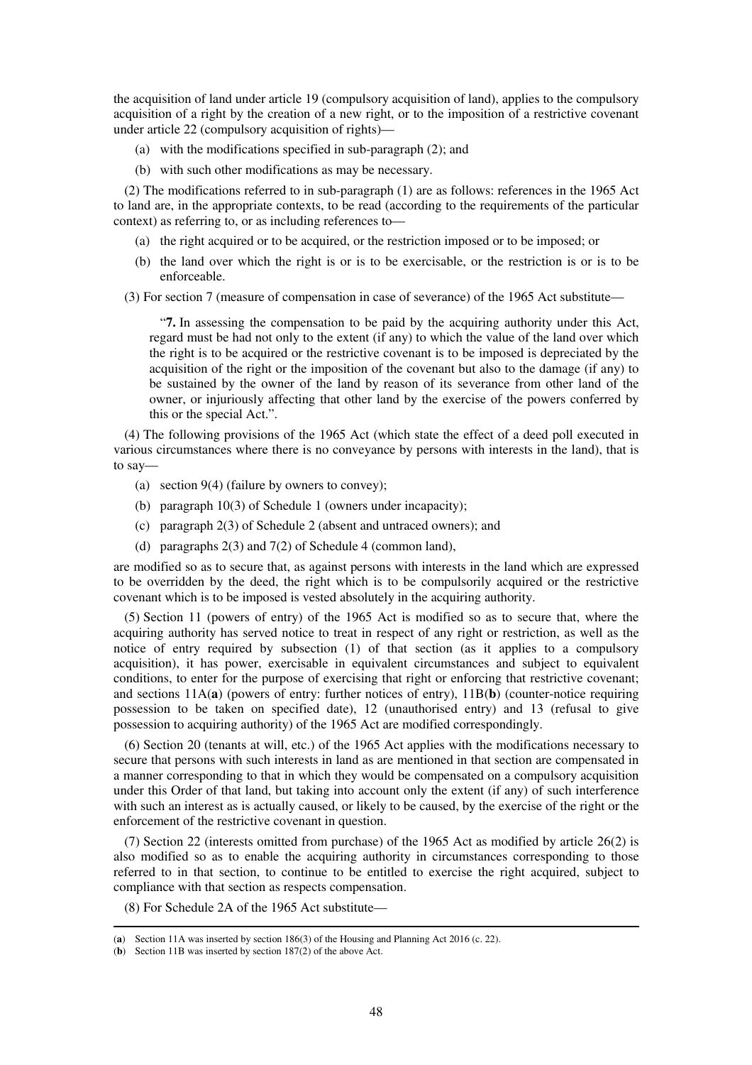the acquisition of land under article 19 (compulsory acquisition of land), applies to the compulsory acquisition of a right by the creation of a new right, or to the imposition of a restrictive covenant under article 22 (compulsory acquisition of rights)—

(a) with the modifications specified in sub-paragraph (2); and

(b) with such other modifications as may be necessary.

(2) The modifications referred to in sub-paragraph (1) are as follows: references in the 1965 Act to land are, in the appropriate contexts, to be read (according to the requirements of the particular context) as referring to, or as including references to—

(a) the right acquired or to be acquired, or the restriction imposed or to be imposed; or

(b) the land over which the right is or is to be exercisable, or the restriction is or is to be enforceable.

(3) For section 7 (measure of compensation in case of severance) of the 1965 Act substitute—

> "**7.** In assessing the compensation to be paid by the acquiring authority under this Act, regard must be had not only to the extent (if any) to which the value of the land over which the right is to be acquired or the restrictive covenant is to be imposed is depreciated by the acquisition of the right or the imposition of the covenant but also to the damage (if any) to be sustained by the owner of the land by reason of its severance from other land of the owner, or injuriously affecting that other land by the exercise of the powers conferred by this or the special Act.".

(4) The following provisions of the 1965 Act (which state the effect of a deed poll executed in various circumstances where there is no conveyance by persons with interests in the land), that is to say—

(a) section 9(4) (failure by owners to convey);

(b) paragraph 10(3) of Schedule 1 (owners under incapacity);

(c) paragraph 2(3) of Schedule 2 (absent and untraced owners); and

(d) paragraphs 2(3) and 7(2) of Schedule 4 (common land),

are modified so as to secure that, as against persons with interests in the land which are expressed to be overridden by the deed, the right which is to be compulsorily acquired or the restrictive covenant which is to be imposed is vested absolutely in the acquiring authority.

(5) Section 11 (powers of entry) of the 1965 Act is modified so as to secure that, where the acquiring authority has served notice to treat in respect of any right or restriction, as well as the notice of entry required by subsection (1) of that section (as it applies to a compulsory acquisition), it has power, exercisable in equivalent circumstances and subject to equivalent conditions, to enter for the purpose of exercising that right or enforcing that restrictive covenant; and sections 11A(**a**) (powers of entry: further notices of entry), 11B(**b**) (counter-notice requiring possession to be taken on specified date), 12 (unauthorised entry) and 13 (refusal to give possession to acquiring authority) of the 1965 Act are modified correspondingly.

(6) Section 20 (tenants at will, etc.) of the 1965 Act applies with the modifications necessary to secure that persons with such interests in land as are mentioned in that section are compensated in a manner corresponding to that in which they would be compensated on a compulsory acquisition under this Order of that land, but taking into account only the extent (if any) of such interference with such an interest as is actually caused, or likely to be caused, by the exercise of the right or the enforcement of the restrictive covenant in question.

(7) Section 22 (interests omitted from purchase) of the 1965 Act as modified by article 26(2) is also modified so as to enable the acquiring authority in circumstances corresponding to those referred to in that section, to continue to be entitled to exercise the right acquired, subject to compliance with that section as respects compensation.

(8) For Schedule 2A of the 1965 Act substitute—

---

(**a**) Section 11A was inserted by section 186(3) of the Housing and Planning Act 2016 (c. 22).

(**b**) Section 11B was inserted by section 187(2) of the above Act.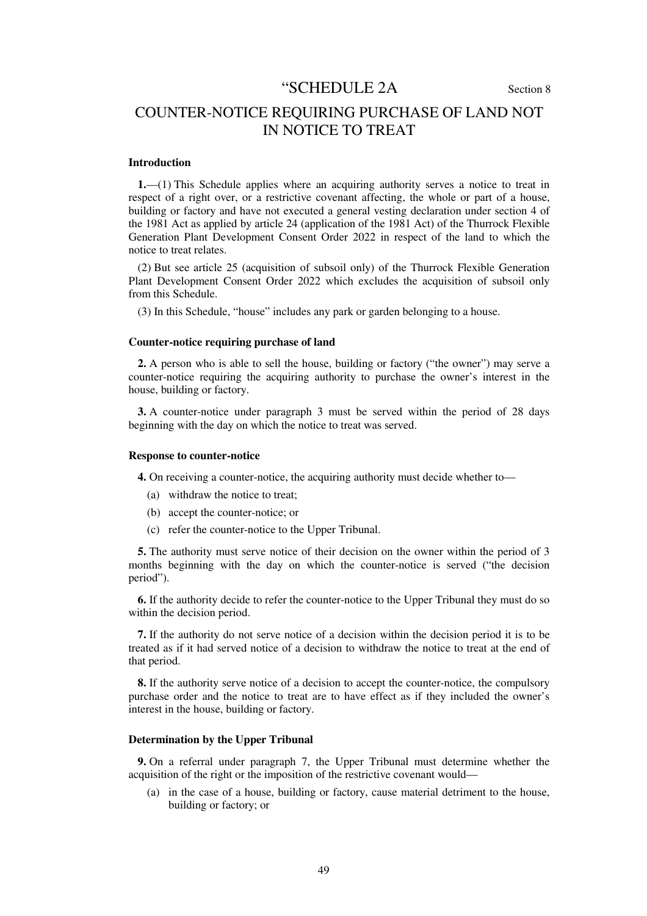# "SCHEDULE 2A

Section 8

## COUNTER-NOTICE REQUIRING PURCHASE OF LAND NOT IN NOTICE TO TREAT

### Introduction

**1.**—(1) This Schedule applies where an acquiring authority serves a notice to treat in respect of a right over, or a restrictive covenant affecting, the whole or part of a house, building or factory and have not executed a general vesting declaration under section 4 of the 1981 Act as applied by article 24 (application of the 1981 Act) of the Thurrock Flexible Generation Plant Development Consent Order 2022 in respect of the land to which the notice to treat relates.

(2) But see article 25 (acquisition of subsoil only) of the Thurrock Flexible Generation Plant Development Consent Order 2022 which excludes the acquisition of subsoil only from this Schedule.

(3) In this Schedule, "house" includes any park or garden belonging to a house.

### Counter-notice requiring purchase of land

**2.** A person who is able to sell the house, building or factory ("the owner") may serve a counter-notice requiring the acquiring authority to purchase the owner's interest in the house, building or factory.

**3.** A counter-notice under paragraph 3 must be served within the period of 28 days beginning with the day on which the notice to treat was served.

### Response to counter-notice

**4.** On receiving a counter-notice, the acquiring authority must decide whether to—

(a) withdraw the notice to treat;

(b) accept the counter-notice; or

(c) refer the counter-notice to the Upper Tribunal.

**5.** The authority must serve notice of their decision on the owner within the period of 3 months beginning with the day on which the counter-notice is served ("the decision period").

**6.** If the authority decide to refer the counter-notice to the Upper Tribunal they must do so within the decision period.

**7.** If the authority do not serve notice of a decision within the decision period it is to be treated as if it had served notice of a decision to withdraw the notice to treat at the end of that period.

**8.** If the authority serve notice of a decision to accept the counter-notice, the compulsory purchase order and the notice to treat are to have effect as if they included the owner's interest in the house, building or factory.

### Determination by the Upper Tribunal

**9.** On a referral under paragraph 7, the Upper Tribunal must determine whether the acquisition of the right or the imposition of the restrictive covenant would—

(a) in the case of a house, building or factory, cause material detriment to the house, building or factory; or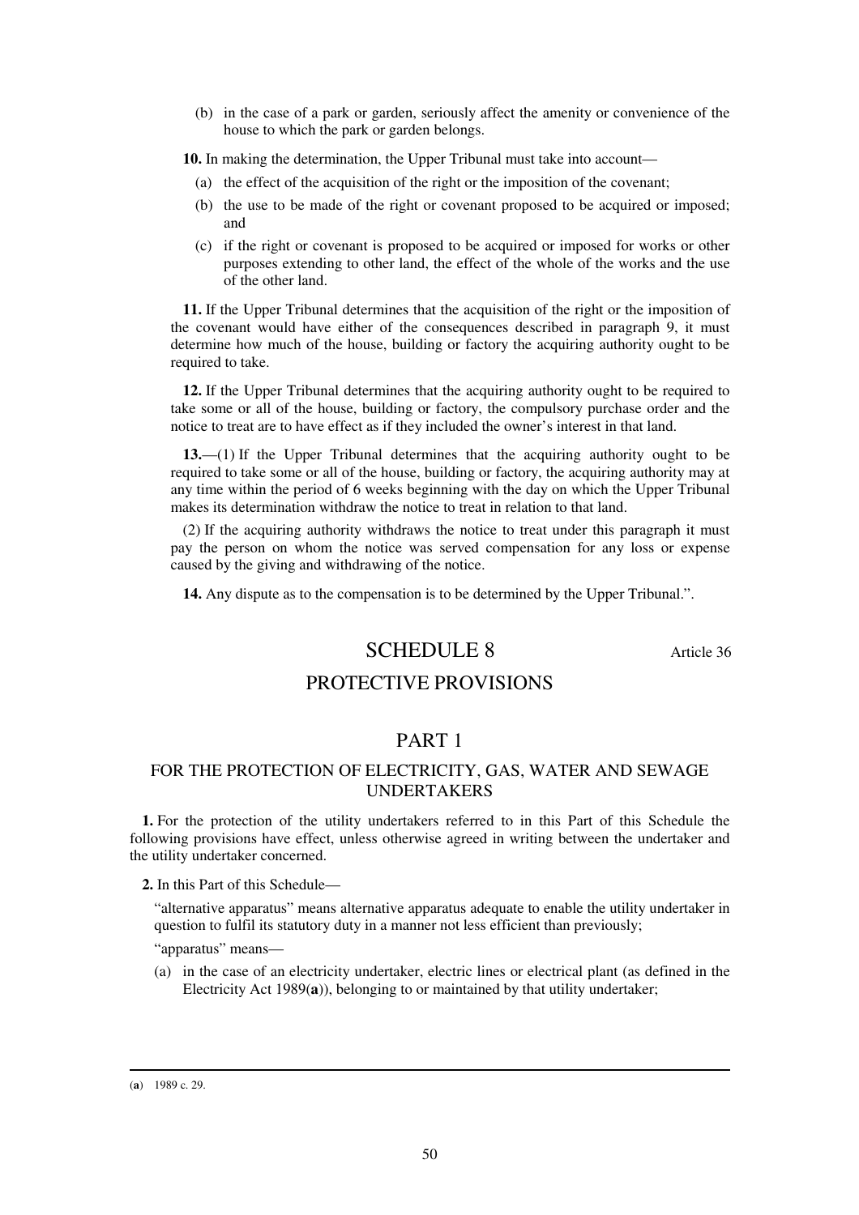(b) in the case of a park or garden, seriously affect the amenity or convenience of the house to which the park or garden belongs.

**10.** In making the determination, the Upper Tribunal must take into account—

(a) the effect of the acquisition of the right or the imposition of the covenant;

(b) the use to be made of the right or covenant proposed to be acquired or imposed; and

(c) if the right or covenant is proposed to be acquired or imposed for works or other purposes extending to other land, the effect of the whole of the works and the use of the other land.

**11.** If the Upper Tribunal determines that the acquisition of the right or the imposition of the covenant would have either of the consequences described in paragraph 9, it must determine how much of the house, building or factory the acquiring authority ought to be required to take.

**12.** If the Upper Tribunal determines that the acquiring authority ought to be required to take some or all of the house, building or factory, the compulsory purchase order and the notice to treat are to have effect as if they included the owner's interest in that land.

**13.**—(1) If the Upper Tribunal determines that the acquiring authority ought to be required to take some or all of the house, building or factory, the acquiring authority may at any time within the period of 6 weeks beginning with the day on which the Upper Tribunal makes its determination withdraw the notice to treat in relation to that land.

(2) If the acquiring authority withdraws the notice to treat under this paragraph it must pay the person on whom the notice was served compensation for any loss or expense caused by the giving and withdrawing of the notice.

**14.** Any dispute as to the compensation is to be determined by the Upper Tribunal.".

# SCHEDULE 8

Article 36

# PROTECTIVE PROVISIONS

## PART 1

### FOR THE PROTECTION OF ELECTRICITY, GAS, WATER AND SEWAGE UNDERTAKERS

**1.** For the protection of the utility undertakers referred to in this Part of this Schedule the following provisions have effect, unless otherwise agreed in writing between the undertaker and the utility undertaker concerned.

**2.** In this Part of this Schedule—

"alternative apparatus" means alternative apparatus adequate to enable the utility undertaker in question to fulfil its statutory duty in a manner not less efficient than previously;

"apparatus" means—

(a) in the case of an electricity undertaker, electric lines or electrical plant (as defined in the Electricity Act 1989(**a**)), belonging to or maintained by that utility undertaker;

---

(**a**) 1989 c. 29.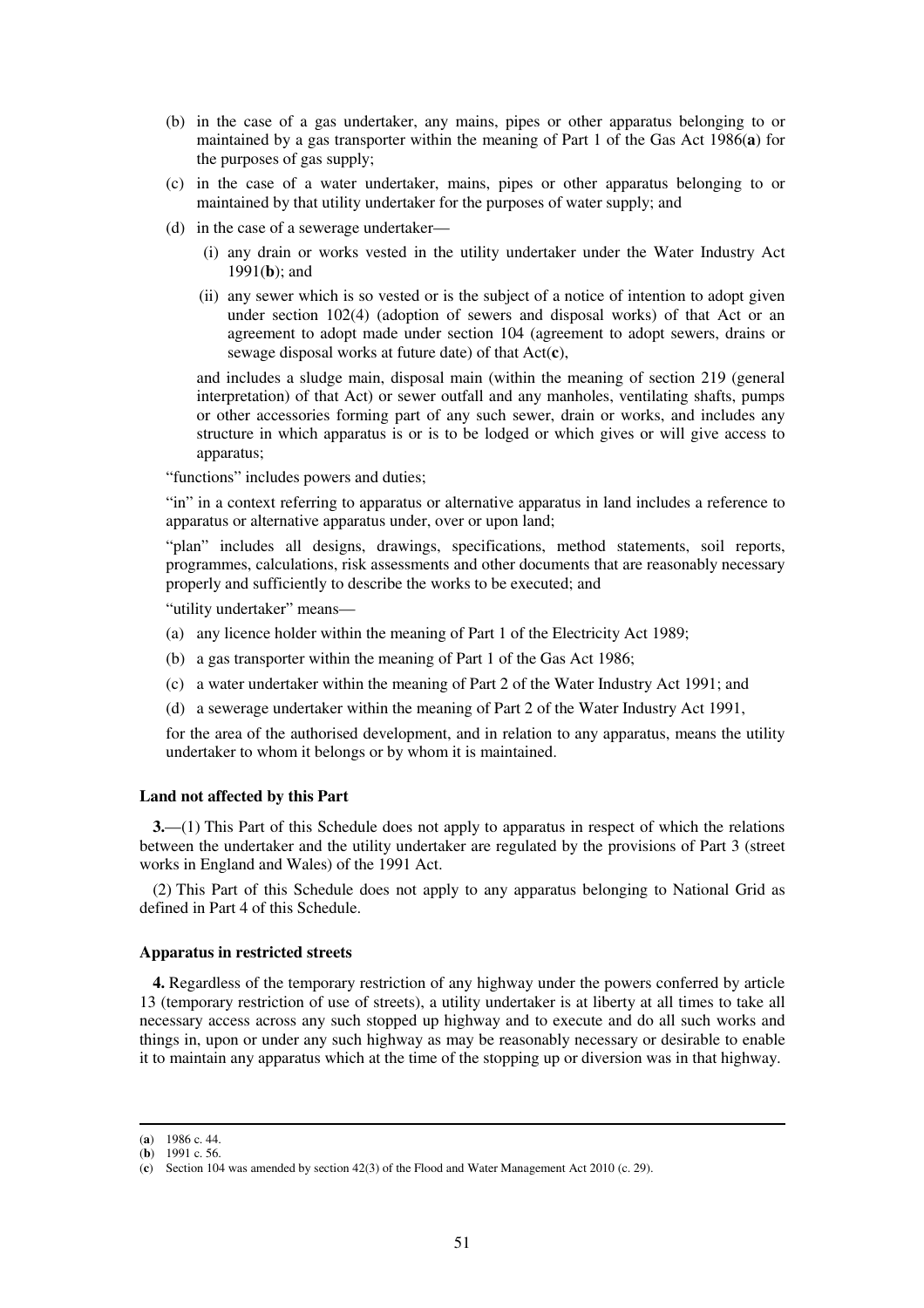(b) in the case of a gas undertaker, any mains, pipes or other apparatus belonging to or maintained by a gas transporter within the meaning of Part 1 of the Gas Act 1986(**a**) for the purposes of gas supply;

(c) in the case of a water undertaker, mains, pipes or other apparatus belonging to or maintained by that utility undertaker for the purposes of water supply; and

(d) in the case of a sewerage undertaker—

(i) any drain or works vested in the utility undertaker under the Water Industry Act 1991(**b**); and

(ii) any sewer which is so vested or is the subject of a notice of intention to adopt given under section 102(4) (adoption of sewers and disposal works) of that Act or an agreement to adopt made under section 104 (agreement to adopt sewers, drains or sewage disposal works at future date) of that Act(**c**),

and includes a sludge main, disposal main (within the meaning of section 219 (general interpretation) of that Act) or sewer outfall and any manholes, ventilating shafts, pumps or other accessories forming part of any such sewer, drain or works, and includes any structure in which apparatus is or is to be lodged or which gives or will give access to apparatus;

"functions" includes powers and duties;

"in" in a context referring to apparatus or alternative apparatus in land includes a reference to apparatus or alternative apparatus under, over or upon land;

"plan" includes all designs, drawings, specifications, method statements, soil reports, programmes, calculations, risk assessments and other documents that are reasonably necessary properly and sufficiently to describe the works to be executed; and

"utility undertaker" means—

(a) any licence holder within the meaning of Part 1 of the Electricity Act 1989;

(b) a gas transporter within the meaning of Part 1 of the Gas Act 1986;

(c) a water undertaker within the meaning of Part 2 of the Water Industry Act 1991; and

(d) a sewerage undertaker within the meaning of Part 2 of the Water Industry Act 1991,

for the area of the authorised development, and in relation to any apparatus, means the utility undertaker to whom it belongs or by whom it is maintained.

**Land not affected by this Part**

**3.**—(1) This Part of this Schedule does not apply to apparatus in respect of which the relations between the undertaker and the utility undertaker are regulated by the provisions of Part 3 (street works in England and Wales) of the 1991 Act.

(2) This Part of this Schedule does not apply to any apparatus belonging to National Grid as defined in Part 4 of this Schedule.

**Apparatus in restricted streets**

**4.** Regardless of the temporary restriction of any highway under the powers conferred by article 13 (temporary restriction of use of streets), a utility undertaker is at liberty at all times to take all necessary access across any such stopped up highway and to execute and do all such works and things in, upon or under any such highway as may be reasonably necessary or desirable to enable it to maintain any apparatus which at the time of the stopping up or diversion was in that highway.

(**a**) 1986 c. 44.
(**b**) 1991 c. 56.
(**c**) Section 104 was amended by section 42(3) of the Flood and Water Management Act 2010 (c. 29).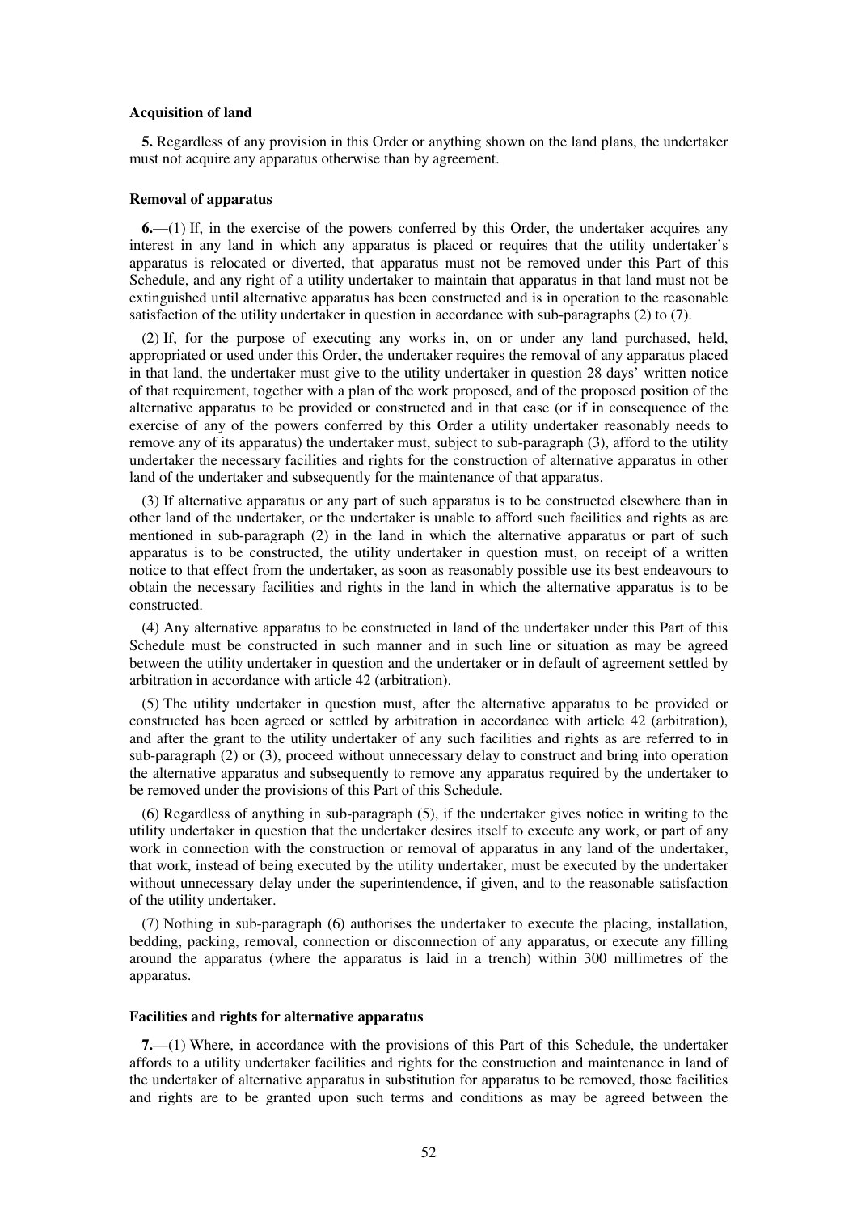**Acquisition of land**

**5.** Regardless of any provision in this Order or anything shown on the land plans, the undertaker must not acquire any apparatus otherwise than by agreement.

**Removal of apparatus**

**6.**—(1) If, in the exercise of the powers conferred by this Order, the undertaker acquires any interest in any land in which any apparatus is placed or requires that the utility undertaker's apparatus is relocated or diverted, that apparatus must not be removed under this Part of this Schedule, and any right of a utility undertaker to maintain that apparatus in that land must not be extinguished until alternative apparatus has been constructed and is in operation to the reasonable satisfaction of the utility undertaker in question in accordance with sub-paragraphs (2) to (7).

(2) If, for the purpose of executing any works in, on or under any land purchased, held, appropriated or used under this Order, the undertaker requires the removal of any apparatus placed in that land, the undertaker must give to the utility undertaker in question 28 days' written notice of that requirement, together with a plan of the work proposed, and of the proposed position of the alternative apparatus to be provided or constructed and in that case (or if in consequence of the exercise of any of the powers conferred by this Order a utility undertaker reasonably needs to remove any of its apparatus) the undertaker must, subject to sub-paragraph (3), afford to the utility undertaker the necessary facilities and rights for the construction of alternative apparatus in other land of the undertaker and subsequently for the maintenance of that apparatus.

(3) If alternative apparatus or any part of such apparatus is to be constructed elsewhere than in other land of the undertaker, or the undertaker is unable to afford such facilities and rights as are mentioned in sub-paragraph (2) in the land in which the alternative apparatus or part of such apparatus is to be constructed, the utility undertaker in question must, on receipt of a written notice to that effect from the undertaker, as soon as reasonably possible use its best endeavours to obtain the necessary facilities and rights in the land in which the alternative apparatus is to be constructed.

(4) Any alternative apparatus to be constructed in land of the undertaker under this Part of this Schedule must be constructed in such manner and in such line or situation as may be agreed between the utility undertaker in question and the undertaker or in default of agreement settled by arbitration in accordance with article 42 (arbitration).

(5) The utility undertaker in question must, after the alternative apparatus to be provided or constructed has been agreed or settled by arbitration in accordance with article 42 (arbitration), and after the grant to the utility undertaker of any such facilities and rights as are referred to in sub-paragraph (2) or (3), proceed without unnecessary delay to construct and bring into operation the alternative apparatus and subsequently to remove any apparatus required by the undertaker to be removed under the provisions of this Part of this Schedule.

(6) Regardless of anything in sub-paragraph (5), if the undertaker gives notice in writing to the utility undertaker in question that the undertaker desires itself to execute any work, or part of any work in connection with the construction or removal of apparatus in any land of the undertaker, that work, instead of being executed by the utility undertaker, must be executed by the undertaker without unnecessary delay under the superintendence, if given, and to the reasonable satisfaction of the utility undertaker.

(7) Nothing in sub-paragraph (6) authorises the undertaker to execute the placing, installation, bedding, packing, removal, connection or disconnection of any apparatus, or execute any filling around the apparatus (where the apparatus is laid in a trench) within 300 millimetres of the apparatus.

**Facilities and rights for alternative apparatus**

**7.**—(1) Where, in accordance with the provisions of this Part of this Schedule, the undertaker affords to a utility undertaker facilities and rights for the construction and maintenance in land of the undertaker of alternative apparatus in substitution for apparatus to be removed, those facilities and rights are to be granted upon such terms and conditions as may be agreed between the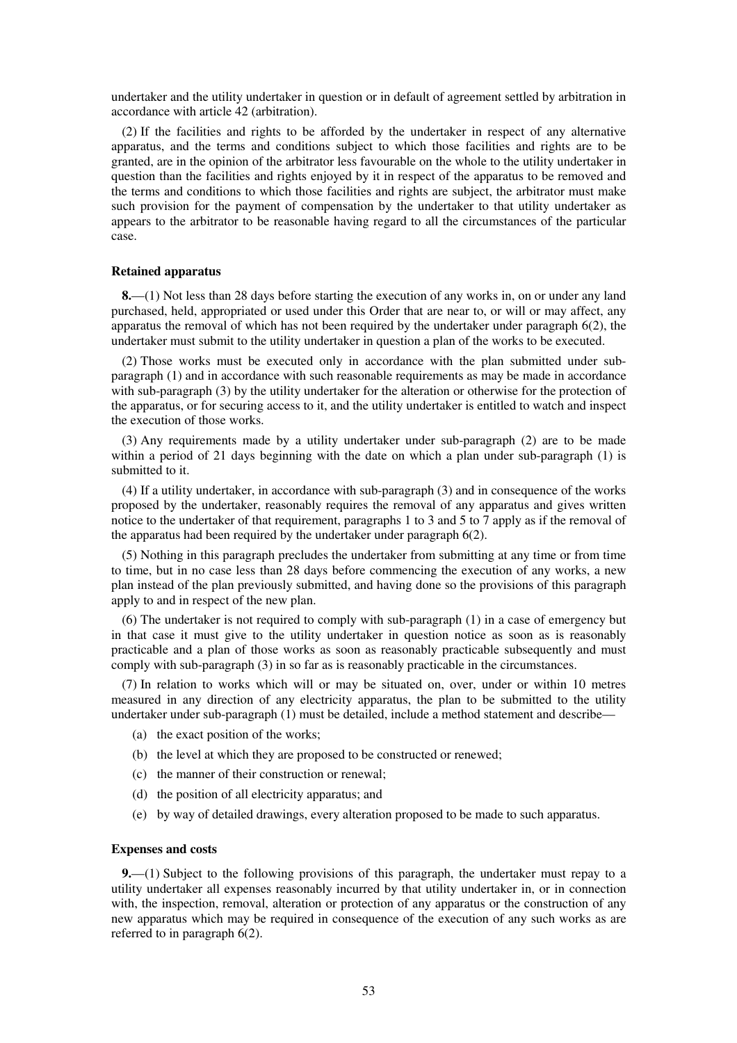undertaker and the utility undertaker in question or in default of agreement settled by arbitration in accordance with article 42 (arbitration).

(2) If the facilities and rights to be afforded by the undertaker in respect of any alternative apparatus, and the terms and conditions subject to which those facilities and rights are to be granted, are in the opinion of the arbitrator less favourable on the whole to the utility undertaker in question than the facilities and rights enjoyed by it in respect of the apparatus to be removed and the terms and conditions to which those facilities and rights are subject, the arbitrator must make such provision for the payment of compensation by the undertaker to that utility undertaker as appears to the arbitrator to be reasonable having regard to all the circumstances of the particular case.

**Retained apparatus**

**8.**—(1) Not less than 28 days before starting the execution of any works in, on or under any land purchased, held, appropriated or used under this Order that are near to, or will or may affect, any apparatus the removal of which has not been required by the undertaker under paragraph 6(2), the undertaker must submit to the utility undertaker in question a plan of the works to be executed.

(2) Those works must be executed only in accordance with the plan submitted under sub-paragraph (1) and in accordance with such reasonable requirements as may be made in accordance with sub-paragraph (3) by the utility undertaker for the alteration or otherwise for the protection of the apparatus, or for securing access to it, and the utility undertaker is entitled to watch and inspect the execution of those works.

(3) Any requirements made by a utility undertaker under sub-paragraph (2) are to be made within a period of 21 days beginning with the date on which a plan under sub-paragraph (1) is submitted to it.

(4) If a utility undertaker, in accordance with sub-paragraph (3) and in consequence of the works proposed by the undertaker, reasonably requires the removal of any apparatus and gives written notice to the undertaker of that requirement, paragraphs 1 to 3 and 5 to 7 apply as if the removal of the apparatus had been required by the undertaker under paragraph 6(2).

(5) Nothing in this paragraph precludes the undertaker from submitting at any time or from time to time, but in no case less than 28 days before commencing the execution of any works, a new plan instead of the plan previously submitted, and having done so the provisions of this paragraph apply to and in respect of the new plan.

(6) The undertaker is not required to comply with sub-paragraph (1) in a case of emergency but in that case it must give to the utility undertaker in question notice as soon as is reasonably practicable and a plan of those works as soon as reasonably practicable subsequently and must comply with sub-paragraph (3) in so far as is reasonably practicable in the circumstances.

(7) In relation to works which will or may be situated on, over, under or within 10 metres measured in any direction of any electricity apparatus, the plan to be submitted to the utility undertaker under sub-paragraph (1) must be detailed, include a method statement and describe—

(a) the exact position of the works;

(b) the level at which they are proposed to be constructed or renewed;

(c) the manner of their construction or renewal;

(d) the position of all electricity apparatus; and

(e) by way of detailed drawings, every alteration proposed to be made to such apparatus.

**Expenses and costs**

**9.**—(1) Subject to the following provisions of this paragraph, the undertaker must repay to a utility undertaker all expenses reasonably incurred by that utility undertaker in, or in connection with, the inspection, removal, alteration or protection of any apparatus or the construction of any new apparatus which may be required in consequence of the execution of any such works as are referred to in paragraph 6(2).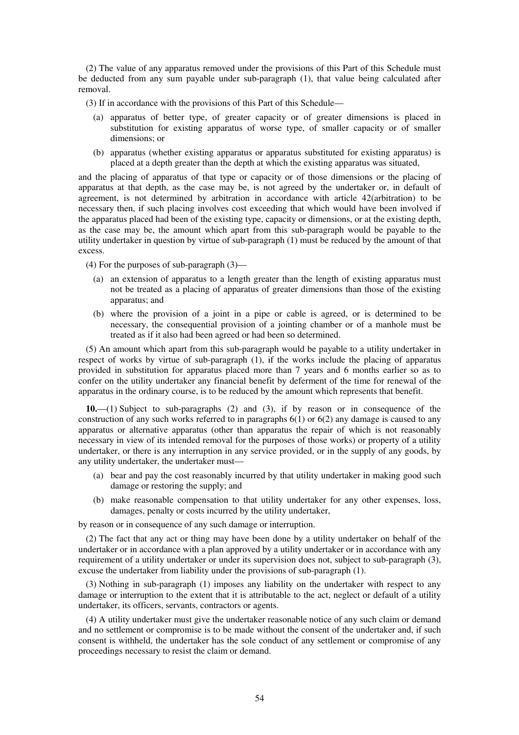(2) The value of any apparatus removed under the provisions of this Part of this Schedule must be deducted from any sum payable under sub-paragraph (1), that value being calculated after removal.

(3) If in accordance with the provisions of this Part of this Schedule—

(a) apparatus of better type, of greater capacity or of greater dimensions is placed in substitution for existing apparatus of worse type, of smaller capacity or of smaller dimensions; or

(b) apparatus (whether existing apparatus or apparatus substituted for existing apparatus) is placed at a depth greater than the depth at which the existing apparatus was situated,

and the placing of apparatus of that type or capacity or of those dimensions or the placing of apparatus at that depth, as the case may be, is not agreed by the undertaker or, in default of agreement, is not determined by arbitration in accordance with article 42(arbitration) to be necessary then, if such placing involves cost exceeding that which would have been involved if the apparatus placed had been of the existing type, capacity or dimensions, or at the existing depth, as the case may be, the amount which apart from this sub-paragraph would be payable to the utility undertaker in question by virtue of sub-paragraph (1) must be reduced by the amount of that excess.

(4) For the purposes of sub-paragraph (3)—

(a) an extension of apparatus to a length greater than the length of existing apparatus must not be treated as a placing of apparatus of greater dimensions than those of the existing apparatus; and

(b) where the provision of a joint in a pipe or cable is agreed, or is determined to be necessary, the consequential provision of a jointing chamber or of a manhole must be treated as if it also had been agreed or had been so determined.

(5) An amount which apart from this sub-paragraph would be payable to a utility undertaker in respect of works by virtue of sub-paragraph (1), if the works include the placing of apparatus provided in substitution for apparatus placed more than 7 years and 6 months earlier so as to confer on the utility undertaker any financial benefit by deferment of the time for renewal of the apparatus in the ordinary course, is to be reduced by the amount which represents that benefit.

**10.**—(1) Subject to sub-paragraphs (2) and (3), if by reason or in consequence of the construction of any such works referred to in paragraphs 6(1) or 6(2) any damage is caused to any apparatus or alternative apparatus (other than apparatus the repair of which is not reasonably necessary in view of its intended removal for the purposes of those works) or property of a utility undertaker, or there is any interruption in any service provided, or in the supply of any goods, by any utility undertaker, the undertaker must—

(a) bear and pay the cost reasonably incurred by that utility undertaker in making good such damage or restoring the supply; and

(b) make reasonable compensation to that utility undertaker for any other expenses, loss, damages, penalty or costs incurred by the utility undertaker,

by reason or in consequence of any such damage or interruption.

(2) The fact that any act or thing may have been done by a utility undertaker on behalf of the undertaker or in accordance with a plan approved by a utility undertaker or in accordance with any requirement of a utility undertaker or under its supervision does not, subject to sub-paragraph (3), excuse the undertaker from liability under the provisions of sub-paragraph (1).

(3) Nothing in sub-paragraph (1) imposes any liability on the undertaker with respect to any damage or interruption to the extent that it is attributable to the act, neglect or default of a utility undertaker, its officers, servants, contractors or agents.

(4) A utility undertaker must give the undertaker reasonable notice of any such claim or demand and no settlement or compromise is to be made without the consent of the undertaker and, if such consent is withheld, the undertaker has the sole conduct of any settlement or compromise of any proceedings necessary to resist the claim or demand.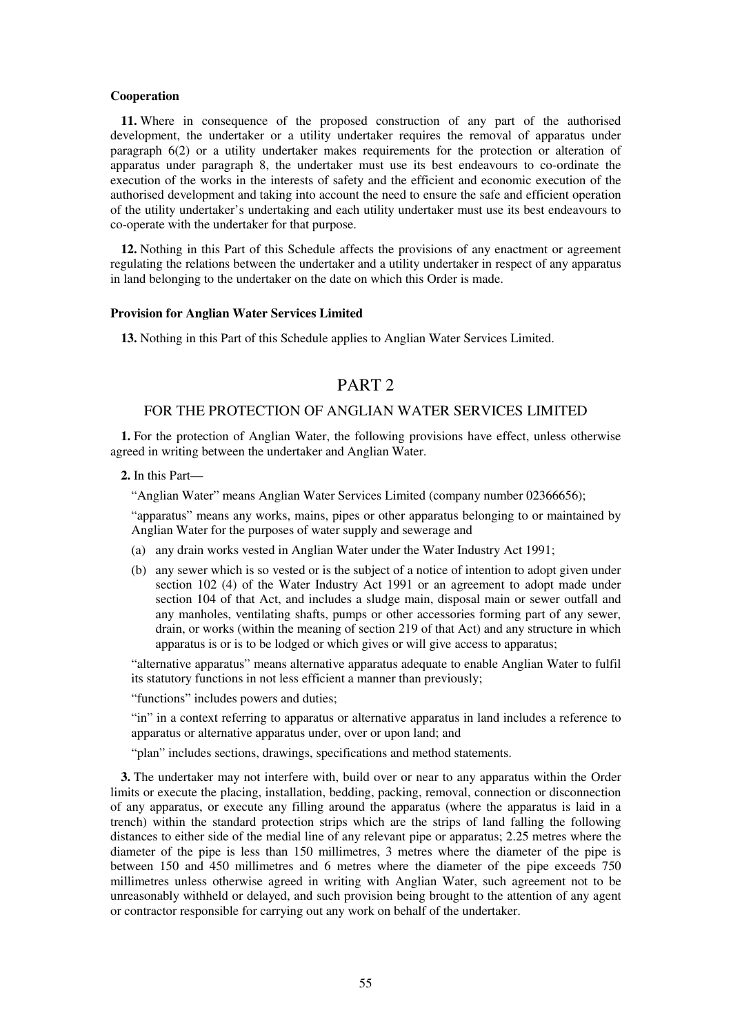**Cooperation**

**11.** Where in consequence of the proposed construction of any part of the authorised development, the undertaker or a utility undertaker requires the removal of apparatus under paragraph 6(2) or a utility undertaker makes requirements for the protection or alteration of apparatus under paragraph 8, the undertaker must use its best endeavours to co-ordinate the execution of the works in the interests of safety and the efficient and economic execution of the authorised development and taking into account the need to ensure the safe and efficient operation of the utility undertaker's undertaking and each utility undertaker must use its best endeavours to co-operate with the undertaker for that purpose.

**12.** Nothing in this Part of this Schedule affects the provisions of any enactment or agreement regulating the relations between the undertaker and a utility undertaker in respect of any apparatus in land belonging to the undertaker on the date on which this Order is made.

**Provision for Anglian Water Services Limited**

**13.** Nothing in this Part of this Schedule applies to Anglian Water Services Limited.

# PART 2

## FOR THE PROTECTION OF ANGLIAN WATER SERVICES LIMITED

**1.** For the protection of Anglian Water, the following provisions have effect, unless otherwise agreed in writing between the undertaker and Anglian Water.

**2.** In this Part—

"Anglian Water" means Anglian Water Services Limited (company number 02366656);

"apparatus" means any works, mains, pipes or other apparatus belonging to or maintained by Anglian Water for the purposes of water supply and sewerage and

(a) any drain works vested in Anglian Water under the Water Industry Act 1991;

(b) any sewer which is so vested or is the subject of a notice of intention to adopt given under section 102 (4) of the Water Industry Act 1991 or an agreement to adopt made under section 104 of that Act, and includes a sludge main, disposal main or sewer outfall and any manholes, ventilating shafts, pumps or other accessories forming part of any sewer, drain, or works (within the meaning of section 219 of that Act) and any structure in which apparatus is or is to be lodged or which gives or will give access to apparatus;

"alternative apparatus" means alternative apparatus adequate to enable Anglian Water to fulfil its statutory functions in not less efficient a manner than previously;

"functions" includes powers and duties;

"in" in a context referring to apparatus or alternative apparatus in land includes a reference to apparatus or alternative apparatus under, over or upon land; and

"plan" includes sections, drawings, specifications and method statements.

**3.** The undertaker may not interfere with, build over or near to any apparatus within the Order limits or execute the placing, installation, bedding, packing, removal, connection or disconnection of any apparatus, or execute any filling around the apparatus (where the apparatus is laid in a trench) within the standard protection strips which are the strips of land falling the following distances to either side of the medial line of any relevant pipe or apparatus; 2.25 metres where the diameter of the pipe is less than 150 millimetres, 3 metres where the diameter of the pipe is between 150 and 450 millimetres and 6 metres where the diameter of the pipe exceeds 750 millimetres unless otherwise agreed in writing with Anglian Water, such agreement not to be unreasonably withheld or delayed, and such provision being brought to the attention of any agent or contractor responsible for carrying out any work on behalf of the undertaker.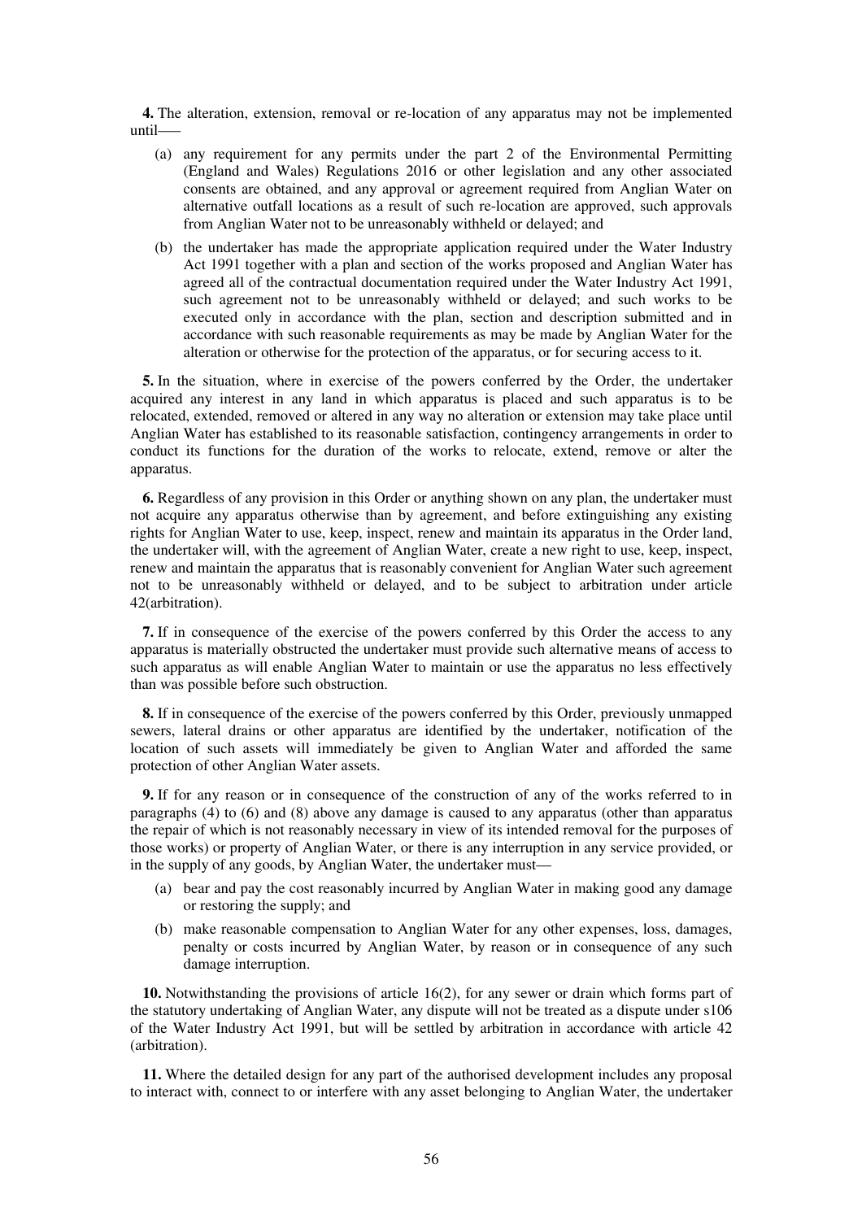**4.** The alteration, extension, removal or re-location of any apparatus may not be implemented until——

(a) any requirement for any permits under the part 2 of the Environmental Permitting (England and Wales) Regulations 2016 or other legislation and any other associated consents are obtained, and any approval or agreement required from Anglian Water on alternative outfall locations as a result of such re-location are approved, such approvals from Anglian Water not to be unreasonably withheld or delayed; and

(b) the undertaker has made the appropriate application required under the Water Industry Act 1991 together with a plan and section of the works proposed and Anglian Water has agreed all of the contractual documentation required under the Water Industry Act 1991, such agreement not to be unreasonably withheld or delayed; and such works to be executed only in accordance with the plan, section and description submitted and in accordance with such reasonable requirements as may be made by Anglian Water for the alteration or otherwise for the protection of the apparatus, or for securing access to it.

**5.** In the situation, where in exercise of the powers conferred by the Order, the undertaker acquired any interest in any land in which apparatus is placed and such apparatus is to be relocated, extended, removed or altered in any way no alteration or extension may take place until Anglian Water has established to its reasonable satisfaction, contingency arrangements in order to conduct its functions for the duration of the works to relocate, extend, remove or alter the apparatus.

**6.** Regardless of any provision in this Order or anything shown on any plan, the undertaker must not acquire any apparatus otherwise than by agreement, and before extinguishing any existing rights for Anglian Water to use, keep, inspect, renew and maintain its apparatus in the Order land, the undertaker will, with the agreement of Anglian Water, create a new right to use, keep, inspect, renew and maintain the apparatus that is reasonably convenient for Anglian Water such agreement not to be unreasonably withheld or delayed, and to be subject to arbitration under article 42(arbitration).

**7.** If in consequence of the exercise of the powers conferred by this Order the access to any apparatus is materially obstructed the undertaker must provide such alternative means of access to such apparatus as will enable Anglian Water to maintain or use the apparatus no less effectively than was possible before such obstruction.

**8.** If in consequence of the exercise of the powers conferred by this Order, previously unmapped sewers, lateral drains or other apparatus are identified by the undertaker, notification of the location of such assets will immediately be given to Anglian Water and afforded the same protection of other Anglian Water assets.

**9.** If for any reason or in consequence of the construction of any of the works referred to in paragraphs (4) to (6) and (8) above any damage is caused to any apparatus (other than apparatus the repair of which is not reasonably necessary in view of its intended removal for the purposes of those works) or property of Anglian Water, or there is any interruption in any service provided, or in the supply of any goods, by Anglian Water, the undertaker must—

(a) bear and pay the cost reasonably incurred by Anglian Water in making good any damage or restoring the supply; and

(b) make reasonable compensation to Anglian Water for any other expenses, loss, damages, penalty or costs incurred by Anglian Water, by reason or in consequence of any such damage interruption.

**10.** Notwithstanding the provisions of article 16(2), for any sewer or drain which forms part of the statutory undertaking of Anglian Water, any dispute will not be treated as a dispute under s106 of the Water Industry Act 1991, but will be settled by arbitration in accordance with article 42 (arbitration).

**11.** Where the detailed design for any part of the authorised development includes any proposal to interact with, connect to or interfere with any asset belonging to Anglian Water, the undertaker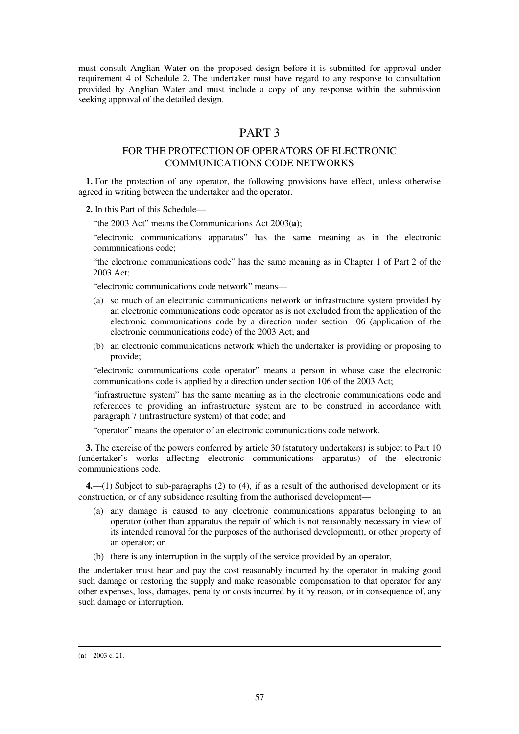must consult Anglian Water on the proposed design before it is submitted for approval under requirement 4 of Schedule 2. The undertaker must have regard to any response to consultation provided by Anglian Water and must include a copy of any response within the submission seeking approval of the detailed design.

## PART 3

### FOR THE PROTECTION OF OPERATORS OF ELECTRONIC COMMUNICATIONS CODE NETWORKS

**1.** For the protection of any operator, the following provisions have effect, unless otherwise agreed in writing between the undertaker and the operator.

**2.** In this Part of this Schedule—

"the 2003 Act" means the Communications Act 2003(**a**);

"electronic communications apparatus" has the same meaning as in the electronic communications code;

"the electronic communications code" has the same meaning as in Chapter 1 of Part 2 of the 2003 Act;

"electronic communications code network" means—

(a) so much of an electronic communications network or infrastructure system provided by an electronic communications code operator as is not excluded from the application of the electronic communications code by a direction under section 106 (application of the electronic communications code) of the 2003 Act; and

(b) an electronic communications network which the undertaker is providing or proposing to provide;

"electronic communications code operator" means a person in whose case the electronic communications code is applied by a direction under section 106 of the 2003 Act;

"infrastructure system" has the same meaning as in the electronic communications code and references to providing an infrastructure system are to be construed in accordance with paragraph 7 (infrastructure system) of that code; and

"operator" means the operator of an electronic communications code network.

**3.** The exercise of the powers conferred by article 30 (statutory undertakers) is subject to Part 10 (undertaker's works affecting electronic communications apparatus) of the electronic communications code.

**4.**—(1) Subject to sub-paragraphs (2) to (4), if as a result of the authorised development or its construction, or of any subsidence resulting from the authorised development—

(a) any damage is caused to any electronic communications apparatus belonging to an operator (other than apparatus the repair of which is not reasonably necessary in view of its intended removal for the purposes of the authorised development), or other property of an operator; or

(b) there is any interruption in the supply of the service provided by an operator,

the undertaker must bear and pay the cost reasonably incurred by the operator in making good such damage or restoring the supply and make reasonable compensation to that operator for any other expenses, loss, damages, penalty or costs incurred by it by reason, or in consequence of, any such damage or interruption.

---

(**a**) 2003 c. 21.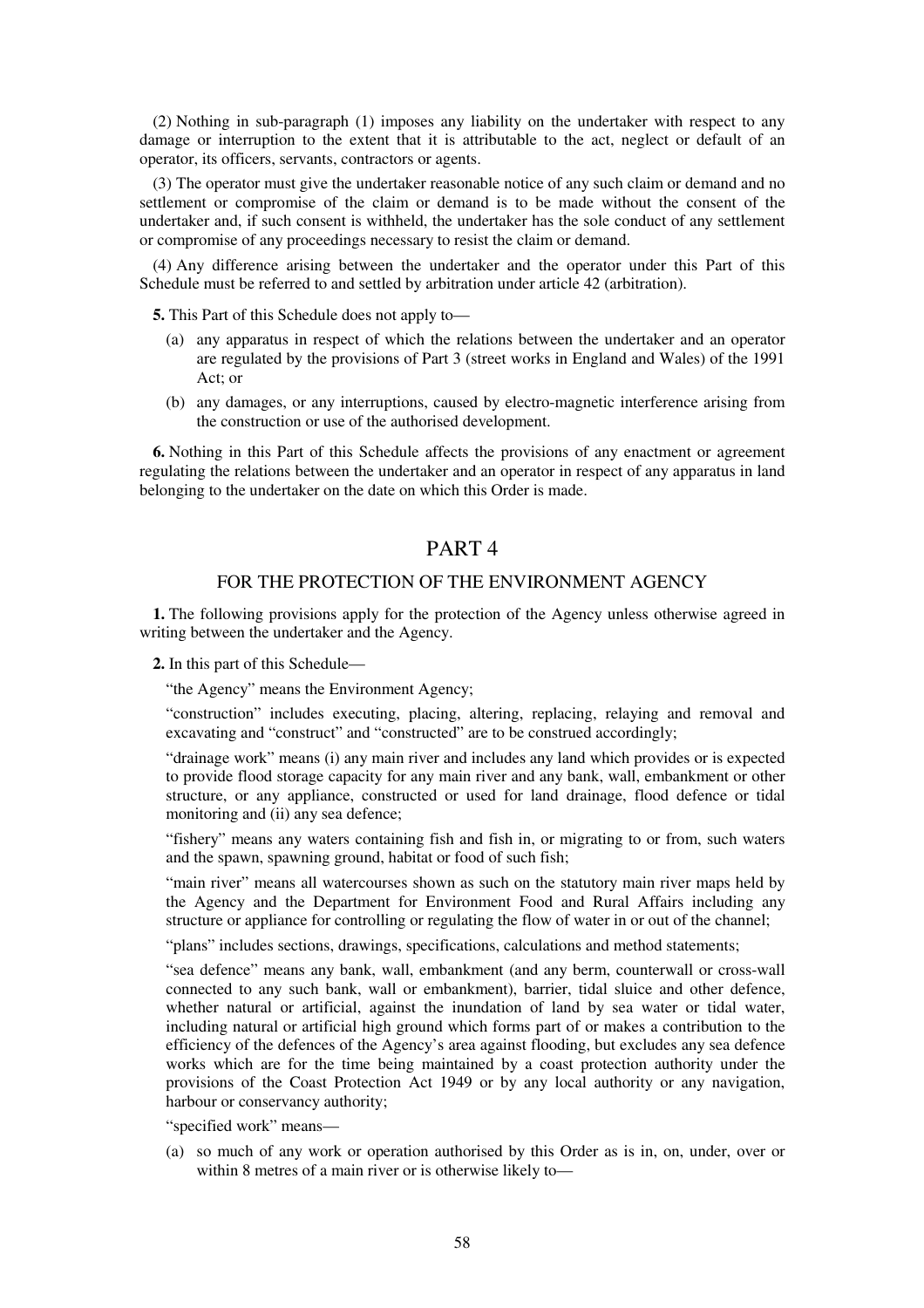(2) Nothing in sub-paragraph (1) imposes any liability on the undertaker with respect to any damage or interruption to the extent that it is attributable to the act, neglect or default of an operator, its officers, servants, contractors or agents.

(3) The operator must give the undertaker reasonable notice of any such claim or demand and no settlement or compromise of the claim or demand is to be made without the consent of the undertaker and, if such consent is withheld, the undertaker has the sole conduct of any settlement or compromise of any proceedings necessary to resist the claim or demand.

(4) Any difference arising between the undertaker and the operator under this Part of this Schedule must be referred to and settled by arbitration under article 42 (arbitration).

**5.** This Part of this Schedule does not apply to—

(a) any apparatus in respect of which the relations between the undertaker and an operator are regulated by the provisions of Part 3 (street works in England and Wales) of the 1991 Act; or

(b) any damages, or any interruptions, caused by electro-magnetic interference arising from the construction or use of the authorised development.

**6.** Nothing in this Part of this Schedule affects the provisions of any enactment or agreement regulating the relations between the undertaker and an operator in respect of any apparatus in land belonging to the undertaker on the date on which this Order is made.

## PART 4

### FOR THE PROTECTION OF THE ENVIRONMENT AGENCY

**1.** The following provisions apply for the protection of the Agency unless otherwise agreed in writing between the undertaker and the Agency.

**2.** In this part of this Schedule—

"the Agency" means the Environment Agency;

"construction" includes executing, placing, altering, replacing, relaying and removal and excavating and "construct" and "constructed" are to be construed accordingly;

"drainage work" means (i) any main river and includes any land which provides or is expected to provide flood storage capacity for any main river and any bank, wall, embankment or other structure, or any appliance, constructed or used for land drainage, flood defence or tidal monitoring and (ii) any sea defence;

"fishery" means any waters containing fish and fish in, or migrating to or from, such waters and the spawn, spawning ground, habitat or food of such fish;

"main river" means all watercourses shown as such on the statutory main river maps held by the Agency and the Department for Environment Food and Rural Affairs including any structure or appliance for controlling or regulating the flow of water in or out of the channel;

"plans" includes sections, drawings, specifications, calculations and method statements;

"sea defence" means any bank, wall, embankment (and any berm, counterwall or cross-wall connected to any such bank, wall or embankment), barrier, tidal sluice and other defence, whether natural or artificial, against the inundation of land by sea water or tidal water, including natural or artificial high ground which forms part of or makes a contribution to the efficiency of the defences of the Agency's area against flooding, but excludes any sea defence works which are for the time being maintained by a coast protection authority under the provisions of the Coast Protection Act 1949 or by any local authority or any navigation, harbour or conservancy authority;

"specified work" means—

(a) so much of any work or operation authorised by this Order as is in, on, under, over or within 8 metres of a main river or is otherwise likely to—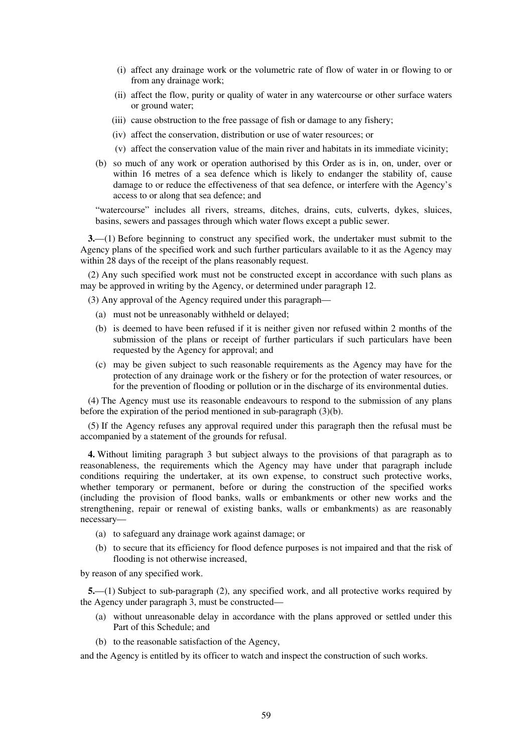(i) affect any drainage work or the volumetric rate of flow of water in or flowing to or from any drainage work;

(ii) affect the flow, purity or quality of water in any watercourse or other surface waters or ground water;

(iii) cause obstruction to the free passage of fish or damage to any fishery;

(iv) affect the conservation, distribution or use of water resources; or

(v) affect the conservation value of the main river and habitats in its immediate vicinity;

(b) so much of any work or operation authorised by this Order as is in, on, under, over or within 16 metres of a sea defence which is likely to endanger the stability of, cause damage to or reduce the effectiveness of that sea defence, or interfere with the Agency's access to or along that sea defence; and

"watercourse" includes all rivers, streams, ditches, drains, cuts, culverts, dykes, sluices, basins, sewers and passages through which water flows except a public sewer.

**3.**—(1) Before beginning to construct any specified work, the undertaker must submit to the Agency plans of the specified work and such further particulars available to it as the Agency may within 28 days of the receipt of the plans reasonably request.

(2) Any such specified work must not be constructed except in accordance with such plans as may be approved in writing by the Agency, or determined under paragraph 12.

(3) Any approval of the Agency required under this paragraph—

(a) must not be unreasonably withheld or delayed;

(b) is deemed to have been refused if it is neither given nor refused within 2 months of the submission of the plans or receipt of further particulars if such particulars have been requested by the Agency for approval; and

(c) may be given subject to such reasonable requirements as the Agency may have for the protection of any drainage work or the fishery or for the protection of water resources, or for the prevention of flooding or pollution or in the discharge of its environmental duties.

(4) The Agency must use its reasonable endeavours to respond to the submission of any plans before the expiration of the period mentioned in sub-paragraph (3)(b).

(5) If the Agency refuses any approval required under this paragraph then the refusal must be accompanied by a statement of the grounds for refusal.

**4.** Without limiting paragraph 3 but subject always to the provisions of that paragraph as to reasonableness, the requirements which the Agency may have under that paragraph include conditions requiring the undertaker, at its own expense, to construct such protective works, whether temporary or permanent, before or during the construction of the specified works (including the provision of flood banks, walls or embankments or other new works and the strengthening, repair or renewal of existing banks, walls or embankments) as are reasonably necessary—

(a) to safeguard any drainage work against damage; or

(b) to secure that its efficiency for flood defence purposes is not impaired and that the risk of flooding is not otherwise increased,

by reason of any specified work.

**5.**—(1) Subject to sub-paragraph (2), any specified work, and all protective works required by the Agency under paragraph 3, must be constructed—

(a) without unreasonable delay in accordance with the plans approved or settled under this Part of this Schedule; and

(b) to the reasonable satisfaction of the Agency,

and the Agency is entitled by its officer to watch and inspect the construction of such works.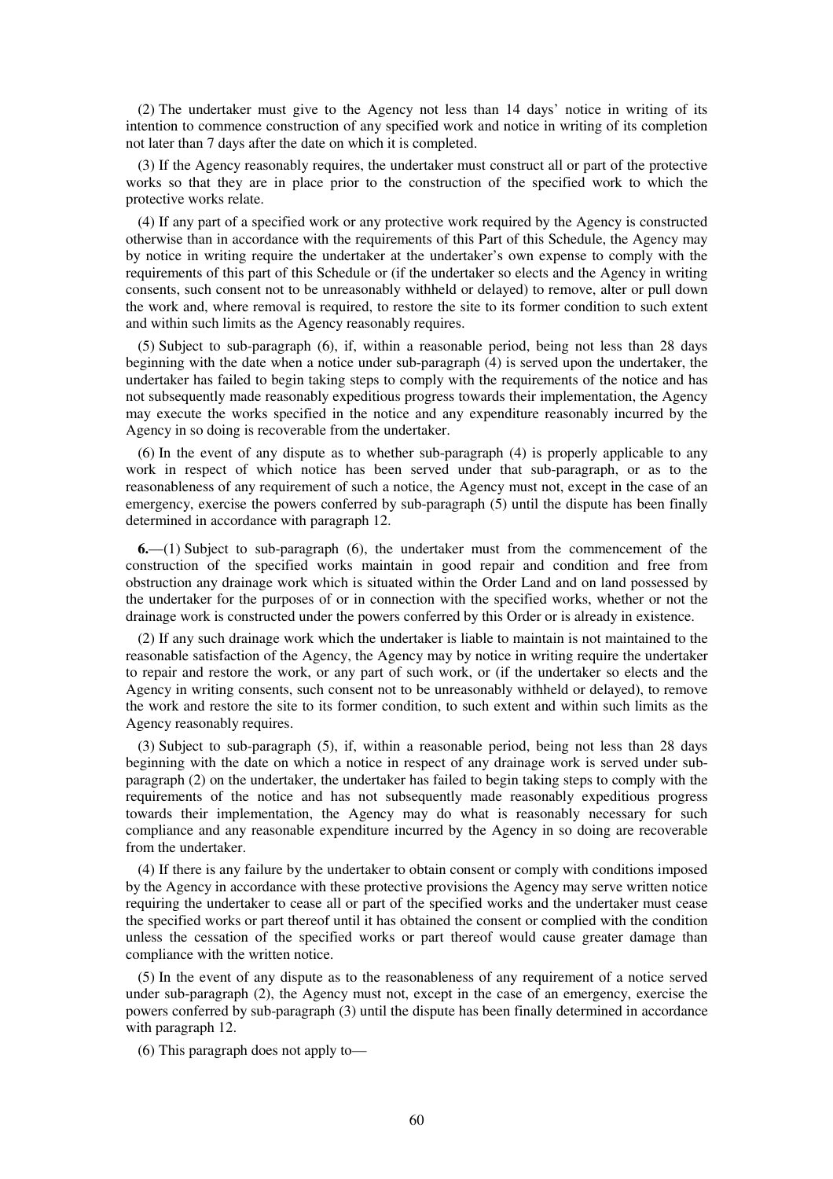(2) The undertaker must give to the Agency not less than 14 days' notice in writing of its intention to commence construction of any specified work and notice in writing of its completion not later than 7 days after the date on which it is completed.

(3) If the Agency reasonably requires, the undertaker must construct all or part of the protective works so that they are in place prior to the construction of the specified work to which the protective works relate.

(4) If any part of a specified work or any protective work required by the Agency is constructed otherwise than in accordance with the requirements of this Part of this Schedule, the Agency may by notice in writing require the undertaker at the undertaker's own expense to comply with the requirements of this part of this Schedule or (if the undertaker so elects and the Agency in writing consents, such consent not to be unreasonably withheld or delayed) to remove, alter or pull down the work and, where removal is required, to restore the site to its former condition to such extent and within such limits as the Agency reasonably requires.

(5) Subject to sub-paragraph (6), if, within a reasonable period, being not less than 28 days beginning with the date when a notice under sub-paragraph (4) is served upon the undertaker, the undertaker has failed to begin taking steps to comply with the requirements of the notice and has not subsequently made reasonably expeditious progress towards their implementation, the Agency may execute the works specified in the notice and any expenditure reasonably incurred by the Agency in so doing is recoverable from the undertaker.

(6) In the event of any dispute as to whether sub-paragraph (4) is properly applicable to any work in respect of which notice has been served under that sub-paragraph, or as to the reasonableness of any requirement of such a notice, the Agency must not, except in the case of an emergency, exercise the powers conferred by sub-paragraph (5) until the dispute has been finally determined in accordance with paragraph 12.

**6.**—(1) Subject to sub-paragraph (6), the undertaker must from the commencement of the construction of the specified works maintain in good repair and condition and free from obstruction any drainage work which is situated within the Order Land and on land possessed by the undertaker for the purposes of or in connection with the specified works, whether or not the drainage work is constructed under the powers conferred by this Order or is already in existence.

(2) If any such drainage work which the undertaker is liable to maintain is not maintained to the reasonable satisfaction of the Agency, the Agency may by notice in writing require the undertaker to repair and restore the work, or any part of such work, or (if the undertaker so elects and the Agency in writing consents, such consent not to be unreasonably withheld or delayed), to remove the work and restore the site to its former condition, to such extent and within such limits as the Agency reasonably requires.

(3) Subject to sub-paragraph (5), if, within a reasonable period, being not less than 28 days beginning with the date on which a notice in respect of any drainage work is served under sub-paragraph (2) on the undertaker, the undertaker has failed to begin taking steps to comply with the requirements of the notice and has not subsequently made reasonably expeditious progress towards their implementation, the Agency may do what is reasonably necessary for such compliance and any reasonable expenditure incurred by the Agency in so doing are recoverable from the undertaker.

(4) If there is any failure by the undertaker to obtain consent or comply with conditions imposed by the Agency in accordance with these protective provisions the Agency may serve written notice requiring the undertaker to cease all or part of the specified works and the undertaker must cease the specified works or part thereof until it has obtained the consent or complied with the condition unless the cessation of the specified works or part thereof would cause greater damage than compliance with the written notice.

(5) In the event of any dispute as to the reasonableness of any requirement of a notice served under sub-paragraph (2), the Agency must not, except in the case of an emergency, exercise the powers conferred by sub-paragraph (3) until the dispute has been finally determined in accordance with paragraph 12.

(6) This paragraph does not apply to—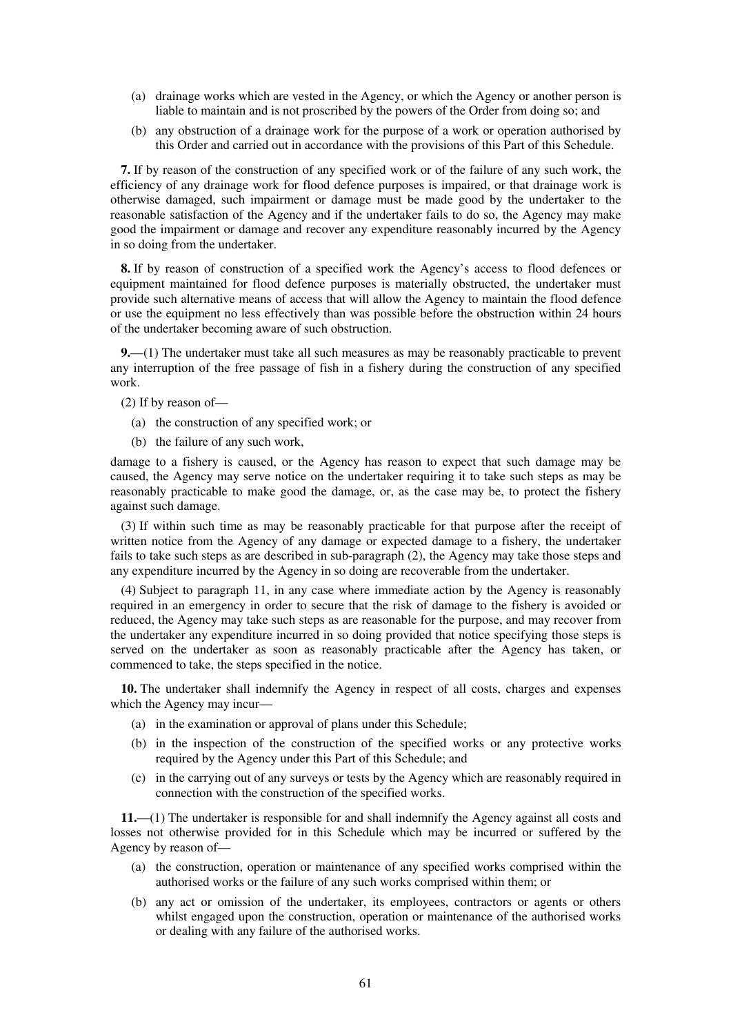(a) drainage works which are vested in the Agency, or which the Agency or another person is liable to maintain and is not proscribed by the powers of the Order from doing so; and

(b) any obstruction of a drainage work for the purpose of a work or operation authorised by this Order and carried out in accordance with the provisions of this Part of this Schedule.

**7.** If by reason of the construction of any specified work or of the failure of any such work, the efficiency of any drainage work for flood defence purposes is impaired, or that drainage work is otherwise damaged, such impairment or damage must be made good by the undertaker to the reasonable satisfaction of the Agency and if the undertaker fails to do so, the Agency may make good the impairment or damage and recover any expenditure reasonably incurred by the Agency in so doing from the undertaker.

**8.** If by reason of construction of a specified work the Agency's access to flood defences or equipment maintained for flood defence purposes is materially obstructed, the undertaker must provide such alternative means of access that will allow the Agency to maintain the flood defence or use the equipment no less effectively than was possible before the obstruction within 24 hours of the undertaker becoming aware of such obstruction.

**9.**—(1) The undertaker must take all such measures as may be reasonably practicable to prevent any interruption of the free passage of fish in a fishery during the construction of any specified work.

(2) If by reason of—

(a) the construction of any specified work; or

(b) the failure of any such work,

damage to a fishery is caused, or the Agency has reason to expect that such damage may be caused, the Agency may serve notice on the undertaker requiring it to take such steps as may be reasonably practicable to make good the damage, or, as the case may be, to protect the fishery against such damage.

(3) If within such time as may be reasonably practicable for that purpose after the receipt of written notice from the Agency of any damage or expected damage to a fishery, the undertaker fails to take such steps as are described in sub-paragraph (2), the Agency may take those steps and any expenditure incurred by the Agency in so doing are recoverable from the undertaker.

(4) Subject to paragraph 11, in any case where immediate action by the Agency is reasonably required in an emergency in order to secure that the risk of damage to the fishery is avoided or reduced, the Agency may take such steps as are reasonable for the purpose, and may recover from the undertaker any expenditure incurred in so doing provided that notice specifying those steps is served on the undertaker as soon as reasonably practicable after the Agency has taken, or commenced to take, the steps specified in the notice.

**10.** The undertaker shall indemnify the Agency in respect of all costs, charges and expenses which the Agency may incur—

(a) in the examination or approval of plans under this Schedule;

(b) in the inspection of the construction of the specified works or any protective works required by the Agency under this Part of this Schedule; and

(c) in the carrying out of any surveys or tests by the Agency which are reasonably required in connection with the construction of the specified works.

**11.**—(1) The undertaker is responsible for and shall indemnify the Agency against all costs and losses not otherwise provided for in this Schedule which may be incurred or suffered by the Agency by reason of—

(a) the construction, operation or maintenance of any specified works comprised within the authorised works or the failure of any such works comprised within them; or

(b) any act or omission of the undertaker, its employees, contractors or agents or others whilst engaged upon the construction, operation or maintenance of the authorised works or dealing with any failure of the authorised works.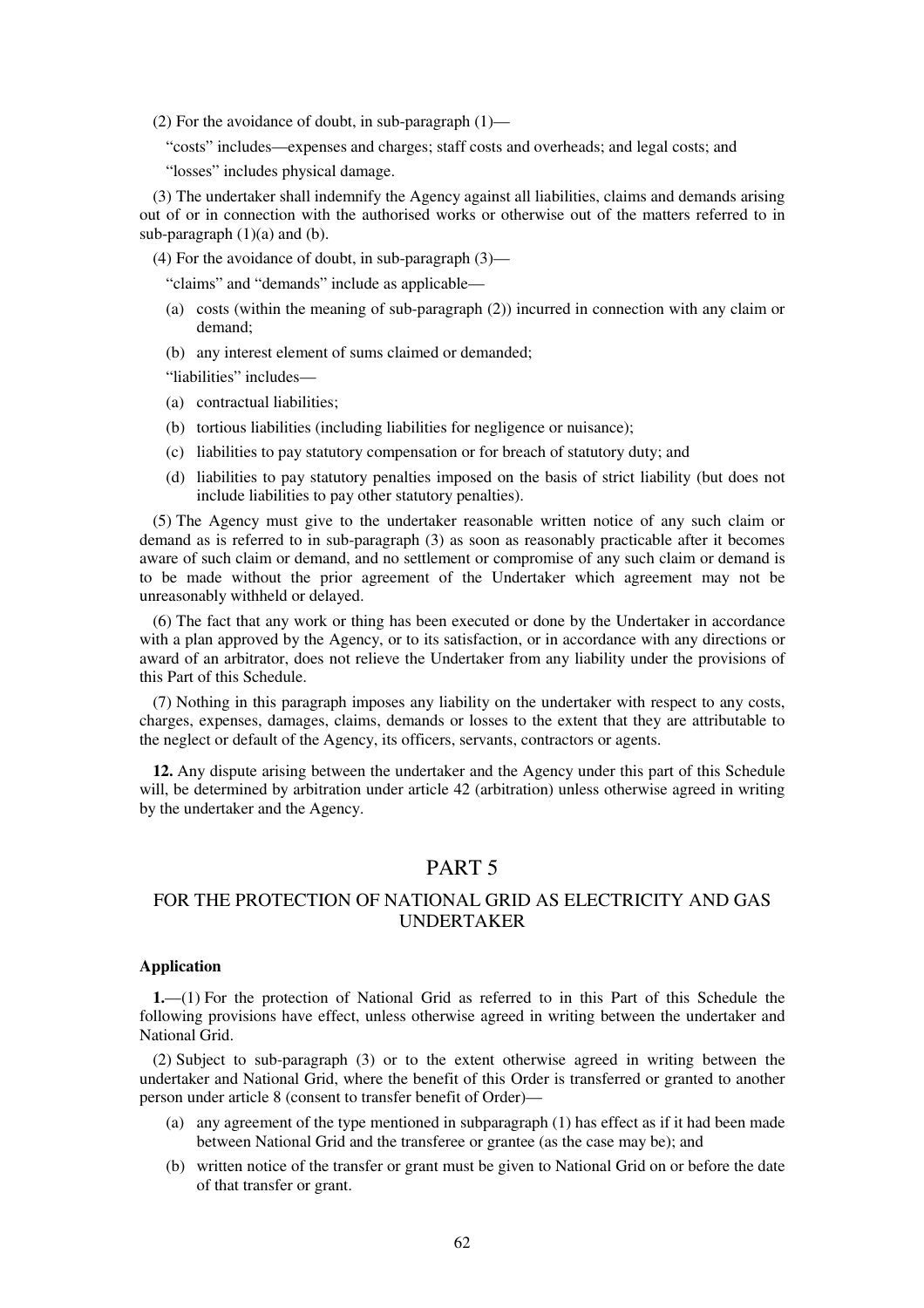(2) For the avoidance of doubt, in sub-paragraph (1)—

"costs" includes—expenses and charges; staff costs and overheads; and legal costs; and

"losses" includes physical damage.

(3) The undertaker shall indemnify the Agency against all liabilities, claims and demands arising out of or in connection with the authorised works or otherwise out of the matters referred to in sub-paragraph (1)(a) and (b).

(4) For the avoidance of doubt, in sub-paragraph (3)—

"claims" and "demands" include as applicable—

- (a) costs (within the meaning of sub-paragraph (2)) incurred in connection with any claim or demand;
- (b) any interest element of sums claimed or demanded;

"liabilities" includes—

- (a) contractual liabilities;
- (b) tortious liabilities (including liabilities for negligence or nuisance);
- (c) liabilities to pay statutory compensation or for breach of statutory duty; and
- (d) liabilities to pay statutory penalties imposed on the basis of strict liability (but does not include liabilities to pay other statutory penalties).

(5) The Agency must give to the undertaker reasonable written notice of any such claim or demand as is referred to in sub-paragraph (3) as soon as reasonably practicable after it becomes aware of such claim or demand, and no settlement or compromise of any such claim or demand is to be made without the prior agreement of the Undertaker which agreement may not be unreasonably withheld or delayed.

(6) The fact that any work or thing has been executed or done by the Undertaker in accordance with a plan approved by the Agency, or to its satisfaction, or in accordance with any directions or award of an arbitrator, does not relieve the Undertaker from any liability under the provisions of this Part of this Schedule.

(7) Nothing in this paragraph imposes any liability on the undertaker with respect to any costs, charges, expenses, damages, claims, demands or losses to the extent that they are attributable to the neglect or default of the Agency, its officers, servants, contractors or agents.

**12.** Any dispute arising between the undertaker and the Agency under this part of this Schedule will, be determined by arbitration under article 42 (arbitration) unless otherwise agreed in writing by the undertaker and the Agency.

## PART 5

### FOR THE PROTECTION OF NATIONAL GRID AS ELECTRICITY AND GAS UNDERTAKER

**Application**

**1.**—(1) For the protection of National Grid as referred to in this Part of this Schedule the following provisions have effect, unless otherwise agreed in writing between the undertaker and National Grid.

(2) Subject to sub-paragraph (3) or to the extent otherwise agreed in writing between the undertaker and National Grid, where the benefit of this Order is transferred or granted to another person under article 8 (consent to transfer benefit of Order)—

- (a) any agreement of the type mentioned in subparagraph (1) has effect as if it had been made between National Grid and the transferee or grantee (as the case may be); and
- (b) written notice of the transfer or grant must be given to National Grid on or before the date of that transfer or grant.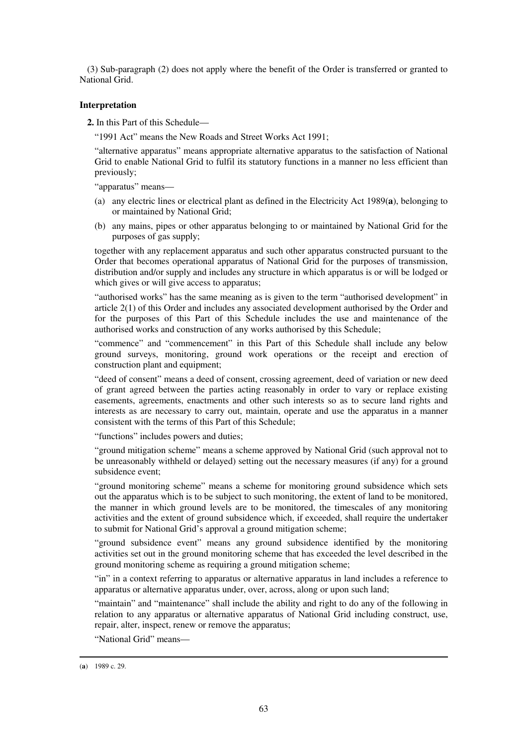(3) Sub-paragraph (2) does not apply where the benefit of the Order is transferred or granted to National Grid.

**Interpretation**

**2.** In this Part of this Schedule—

"1991 Act" means the New Roads and Street Works Act 1991;

"alternative apparatus" means appropriate alternative apparatus to the satisfaction of National Grid to enable National Grid to fulfil its statutory functions in a manner no less efficient than previously;

"apparatus" means—

(a) any electric lines or electrical plant as defined in the Electricity Act 1989(**a**), belonging to or maintained by National Grid;

(b) any mains, pipes or other apparatus belonging to or maintained by National Grid for the purposes of gas supply;

together with any replacement apparatus and such other apparatus constructed pursuant to the Order that becomes operational apparatus of National Grid for the purposes of transmission, distribution and/or supply and includes any structure in which apparatus is or will be lodged or which gives or will give access to apparatus;

"authorised works" has the same meaning as is given to the term "authorised development" in article 2(1) of this Order and includes any associated development authorised by the Order and for the purposes of this Part of this Schedule includes the use and maintenance of the authorised works and construction of any works authorised by this Schedule;

"commence" and "commencement" in this Part of this Schedule shall include any below ground surveys, monitoring, ground work operations or the receipt and erection of construction plant and equipment;

"deed of consent" means a deed of consent, crossing agreement, deed of variation or new deed of grant agreed between the parties acting reasonably in order to vary or replace existing easements, agreements, enactments and other such interests so as to secure land rights and interests as are necessary to carry out, maintain, operate and use the apparatus in a manner consistent with the terms of this Part of this Schedule;

"functions" includes powers and duties;

"ground mitigation scheme" means a scheme approved by National Grid (such approval not to be unreasonably withheld or delayed) setting out the necessary measures (if any) for a ground subsidence event;

"ground monitoring scheme" means a scheme for monitoring ground subsidence which sets out the apparatus which is to be subject to such monitoring, the extent of land to be monitored, the manner in which ground levels are to be monitored, the timescales of any monitoring activities and the extent of ground subsidence which, if exceeded, shall require the undertaker to submit for National Grid's approval a ground mitigation scheme;

"ground subsidence event" means any ground subsidence identified by the monitoring activities set out in the ground monitoring scheme that has exceeded the level described in the ground monitoring scheme as requiring a ground mitigation scheme;

"in" in a context referring to apparatus or alternative apparatus in land includes a reference to apparatus or alternative apparatus under, over, across, along or upon such land;

"maintain" and "maintenance" shall include the ability and right to do any of the following in relation to any apparatus or alternative apparatus of National Grid including construct, use, repair, alter, inspect, renew or remove the apparatus;

"National Grid" means—

---

(**a**) 1989 c. 29.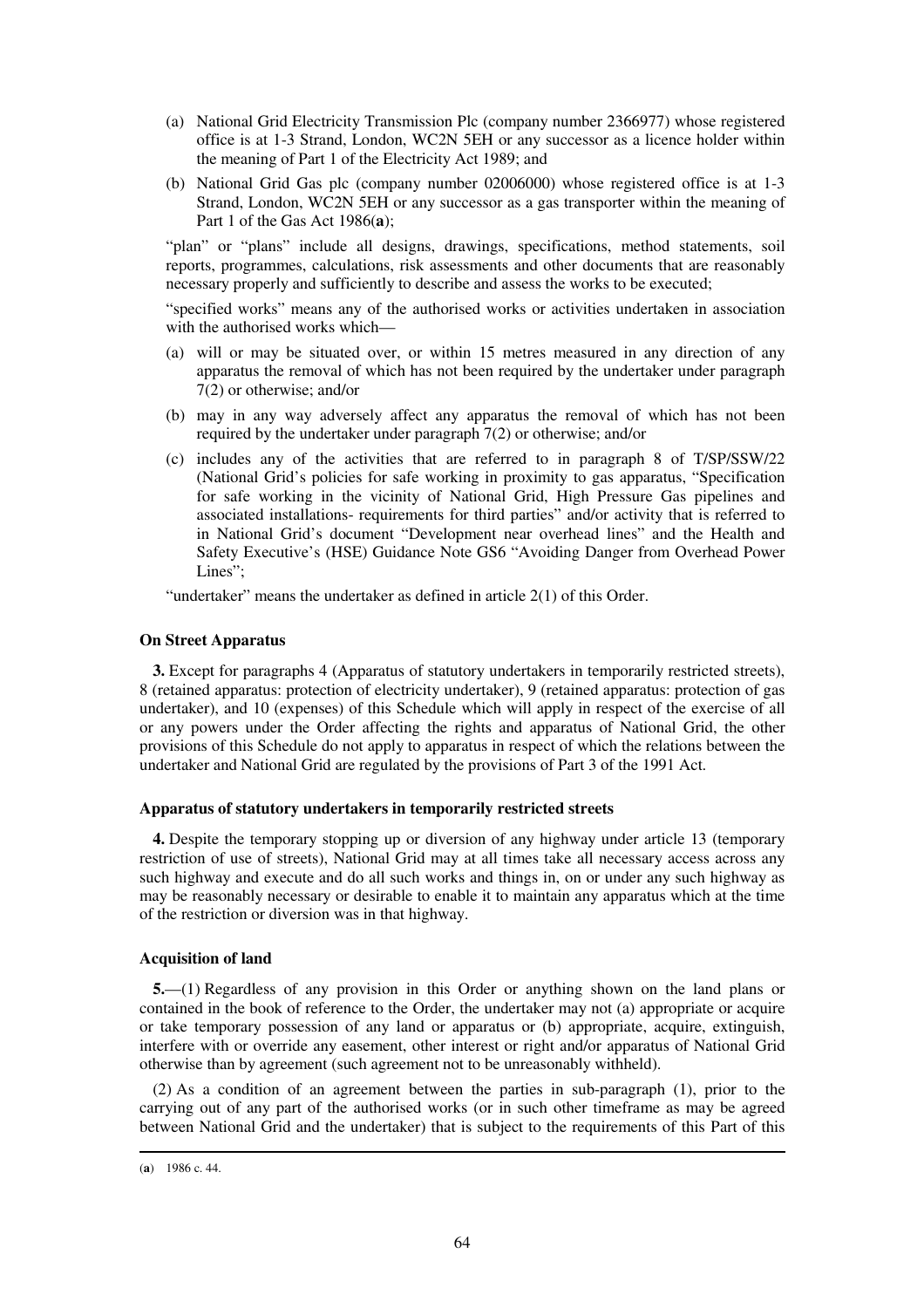(a) National Grid Electricity Transmission Plc (company number 2366977) whose registered office is at 1-3 Strand, London, WC2N 5EH or any successor as a licence holder within the meaning of Part 1 of the Electricity Act 1989; and

(b) National Grid Gas plc (company number 02006000) whose registered office is at 1-3 Strand, London, WC2N 5EH or any successor as a gas transporter within the meaning of Part 1 of the Gas Act 1986(**a**);

"plan" or "plans" include all designs, drawings, specifications, method statements, soil reports, programmes, calculations, risk assessments and other documents that are reasonably necessary properly and sufficiently to describe and assess the works to be executed;

"specified works" means any of the authorised works or activities undertaken in association with the authorised works which—

(a) will or may be situated over, or within 15 metres measured in any direction of any apparatus the removal of which has not been required by the undertaker under paragraph 7(2) or otherwise; and/or

(b) may in any way adversely affect any apparatus the removal of which has not been required by the undertaker under paragraph 7(2) or otherwise; and/or

(c) includes any of the activities that are referred to in paragraph 8 of T/SP/SSW/22 (National Grid's policies for safe working in proximity to gas apparatus, "Specification for safe working in the vicinity of National Grid, High Pressure Gas pipelines and associated installations- requirements for third parties" and/or activity that is referred to in National Grid's document "Development near overhead lines" and the Health and Safety Executive's (HSE) Guidance Note GS6 "Avoiding Danger from Overhead Power Lines";

"undertaker" means the undertaker as defined in article 2(1) of this Order.

**On Street Apparatus**

**3.** Except for paragraphs 4 (Apparatus of statutory undertakers in temporarily restricted streets), 8 (retained apparatus: protection of electricity undertaker), 9 (retained apparatus: protection of gas undertaker), and 10 (expenses) of this Schedule which will apply in respect of the exercise of all or any powers under the Order affecting the rights and apparatus of National Grid, the other provisions of this Schedule do not apply to apparatus in respect of which the relations between the undertaker and National Grid are regulated by the provisions of Part 3 of the 1991 Act.

**Apparatus of statutory undertakers in temporarily restricted streets**

**4.** Despite the temporary stopping up or diversion of any highway under article 13 (temporary restriction of use of streets), National Grid may at all times take all necessary access across any such highway and execute and do all such works and things in, on or under any such highway as may be reasonably necessary or desirable to enable it to maintain any apparatus which at the time of the restriction or diversion was in that highway.

**Acquisition of land**

**5.**—(1) Regardless of any provision in this Order or anything shown on the land plans or contained in the book of reference to the Order, the undertaker may not (a) appropriate or acquire or take temporary possession of any land or apparatus or (b) appropriate, acquire, extinguish, interfere with or override any easement, other interest or right and/or apparatus of National Grid otherwise than by agreement (such agreement not to be unreasonably withheld).

(2) As a condition of an agreement between the parties in sub-paragraph (1), prior to the carrying out of any part of the authorised works (or in such other timeframe as may be agreed between National Grid and the undertaker) that is subject to the requirements of this Part of this

(**a**) 1986 c. 44.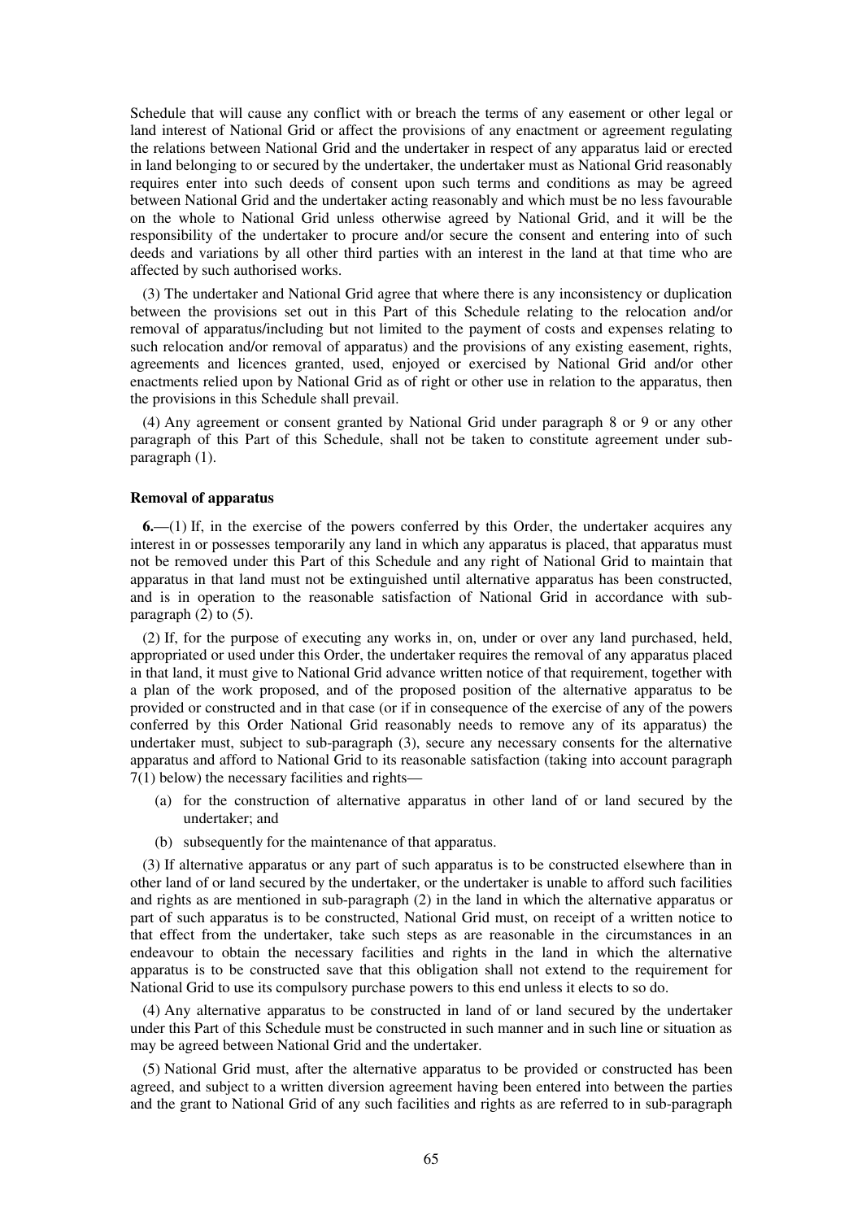Schedule that will cause any conflict with or breach the terms of any easement or other legal or land interest of National Grid or affect the provisions of any enactment or agreement regulating the relations between National Grid and the undertaker in respect of any apparatus laid or erected in land belonging to or secured by the undertaker, the undertaker must as National Grid reasonably requires enter into such deeds of consent upon such terms and conditions as may be agreed between National Grid and the undertaker acting reasonably and which must be no less favourable on the whole to National Grid unless otherwise agreed by National Grid, and it will be the responsibility of the undertaker to procure and/or secure the consent and entering into of such deeds and variations by all other third parties with an interest in the land at that time who are affected by such authorised works.

(3) The undertaker and National Grid agree that where there is any inconsistency or duplication between the provisions set out in this Part of this Schedule relating to the relocation and/or removal of apparatus/including but not limited to the payment of costs and expenses relating to such relocation and/or removal of apparatus) and the provisions of any existing easement, rights, agreements and licences granted, used, enjoyed or exercised by National Grid and/or other enactments relied upon by National Grid as of right or other use in relation to the apparatus, then the provisions in this Schedule shall prevail.

(4) Any agreement or consent granted by National Grid under paragraph 8 or 9 or any other paragraph of this Part of this Schedule, shall not be taken to constitute agreement under sub-paragraph (1).

**Removal of apparatus**

**6.**—(1) If, in the exercise of the powers conferred by this Order, the undertaker acquires any interest in or possesses temporarily any land in which any apparatus is placed, that apparatus must not be removed under this Part of this Schedule and any right of National Grid to maintain that apparatus in that land must not be extinguished until alternative apparatus has been constructed, and is in operation to the reasonable satisfaction of National Grid in accordance with sub-paragraph (2) to (5).

(2) If, for the purpose of executing any works in, on, under or over any land purchased, held, appropriated or used under this Order, the undertaker requires the removal of any apparatus placed in that land, it must give to National Grid advance written notice of that requirement, together with a plan of the work proposed, and of the proposed position of the alternative apparatus to be provided or constructed and in that case (or if in consequence of the exercise of any of the powers conferred by this Order National Grid reasonably needs to remove any of its apparatus) the undertaker must, subject to sub-paragraph (3), secure any necessary consents for the alternative apparatus and afford to National Grid to its reasonable satisfaction (taking into account paragraph 7(1) below) the necessary facilities and rights—

(a) for the construction of alternative apparatus in other land of or land secured by the undertaker; and

(b) subsequently for the maintenance of that apparatus.

(3) If alternative apparatus or any part of such apparatus is to be constructed elsewhere than in other land of or land secured by the undertaker, or the undertaker is unable to afford such facilities and rights as are mentioned in sub-paragraph (2) in the land in which the alternative apparatus or part of such apparatus is to be constructed, National Grid must, on receipt of a written notice to that effect from the undertaker, take such steps as are reasonable in the circumstances in an endeavour to obtain the necessary facilities and rights in the land in which the alternative apparatus is to be constructed save that this obligation shall not extend to the requirement for National Grid to use its compulsory purchase powers to this end unless it elects to so do.

(4) Any alternative apparatus to be constructed in land of or land secured by the undertaker under this Part of this Schedule must be constructed in such manner and in such line or situation as may be agreed between National Grid and the undertaker.

(5) National Grid must, after the alternative apparatus to be provided or constructed has been agreed, and subject to a written diversion agreement having been entered into between the parties and the grant to National Grid of any such facilities and rights as are referred to in sub-paragraph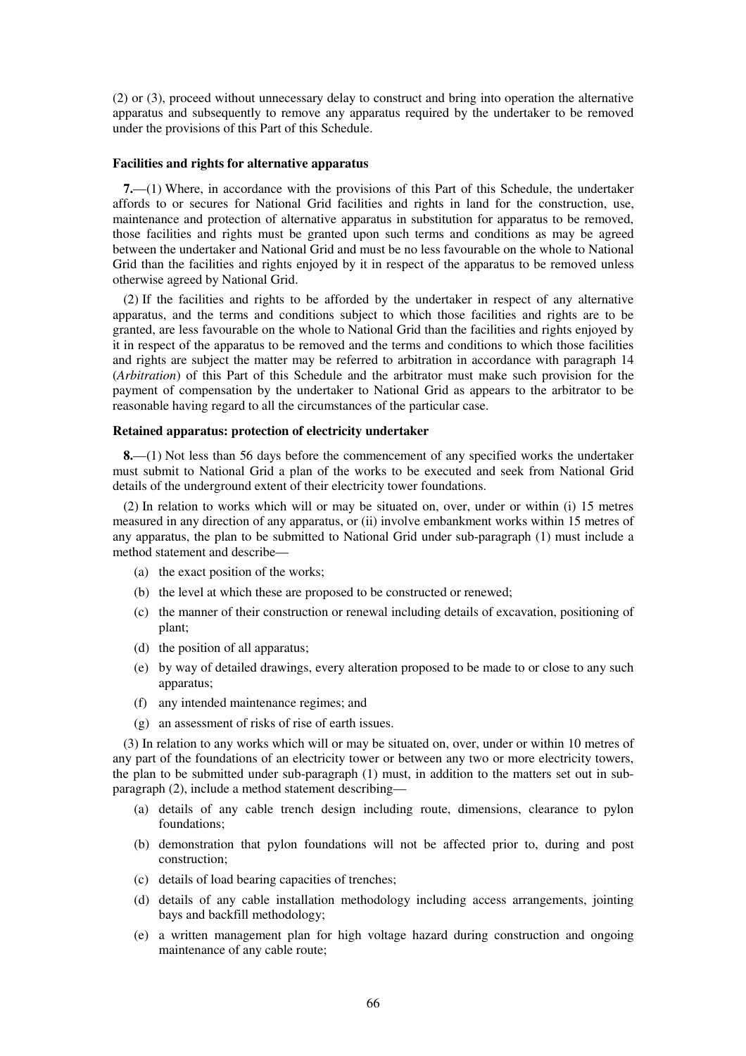(2) or (3), proceed without unnecessary delay to construct and bring into operation the alternative apparatus and subsequently to remove any apparatus required by the undertaker to be removed under the provisions of this Part of this Schedule.

**Facilities and rights for alternative apparatus**

**7.**—(1) Where, in accordance with the provisions of this Part of this Schedule, the undertaker affords to or secures for National Grid facilities and rights in land for the construction, use, maintenance and protection of alternative apparatus in substitution for apparatus to be removed, those facilities and rights must be granted upon such terms and conditions as may be agreed between the undertaker and National Grid and must be no less favourable on the whole to National Grid than the facilities and rights enjoyed by it in respect of the apparatus to be removed unless otherwise agreed by National Grid.

(2) If the facilities and rights to be afforded by the undertaker in respect of any alternative apparatus, and the terms and conditions subject to which those facilities and rights are to be granted, are less favourable on the whole to National Grid than the facilities and rights enjoyed by it in respect of the apparatus to be removed and the terms and conditions to which those facilities and rights are subject the matter may be referred to arbitration in accordance with paragraph 14 (*Arbitration*) of this Part of this Schedule and the arbitrator must make such provision for the payment of compensation by the undertaker to National Grid as appears to the arbitrator to be reasonable having regard to all the circumstances of the particular case.

**Retained apparatus: protection of electricity undertaker**

**8.**—(1) Not less than 56 days before the commencement of any specified works the undertaker must submit to National Grid a plan of the works to be executed and seek from National Grid details of the underground extent of their electricity tower foundations.

(2) In relation to works which will or may be situated on, over, under or within (i) 15 metres measured in any direction of any apparatus, or (ii) involve embankment works within 15 metres of any apparatus, the plan to be submitted to National Grid under sub-paragraph (1) must include a method statement and describe—

- (a) the exact position of the works;
- (b) the level at which these are proposed to be constructed or renewed;
- (c) the manner of their construction or renewal including details of excavation, positioning of plant;
- (d) the position of all apparatus;
- (e) by way of detailed drawings, every alteration proposed to be made to or close to any such apparatus;
- (f) any intended maintenance regimes; and
- (g) an assessment of risks of rise of earth issues.

(3) In relation to any works which will or may be situated on, over, under or within 10 metres of any part of the foundations of an electricity tower or between any two or more electricity towers, the plan to be submitted under sub-paragraph (1) must, in addition to the matters set out in sub-paragraph (2), include a method statement describing—

- (a) details of any cable trench design including route, dimensions, clearance to pylon foundations;
- (b) demonstration that pylon foundations will not be affected prior to, during and post construction;
- (c) details of load bearing capacities of trenches;
- (d) details of any cable installation methodology including access arrangements, jointing bays and backfill methodology;
- (e) a written management plan for high voltage hazard during construction and ongoing maintenance of any cable route;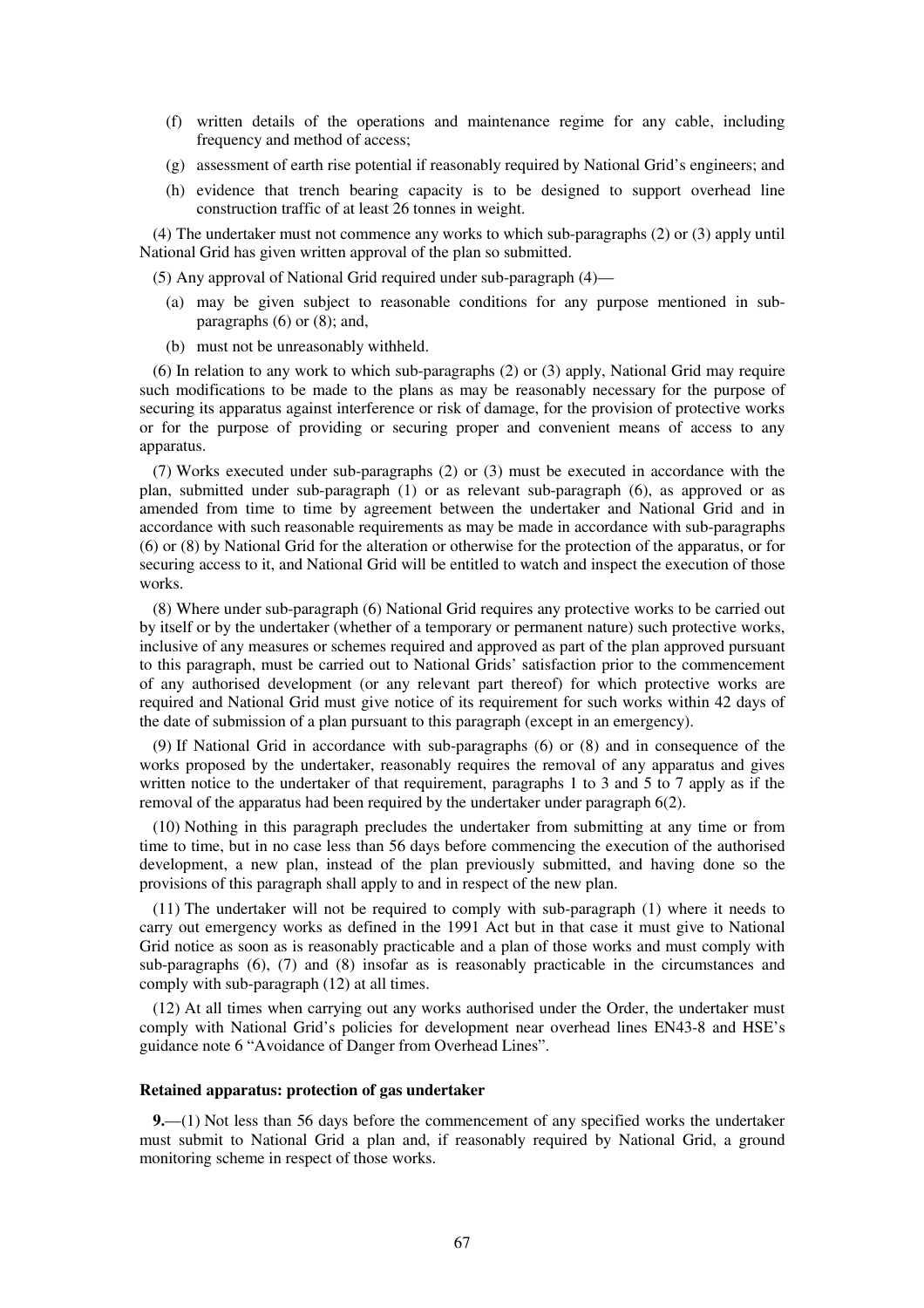(f) written details of the operations and maintenance regime for any cable, including frequency and method of access;

(g) assessment of earth rise potential if reasonably required by National Grid's engineers; and

(h) evidence that trench bearing capacity is to be designed to support overhead line construction traffic of at least 26 tonnes in weight.

(4) The undertaker must not commence any works to which sub-paragraphs (2) or (3) apply until National Grid has given written approval of the plan so submitted.

(5) Any approval of National Grid required under sub-paragraph (4)—

(a) may be given subject to reasonable conditions for any purpose mentioned in sub-paragraphs (6) or (8); and,

(b) must not be unreasonably withheld.

(6) In relation to any work to which sub-paragraphs (2) or (3) apply, National Grid may require such modifications to be made to the plans as may be reasonably necessary for the purpose of securing its apparatus against interference or risk of damage, for the provision of protective works or for the purpose of providing or securing proper and convenient means of access to any apparatus.

(7) Works executed under sub-paragraphs (2) or (3) must be executed in accordance with the plan, submitted under sub-paragraph (1) or as relevant sub-paragraph (6), as approved or as amended from time to time by agreement between the undertaker and National Grid and in accordance with such reasonable requirements as may be made in accordance with sub-paragraphs (6) or (8) by National Grid for the alteration or otherwise for the protection of the apparatus, or for securing access to it, and National Grid will be entitled to watch and inspect the execution of those works.

(8) Where under sub-paragraph (6) National Grid requires any protective works to be carried out by itself or by the undertaker (whether of a temporary or permanent nature) such protective works, inclusive of any measures or schemes required and approved as part of the plan approved pursuant to this paragraph, must be carried out to National Grids' satisfaction prior to the commencement of any authorised development (or any relevant part thereof) for which protective works are required and National Grid must give notice of its requirement for such works within 42 days of the date of submission of a plan pursuant to this paragraph (except in an emergency).

(9) If National Grid in accordance with sub-paragraphs (6) or (8) and in consequence of the works proposed by the undertaker, reasonably requires the removal of any apparatus and gives written notice to the undertaker of that requirement, paragraphs 1 to 3 and 5 to 7 apply as if the removal of the apparatus had been required by the undertaker under paragraph 6(2).

(10) Nothing in this paragraph precludes the undertaker from submitting at any time or from time to time, but in no case less than 56 days before commencing the execution of the authorised development, a new plan, instead of the plan previously submitted, and having done so the provisions of this paragraph shall apply to and in respect of the new plan.

(11) The undertaker will not be required to comply with sub-paragraph (1) where it needs to carry out emergency works as defined in the 1991 Act but in that case it must give to National Grid notice as soon as is reasonably practicable and a plan of those works and must comply with sub-paragraphs (6), (7) and (8) insofar as is reasonably practicable in the circumstances and comply with sub-paragraph (12) at all times.

(12) At all times when carrying out any works authorised under the Order, the undertaker must comply with National Grid's policies for development near overhead lines EN43-8 and HSE's guidance note 6 "Avoidance of Danger from Overhead Lines".

**Retained apparatus: protection of gas undertaker**

**9.**—(1) Not less than 56 days before the commencement of any specified works the undertaker must submit to National Grid a plan and, if reasonably required by National Grid, a ground monitoring scheme in respect of those works.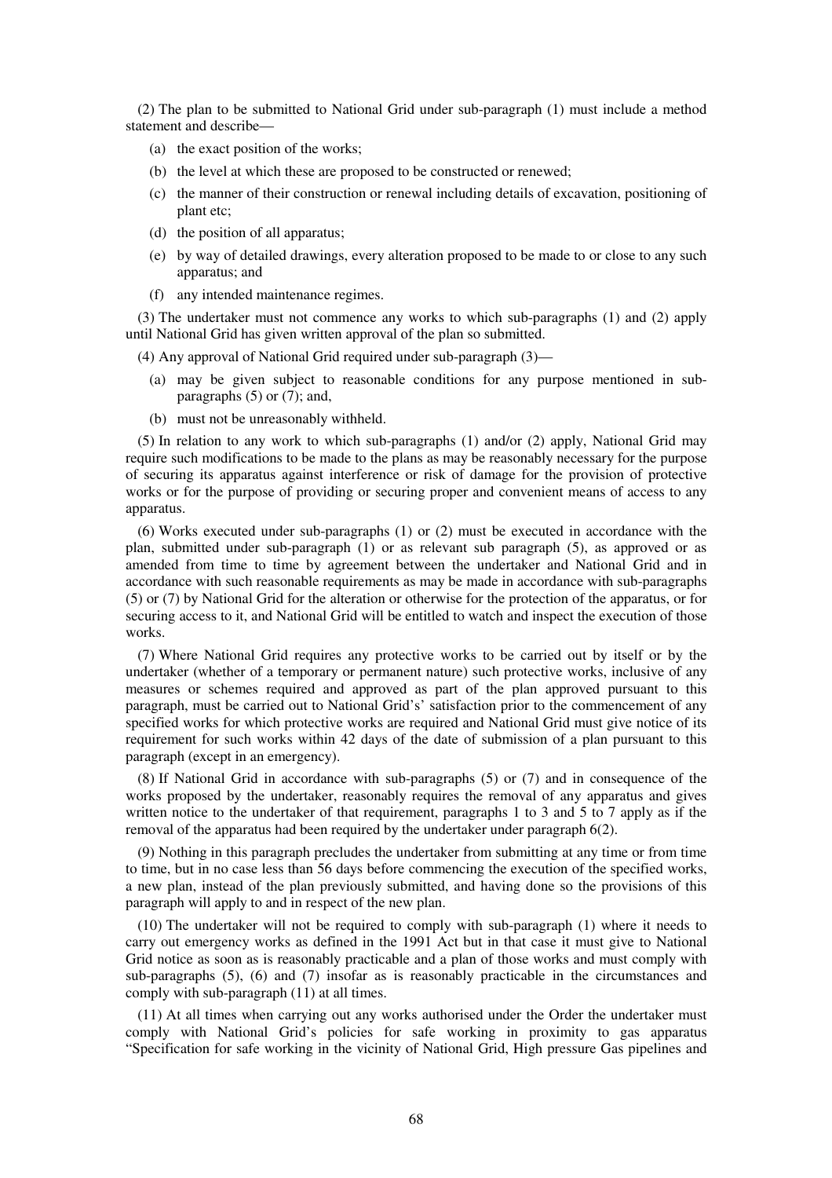(2) The plan to be submitted to National Grid under sub-paragraph (1) must include a method statement and describe—

(a) the exact position of the works;

(b) the level at which these are proposed to be constructed or renewed;

(c) the manner of their construction or renewal including details of excavation, positioning of plant etc;

(d) the position of all apparatus;

(e) by way of detailed drawings, every alteration proposed to be made to or close to any such apparatus; and

(f) any intended maintenance regimes.

(3) The undertaker must not commence any works to which sub-paragraphs (1) and (2) apply until National Grid has given written approval of the plan so submitted.

(4) Any approval of National Grid required under sub-paragraph (3)—

(a) may be given subject to reasonable conditions for any purpose mentioned in sub-paragraphs (5) or (7); and,

(b) must not be unreasonably withheld.

(5) In relation to any work to which sub-paragraphs (1) and/or (2) apply, National Grid may require such modifications to be made to the plans as may be reasonably necessary for the purpose of securing its apparatus against interference or risk of damage for the provision of protective works or for the purpose of providing or securing proper and convenient means of access to any apparatus.

(6) Works executed under sub-paragraphs (1) or (2) must be executed in accordance with the plan, submitted under sub-paragraph (1) or as relevant sub paragraph (5), as approved or as amended from time to time by agreement between the undertaker and National Grid and in accordance with such reasonable requirements as may be made in accordance with sub-paragraphs (5) or (7) by National Grid for the alteration or otherwise for the protection of the apparatus, or for securing access to it, and National Grid will be entitled to watch and inspect the execution of those works.

(7) Where National Grid requires any protective works to be carried out by itself or by the undertaker (whether of a temporary or permanent nature) such protective works, inclusive of any measures or schemes required and approved as part of the plan approved pursuant to this paragraph, must be carried out to National Grid's' satisfaction prior to the commencement of any specified works for which protective works are required and National Grid must give notice of its requirement for such works within 42 days of the date of submission of a plan pursuant to this paragraph (except in an emergency).

(8) If National Grid in accordance with sub-paragraphs (5) or (7) and in consequence of the works proposed by the undertaker, reasonably requires the removal of any apparatus and gives written notice to the undertaker of that requirement, paragraphs 1 to 3 and 5 to 7 apply as if the removal of the apparatus had been required by the undertaker under paragraph 6(2).

(9) Nothing in this paragraph precludes the undertaker from submitting at any time or from time to time, but in no case less than 56 days before commencing the execution of the specified works, a new plan, instead of the plan previously submitted, and having done so the provisions of this paragraph will apply to and in respect of the new plan.

(10) The undertaker will not be required to comply with sub-paragraph (1) where it needs to carry out emergency works as defined in the 1991 Act but in that case it must give to National Grid notice as soon as is reasonably practicable and a plan of those works and must comply with sub-paragraphs (5), (6) and (7) insofar as is reasonably practicable in the circumstances and comply with sub-paragraph (11) at all times.

(11) At all times when carrying out any works authorised under the Order the undertaker must comply with National Grid's policies for safe working in proximity to gas apparatus "Specification for safe working in the vicinity of National Grid, High pressure Gas pipelines and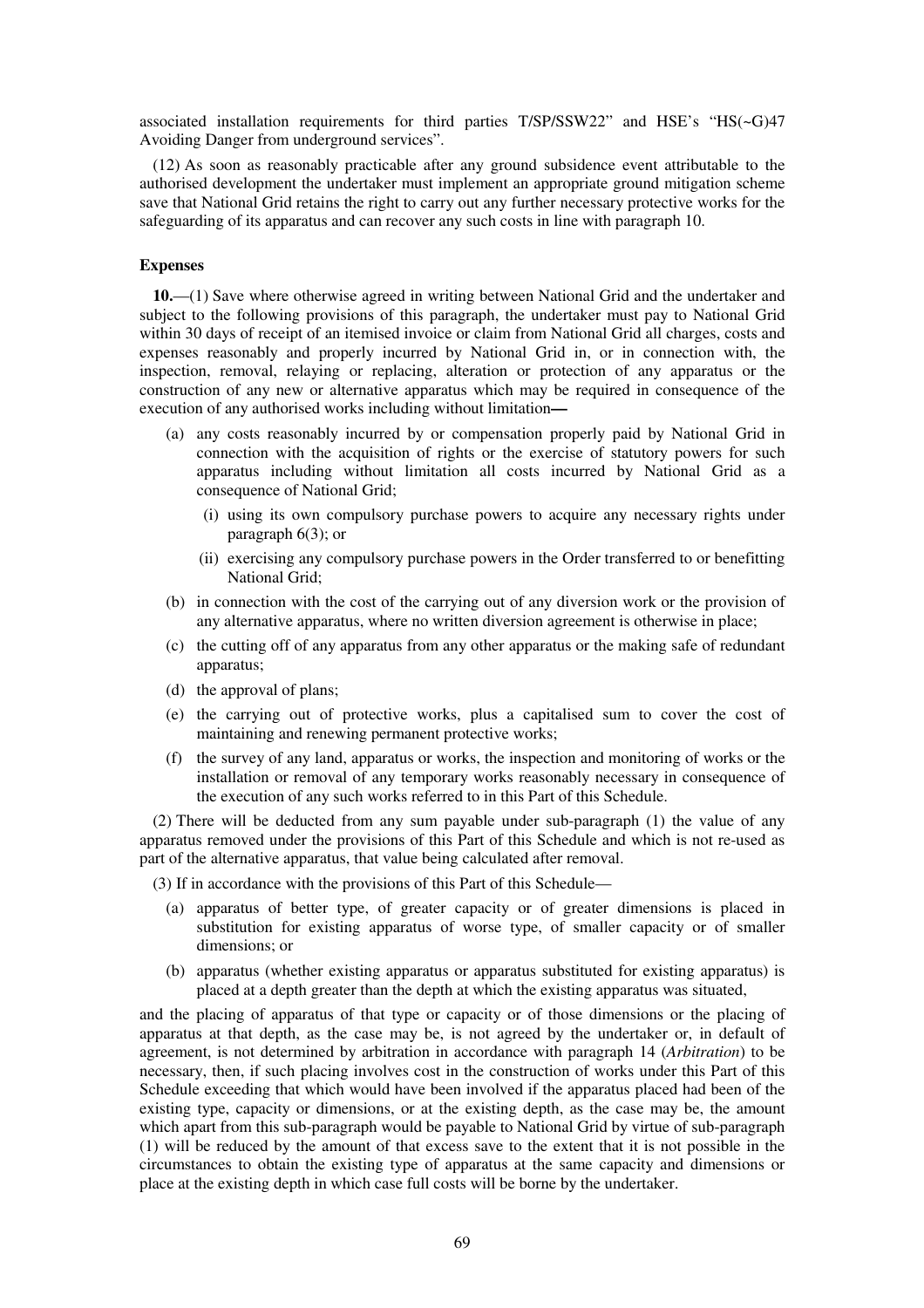associated installation requirements for third parties T/SP/SSW22" and HSE's "HS(~G)47 Avoiding Danger from underground services".

(12) As soon as reasonably practicable after any ground subsidence event attributable to the authorised development the undertaker must implement an appropriate ground mitigation scheme save that National Grid retains the right to carry out any further necessary protective works for the safeguarding of its apparatus and can recover any such costs in line with paragraph 10.

**Expenses**

**10.**—(1) Save where otherwise agreed in writing between National Grid and the undertaker and subject to the following provisions of this paragraph, the undertaker must pay to National Grid within 30 days of receipt of an itemised invoice or claim from National Grid all charges, costs and expenses reasonably and properly incurred by National Grid in, or in connection with, the inspection, removal, relaying or replacing, alteration or protection of any apparatus or the construction of any new or alternative apparatus which may be required in consequence of the execution of any authorised works including without limitation—

- (a) any costs reasonably incurred by or compensation properly paid by National Grid in connection with the acquisition of rights or the exercise of statutory powers for such apparatus including without limitation all costs incurred by National Grid as a consequence of National Grid;
  - (i) using its own compulsory purchase powers to acquire any necessary rights under paragraph 6(3); or
  - (ii) exercising any compulsory purchase powers in the Order transferred to or benefitting National Grid;
- (b) in connection with the cost of the carrying out of any diversion work or the provision of any alternative apparatus, where no written diversion agreement is otherwise in place;
- (c) the cutting off of any apparatus from any other apparatus or the making safe of redundant apparatus;
- (d) the approval of plans;
- (e) the carrying out of protective works, plus a capitalised sum to cover the cost of maintaining and renewing permanent protective works;
- (f) the survey of any land, apparatus or works, the inspection and monitoring of works or the installation or removal of any temporary works reasonably necessary in consequence of the execution of any such works referred to in this Part of this Schedule.

(2) There will be deducted from any sum payable under sub-paragraph (1) the value of any apparatus removed under the provisions of this Part of this Schedule and which is not re-used as part of the alternative apparatus, that value being calculated after removal.

(3) If in accordance with the provisions of this Part of this Schedule—

- (a) apparatus of better type, of greater capacity or of greater dimensions is placed in substitution for existing apparatus of worse type, of smaller capacity or of smaller dimensions; or
- (b) apparatus (whether existing apparatus or apparatus substituted for existing apparatus) is placed at a depth greater than the depth at which the existing apparatus was situated,

and the placing of apparatus of that type or capacity or of those dimensions or the placing of apparatus at that depth, as the case may be, is not agreed by the undertaker or, in default of agreement, is not determined by arbitration in accordance with paragraph 14 (*Arbitration*) to be necessary, then, if such placing involves cost in the construction of works under this Part of this Schedule exceeding that which would have been involved if the apparatus placed had been of the existing type, capacity or dimensions, or at the existing depth, as the case may be, the amount which apart from this sub-paragraph would be payable to National Grid by virtue of sub-paragraph (1) will be reduced by the amount of that excess save to the extent that it is not possible in the circumstances to obtain the existing type of apparatus at the same capacity and dimensions or place at the existing depth in which case full costs will be borne by the undertaker.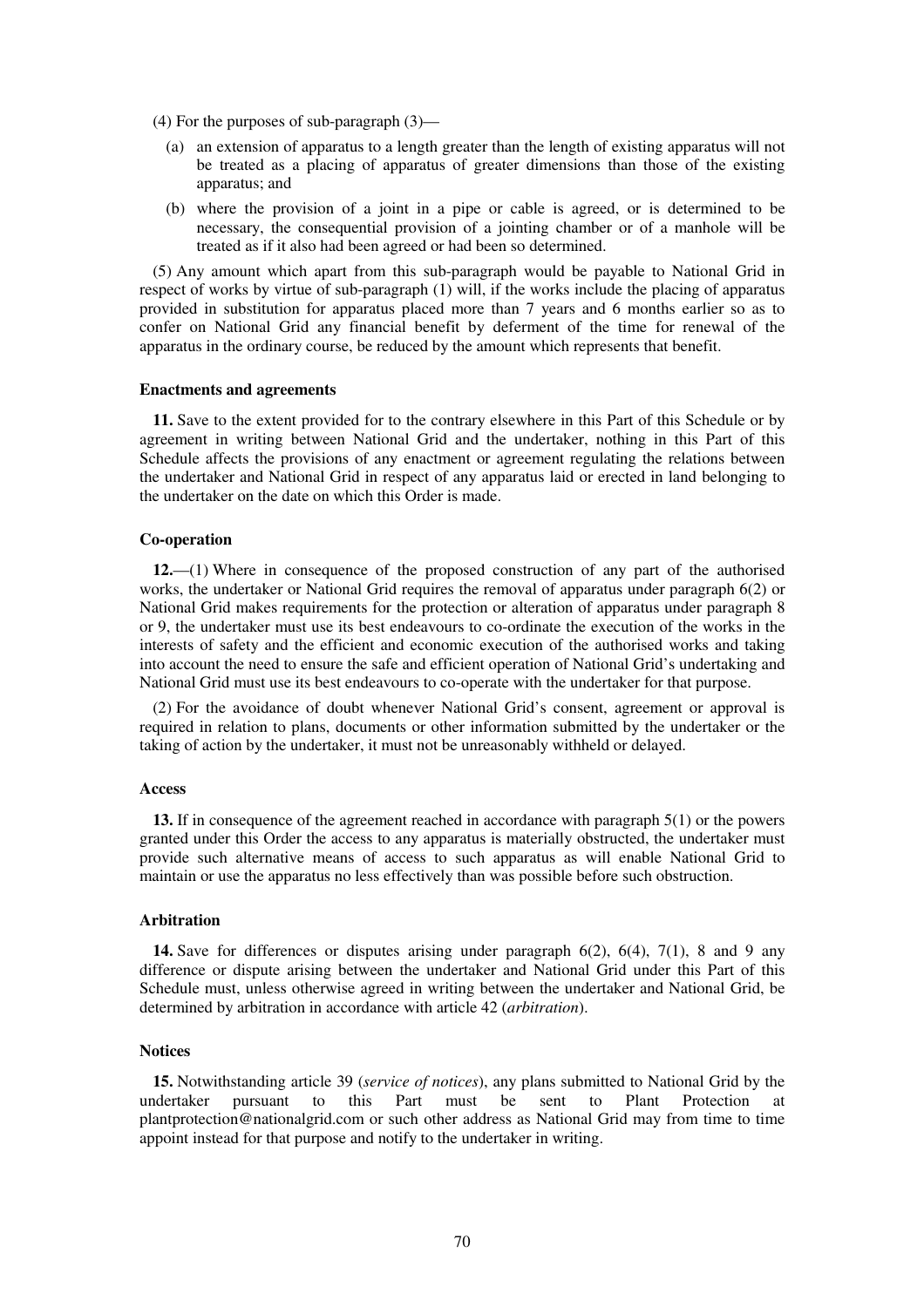(4) For the purposes of sub-paragraph (3)—

(a) an extension of apparatus to a length greater than the length of existing apparatus will not be treated as a placing of apparatus of greater dimensions than those of the existing apparatus; and

(b) where the provision of a joint in a pipe or cable is agreed, or is determined to be necessary, the consequential provision of a jointing chamber or of a manhole will be treated as if it also had been agreed or had been so determined.

(5) Any amount which apart from this sub-paragraph would be payable to National Grid in respect of works by virtue of sub-paragraph (1) will, if the works include the placing of apparatus provided in substitution for apparatus placed more than 7 years and 6 months earlier so as to confer on National Grid any financial benefit by deferment of the time for renewal of the apparatus in the ordinary course, be reduced by the amount which represents that benefit.

**Enactments and agreements**

**11.** Save to the extent provided for to the contrary elsewhere in this Part of this Schedule or by agreement in writing between National Grid and the undertaker, nothing in this Part of this Schedule affects the provisions of any enactment or agreement regulating the relations between the undertaker and National Grid in respect of any apparatus laid or erected in land belonging to the undertaker on the date on which this Order is made.

**Co-operation**

**12.**—(1) Where in consequence of the proposed construction of any part of the authorised works, the undertaker or National Grid requires the removal of apparatus under paragraph 6(2) or National Grid makes requirements for the protection or alteration of apparatus under paragraph 8 or 9, the undertaker must use its best endeavours to co-ordinate the execution of the works in the interests of safety and the efficient and economic execution of the authorised works and taking into account the need to ensure the safe and efficient operation of National Grid's undertaking and National Grid must use its best endeavours to co-operate with the undertaker for that purpose.

(2) For the avoidance of doubt whenever National Grid's consent, agreement or approval is required in relation to plans, documents or other information submitted by the undertaker or the taking of action by the undertaker, it must not be unreasonably withheld or delayed.

**Access**

**13.** If in consequence of the agreement reached in accordance with paragraph 5(1) or the powers granted under this Order the access to any apparatus is materially obstructed, the undertaker must provide such alternative means of access to such apparatus as will enable National Grid to maintain or use the apparatus no less effectively than was possible before such obstruction.

**Arbitration**

**14.** Save for differences or disputes arising under paragraph 6(2), 6(4), 7(1), 8 and 9 any difference or dispute arising between the undertaker and National Grid under this Part of this Schedule must, unless otherwise agreed in writing between the undertaker and National Grid, be determined by arbitration in accordance with article 42 (*arbitration*).

**Notices**

**15.** Notwithstanding article 39 (*service of notices*), any plans submitted to National Grid by the undertaker pursuant to this Part must be sent to Plant Protection at plantprotection@nationalgrid.com or such other address as National Grid may from time to time appoint instead for that purpose and notify to the undertaker in writing.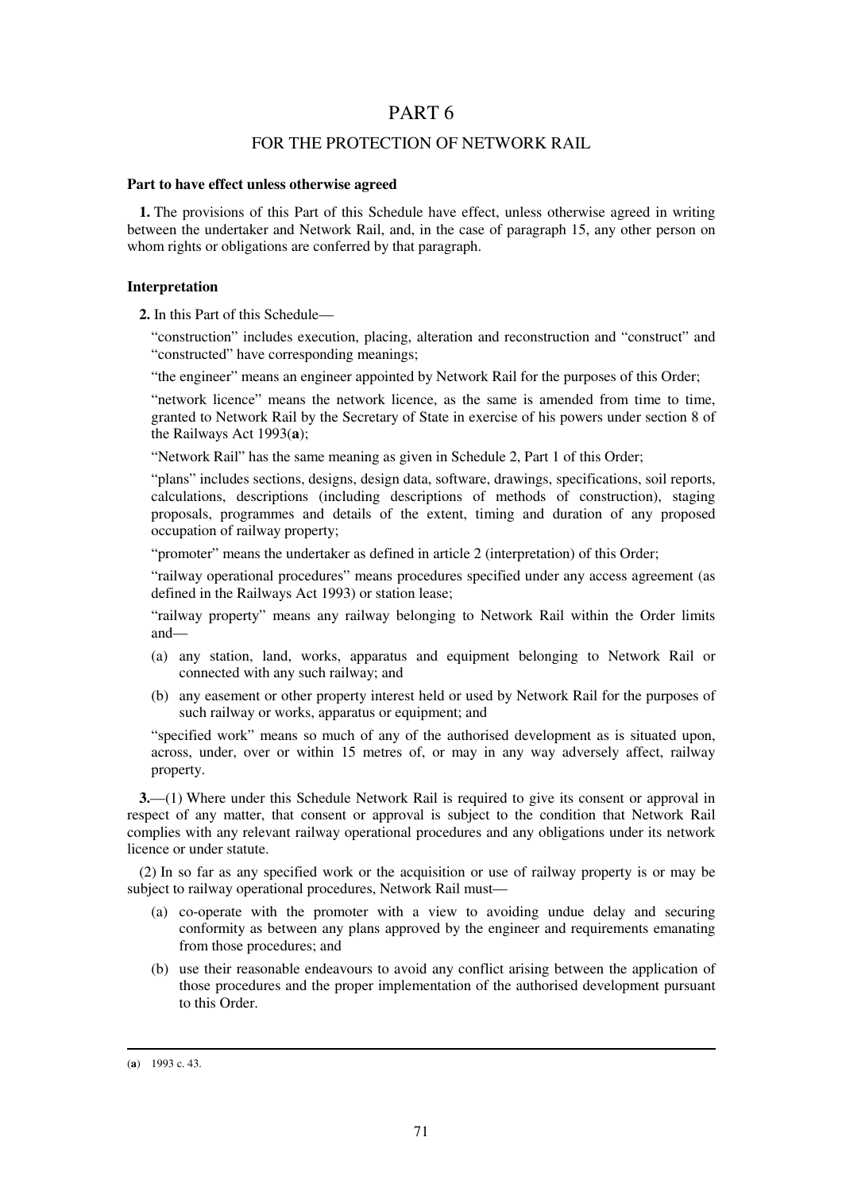# PART 6

## FOR THE PROTECTION OF NETWORK RAIL

**Part to have effect unless otherwise agreed**

**1.** The provisions of this Part of this Schedule have effect, unless otherwise agreed in writing between the undertaker and Network Rail, and, in the case of paragraph 15, any other person on whom rights or obligations are conferred by that paragraph.

**Interpretation**

**2.** In this Part of this Schedule—

"construction" includes execution, placing, alteration and reconstruction and "construct" and "constructed" have corresponding meanings;

"the engineer" means an engineer appointed by Network Rail for the purposes of this Order;

"network licence" means the network licence, as the same is amended from time to time, granted to Network Rail by the Secretary of State in exercise of his powers under section 8 of the Railways Act 1993(**a**);

"Network Rail" has the same meaning as given in Schedule 2, Part 1 of this Order;

"plans" includes sections, designs, design data, software, drawings, specifications, soil reports, calculations, descriptions (including descriptions of methods of construction), staging proposals, programmes and details of the extent, timing and duration of any proposed occupation of railway property;

"promoter" means the undertaker as defined in article 2 (interpretation) of this Order;

"railway operational procedures" means procedures specified under any access agreement (as defined in the Railways Act 1993) or station lease;

"railway property" means any railway belonging to Network Rail within the Order limits and—

(a) any station, land, works, apparatus and equipment belonging to Network Rail or connected with any such railway; and

(b) any easement or other property interest held or used by Network Rail for the purposes of such railway or works, apparatus or equipment; and

"specified work" means so much of any of the authorised development as is situated upon, across, under, over or within 15 metres of, or may in any way adversely affect, railway property.

**3.**—(1) Where under this Schedule Network Rail is required to give its consent or approval in respect of any matter, that consent or approval is subject to the condition that Network Rail complies with any relevant railway operational procedures and any obligations under its network licence or under statute.

(2) In so far as any specified work or the acquisition or use of railway property is or may be subject to railway operational procedures, Network Rail must—

(a) co-operate with the promoter with a view to avoiding undue delay and securing conformity as between any plans approved by the engineer and requirements emanating from those procedures; and

(b) use their reasonable endeavours to avoid any conflict arising between the application of those procedures and the proper implementation of the authorised development pursuant to this Order.

(**a**) 1993 c. 43.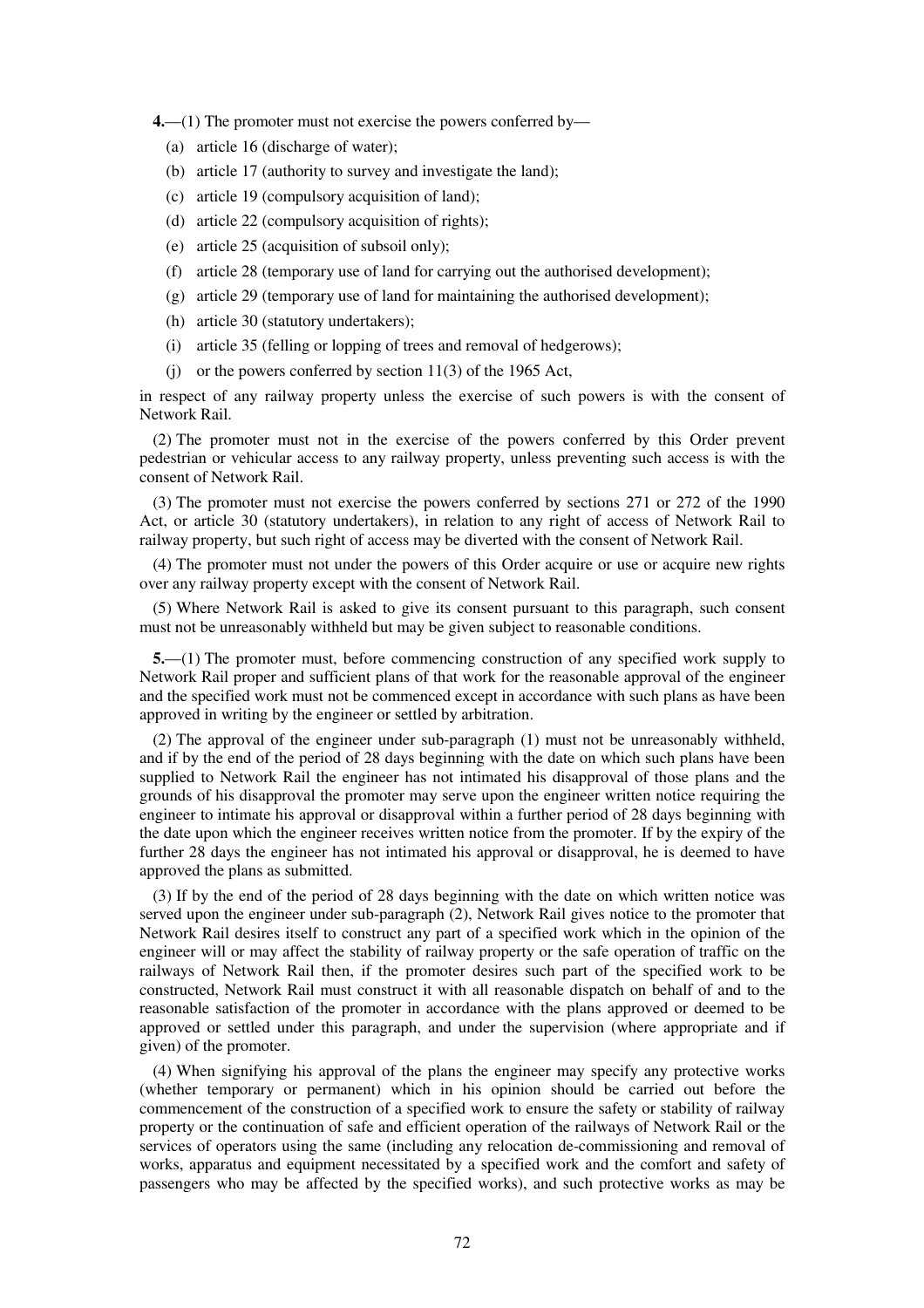**4.**—(1) The promoter must not exercise the powers conferred by—

(a) article 16 (discharge of water);

(b) article 17 (authority to survey and investigate the land);

(c) article 19 (compulsory acquisition of land);

(d) article 22 (compulsory acquisition of rights);

(e) article 25 (acquisition of subsoil only);

(f) article 28 (temporary use of land for carrying out the authorised development);

(g) article 29 (temporary use of land for maintaining the authorised development);

(h) article 30 (statutory undertakers);

(i) article 35 (felling or lopping of trees and removal of hedgerows);

(j) or the powers conferred by section 11(3) of the 1965 Act,

in respect of any railway property unless the exercise of such powers is with the consent of Network Rail.

(2) The promoter must not in the exercise of the powers conferred by this Order prevent pedestrian or vehicular access to any railway property, unless preventing such access is with the consent of Network Rail.

(3) The promoter must not exercise the powers conferred by sections 271 or 272 of the 1990 Act, or article 30 (statutory undertakers), in relation to any right of access of Network Rail to railway property, but such right of access may be diverted with the consent of Network Rail.

(4) The promoter must not under the powers of this Order acquire or use or acquire new rights over any railway property except with the consent of Network Rail.

(5) Where Network Rail is asked to give its consent pursuant to this paragraph, such consent must not be unreasonably withheld but may be given subject to reasonable conditions.

**5.**—(1) The promoter must, before commencing construction of any specified work supply to Network Rail proper and sufficient plans of that work for the reasonable approval of the engineer and the specified work must not be commenced except in accordance with such plans as have been approved in writing by the engineer or settled by arbitration.

(2) The approval of the engineer under sub-paragraph (1) must not be unreasonably withheld, and if by the end of the period of 28 days beginning with the date on which such plans have been supplied to Network Rail the engineer has not intimated his disapproval of those plans and the grounds of his disapproval the promoter may serve upon the engineer written notice requiring the engineer to intimate his approval or disapproval within a further period of 28 days beginning with the date upon which the engineer receives written notice from the promoter. If by the expiry of the further 28 days the engineer has not intimated his approval or disapproval, he is deemed to have approved the plans as submitted.

(3) If by the end of the period of 28 days beginning with the date on which written notice was served upon the engineer under sub-paragraph (2), Network Rail gives notice to the promoter that Network Rail desires itself to construct any part of a specified work which in the opinion of the engineer will or may affect the stability of railway property or the safe operation of traffic on the railways of Network Rail then, if the promoter desires such part of the specified work to be constructed, Network Rail must construct it with all reasonable dispatch on behalf of and to the reasonable satisfaction of the promoter in accordance with the plans approved or deemed to be approved or settled under this paragraph, and under the supervision (where appropriate and if given) of the promoter.

(4) When signifying his approval of the plans the engineer may specify any protective works (whether temporary or permanent) which in his opinion should be carried out before the commencement of the construction of a specified work to ensure the safety or stability of railway property or the continuation of safe and efficient operation of the railways of Network Rail or the services of operators using the same (including any relocation de-commissioning and removal of works, apparatus and equipment necessitated by a specified work and the comfort and safety of passengers who may be affected by the specified works), and such protective works as may be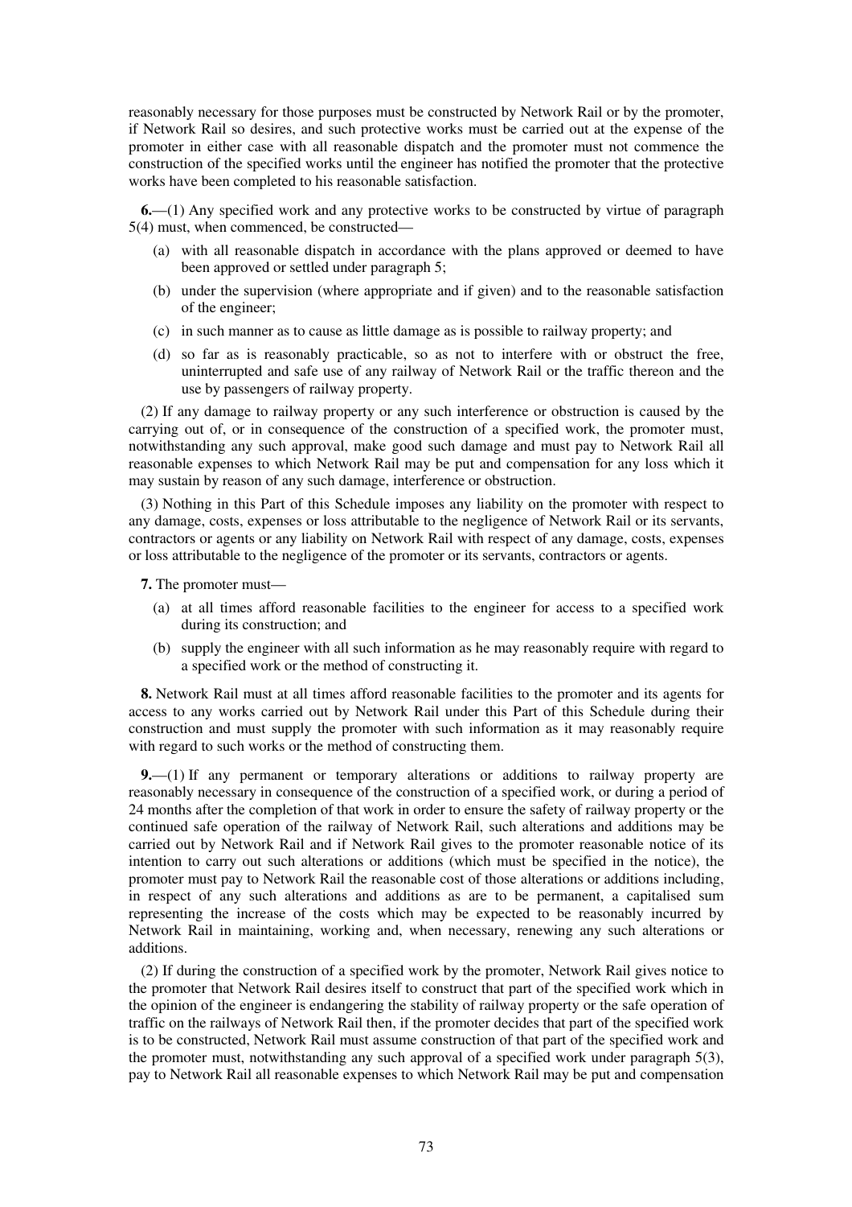reasonably necessary for those purposes must be constructed by Network Rail or by the promoter, if Network Rail so desires, and such protective works must be carried out at the expense of the promoter in either case with all reasonable dispatch and the promoter must not commence the construction of the specified works until the engineer has notified the promoter that the protective works have been completed to his reasonable satisfaction.

**6.**—(1) Any specified work and any protective works to be constructed by virtue of paragraph 5(4) must, when commenced, be constructed—

- (a) with all reasonable dispatch in accordance with the plans approved or deemed to have been approved or settled under paragraph 5;
- (b) under the supervision (where appropriate and if given) and to the reasonable satisfaction of the engineer;
- (c) in such manner as to cause as little damage as is possible to railway property; and
- (d) so far as is reasonably practicable, so as not to interfere with or obstruct the free, uninterrupted and safe use of any railway of Network Rail or the traffic thereon and the use by passengers of railway property.

(2) If any damage to railway property or any such interference or obstruction is caused by the carrying out of, or in consequence of the construction of a specified work, the promoter must, notwithstanding any such approval, make good such damage and must pay to Network Rail all reasonable expenses to which Network Rail may be put and compensation for any loss which it may sustain by reason of any such damage, interference or obstruction.

(3) Nothing in this Part of this Schedule imposes any liability on the promoter with respect to any damage, costs, expenses or loss attributable to the negligence of Network Rail or its servants, contractors or agents or any liability on Network Rail with respect of any damage, costs, expenses or loss attributable to the negligence of the promoter or its servants, contractors or agents.

**7.** The promoter must—

- (a) at all times afford reasonable facilities to the engineer for access to a specified work during its construction; and
- (b) supply the engineer with all such information as he may reasonably require with regard to a specified work or the method of constructing it.

**8.** Network Rail must at all times afford reasonable facilities to the promoter and its agents for access to any works carried out by Network Rail under this Part of this Schedule during their construction and must supply the promoter with such information as it may reasonably require with regard to such works or the method of constructing them.

**9.**—(1) If any permanent or temporary alterations or additions to railway property are reasonably necessary in consequence of the construction of a specified work, or during a period of 24 months after the completion of that work in order to ensure the safety of railway property or the continued safe operation of the railway of Network Rail, such alterations and additions may be carried out by Network Rail and if Network Rail gives to the promoter reasonable notice of its intention to carry out such alterations or additions (which must be specified in the notice), the promoter must pay to Network Rail the reasonable cost of those alterations or additions including, in respect of any such alterations and additions as are to be permanent, a capitalised sum representing the increase of the costs which may be expected to be reasonably incurred by Network Rail in maintaining, working and, when necessary, renewing any such alterations or additions.

(2) If during the construction of a specified work by the promoter, Network Rail gives notice to the promoter that Network Rail desires itself to construct that part of the specified work which in the opinion of the engineer is endangering the stability of railway property or the safe operation of traffic on the railways of Network Rail then, if the promoter decides that part of the specified work is to be constructed, Network Rail must assume construction of that part of the specified work and the promoter must, notwithstanding any such approval of a specified work under paragraph 5(3), pay to Network Rail all reasonable expenses to which Network Rail may be put and compensation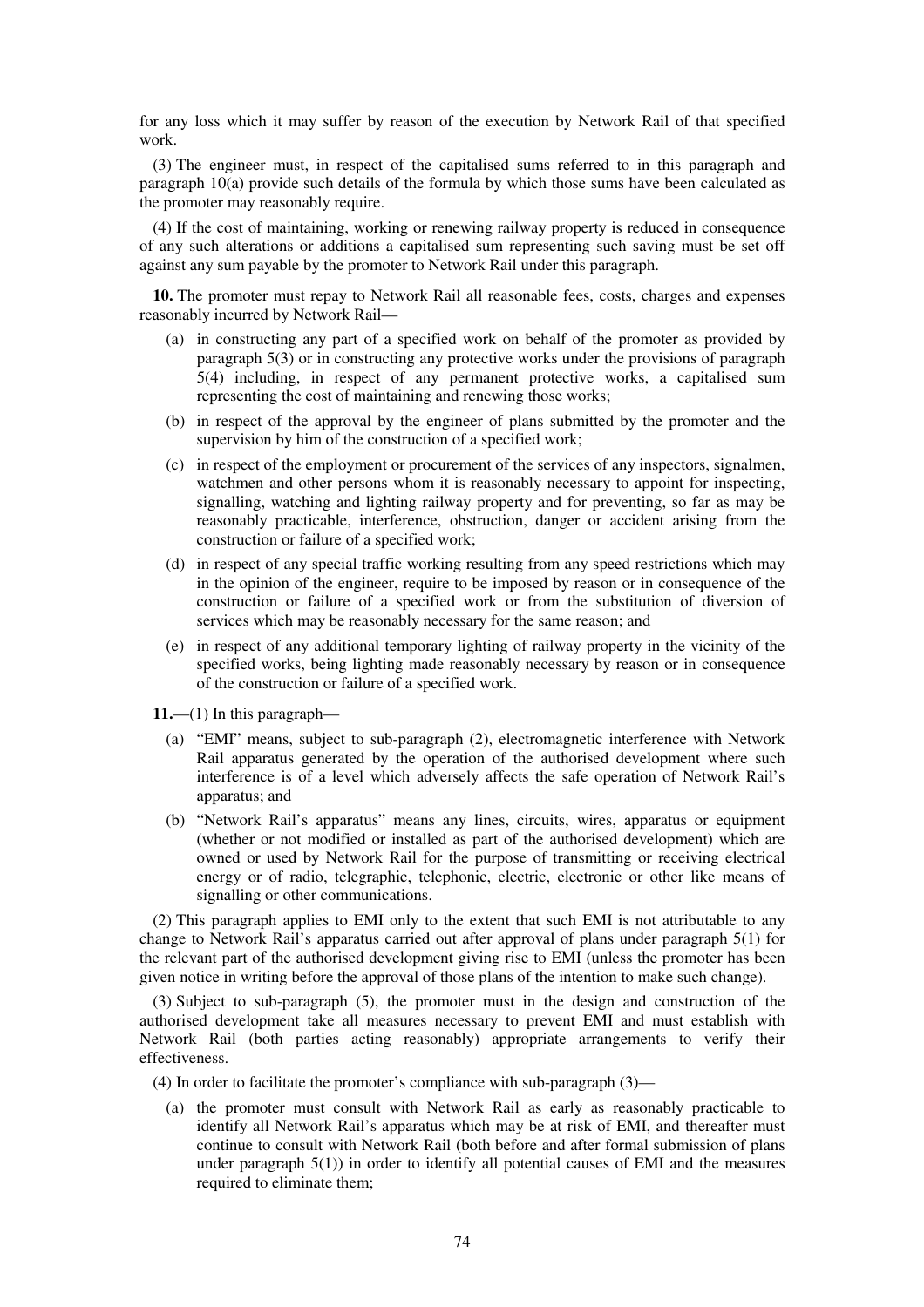for any loss which it may suffer by reason of the execution by Network Rail of that specified work.

(3) The engineer must, in respect of the capitalised sums referred to in this paragraph and paragraph 10(a) provide such details of the formula by which those sums have been calculated as the promoter may reasonably require.

(4) If the cost of maintaining, working or renewing railway property is reduced in consequence of any such alterations or additions a capitalised sum representing such saving must be set off against any sum payable by the promoter to Network Rail under this paragraph.

**10.** The promoter must repay to Network Rail all reasonable fees, costs, charges and expenses reasonably incurred by Network Rail—

(a) in constructing any part of a specified work on behalf of the promoter as provided by paragraph 5(3) or in constructing any protective works under the provisions of paragraph 5(4) including, in respect of any permanent protective works, a capitalised sum representing the cost of maintaining and renewing those works;

(b) in respect of the approval by the engineer of plans submitted by the promoter and the supervision by him of the construction of a specified work;

(c) in respect of the employment or procurement of the services of any inspectors, signalmen, watchmen and other persons whom it is reasonably necessary to appoint for inspecting, signalling, watching and lighting railway property and for preventing, so far as may be reasonably practicable, interference, obstruction, danger or accident arising from the construction or failure of a specified work;

(d) in respect of any special traffic working resulting from any speed restrictions which may in the opinion of the engineer, require to be imposed by reason or in consequence of the construction or failure of a specified work or from the substitution of diversion of services which may be reasonably necessary for the same reason; and

(e) in respect of any additional temporary lighting of railway property in the vicinity of the specified works, being lighting made reasonably necessary by reason or in consequence of the construction or failure of a specified work.

**11.**—(1) In this paragraph—

(a) "EMI" means, subject to sub-paragraph (2), electromagnetic interference with Network Rail apparatus generated by the operation of the authorised development where such interference is of a level which adversely affects the safe operation of Network Rail's apparatus; and

(b) "Network Rail's apparatus" means any lines, circuits, wires, apparatus or equipment (whether or not modified or installed as part of the authorised development) which are owned or used by Network Rail for the purpose of transmitting or receiving electrical energy or of radio, telegraphic, telephonic, electric, electronic or other like means of signalling or other communications.

(2) This paragraph applies to EMI only to the extent that such EMI is not attributable to any change to Network Rail's apparatus carried out after approval of plans under paragraph 5(1) for the relevant part of the authorised development giving rise to EMI (unless the promoter has been given notice in writing before the approval of those plans of the intention to make such change).

(3) Subject to sub-paragraph (5), the promoter must in the design and construction of the authorised development take all measures necessary to prevent EMI and must establish with Network Rail (both parties acting reasonably) appropriate arrangements to verify their effectiveness.

(4) In order to facilitate the promoter's compliance with sub-paragraph (3)—

(a) the promoter must consult with Network Rail as early as reasonably practicable to identify all Network Rail's apparatus which may be at risk of EMI, and thereafter must continue to consult with Network Rail (both before and after formal submission of plans under paragraph 5(1)) in order to identify all potential causes of EMI and the measures required to eliminate them;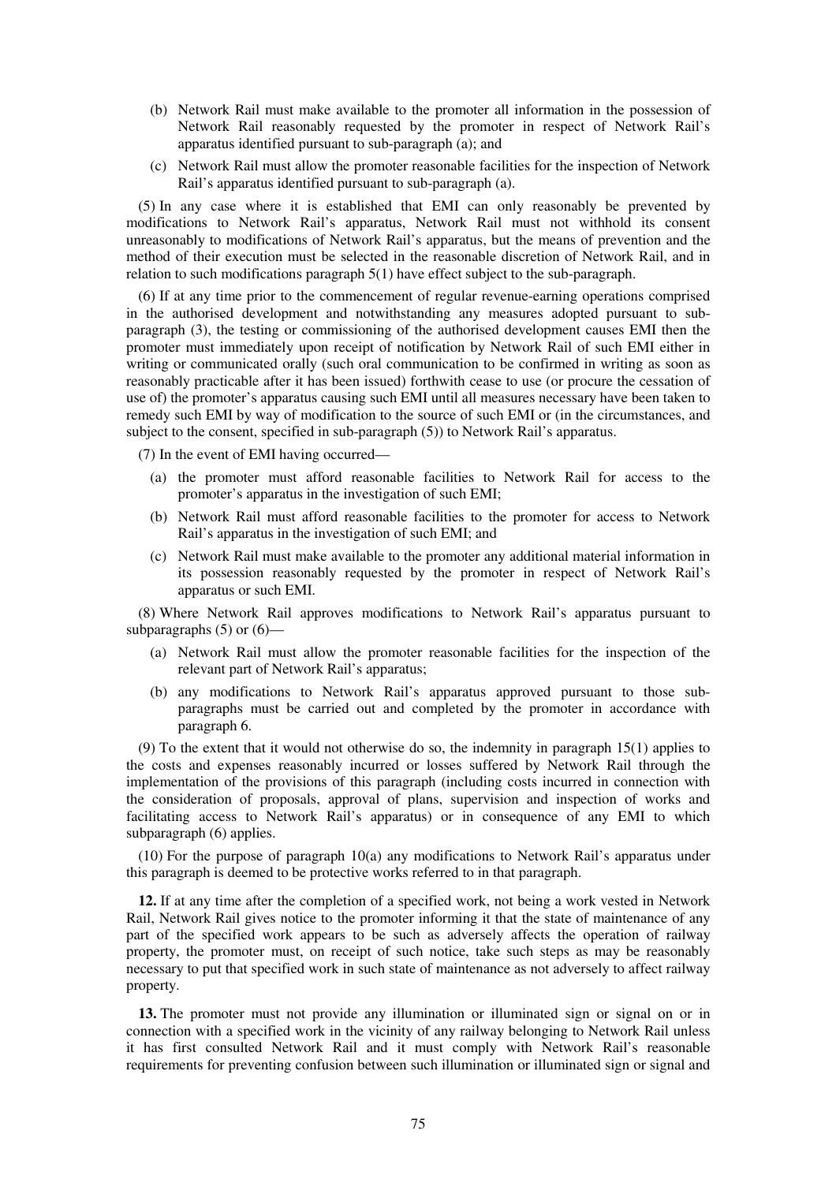(b) Network Rail must make available to the promoter all information in the possession of Network Rail reasonably requested by the promoter in respect of Network Rail's apparatus identified pursuant to sub-paragraph (a); and

(c) Network Rail must allow the promoter reasonable facilities for the inspection of Network Rail's apparatus identified pursuant to sub-paragraph (a).

(5) In any case where it is established that EMI can only reasonably be prevented by modifications to Network Rail's apparatus, Network Rail must not withhold its consent unreasonably to modifications of Network Rail's apparatus, but the means of prevention and the method of their execution must be selected in the reasonable discretion of Network Rail, and in relation to such modifications paragraph 5(1) have effect subject to the sub-paragraph.

(6) If at any time prior to the commencement of regular revenue-earning operations comprised in the authorised development and notwithstanding any measures adopted pursuant to sub-paragraph (3), the testing or commissioning of the authorised development causes EMI then the promoter must immediately upon receipt of notification by Network Rail of such EMI either in writing or communicated orally (such oral communication to be confirmed in writing as soon as reasonably practicable after it has been issued) forthwith cease to use (or procure the cessation of use of) the promoter's apparatus causing such EMI until all measures necessary have been taken to remedy such EMI by way of modification to the source of such EMI or (in the circumstances, and subject to the consent, specified in sub-paragraph (5)) to Network Rail's apparatus.

(7) In the event of EMI having occurred—

(a) the promoter must afford reasonable facilities to Network Rail for access to the promoter's apparatus in the investigation of such EMI;

(b) Network Rail must afford reasonable facilities to the promoter for access to Network Rail's apparatus in the investigation of such EMI; and

(c) Network Rail must make available to the promoter any additional material information in its possession reasonably requested by the promoter in respect of Network Rail's apparatus or such EMI.

(8) Where Network Rail approves modifications to Network Rail's apparatus pursuant to subparagraphs (5) or (6)—

(a) Network Rail must allow the promoter reasonable facilities for the inspection of the relevant part of Network Rail's apparatus;

(b) any modifications to Network Rail's apparatus approved pursuant to those sub-paragraphs must be carried out and completed by the promoter in accordance with paragraph 6.

(9) To the extent that it would not otherwise do so, the indemnity in paragraph 15(1) applies to the costs and expenses reasonably incurred or losses suffered by Network Rail through the implementation of the provisions of this paragraph (including costs incurred in connection with the consideration of proposals, approval of plans, supervision and inspection of works and facilitating access to Network Rail's apparatus) or in consequence of any EMI to which subparagraph (6) applies.

(10) For the purpose of paragraph 10(a) any modifications to Network Rail's apparatus under this paragraph is deemed to be protective works referred to in that paragraph.

**12.** If at any time after the completion of a specified work, not being a work vested in Network Rail, Network Rail gives notice to the promoter informing it that the state of maintenance of any part of the specified work appears to be such as adversely affects the operation of railway property, the promoter must, on receipt of such notice, take such steps as may be reasonably necessary to put that specified work in such state of maintenance as not adversely to affect railway property.

**13.** The promoter must not provide any illumination or illuminated sign or signal on or in connection with a specified work in the vicinity of any railway belonging to Network Rail unless it has first consulted Network Rail and it must comply with Network Rail's reasonable requirements for preventing confusion between such illumination or illuminated sign or signal and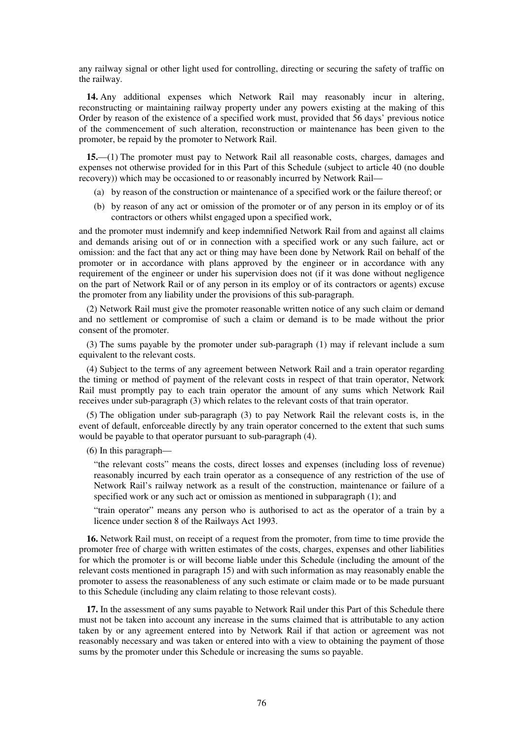any railway signal or other light used for controlling, directing or securing the safety of traffic on the railway.

**14.** Any additional expenses which Network Rail may reasonably incur in altering, reconstructing or maintaining railway property under any powers existing at the making of this Order by reason of the existence of a specified work must, provided that 56 days' previous notice of the commencement of such alteration, reconstruction or maintenance has been given to the promoter, be repaid by the promoter to Network Rail.

**15.**—(1) The promoter must pay to Network Rail all reasonable costs, charges, damages and expenses not otherwise provided for in this Part of this Schedule (subject to article 40 (no double recovery)) which may be occasioned to or reasonably incurred by Network Rail—

(a) by reason of the construction or maintenance of a specified work or the failure thereof; or

(b) by reason of any act or omission of the promoter or of any person in its employ or of its contractors or others whilst engaged upon a specified work,

and the promoter must indemnify and keep indemnified Network Rail from and against all claims and demands arising out of or in connection with a specified work or any such failure, act or omission: and the fact that any act or thing may have been done by Network Rail on behalf of the promoter or in accordance with plans approved by the engineer or in accordance with any requirement of the engineer or under his supervision does not (if it was done without negligence on the part of Network Rail or of any person in its employ or of its contractors or agents) excuse the promoter from any liability under the provisions of this sub-paragraph.

(2) Network Rail must give the promoter reasonable written notice of any such claim or demand and no settlement or compromise of such a claim or demand is to be made without the prior consent of the promoter.

(3) The sums payable by the promoter under sub-paragraph (1) may if relevant include a sum equivalent to the relevant costs.

(4) Subject to the terms of any agreement between Network Rail and a train operator regarding the timing or method of payment of the relevant costs in respect of that train operator, Network Rail must promptly pay to each train operator the amount of any sums which Network Rail receives under sub-paragraph (3) which relates to the relevant costs of that train operator.

(5) The obligation under sub-paragraph (3) to pay Network Rail the relevant costs is, in the event of default, enforceable directly by any train operator concerned to the extent that such sums would be payable to that operator pursuant to sub-paragraph (4).

(6) In this paragraph—

"the relevant costs" means the costs, direct losses and expenses (including loss of revenue) reasonably incurred by each train operator as a consequence of any restriction of the use of Network Rail's railway network as a result of the construction, maintenance or failure of a specified work or any such act or omission as mentioned in subparagraph (1); and

"train operator" means any person who is authorised to act as the operator of a train by a licence under section 8 of the Railways Act 1993.

**16.** Network Rail must, on receipt of a request from the promoter, from time to time provide the promoter free of charge with written estimates of the costs, charges, expenses and other liabilities for which the promoter is or will become liable under this Schedule (including the amount of the relevant costs mentioned in paragraph 15) and with such information as may reasonably enable the promoter to assess the reasonableness of any such estimate or claim made or to be made pursuant to this Schedule (including any claim relating to those relevant costs).

**17.** In the assessment of any sums payable to Network Rail under this Part of this Schedule there must not be taken into account any increase in the sums claimed that is attributable to any action taken by or any agreement entered into by Network Rail if that action or agreement was not reasonably necessary and was taken or entered into with a view to obtaining the payment of those sums by the promoter under this Schedule or increasing the sums so payable.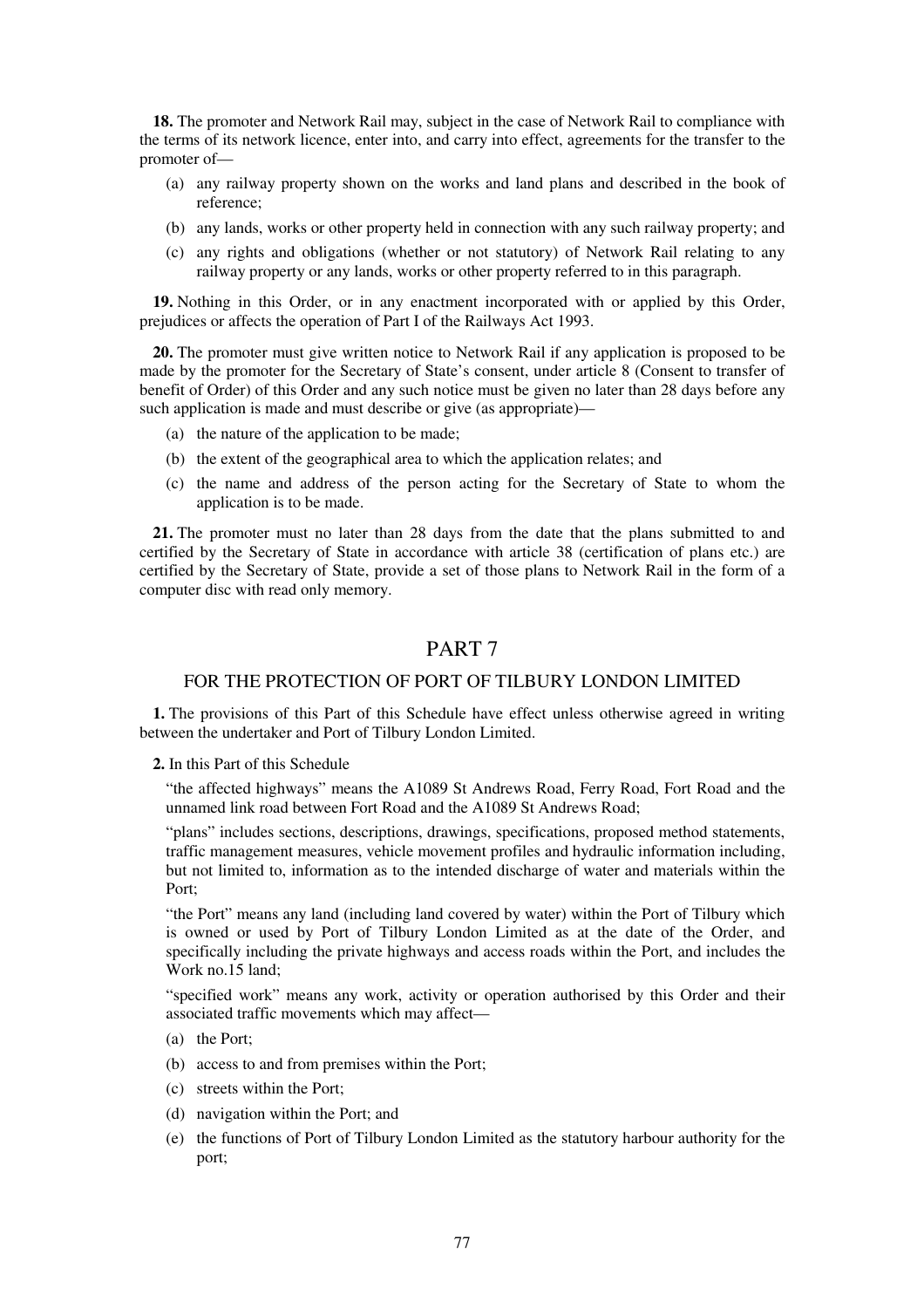**18.** The promoter and Network Rail may, subject in the case of Network Rail to compliance with the terms of its network licence, enter into, and carry into effect, agreements for the transfer to the promoter of—

- (a) any railway property shown on the works and land plans and described in the book of reference;
- (b) any lands, works or other property held in connection with any such railway property; and
- (c) any rights and obligations (whether or not statutory) of Network Rail relating to any railway property or any lands, works or other property referred to in this paragraph.

**19.** Nothing in this Order, or in any enactment incorporated with or applied by this Order, prejudices or affects the operation of Part I of the Railways Act 1993.

**20.** The promoter must give written notice to Network Rail if any application is proposed to be made by the promoter for the Secretary of State's consent, under article 8 (Consent to transfer of benefit of Order) of this Order and any such notice must be given no later than 28 days before any such application is made and must describe or give (as appropriate)—

- (a) the nature of the application to be made;
- (b) the extent of the geographical area to which the application relates; and
- (c) the name and address of the person acting for the Secretary of State to whom the application is to be made.

**21.** The promoter must no later than 28 days from the date that the plans submitted to and certified by the Secretary of State in accordance with article 38 (certification of plans etc.) are certified by the Secretary of State, provide a set of those plans to Network Rail in the form of a computer disc with read only memory.

## PART 7

### FOR THE PROTECTION OF PORT OF TILBURY LONDON LIMITED

**1.** The provisions of this Part of this Schedule have effect unless otherwise agreed in writing between the undertaker and Port of Tilbury London Limited.

**2.** In this Part of this Schedule

"the affected highways" means the A1089 St Andrews Road, Ferry Road, Fort Road and the unnamed link road between Fort Road and the A1089 St Andrews Road;

"plans" includes sections, descriptions, drawings, specifications, proposed method statements, traffic management measures, vehicle movement profiles and hydraulic information including, but not limited to, information as to the intended discharge of water and materials within the Port;

"the Port" means any land (including land covered by water) within the Port of Tilbury which is owned or used by Port of Tilbury London Limited as at the date of the Order, and specifically including the private highways and access roads within the Port, and includes the Work no.15 land;

"specified work" means any work, activity or operation authorised by this Order and their associated traffic movements which may affect—

- (a) the Port;
- (b) access to and from premises within the Port;
- (c) streets within the Port;
- (d) navigation within the Port; and
- (e) the functions of Port of Tilbury London Limited as the statutory harbour authority for the port;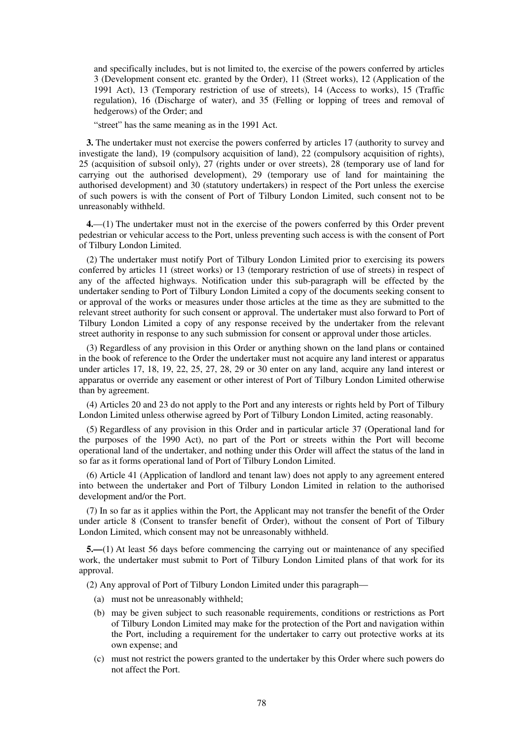and specifically includes, but is not limited to, the exercise of the powers conferred by articles 3 (Development consent etc. granted by the Order), 11 (Street works), 12 (Application of the 1991 Act), 13 (Temporary restriction of use of streets), 14 (Access to works), 15 (Traffic regulation), 16 (Discharge of water), and 35 (Felling or lopping of trees and removal of hedgerows) of the Order; and

"street" has the same meaning as in the 1991 Act.

**3.** The undertaker must not exercise the powers conferred by articles 17 (authority to survey and investigate the land), 19 (compulsory acquisition of land), 22 (compulsory acquisition of rights), 25 (acquisition of subsoil only), 27 (rights under or over streets), 28 (temporary use of land for carrying out the authorised development), 29 (temporary use of land for maintaining the authorised development) and 30 (statutory undertakers) in respect of the Port unless the exercise of such powers is with the consent of Port of Tilbury London Limited, such consent not to be unreasonably withheld.

**4.**—(1) The undertaker must not in the exercise of the powers conferred by this Order prevent pedestrian or vehicular access to the Port, unless preventing such access is with the consent of Port of Tilbury London Limited.

(2) The undertaker must notify Port of Tilbury London Limited prior to exercising its powers conferred by articles 11 (street works) or 13 (temporary restriction of use of streets) in respect of any of the affected highways. Notification under this sub-paragraph will be effected by the undertaker sending to Port of Tilbury London Limited a copy of the documents seeking consent to or approval of the works or measures under those articles at the time as they are submitted to the relevant street authority for such consent or approval. The undertaker must also forward to Port of Tilbury London Limited a copy of any response received by the undertaker from the relevant street authority in response to any such submission for consent or approval under those articles.

(3) Regardless of any provision in this Order or anything shown on the land plans or contained in the book of reference to the Order the undertaker must not acquire any land interest or apparatus under articles 17, 18, 19, 22, 25, 27, 28, 29 or 30 enter on any land, acquire any land interest or apparatus or override any easement or other interest of Port of Tilbury London Limited otherwise than by agreement.

(4) Articles 20 and 23 do not apply to the Port and any interests or rights held by Port of Tilbury London Limited unless otherwise agreed by Port of Tilbury London Limited, acting reasonably.

(5) Regardless of any provision in this Order and in particular article 37 (Operational land for the purposes of the 1990 Act), no part of the Port or streets within the Port will become operational land of the undertaker, and nothing under this Order will affect the status of the land in so far as it forms operational land of Port of Tilbury London Limited.

(6) Article 41 (Application of landlord and tenant law) does not apply to any agreement entered into between the undertaker and Port of Tilbury London Limited in relation to the authorised development and/or the Port.

(7) In so far as it applies within the Port, the Applicant may not transfer the benefit of the Order under article 8 (Consent to transfer benefit of Order), without the consent of Port of Tilbury London Limited, which consent may not be unreasonably withheld.

**5.—**(1) At least 56 days before commencing the carrying out or maintenance of any specified work, the undertaker must submit to Port of Tilbury London Limited plans of that work for its approval.

(2) Any approval of Port of Tilbury London Limited under this paragraph—

(a) must not be unreasonably withheld;

(b) may be given subject to such reasonable requirements, conditions or restrictions as Port of Tilbury London Limited may make for the protection of the Port and navigation within the Port, including a requirement for the undertaker to carry out protective works at its own expense; and

(c) must not restrict the powers granted to the undertaker by this Order where such powers do not affect the Port.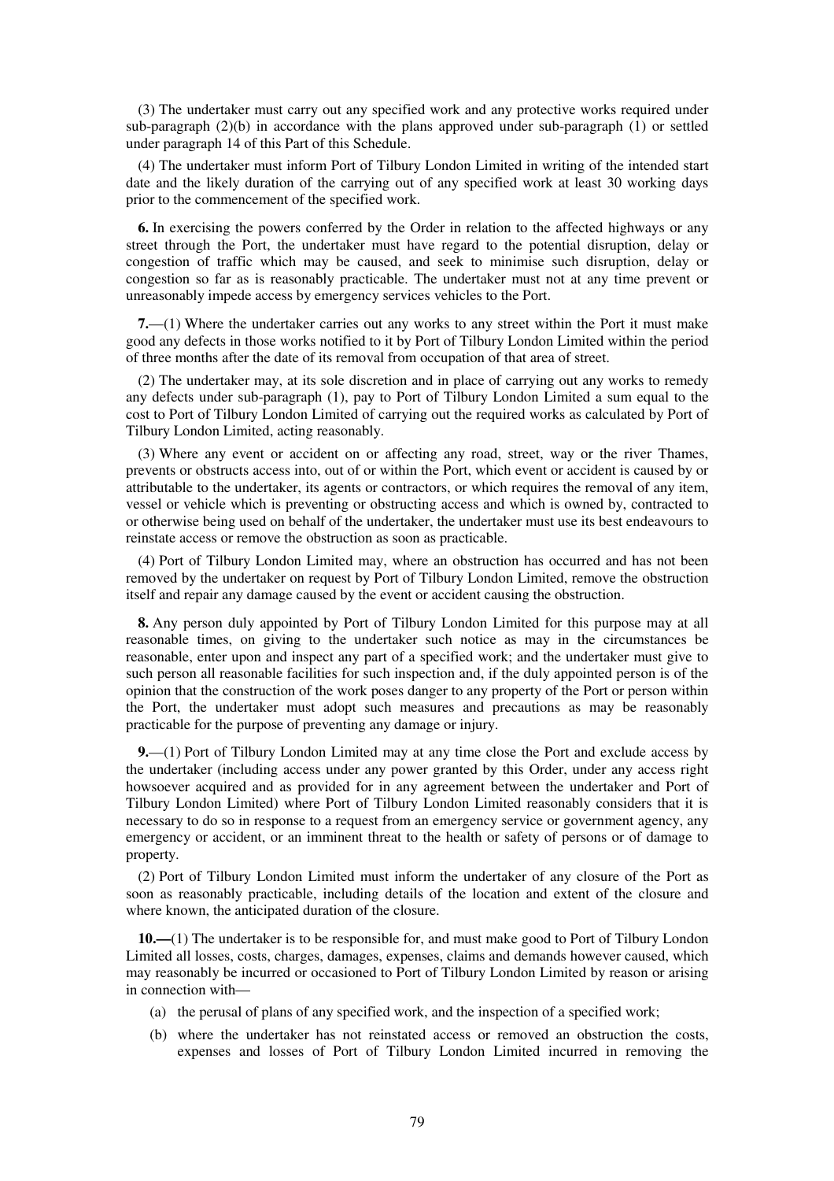(3) The undertaker must carry out any specified work and any protective works required under sub-paragraph (2)(b) in accordance with the plans approved under sub-paragraph (1) or settled under paragraph 14 of this Part of this Schedule.

(4) The undertaker must inform Port of Tilbury London Limited in writing of the intended start date and the likely duration of the carrying out of any specified work at least 30 working days prior to the commencement of the specified work.

**6.** In exercising the powers conferred by the Order in relation to the affected highways or any street through the Port, the undertaker must have regard to the potential disruption, delay or congestion of traffic which may be caused, and seek to minimise such disruption, delay or congestion so far as is reasonably practicable. The undertaker must not at any time prevent or unreasonably impede access by emergency services vehicles to the Port.

**7.**—(1) Where the undertaker carries out any works to any street within the Port it must make good any defects in those works notified to it by Port of Tilbury London Limited within the period of three months after the date of its removal from occupation of that area of street.

(2) The undertaker may, at its sole discretion and in place of carrying out any works to remedy any defects under sub-paragraph (1), pay to Port of Tilbury London Limited a sum equal to the cost to Port of Tilbury London Limited of carrying out the required works as calculated by Port of Tilbury London Limited, acting reasonably.

(3) Where any event or accident on or affecting any road, street, way or the river Thames, prevents or obstructs access into, out of or within the Port, which event or accident is caused by or attributable to the undertaker, its agents or contractors, or which requires the removal of any item, vessel or vehicle which is preventing or obstructing access and which is owned by, contracted to or otherwise being used on behalf of the undertaker, the undertaker must use its best endeavours to reinstate access or remove the obstruction as soon as practicable.

(4) Port of Tilbury London Limited may, where an obstruction has occurred and has not been removed by the undertaker on request by Port of Tilbury London Limited, remove the obstruction itself and repair any damage caused by the event or accident causing the obstruction.

**8.** Any person duly appointed by Port of Tilbury London Limited for this purpose may at all reasonable times, on giving to the undertaker such notice as may in the circumstances be reasonable, enter upon and inspect any part of a specified work; and the undertaker must give to such person all reasonable facilities for such inspection and, if the duly appointed person is of the opinion that the construction of the work poses danger to any property of the Port or person within the Port, the undertaker must adopt such measures and precautions as may be reasonably practicable for the purpose of preventing any damage or injury.

**9.**—(1) Port of Tilbury London Limited may at any time close the Port and exclude access by the undertaker (including access under any power granted by this Order, under any access right howsoever acquired and as provided for in any agreement between the undertaker and Port of Tilbury London Limited) where Port of Tilbury London Limited reasonably considers that it is necessary to do so in response to a request from an emergency service or government agency, any emergency or accident, or an imminent threat to the health or safety of persons or of damage to property.

(2) Port of Tilbury London Limited must inform the undertaker of any closure of the Port as soon as reasonably practicable, including details of the location and extent of the closure and where known, the anticipated duration of the closure.

**10.—**(1) The undertaker is to be responsible for, and must make good to Port of Tilbury London Limited all losses, costs, charges, damages, expenses, claims and demands however caused, which may reasonably be incurred or occasioned to Port of Tilbury London Limited by reason or arising in connection with—

(a) the perusal of plans of any specified work, and the inspection of a specified work;

(b) where the undertaker has not reinstated access or removed an obstruction the costs, expenses and losses of Port of Tilbury London Limited incurred in removing the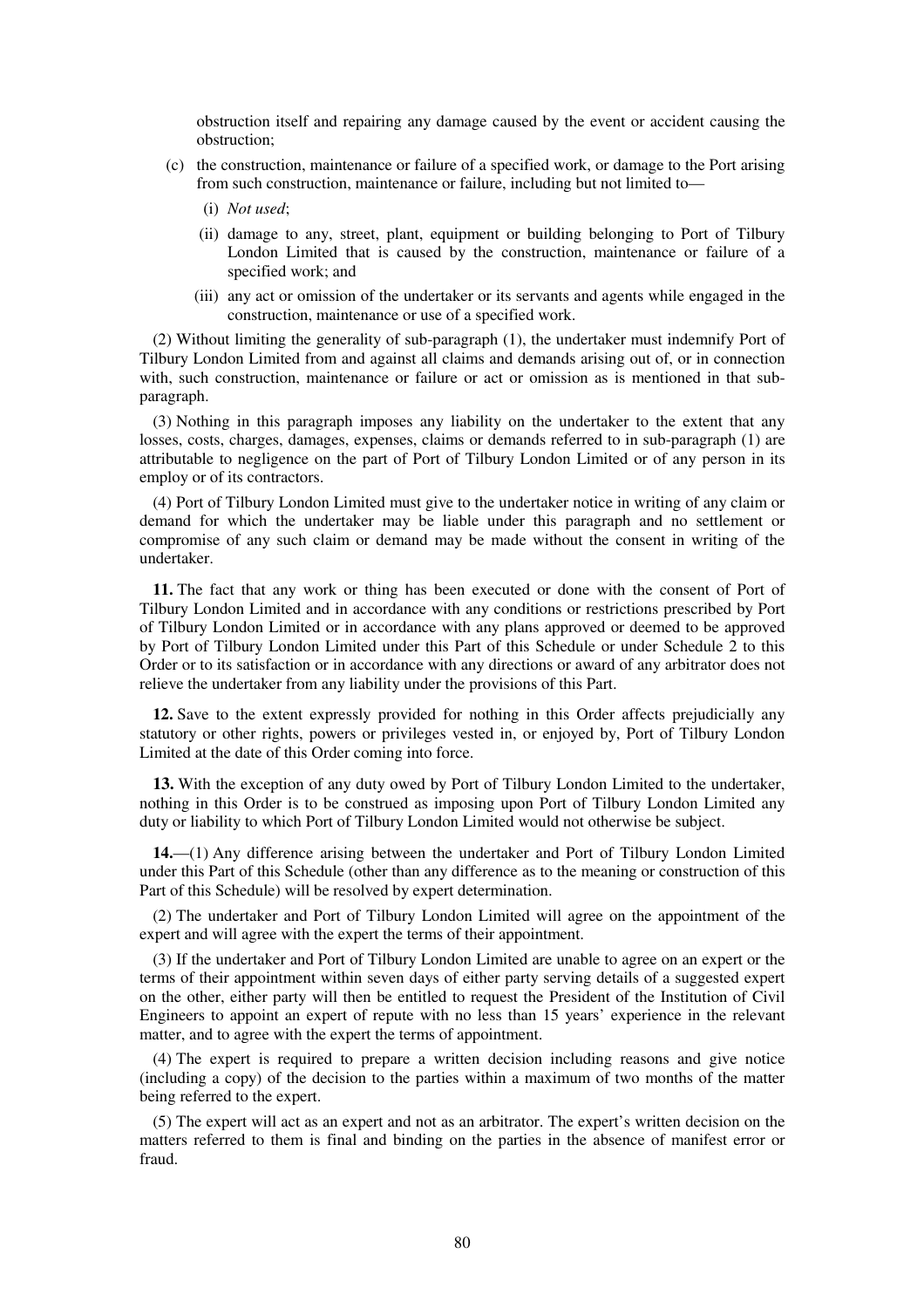obstruction itself and repairing any damage caused by the event or accident causing the obstruction;

(c) the construction, maintenance or failure of a specified work, or damage to the Port arising from such construction, maintenance or failure, including but not limited to—

(i) *Not used*;

(ii) damage to any, street, plant, equipment or building belonging to Port of Tilbury London Limited that is caused by the construction, maintenance or failure of a specified work; and

(iii) any act or omission of the undertaker or its servants and agents while engaged in the construction, maintenance or use of a specified work.

(2) Without limiting the generality of sub-paragraph (1), the undertaker must indemnify Port of Tilbury London Limited from and against all claims and demands arising out of, or in connection with, such construction, maintenance or failure or act or omission as is mentioned in that sub-paragraph.

(3) Nothing in this paragraph imposes any liability on the undertaker to the extent that any losses, costs, charges, damages, expenses, claims or demands referred to in sub-paragraph (1) are attributable to negligence on the part of Port of Tilbury London Limited or of any person in its employ or of its contractors.

(4) Port of Tilbury London Limited must give to the undertaker notice in writing of any claim or demand for which the undertaker may be liable under this paragraph and no settlement or compromise of any such claim or demand may be made without the consent in writing of the undertaker.

**11.** The fact that any work or thing has been executed or done with the consent of Port of Tilbury London Limited and in accordance with any conditions or restrictions prescribed by Port of Tilbury London Limited or in accordance with any plans approved or deemed to be approved by Port of Tilbury London Limited under this Part of this Schedule or under Schedule 2 to this Order or to its satisfaction or in accordance with any directions or award of any arbitrator does not relieve the undertaker from any liability under the provisions of this Part.

**12.** Save to the extent expressly provided for nothing in this Order affects prejudicially any statutory or other rights, powers or privileges vested in, or enjoyed by, Port of Tilbury London Limited at the date of this Order coming into force.

**13.** With the exception of any duty owed by Port of Tilbury London Limited to the undertaker, nothing in this Order is to be construed as imposing upon Port of Tilbury London Limited any duty or liability to which Port of Tilbury London Limited would not otherwise be subject.

**14.**—(1) Any difference arising between the undertaker and Port of Tilbury London Limited under this Part of this Schedule (other than any difference as to the meaning or construction of this Part of this Schedule) will be resolved by expert determination.

(2) The undertaker and Port of Tilbury London Limited will agree on the appointment of the expert and will agree with the expert the terms of their appointment.

(3) If the undertaker and Port of Tilbury London Limited are unable to agree on an expert or the terms of their appointment within seven days of either party serving details of a suggested expert on the other, either party will then be entitled to request the President of the Institution of Civil Engineers to appoint an expert of repute with no less than 15 years' experience in the relevant matter, and to agree with the expert the terms of appointment.

(4) The expert is required to prepare a written decision including reasons and give notice (including a copy) of the decision to the parties within a maximum of two months of the matter being referred to the expert.

(5) The expert will act as an expert and not as an arbitrator. The expert's written decision on the matters referred to them is final and binding on the parties in the absence of manifest error or fraud.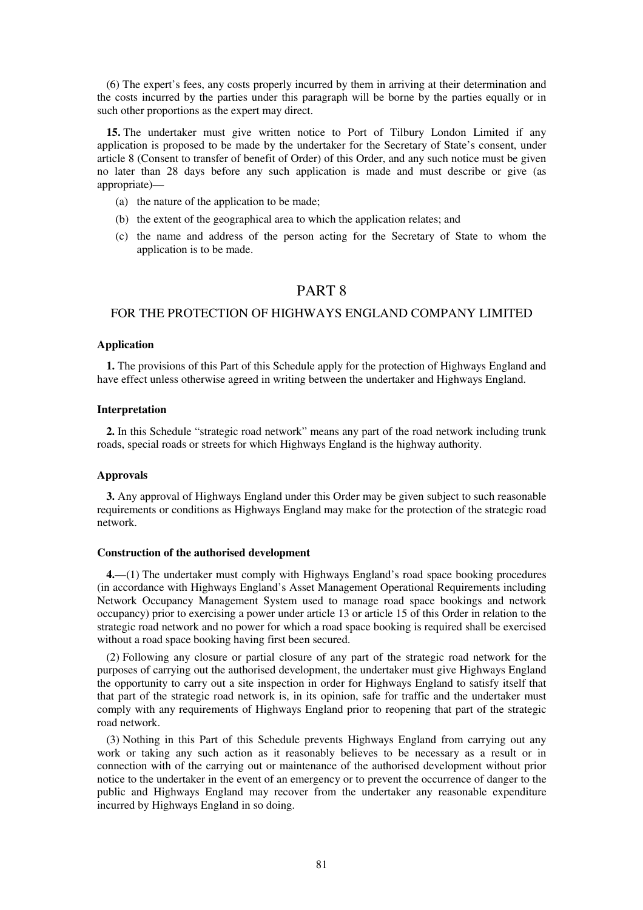(6) The expert's fees, any costs properly incurred by them in arriving at their determination and the costs incurred by the parties under this paragraph will be borne by the parties equally or in such other proportions as the expert may direct.

**15.** The undertaker must give written notice to Port of Tilbury London Limited if any application is proposed to be made by the undertaker for the Secretary of State's consent, under article 8 (Consent to transfer of benefit of Order) of this Order, and any such notice must be given no later than 28 days before any such application is made and must describe or give (as appropriate)—

(a) the nature of the application to be made;

(b) the extent of the geographical area to which the application relates; and

(c) the name and address of the person acting for the Secretary of State to whom the application is to be made.

## PART 8

### FOR THE PROTECTION OF HIGHWAYS ENGLAND COMPANY LIMITED

**Application**

**1.** The provisions of this Part of this Schedule apply for the protection of Highways England and have effect unless otherwise agreed in writing between the undertaker and Highways England.

**Interpretation**

**2.** In this Schedule "strategic road network" means any part of the road network including trunk roads, special roads or streets for which Highways England is the highway authority.

**Approvals**

**3.** Any approval of Highways England under this Order may be given subject to such reasonable requirements or conditions as Highways England may make for the protection of the strategic road network.

**Construction of the authorised development**

**4.**—(1) The undertaker must comply with Highways England's road space booking procedures (in accordance with Highways England's Asset Management Operational Requirements including Network Occupancy Management System used to manage road space bookings and network occupancy) prior to exercising a power under article 13 or article 15 of this Order in relation to the strategic road network and no power for which a road space booking is required shall be exercised without a road space booking having first been secured.

(2) Following any closure or partial closure of any part of the strategic road network for the purposes of carrying out the authorised development, the undertaker must give Highways England the opportunity to carry out a site inspection in order for Highways England to satisfy itself that that part of the strategic road network is, in its opinion, safe for traffic and the undertaker must comply with any requirements of Highways England prior to reopening that part of the strategic road network.

(3) Nothing in this Part of this Schedule prevents Highways England from carrying out any work or taking any such action as it reasonably believes to be necessary as a result or in connection with of the carrying out or maintenance of the authorised development without prior notice to the undertaker in the event of an emergency or to prevent the occurrence of danger to the public and Highways England may recover from the undertaker any reasonable expenditure incurred by Highways England in so doing.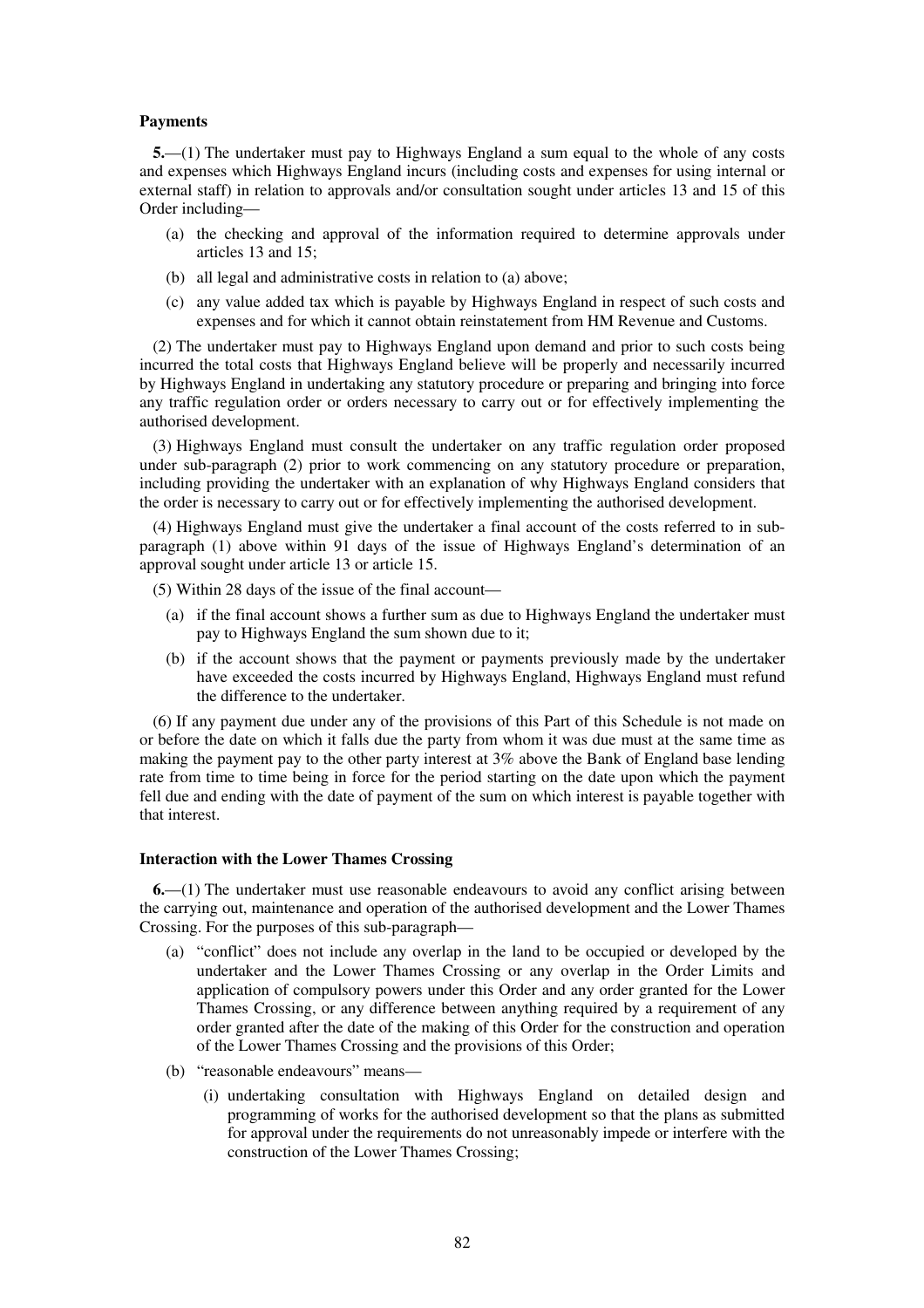**Payments**

**5.**—(1) The undertaker must pay to Highways England a sum equal to the whole of any costs and expenses which Highways England incurs (including costs and expenses for using internal or external staff) in relation to approvals and/or consultation sought under articles 13 and 15 of this Order including—

- (a) the checking and approval of the information required to determine approvals under articles 13 and 15;
- (b) all legal and administrative costs in relation to (a) above;
- (c) any value added tax which is payable by Highways England in respect of such costs and expenses and for which it cannot obtain reinstatement from HM Revenue and Customs.

(2) The undertaker must pay to Highways England upon demand and prior to such costs being incurred the total costs that Highways England believe will be properly and necessarily incurred by Highways England in undertaking any statutory procedure or preparing and bringing into force any traffic regulation order or orders necessary to carry out or for effectively implementing the authorised development.

(3) Highways England must consult the undertaker on any traffic regulation order proposed under sub-paragraph (2) prior to work commencing on any statutory procedure or preparation, including providing the undertaker with an explanation of why Highways England considers that the order is necessary to carry out or for effectively implementing the authorised development.

(4) Highways England must give the undertaker a final account of the costs referred to in sub-paragraph (1) above within 91 days of the issue of Highways England's determination of an approval sought under article 13 or article 15.

(5) Within 28 days of the issue of the final account—

- (a) if the final account shows a further sum as due to Highways England the undertaker must pay to Highways England the sum shown due to it;
- (b) if the account shows that the payment or payments previously made by the undertaker have exceeded the costs incurred by Highways England, Highways England must refund the difference to the undertaker.

(6) If any payment due under any of the provisions of this Part of this Schedule is not made on or before the date on which it falls due the party from whom it was due must at the same time as making the payment pay to the other party interest at 3% above the Bank of England base lending rate from time to time being in force for the period starting on the date upon which the payment fell due and ending with the date of payment of the sum on which interest is payable together with that interest.

**Interaction with the Lower Thames Crossing**

**6.**—(1) The undertaker must use reasonable endeavours to avoid any conflict arising between the carrying out, maintenance and operation of the authorised development and the Lower Thames Crossing. For the purposes of this sub-paragraph—

- (a) "conflict" does not include any overlap in the land to be occupied or developed by the undertaker and the Lower Thames Crossing or any overlap in the Order Limits and application of compulsory powers under this Order and any order granted for the Lower Thames Crossing, or any difference between anything required by a requirement of any order granted after the date of the making of this Order for the construction and operation of the Lower Thames Crossing and the provisions of this Order;
- (b) "reasonable endeavours" means—
  - (i) undertaking consultation with Highways England on detailed design and programming of works for the authorised development so that the plans as submitted for approval under the requirements do not unreasonably impede or interfere with the construction of the Lower Thames Crossing;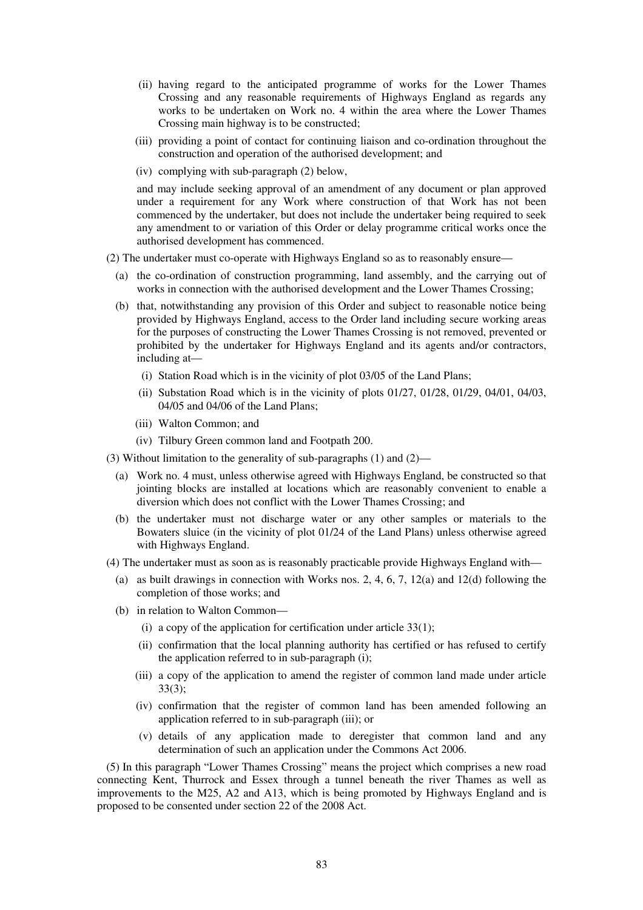(ii) having regard to the anticipated programme of works for the Lower Thames Crossing and any reasonable requirements of Highways England as regards any works to be undertaken on Work no. 4 within the area where the Lower Thames Crossing main highway is to be constructed;

(iii) providing a point of contact for continuing liaison and co-ordination throughout the construction and operation of the authorised development; and

(iv) complying with sub-paragraph (2) below,

and may include seeking approval of an amendment of any document or plan approved under a requirement for any Work where construction of that Work has not been commenced by the undertaker, but does not include the undertaker being required to seek any amendment to or variation of this Order or delay programme critical works once the authorised development has commenced.

(2) The undertaker must co-operate with Highways England so as to reasonably ensure—

(a) the co-ordination of construction programming, land assembly, and the carrying out of works in connection with the authorised development and the Lower Thames Crossing;

(b) that, notwithstanding any provision of this Order and subject to reasonable notice being provided by Highways England, access to the Order land including secure working areas for the purposes of constructing the Lower Thames Crossing is not removed, prevented or prohibited by the undertaker for Highways England and its agents and/or contractors, including at—

(i) Station Road which is in the vicinity of plot 03/05 of the Land Plans;

(ii) Substation Road which is in the vicinity of plots 01/27, 01/28, 01/29, 04/01, 04/03, 04/05 and 04/06 of the Land Plans;

(iii) Walton Common; and

(iv) Tilbury Green common land and Footpath 200.

(3) Without limitation to the generality of sub-paragraphs (1) and (2)—

(a) Work no. 4 must, unless otherwise agreed with Highways England, be constructed so that jointing blocks are installed at locations which are reasonably convenient to enable a diversion which does not conflict with the Lower Thames Crossing; and

(b) the undertaker must not discharge water or any other samples or materials to the Bowaters sluice (in the vicinity of plot 01/24 of the Land Plans) unless otherwise agreed with Highways England.

(4) The undertaker must as soon as is reasonably practicable provide Highways England with—

(a) as built drawings in connection with Works nos. 2, 4, 6, 7, 12(a) and 12(d) following the completion of those works; and

(b) in relation to Walton Common—

(i) a copy of the application for certification under article 33(1);

(ii) confirmation that the local planning authority has certified or has refused to certify the application referred to in sub-paragraph (i);

(iii) a copy of the application to amend the register of common land made under article 33(3);

(iv) confirmation that the register of common land has been amended following an application referred to in sub-paragraph (iii); or

(v) details of any application made to deregister that common land and any determination of such an application under the Commons Act 2006.

(5) In this paragraph "Lower Thames Crossing" means the project which comprises a new road connecting Kent, Thurrock and Essex through a tunnel beneath the river Thames as well as improvements to the M25, A2 and A13, which is being promoted by Highways England and is proposed to be consented under section 22 of the 2008 Act.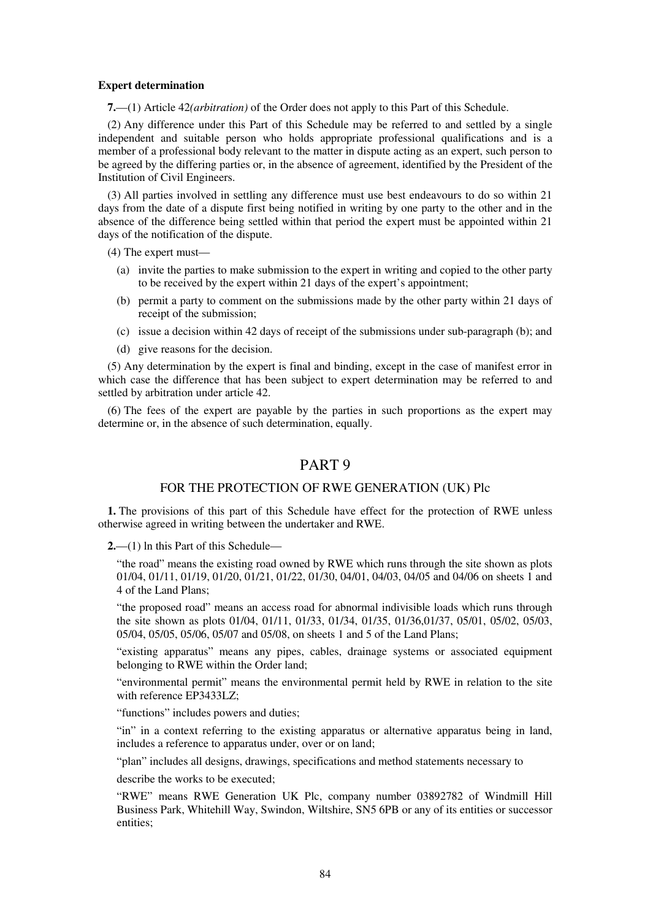**Expert determination**

**7.**—(1) Article 42*(arbitration)* of the Order does not apply to this Part of this Schedule.

(2) Any difference under this Part of this Schedule may be referred to and settled by a single independent and suitable person who holds appropriate professional qualifications and is a member of a professional body relevant to the matter in dispute acting as an expert, such person to be agreed by the differing parties or, in the absence of agreement, identified by the President of the Institution of Civil Engineers.

(3) All parties involved in settling any difference must use best endeavours to do so within 21 days from the date of a dispute first being notified in writing by one party to the other and in the absence of the difference being settled within that period the expert must be appointed within 21 days of the notification of the dispute.

(4) The expert must—

- (a) invite the parties to make submission to the expert in writing and copied to the other party to be received by the expert within 21 days of the expert's appointment;
- (b) permit a party to comment on the submissions made by the other party within 21 days of receipt of the submission;
- (c) issue a decision within 42 days of receipt of the submissions under sub-paragraph (b); and
- (d) give reasons for the decision.

(5) Any determination by the expert is final and binding, except in the case of manifest error in which case the difference that has been subject to expert determination may be referred to and settled by arbitration under article 42.

(6) The fees of the expert are payable by the parties in such proportions as the expert may determine or, in the absence of such determination, equally.

# PART 9

## FOR THE PROTECTION OF RWE GENERATION (UK) Plc

**1.** The provisions of this part of this Schedule have effect for the protection of RWE unless otherwise agreed in writing between the undertaker and RWE.

**2.**—(1) ln this Part of this Schedule—

"the road" means the existing road owned by RWE which runs through the site shown as plots 01/04, 01/11, 01/19, 01/20, 01/21, 01/22, 01/30, 04/01, 04/03, 04/05 and 04/06 on sheets 1 and 4 of the Land Plans;

"the proposed road" means an access road for abnormal indivisible loads which runs through the site shown as plots 01/04, 01/11, 01/33, 01/34, 01/35, 01/36,01/37, 05/01, 05/02, 05/03, 05/04, 05/05, 05/06, 05/07 and 05/08, on sheets 1 and 5 of the Land Plans;

"existing apparatus" means any pipes, cables, drainage systems or associated equipment belonging to RWE within the Order land;

"environmental permit" means the environmental permit held by RWE in relation to the site with reference EP3433LZ;

"functions" includes powers and duties;

"in" in a context referring to the existing apparatus or alternative apparatus being in land, includes a reference to apparatus under, over or on land;

"plan" includes all designs, drawings, specifications and method statements necessary to

describe the works to be executed;

"RWE" means RWE Generation UK Plc, company number 03892782 of Windmill Hill Business Park, Whitehill Way, Swindon, Wiltshire, SN5 6PB or any of its entities or successor entities;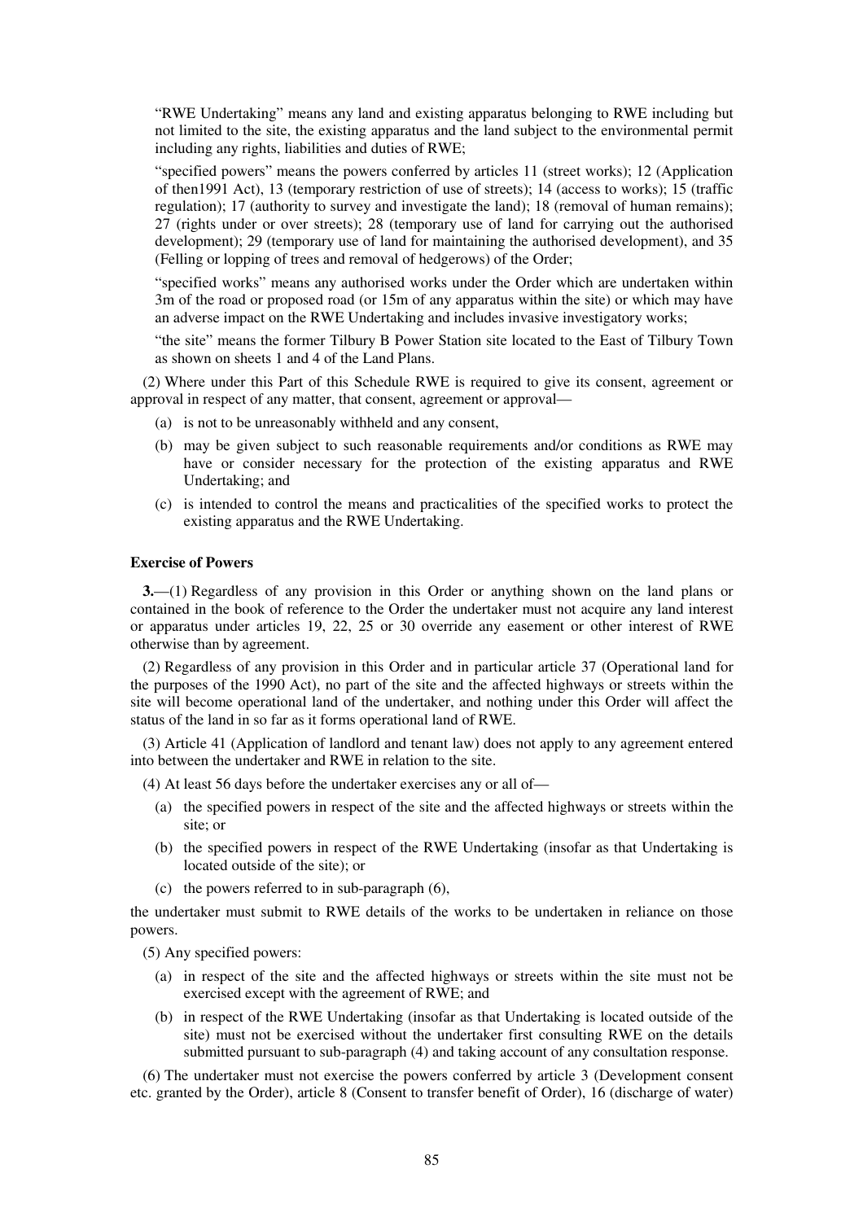"RWE Undertaking" means any land and existing apparatus belonging to RWE including but not limited to the site, the existing apparatus and the land subject to the environmental permit including any rights, liabilities and duties of RWE;

"specified powers" means the powers conferred by articles 11 (street works); 12 (Application of then1991 Act), 13 (temporary restriction of use of streets); 14 (access to works); 15 (traffic regulation); 17 (authority to survey and investigate the land); 18 (removal of human remains); 27 (rights under or over streets); 28 (temporary use of land for carrying out the authorised development); 29 (temporary use of land for maintaining the authorised development), and 35 (Felling or lopping of trees and removal of hedgerows) of the Order;

"specified works" means any authorised works under the Order which are undertaken within 3m of the road or proposed road (or 15m of any apparatus within the site) or which may have an adverse impact on the RWE Undertaking and includes invasive investigatory works;

"the site" means the former Tilbury B Power Station site located to the East of Tilbury Town as shown on sheets 1 and 4 of the Land Plans.

(2) Where under this Part of this Schedule RWE is required to give its consent, agreement or approval in respect of any matter, that consent, agreement or approval—

(a) is not to be unreasonably withheld and any consent,

(b) may be given subject to such reasonable requirements and/or conditions as RWE may have or consider necessary for the protection of the existing apparatus and RWE Undertaking; and

(c) is intended to control the means and practicalities of the specified works to protect the existing apparatus and the RWE Undertaking.

**Exercise of Powers**

**3.**—(1) Regardless of any provision in this Order or anything shown on the land plans or contained in the book of reference to the Order the undertaker must not acquire any land interest or apparatus under articles 19, 22, 25 or 30 override any easement or other interest of RWE otherwise than by agreement.

(2) Regardless of any provision in this Order and in particular article 37 (Operational land for the purposes of the 1990 Act), no part of the site and the affected highways or streets within the site will become operational land of the undertaker, and nothing under this Order will affect the status of the land in so far as it forms operational land of RWE.

(3) Article 41 (Application of landlord and tenant law) does not apply to any agreement entered into between the undertaker and RWE in relation to the site.

(4) At least 56 days before the undertaker exercises any or all of—

(a) the specified powers in respect of the site and the affected highways or streets within the site; or

(b) the specified powers in respect of the RWE Undertaking (insofar as that Undertaking is located outside of the site); or

(c) the powers referred to in sub-paragraph (6),

the undertaker must submit to RWE details of the works to be undertaken in reliance on those powers.

(5) Any specified powers:

(a) in respect of the site and the affected highways or streets within the site must not be exercised except with the agreement of RWE; and

(b) in respect of the RWE Undertaking (insofar as that Undertaking is located outside of the site) must not be exercised without the undertaker first consulting RWE on the details submitted pursuant to sub-paragraph (4) and taking account of any consultation response.

(6) The undertaker must not exercise the powers conferred by article 3 (Development consent etc. granted by the Order), article 8 (Consent to transfer benefit of Order), 16 (discharge of water)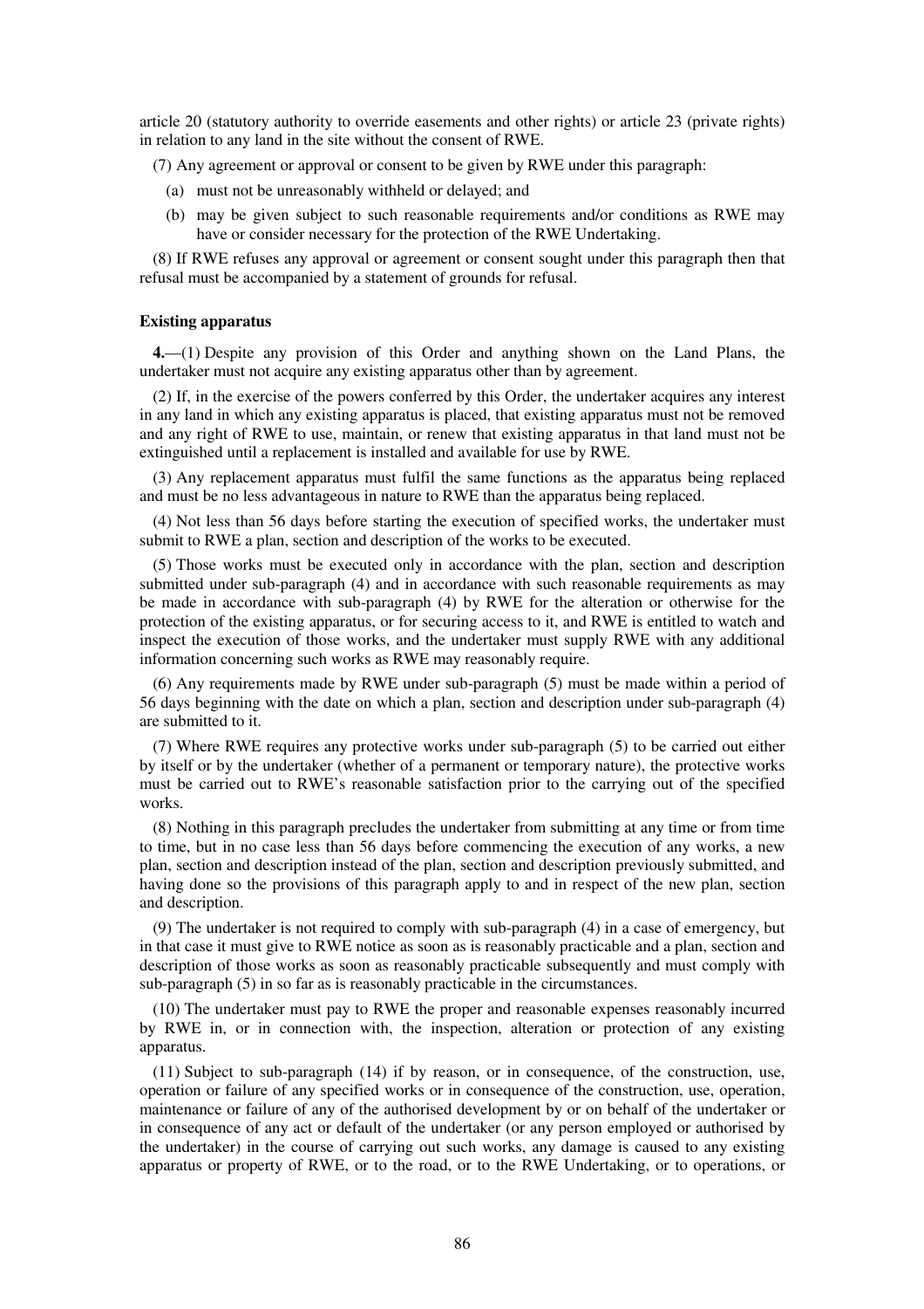article 20 (statutory authority to override easements and other rights) or article 23 (private rights) in relation to any land in the site without the consent of RWE.

(7) Any agreement or approval or consent to be given by RWE under this paragraph:

(a) must not be unreasonably withheld or delayed; and

(b) may be given subject to such reasonable requirements and/or conditions as RWE may have or consider necessary for the protection of the RWE Undertaking.

(8) If RWE refuses any approval or agreement or consent sought under this paragraph then that refusal must be accompanied by a statement of grounds for refusal.

**Existing apparatus**

**4.**—(1) Despite any provision of this Order and anything shown on the Land Plans, the undertaker must not acquire any existing apparatus other than by agreement.

(2) If, in the exercise of the powers conferred by this Order, the undertaker acquires any interest in any land in which any existing apparatus is placed, that existing apparatus must not be removed and any right of RWE to use, maintain, or renew that existing apparatus in that land must not be extinguished until a replacement is installed and available for use by RWE.

(3) Any replacement apparatus must fulfil the same functions as the apparatus being replaced and must be no less advantageous in nature to RWE than the apparatus being replaced.

(4) Not less than 56 days before starting the execution of specified works, the undertaker must submit to RWE a plan, section and description of the works to be executed.

(5) Those works must be executed only in accordance with the plan, section and description submitted under sub-paragraph (4) and in accordance with such reasonable requirements as may be made in accordance with sub-paragraph (4) by RWE for the alteration or otherwise for the protection of the existing apparatus, or for securing access to it, and RWE is entitled to watch and inspect the execution of those works, and the undertaker must supply RWE with any additional information concerning such works as RWE may reasonably require.

(6) Any requirements made by RWE under sub-paragraph (5) must be made within a period of 56 days beginning with the date on which a plan, section and description under sub-paragraph (4) are submitted to it.

(7) Where RWE requires any protective works under sub-paragraph (5) to be carried out either by itself or by the undertaker (whether of a permanent or temporary nature), the protective works must be carried out to RWE's reasonable satisfaction prior to the carrying out of the specified works.

(8) Nothing in this paragraph precludes the undertaker from submitting at any time or from time to time, but in no case less than 56 days before commencing the execution of any works, a new plan, section and description instead of the plan, section and description previously submitted, and having done so the provisions of this paragraph apply to and in respect of the new plan, section and description.

(9) The undertaker is not required to comply with sub-paragraph (4) in a case of emergency, but in that case it must give to RWE notice as soon as is reasonably practicable and a plan, section and description of those works as soon as reasonably practicable subsequently and must comply with sub-paragraph (5) in so far as is reasonably practicable in the circumstances.

(10) The undertaker must pay to RWE the proper and reasonable expenses reasonably incurred by RWE in, or in connection with, the inspection, alteration or protection of any existing apparatus.

(11) Subject to sub-paragraph (14) if by reason, or in consequence, of the construction, use, operation or failure of any specified works or in consequence of the construction, use, operation, maintenance or failure of any of the authorised development by or on behalf of the undertaker or in consequence of any act or default of the undertaker (or any person employed or authorised by the undertaker) in the course of carrying out such works, any damage is caused to any existing apparatus or property of RWE, or to the road, or to the RWE Undertaking, or to operations, or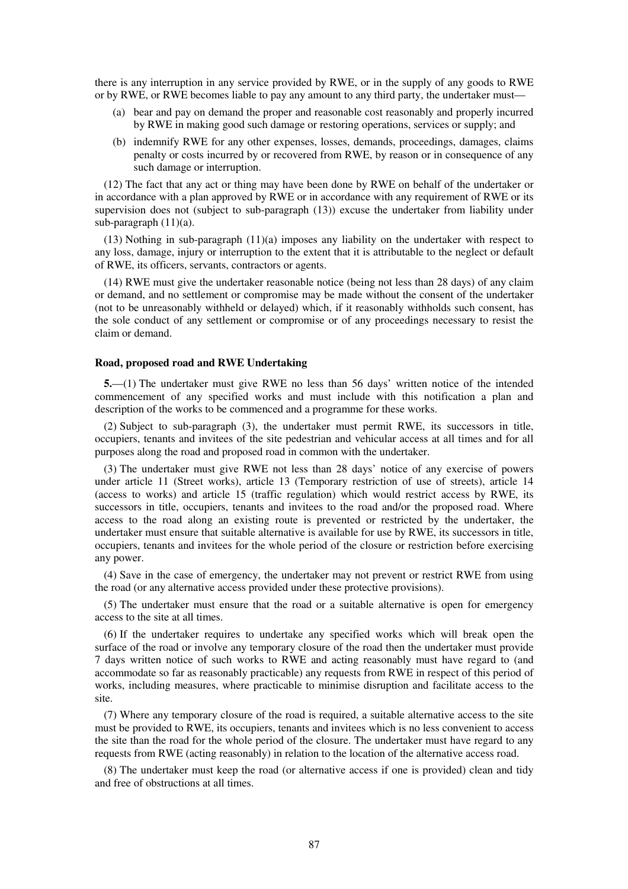there is any interruption in any service provided by RWE, or in the supply of any goods to RWE or by RWE, or RWE becomes liable to pay any amount to any third party, the undertaker must—

(a) bear and pay on demand the proper and reasonable cost reasonably and properly incurred by RWE in making good such damage or restoring operations, services or supply; and

(b) indemnify RWE for any other expenses, losses, demands, proceedings, damages, claims penalty or costs incurred by or recovered from RWE, by reason or in consequence of any such damage or interruption.

(12) The fact that any act or thing may have been done by RWE on behalf of the undertaker or in accordance with a plan approved by RWE or in accordance with any requirement of RWE or its supervision does not (subject to sub-paragraph (13)) excuse the undertaker from liability under sub-paragraph (11)(a).

(13) Nothing in sub-paragraph (11)(a) imposes any liability on the undertaker with respect to any loss, damage, injury or interruption to the extent that it is attributable to the neglect or default of RWE, its officers, servants, contractors or agents.

(14) RWE must give the undertaker reasonable notice (being not less than 28 days) of any claim or demand, and no settlement or compromise may be made without the consent of the undertaker (not to be unreasonably withheld or delayed) which, if it reasonably withholds such consent, has the sole conduct of any settlement or compromise or of any proceedings necessary to resist the claim or demand.

**Road, proposed road and RWE Undertaking**

**5.**—(1) The undertaker must give RWE no less than 56 days' written notice of the intended commencement of any specified works and must include with this notification a plan and description of the works to be commenced and a programme for these works.

(2) Subject to sub-paragraph (3), the undertaker must permit RWE, its successors in title, occupiers, tenants and invitees of the site pedestrian and vehicular access at all times and for all purposes along the road and proposed road in common with the undertaker.

(3) The undertaker must give RWE not less than 28 days' notice of any exercise of powers under article 11 (Street works), article 13 (Temporary restriction of use of streets), article 14 (access to works) and article 15 (traffic regulation) which would restrict access by RWE, its successors in title, occupiers, tenants and invitees to the road and/or the proposed road. Where access to the road along an existing route is prevented or restricted by the undertaker, the undertaker must ensure that suitable alternative is available for use by RWE, its successors in title, occupiers, tenants and invitees for the whole period of the closure or restriction before exercising any power.

(4) Save in the case of emergency, the undertaker may not prevent or restrict RWE from using the road (or any alternative access provided under these protective provisions).

(5) The undertaker must ensure that the road or a suitable alternative is open for emergency access to the site at all times.

(6) If the undertaker requires to undertake any specified works which will break open the surface of the road or involve any temporary closure of the road then the undertaker must provide 7 days written notice of such works to RWE and acting reasonably must have regard to (and accommodate so far as reasonably practicable) any requests from RWE in respect of this period of works, including measures, where practicable to minimise disruption and facilitate access to the site.

(7) Where any temporary closure of the road is required, a suitable alternative access to the site must be provided to RWE, its occupiers, tenants and invitees which is no less convenient to access the site than the road for the whole period of the closure. The undertaker must have regard to any requests from RWE (acting reasonably) in relation to the location of the alternative access road.

(8) The undertaker must keep the road (or alternative access if one is provided) clean and tidy and free of obstructions at all times.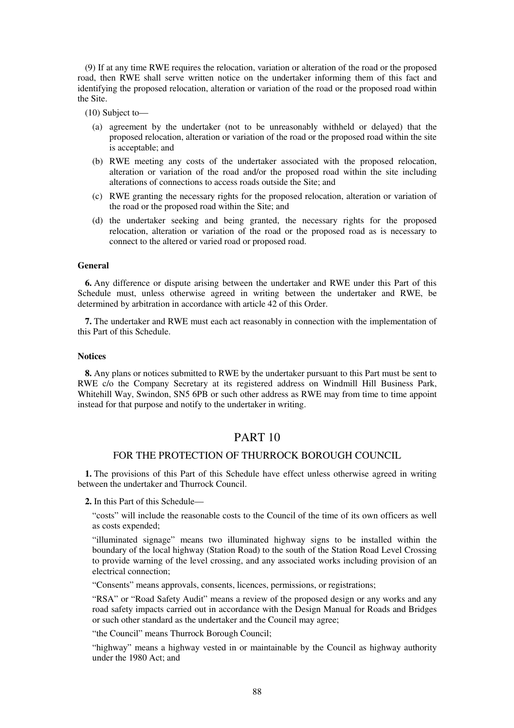(9) If at any time RWE requires the relocation, variation or alteration of the road or the proposed road, then RWE shall serve written notice on the undertaker informing them of this fact and identifying the proposed relocation, alteration or variation of the road or the proposed road within the Site.

(10) Subject to—

- (a) agreement by the undertaker (not to be unreasonably withheld or delayed) that the proposed relocation, alteration or variation of the road or the proposed road within the site is acceptable; and
- (b) RWE meeting any costs of the undertaker associated with the proposed relocation, alteration or variation of the road and/or the proposed road within the site including alterations of connections to access roads outside the Site; and
- (c) RWE granting the necessary rights for the proposed relocation, alteration or variation of the road or the proposed road within the Site; and
- (d) the undertaker seeking and being granted, the necessary rights for the proposed relocation, alteration or variation of the road or the proposed road as is necessary to connect to the altered or varied road or proposed road.

**General**

**6.** Any difference or dispute arising between the undertaker and RWE under this Part of this Schedule must, unless otherwise agreed in writing between the undertaker and RWE, be determined by arbitration in accordance with article 42 of this Order.

**7.** The undertaker and RWE must each act reasonably in connection with the implementation of this Part of this Schedule.

**Notices**

**8.** Any plans or notices submitted to RWE by the undertaker pursuant to this Part must be sent to RWE c/o the Company Secretary at its registered address on Windmill Hill Business Park, Whitehill Way, Swindon, SN5 6PB or such other address as RWE may from time to time appoint instead for that purpose and notify to the undertaker in writing.

## PART 10

### FOR THE PROTECTION OF THURROCK BOROUGH COUNCIL

**1.** The provisions of this Part of this Schedule have effect unless otherwise agreed in writing between the undertaker and Thurrock Council.

**2.** In this Part of this Schedule—

"costs" will include the reasonable costs to the Council of the time of its own officers as well as costs expended;

"illuminated signage" means two illuminated highway signs to be installed within the boundary of the local highway (Station Road) to the south of the Station Road Level Crossing to provide warning of the level crossing, and any associated works including provision of an electrical connection;

"Consents" means approvals, consents, licences, permissions, or registrations;

"RSA" or "Road Safety Audit" means a review of the proposed design or any works and any road safety impacts carried out in accordance with the Design Manual for Roads and Bridges or such other standard as the undertaker and the Council may agree;

"the Council" means Thurrock Borough Council;

"highway" means a highway vested in or maintainable by the Council as highway authority under the 1980 Act; and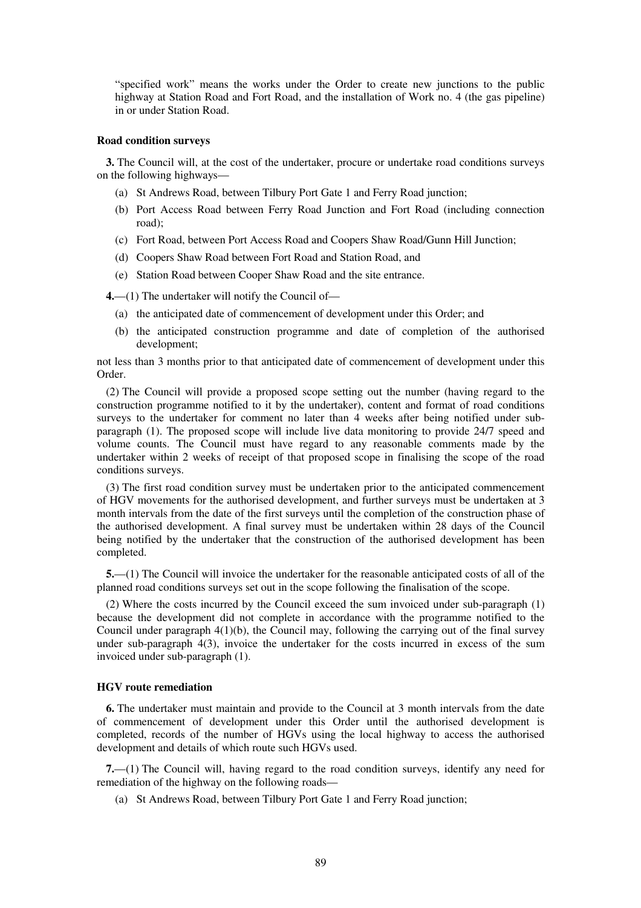"specified work" means the works under the Order to create new junctions to the public highway at Station Road and Fort Road, and the installation of Work no. 4 (the gas pipeline) in or under Station Road.

**Road condition surveys**

**3.** The Council will, at the cost of the undertaker, procure or undertake road conditions surveys on the following highways—

(a) St Andrews Road, between Tilbury Port Gate 1 and Ferry Road junction;

(b) Port Access Road between Ferry Road Junction and Fort Road (including connection road);

(c) Fort Road, between Port Access Road and Coopers Shaw Road/Gunn Hill Junction;

(d) Coopers Shaw Road between Fort Road and Station Road, and

(e) Station Road between Cooper Shaw Road and the site entrance.

**4.**—(1) The undertaker will notify the Council of—

(a) the anticipated date of commencement of development under this Order; and

(b) the anticipated construction programme and date of completion of the authorised development;

not less than 3 months prior to that anticipated date of commencement of development under this Order.

(2) The Council will provide a proposed scope setting out the number (having regard to the construction programme notified to it by the undertaker), content and format of road conditions surveys to the undertaker for comment no later than 4 weeks after being notified under sub-paragraph (1). The proposed scope will include live data monitoring to provide 24/7 speed and volume counts. The Council must have regard to any reasonable comments made by the undertaker within 2 weeks of receipt of that proposed scope in finalising the scope of the road conditions surveys.

(3) The first road condition survey must be undertaken prior to the anticipated commencement of HGV movements for the authorised development, and further surveys must be undertaken at 3 month intervals from the date of the first surveys until the completion of the construction phase of the authorised development. A final survey must be undertaken within 28 days of the Council being notified by the undertaker that the construction of the authorised development has been completed.

**5.**—(1) The Council will invoice the undertaker for the reasonable anticipated costs of all of the planned road conditions surveys set out in the scope following the finalisation of the scope.

(2) Where the costs incurred by the Council exceed the sum invoiced under sub-paragraph (1) because the development did not complete in accordance with the programme notified to the Council under paragraph 4(1)(b), the Council may, following the carrying out of the final survey under sub-paragraph 4(3), invoice the undertaker for the costs incurred in excess of the sum invoiced under sub-paragraph (1).

**HGV route remediation**

**6.** The undertaker must maintain and provide to the Council at 3 month intervals from the date of commencement of development under this Order until the authorised development is completed, records of the number of HGVs using the local highway to access the authorised development and details of which route such HGVs used.

**7.**—(1) The Council will, having regard to the road condition surveys, identify any need for remediation of the highway on the following roads—

(a) St Andrews Road, between Tilbury Port Gate 1 and Ferry Road junction;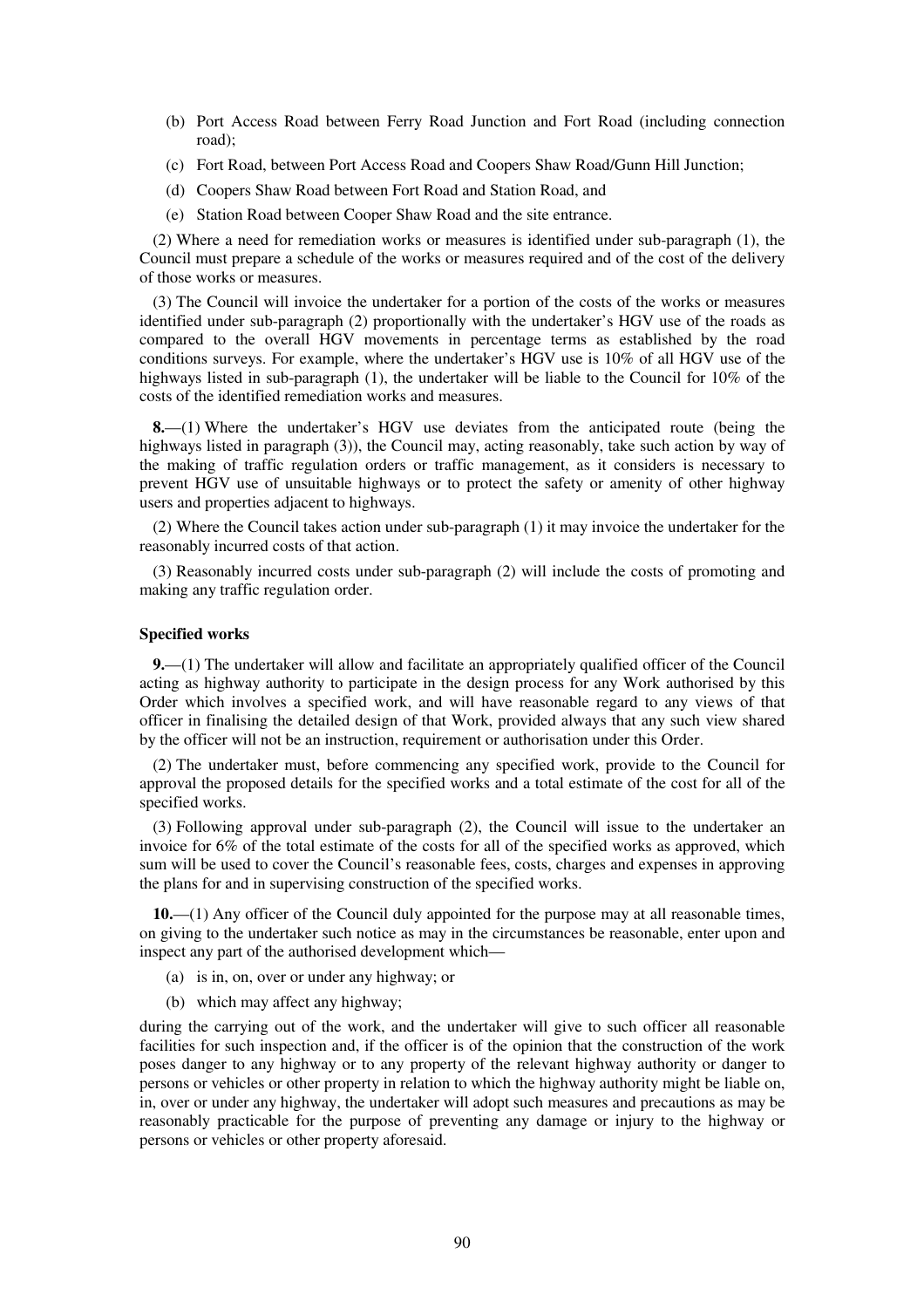(b) Port Access Road between Ferry Road Junction and Fort Road (including connection road);

(c) Fort Road, between Port Access Road and Coopers Shaw Road/Gunn Hill Junction;

(d) Coopers Shaw Road between Fort Road and Station Road, and

(e) Station Road between Cooper Shaw Road and the site entrance.

(2) Where a need for remediation works or measures is identified under sub-paragraph (1), the Council must prepare a schedule of the works or measures required and of the cost of the delivery of those works or measures.

(3) The Council will invoice the undertaker for a portion of the costs of the works or measures identified under sub-paragraph (2) proportionally with the undertaker's HGV use of the roads as compared to the overall HGV movements in percentage terms as established by the road conditions surveys. For example, where the undertaker's HGV use is 10% of all HGV use of the highways listed in sub-paragraph (1), the undertaker will be liable to the Council for 10% of the costs of the identified remediation works and measures.

**8.**—(1) Where the undertaker's HGV use deviates from the anticipated route (being the highways listed in paragraph (3)), the Council may, acting reasonably, take such action by way of the making of traffic regulation orders or traffic management, as it considers is necessary to prevent HGV use of unsuitable highways or to protect the safety or amenity of other highway users and properties adjacent to highways.

(2) Where the Council takes action under sub-paragraph (1) it may invoice the undertaker for the reasonably incurred costs of that action.

(3) Reasonably incurred costs under sub-paragraph (2) will include the costs of promoting and making any traffic regulation order.

**Specified works**

**9.**—(1) The undertaker will allow and facilitate an appropriately qualified officer of the Council acting as highway authority to participate in the design process for any Work authorised by this Order which involves a specified work, and will have reasonable regard to any views of that officer in finalising the detailed design of that Work, provided always that any such view shared by the officer will not be an instruction, requirement or authorisation under this Order.

(2) The undertaker must, before commencing any specified work, provide to the Council for approval the proposed details for the specified works and a total estimate of the cost for all of the specified works.

(3) Following approval under sub-paragraph (2), the Council will issue to the undertaker an invoice for 6% of the total estimate of the costs for all of the specified works as approved, which sum will be used to cover the Council's reasonable fees, costs, charges and expenses in approving the plans for and in supervising construction of the specified works.

**10.**—(1) Any officer of the Council duly appointed for the purpose may at all reasonable times, on giving to the undertaker such notice as may in the circumstances be reasonable, enter upon and inspect any part of the authorised development which—

(a) is in, on, over or under any highway; or

(b) which may affect any highway;

during the carrying out of the work, and the undertaker will give to such officer all reasonable facilities for such inspection and, if the officer is of the opinion that the construction of the work poses danger to any highway or to any property of the relevant highway authority or danger to persons or vehicles or other property in relation to which the highway authority might be liable on, in, over or under any highway, the undertaker will adopt such measures and precautions as may be reasonably practicable for the purpose of preventing any damage or injury to the highway or persons or vehicles or other property aforesaid.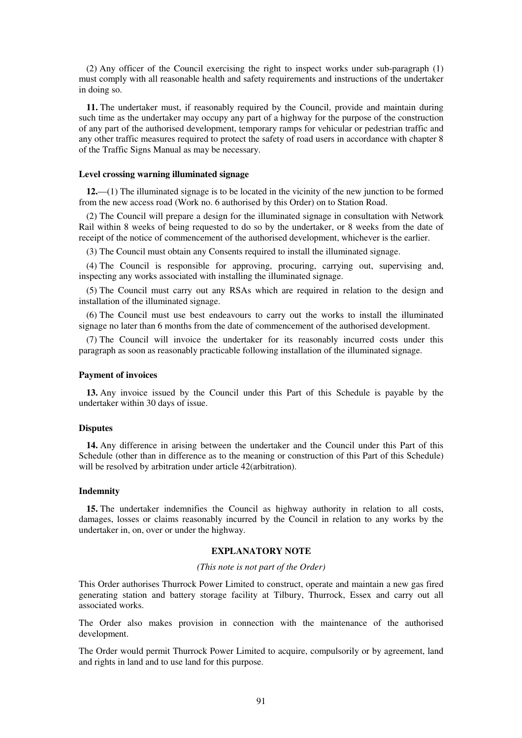(2) Any officer of the Council exercising the right to inspect works under sub-paragraph (1) must comply with all reasonable health and safety requirements and instructions of the undertaker in doing so.

**11.** The undertaker must, if reasonably required by the Council, provide and maintain during such time as the undertaker may occupy any part of a highway for the purpose of the construction of any part of the authorised development, temporary ramps for vehicular or pedestrian traffic and any other traffic measures required to protect the safety of road users in accordance with chapter 8 of the Traffic Signs Manual as may be necessary.

### Level crossing warning illuminated signage

**12.**—(1) The illuminated signage is to be located in the vicinity of the new junction to be formed from the new access road (Work no. 6 authorised by this Order) on to Station Road.

(2) The Council will prepare a design for the illuminated signage in consultation with Network Rail within 8 weeks of being requested to do so by the undertaker, or 8 weeks from the date of receipt of the notice of commencement of the authorised development, whichever is the earlier.

(3) The Council must obtain any Consents required to install the illuminated signage.

(4) The Council is responsible for approving, procuring, carrying out, supervising and, inspecting any works associated with installing the illuminated signage.

(5) The Council must carry out any RSAs which are required in relation to the design and installation of the illuminated signage.

(6) The Council must use best endeavours to carry out the works to install the illuminated signage no later than 6 months from the date of commencement of the authorised development.

(7) The Council will invoice the undertaker for its reasonably incurred costs under this paragraph as soon as reasonably practicable following installation of the illuminated signage.

### Payment of invoices

**13.** Any invoice issued by the Council under this Part of this Schedule is payable by the undertaker within 30 days of issue.

### Disputes

**14.** Any difference in arising between the undertaker and the Council under this Part of this Schedule (other than in difference as to the meaning or construction of this Part of this Schedule) will be resolved by arbitration under article 42(arbitration).

### Indemnity

**15.** The undertaker indemnifies the Council as highway authority in relation to all costs, damages, losses or claims reasonably incurred by the Council in relation to any works by the undertaker in, on, over or under the highway.

## EXPLANATORY NOTE

*(This note is not part of the Order)*

This Order authorises Thurrock Power Limited to construct, operate and maintain a new gas fired generating station and battery storage facility at Tilbury, Thurrock, Essex and carry out all associated works.

The Order also makes provision in connection with the maintenance of the authorised development.

The Order would permit Thurrock Power Limited to acquire, compulsorily or by agreement, land and rights in land and to use land for this purpose.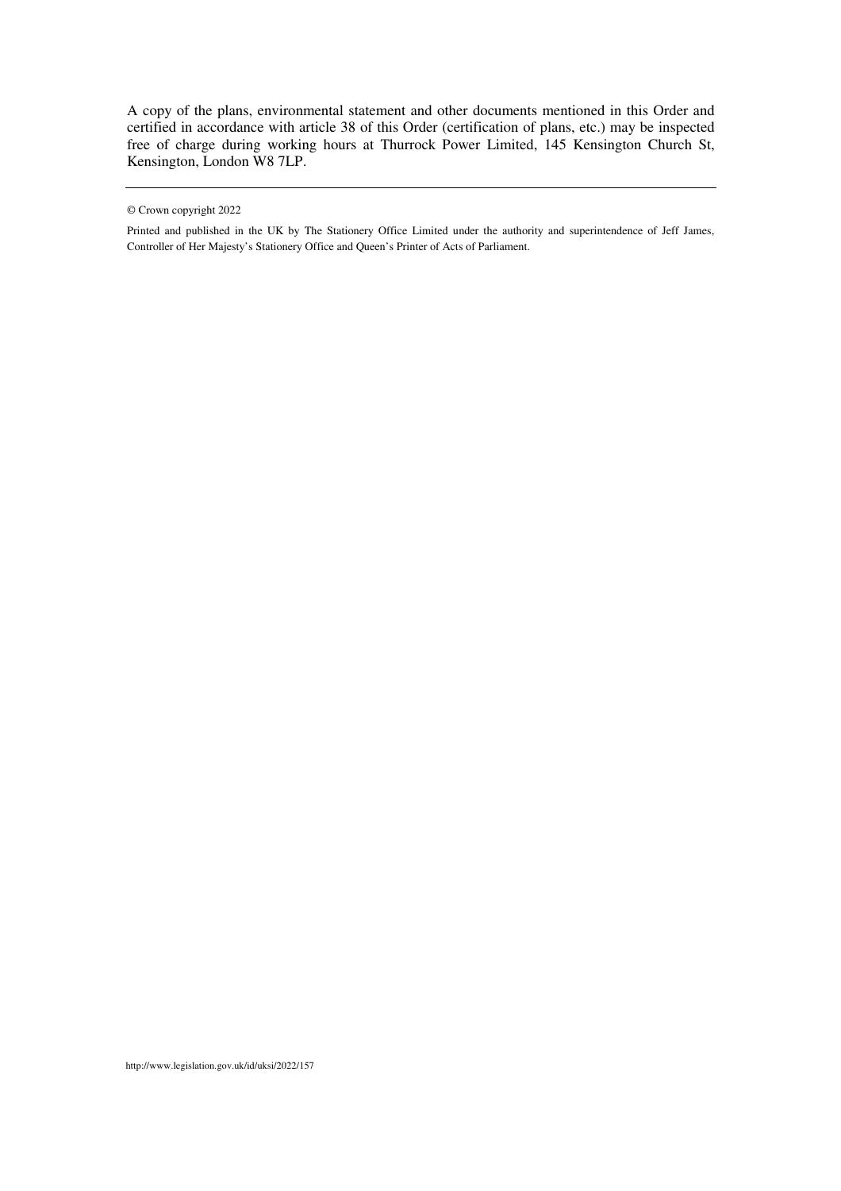A copy of the plans, environmental statement and other documents mentioned in this Order and certified in accordance with article 38 of this Order (certification of plans, etc.) may be inspected free of charge during working hours at Thurrock Power Limited, 145 Kensington Church St, Kensington, London W8 7LP.

---

© Crown copyright 2022

Printed and published in the UK by The Stationery Office Limited under the authority and superintendence of Jeff James, Controller of Her Majesty's Stationery Office and Queen's Printer of Acts of Parliament.

http://www.legislation.gov.uk/id/uksi/2022/157